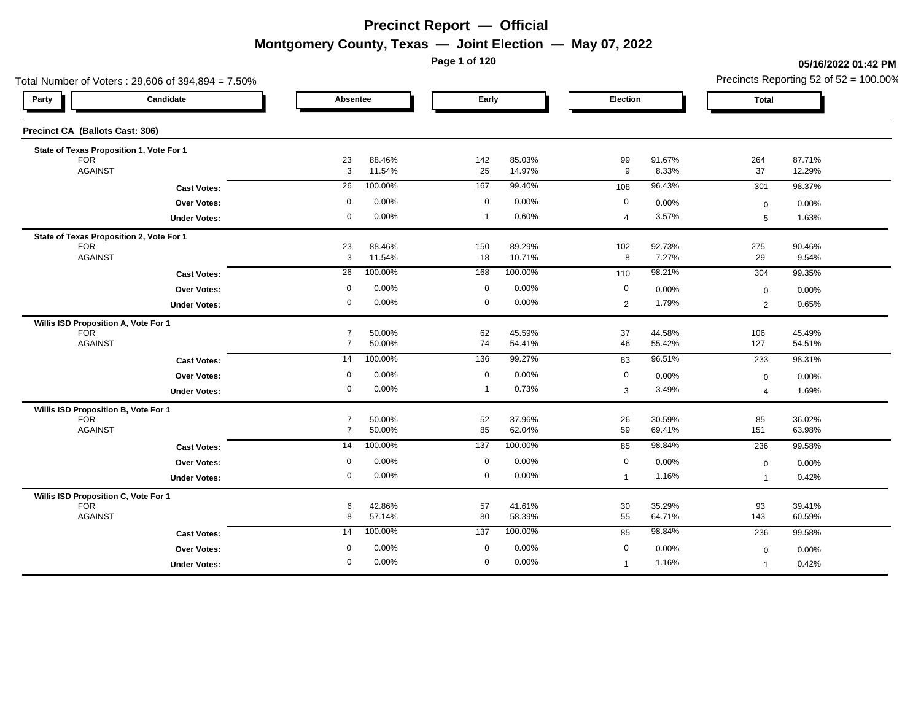# Precinct Report — Official

## Montgomery County, Texas — Joint Election — May 07, 2022

**05/16/2022 01:42 PM**

Total Number of Voters : 29,606 of 394,894 = 7.50%

Precincts Reporting 52 of 52 = 100.00%

### Precinct CA (Ballots Cast: 306)

| Party | Candidate | Absentee | | Early | | Election | | Total | |
|---|---|---|---|---|---|---|---|---|---|
| **State of Texas Proposition 1, Vote For 1** | | | | | | | | | |
| | FOR | 23 | 88.46% | 142 | 85.03% | 99 | 91.67% | 264 | 87.71% |
| | AGAINST | 3 | 11.54% | 25 | 14.97% | 9 | 8.33% | 37 | 12.29% |
| | **Cast Votes:** | 26 | 100.00% | 167 | 99.40% | 108 | 96.43% | 301 | 98.37% |
| | **Over Votes:** | 0 | 0.00% | 0 | 0.00% | 0 | 0.00% | 0 | 0.00% |
| | **Under Votes:** | 0 | 0.00% | 1 | 0.60% | 4 | 3.57% | 5 | 1.63% |
| **State of Texas Proposition 2, Vote For 1** | | | | | | | | | |
| | FOR | 23 | 88.46% | 150 | 89.29% | 102 | 92.73% | 275 | 90.46% |
| | AGAINST | 3 | 11.54% | 18 | 10.71% | 8 | 7.27% | 29 | 9.54% |
| | **Cast Votes:** | 26 | 100.00% | 168 | 100.00% | 110 | 98.21% | 304 | 99.35% |
| | **Over Votes:** | 0 | 0.00% | 0 | 0.00% | 0 | 0.00% | 0 | 0.00% |
| | **Under Votes:** | 0 | 0.00% | 0 | 0.00% | 2 | 1.79% | 2 | 0.65% |
| **Willis ISD Proposition A, Vote For 1** | | | | | | | | | |
| | FOR | 7 | 50.00% | 62 | 45.59% | 37 | 44.58% | 106 | 45.49% |
| | AGAINST | 7 | 50.00% | 74 | 54.41% | 46 | 55.42% | 127 | 54.51% |
| | **Cast Votes:** | 14 | 100.00% | 136 | 99.27% | 83 | 96.51% | 233 | 98.31% |
| | **Over Votes:** | 0 | 0.00% | 0 | 0.00% | 0 | 0.00% | 0 | 0.00% |
| | **Under Votes:** | 0 | 0.00% | 1 | 0.73% | 3 | 3.49% | 4 | 1.69% |
| **Willis ISD Proposition B, Vote For 1** | | | | | | | | | |
| | FOR | 7 | 50.00% | 52 | 37.96% | 26 | 30.59% | 85 | 36.02% |
| | AGAINST | 7 | 50.00% | 85 | 62.04% | 59 | 69.41% | 151 | 63.98% |
| | **Cast Votes:** | 14 | 100.00% | 137 | 100.00% | 85 | 98.84% | 236 | 99.58% |
| | **Over Votes:** | 0 | 0.00% | 0 | 0.00% | 0 | 0.00% | 0 | 0.00% |
| | **Under Votes:** | 0 | 0.00% | 0 | 0.00% | 1 | 1.16% | 1 | 0.42% |
| **Willis ISD Proposition C, Vote For 1** | | | | | | | | | |
| | FOR | 6 | 42.86% | 57 | 41.61% | 30 | 35.29% | 93 | 39.41% |
| | AGAINST | 8 | 57.14% | 80 | 58.39% | 55 | 64.71% | 143 | 60.59% |
| | **Cast Votes:** | 14 | 100.00% | 137 | 100.00% | 85 | 98.84% | 236 | 99.58% |
| | **Over Votes:** | 0 | 0.00% | 0 | 0.00% | 0 | 0.00% | 0 | 0.00% |
| | **Under Votes:** | 0 | 0.00% | 0 | 0.00% | 1 | 1.16% | 1 | 0.42% |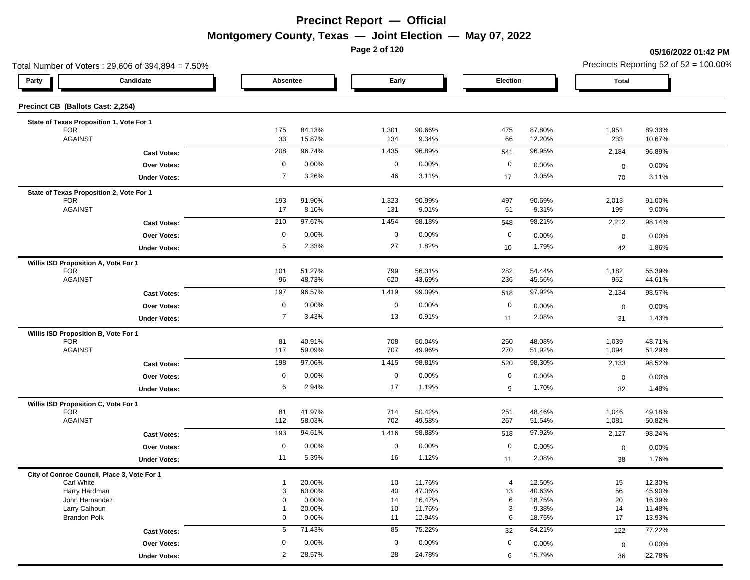# Precinct Report — Official

## Montgomery County, Texas — Joint Election — May 07, 2022

05/16/2022 01:42 PM

Total Number of Voters : 29,606 of 394,894 = 7.50%

Precincts Reporting 52 of 52 = 100.00%

| Party | Candidate | Absentee | | Early | | Election | | Total | |
|---|---|---|---|---|---|---|---|---|---|

### Precinct CB (Ballots Cast: 2,254)

**State of Texas Proposition 1, Vote For 1**

| Party | Candidate | Absentee | | Early | | Election | | Total | |
|---|---|---|---|---|---|---|---|---|---|
| | FOR | 175 | 84.13% | 1,301 | 90.66% | 475 | 87.80% | 1,951 | 89.33% |
| | AGAINST | 33 | 15.87% | 134 | 9.34% | 66 | 12.20% | 233 | 10.67% |
| | **Cast Votes:** | 208 | 96.74% | 1,435 | 96.89% | 541 | 96.95% | 2,184 | 96.89% |
| | **Over Votes:** | 0 | 0.00% | 0 | 0.00% | 0 | 0.00% | 0 | 0.00% |
| | **Under Votes:** | 7 | 3.26% | 46 | 3.11% | 17 | 3.05% | 70 | 3.11% |

**State of Texas Proposition 2, Vote For 1**

| Party | Candidate | Absentee | | Early | | Election | | Total | |
|---|---|---|---|---|---|---|---|---|---|
| | FOR | 193 | 91.90% | 1,323 | 90.99% | 497 | 90.69% | 2,013 | 91.00% |
| | AGAINST | 17 | 8.10% | 131 | 9.01% | 51 | 9.31% | 199 | 9.00% |
| | **Cast Votes:** | 210 | 97.67% | 1,454 | 98.18% | 548 | 98.21% | 2,212 | 98.14% |
| | **Over Votes:** | 0 | 0.00% | 0 | 0.00% | 0 | 0.00% | 0 | 0.00% |
| | **Under Votes:** | 5 | 2.33% | 27 | 1.82% | 10 | 1.79% | 42 | 1.86% |

**Willis ISD Proposition A, Vote For 1**

| Party | Candidate | Absentee | | Early | | Election | | Total | |
|---|---|---|---|---|---|---|---|---|---|
| | FOR | 101 | 51.27% | 799 | 56.31% | 282 | 54.44% | 1,182 | 55.39% |
| | AGAINST | 96 | 48.73% | 620 | 43.69% | 236 | 45.56% | 952 | 44.61% |
| | **Cast Votes:** | 197 | 96.57% | 1,419 | 99.09% | 518 | 97.92% | 2,134 | 98.57% |
| | **Over Votes:** | 0 | 0.00% | 0 | 0.00% | 0 | 0.00% | 0 | 0.00% |
| | **Under Votes:** | 7 | 3.43% | 13 | 0.91% | 11 | 2.08% | 31 | 1.43% |

**Willis ISD Proposition B, Vote For 1**

| Party | Candidate | Absentee | | Early | | Election | | Total | |
|---|---|---|---|---|---|---|---|---|---|
| | FOR | 81 | 40.91% | 708 | 50.04% | 250 | 48.08% | 1,039 | 48.71% |
| | AGAINST | 117 | 59.09% | 707 | 49.96% | 270 | 51.92% | 1,094 | 51.29% |
| | **Cast Votes:** | 198 | 97.06% | 1,415 | 98.81% | 520 | 98.30% | 2,133 | 98.52% |
| | **Over Votes:** | 0 | 0.00% | 0 | 0.00% | 0 | 0.00% | 0 | 0.00% |
| | **Under Votes:** | 6 | 2.94% | 17 | 1.19% | 9 | 1.70% | 32 | 1.48% |

**Willis ISD Proposition C, Vote For 1**

| Party | Candidate | Absentee | | Early | | Election | | Total | |
|---|---|---|---|---|---|---|---|---|---|
| | FOR | 81 | 41.97% | 714 | 50.42% | 251 | 48.46% | 1,046 | 49.18% |
| | AGAINST | 112 | 58.03% | 702 | 49.58% | 267 | 51.54% | 1,081 | 50.82% |
| | **Cast Votes:** | 193 | 94.61% | 1,416 | 98.88% | 518 | 97.92% | 2,127 | 98.24% |
| | **Over Votes:** | 0 | 0.00% | 0 | 0.00% | 0 | 0.00% | 0 | 0.00% |
| | **Under Votes:** | 11 | 5.39% | 16 | 1.12% | 11 | 2.08% | 38 | 1.76% |

**City of Conroe Council, Place 3, Vote For 1**

| Party | Candidate | Absentee | | Early | | Election | | Total | |
|---|---|---|---|---|---|---|---|---|---|
| | Carl White | 1 | 20.00% | 10 | 11.76% | 4 | 12.50% | 15 | 12.30% |
| | Harry Hardman | 3 | 60.00% | 40 | 47.06% | 13 | 40.63% | 56 | 45.90% |
| | John Hernandez | 0 | 0.00% | 14 | 16.47% | 6 | 18.75% | 20 | 16.39% |
| | Larry Calhoun | 1 | 20.00% | 10 | 11.76% | 3 | 9.38% | 14 | 11.48% |
| | Brandon Polk | 0 | 0.00% | 11 | 12.94% | 6 | 18.75% | 17 | 13.93% |
| | **Cast Votes:** | 5 | 71.43% | 85 | 75.22% | 32 | 84.21% | 122 | 77.22% |
| | **Over Votes:** | 0 | 0.00% | 0 | 0.00% | 0 | 0.00% | 0 | 0.00% |
| | **Under Votes:** | 2 | 28.57% | 28 | 24.78% | 6 | 15.79% | 36 | 22.78% |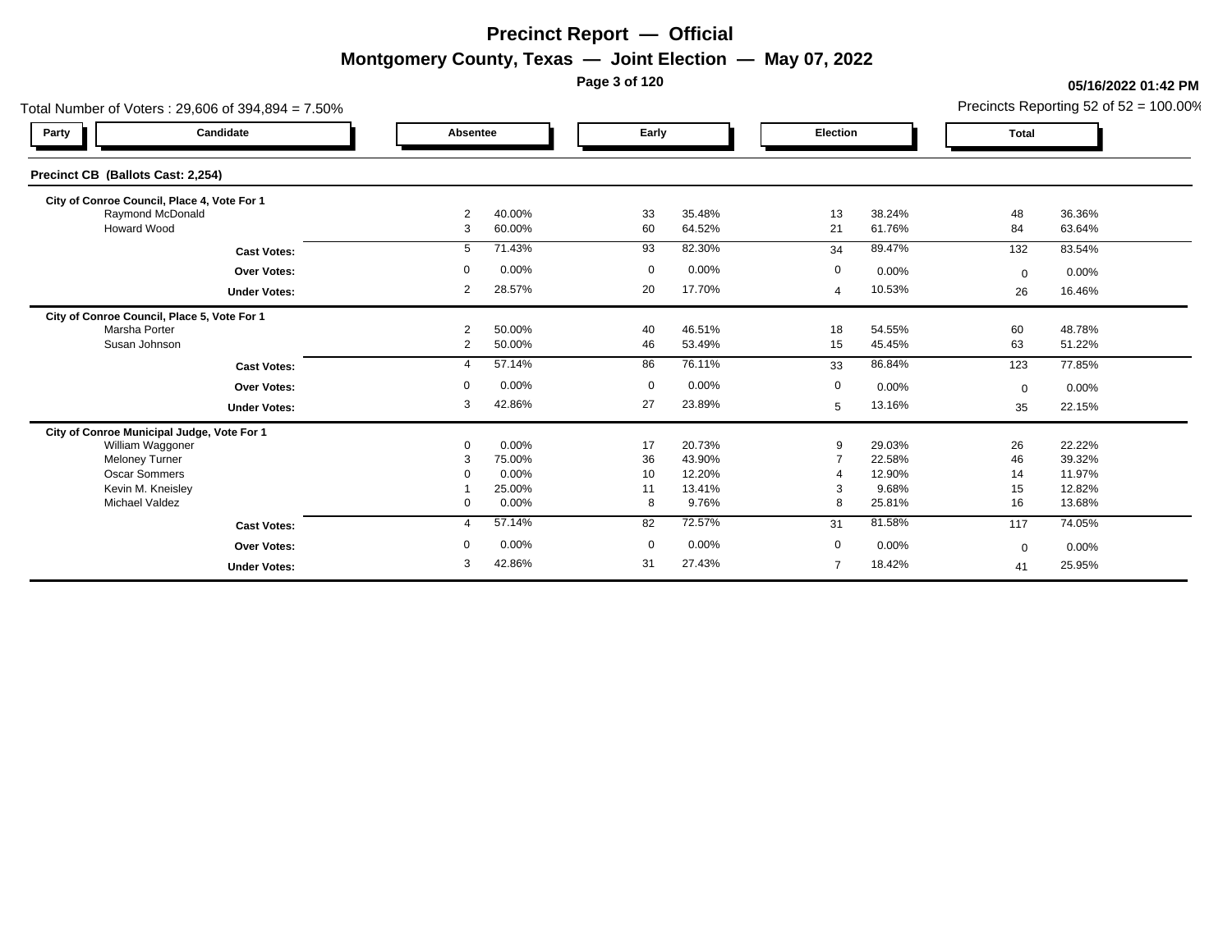# Precinct Report — Official

## Montgomery County, Texas — Joint Election — May 07, 2022

**05/16/2022 01:42 PM**

Total Number of Voters : 29,606 of 394,894 = 7.50%

Precincts Reporting 52 of 52 = 100.00%

### Precinct CB (Ballots Cast: 2,254)

| Party | Candidate | Absentee | | Early | | Election | | Total | |
|---|---|---|---|---|---|---|---|---|---|
| **City of Conroe Council, Place 4, Vote For 1** | | | | | | | | | |
| | Raymond McDonald | 2 | 40.00% | 33 | 35.48% | 13 | 38.24% | 48 | 36.36% |
| | Howard Wood | 3 | 60.00% | 60 | 64.52% | 21 | 61.76% | 84 | 63.64% |
| | **Cast Votes:** | 5 | 71.43% | 93 | 82.30% | 34 | 89.47% | 132 | 83.54% |
| | **Over Votes:** | 0 | 0.00% | 0 | 0.00% | 0 | 0.00% | 0 | 0.00% |
| | **Under Votes:** | 2 | 28.57% | 20 | 17.70% | 4 | 10.53% | 26 | 16.46% |
| **City of Conroe Council, Place 5, Vote For 1** | | | | | | | | | |
| | Marsha Porter | 2 | 50.00% | 40 | 46.51% | 18 | 54.55% | 60 | 48.78% |
| | Susan Johnson | 2 | 50.00% | 46 | 53.49% | 15 | 45.45% | 63 | 51.22% |
| | **Cast Votes:** | 4 | 57.14% | 86 | 76.11% | 33 | 86.84% | 123 | 77.85% |
| | **Over Votes:** | 0 | 0.00% | 0 | 0.00% | 0 | 0.00% | 0 | 0.00% |
| | **Under Votes:** | 3 | 42.86% | 27 | 23.89% | 5 | 13.16% | 35 | 22.15% |
| **City of Conroe Municipal Judge, Vote For 1** | | | | | | | | | |
| | William Waggoner | 0 | 0.00% | 17 | 20.73% | 9 | 29.03% | 26 | 22.22% |
| | Meloney Turner | 3 | 75.00% | 36 | 43.90% | 7 | 22.58% | 46 | 39.32% |
| | Oscar Sommers | 0 | 0.00% | 10 | 12.20% | 4 | 12.90% | 14 | 11.97% |
| | Kevin M. Kneisley | 1 | 25.00% | 11 | 13.41% | 3 | 9.68% | 15 | 12.82% |
| | Michael Valdez | 0 | 0.00% | 8 | 9.76% | 8 | 25.81% | 16 | 13.68% |
| | **Cast Votes:** | 4 | 57.14% | 82 | 72.57% | 31 | 81.58% | 117 | 74.05% |
| | **Over Votes:** | 0 | 0.00% | 0 | 0.00% | 0 | 0.00% | 0 | 0.00% |
| | **Under Votes:** | 3 | 42.86% | 31 | 27.43% | 7 | 18.42% | 41 | 25.95% |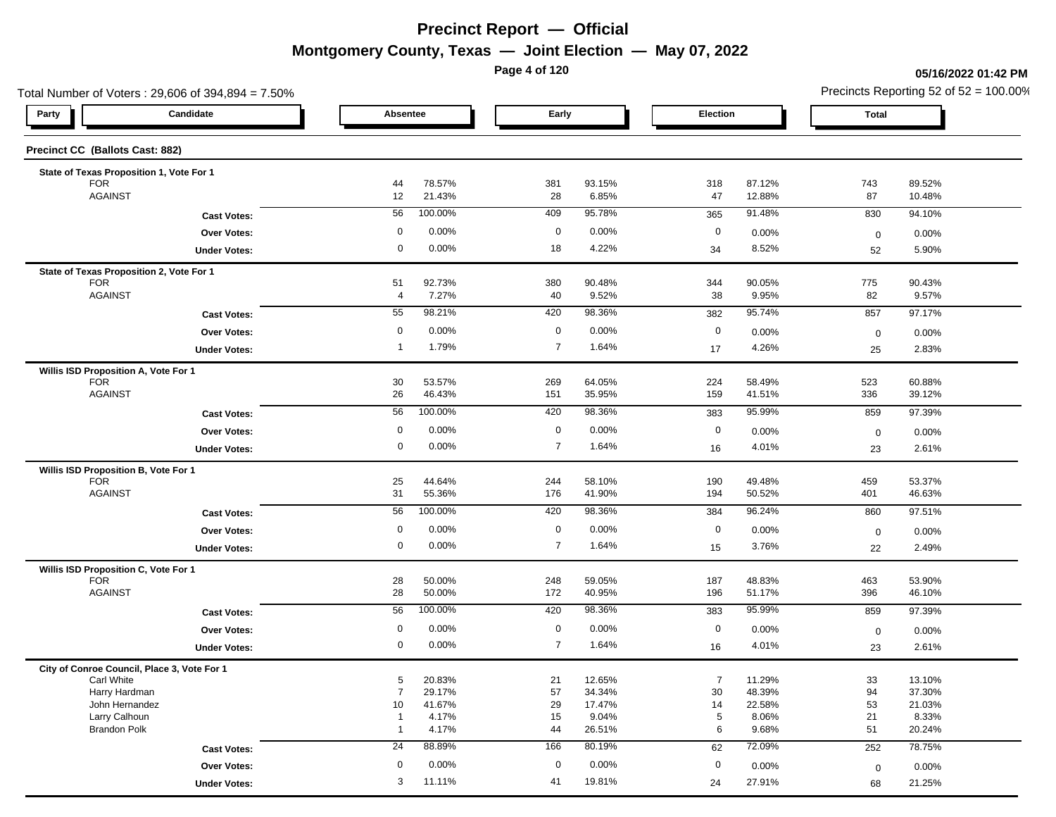# Precinct Report — Official

## Montgomery County, Texas — Joint Election — May 07, 2022

**05/16/2022 01:42 PM**

Total Number of Voters : 29,606 of 394,894 = 7.50%

Precincts Reporting 52 of 52 = 100.00%

### Precinct CC (Ballots Cast: 882)

| Party | Candidate | Absentee | | Early | | Election | | Total | |
|---|---|---|---|---|---|---|---|---|---|
| **State of Texas Proposition 1, Vote For 1** | | | | | | | | | |
| | FOR | 44 | 78.57% | 381 | 93.15% | 318 | 87.12% | 743 | 89.52% |
| | AGAINST | 12 | 21.43% | 28 | 6.85% | 47 | 12.88% | 87 | 10.48% |
| | **Cast Votes:** | 56 | 100.00% | 409 | 95.78% | 365 | 91.48% | 830 | 94.10% |
| | **Over Votes:** | 0 | 0.00% | 0 | 0.00% | 0 | 0.00% | 0 | 0.00% |
| | **Under Votes:** | 0 | 0.00% | 18 | 4.22% | 34 | 8.52% | 52 | 5.90% |
| **State of Texas Proposition 2, Vote For 1** | | | | | | | | | |
| | FOR | 51 | 92.73% | 380 | 90.48% | 344 | 90.05% | 775 | 90.43% |
| | AGAINST | 4 | 7.27% | 40 | 9.52% | 38 | 9.95% | 82 | 9.57% |
| | **Cast Votes:** | 55 | 98.21% | 420 | 98.36% | 382 | 95.74% | 857 | 97.17% |
| | **Over Votes:** | 0 | 0.00% | 0 | 0.00% | 0 | 0.00% | 0 | 0.00% |
| | **Under Votes:** | 1 | 1.79% | 7 | 1.64% | 17 | 4.26% | 25 | 2.83% |
| **Willis ISD Proposition A, Vote For 1** | | | | | | | | | |
| | FOR | 30 | 53.57% | 269 | 64.05% | 224 | 58.49% | 523 | 60.88% |
| | AGAINST | 26 | 46.43% | 151 | 35.95% | 159 | 41.51% | 336 | 39.12% |
| | **Cast Votes:** | 56 | 100.00% | 420 | 98.36% | 383 | 95.99% | 859 | 97.39% |
| | **Over Votes:** | 0 | 0.00% | 0 | 0.00% | 0 | 0.00% | 0 | 0.00% |
| | **Under Votes:** | 0 | 0.00% | 7 | 1.64% | 16 | 4.01% | 23 | 2.61% |
| **Willis ISD Proposition B, Vote For 1** | | | | | | | | | |
| | FOR | 25 | 44.64% | 244 | 58.10% | 190 | 49.48% | 459 | 53.37% |
| | AGAINST | 31 | 55.36% | 176 | 41.90% | 194 | 50.52% | 401 | 46.63% |
| | **Cast Votes:** | 56 | 100.00% | 420 | 98.36% | 384 | 96.24% | 860 | 97.51% |
| | **Over Votes:** | 0 | 0.00% | 0 | 0.00% | 0 | 0.00% | 0 | 0.00% |
| | **Under Votes:** | 0 | 0.00% | 7 | 1.64% | 15 | 3.76% | 22 | 2.49% |
| **Willis ISD Proposition C, Vote For 1** | | | | | | | | | |
| | FOR | 28 | 50.00% | 248 | 59.05% | 187 | 48.83% | 463 | 53.90% |
| | AGAINST | 28 | 50.00% | 172 | 40.95% | 196 | 51.17% | 396 | 46.10% |
| | **Cast Votes:** | 56 | 100.00% | 420 | 98.36% | 383 | 95.99% | 859 | 97.39% |
| | **Over Votes:** | 0 | 0.00% | 0 | 0.00% | 0 | 0.00% | 0 | 0.00% |
| | **Under Votes:** | 0 | 0.00% | 7 | 1.64% | 16 | 4.01% | 23 | 2.61% |
| **City of Conroe Council, Place 3, Vote For 1** | | | | | | | | | |
| | Carl White | 5 | 20.83% | 21 | 12.65% | 7 | 11.29% | 33 | 13.10% |
| | Harry Hardman | 7 | 29.17% | 57 | 34.34% | 30 | 48.39% | 94 | 37.30% |
| | John Hernandez | 10 | 41.67% | 29 | 17.47% | 14 | 22.58% | 53 | 21.03% |
| | Larry Calhoun | 1 | 4.17% | 15 | 9.04% | 5 | 8.06% | 21 | 8.33% |
| | Brandon Polk | 1 | 4.17% | 44 | 26.51% | 6 | 9.68% | 51 | 20.24% |
| | **Cast Votes:** | 24 | 88.89% | 166 | 80.19% | 62 | 72.09% | 252 | 78.75% |
| | **Over Votes:** | 0 | 0.00% | 0 | 0.00% | 0 | 0.00% | 0 | 0.00% |
| | **Under Votes:** | 3 | 11.11% | 41 | 19.81% | 24 | 27.91% | 68 | 21.25% |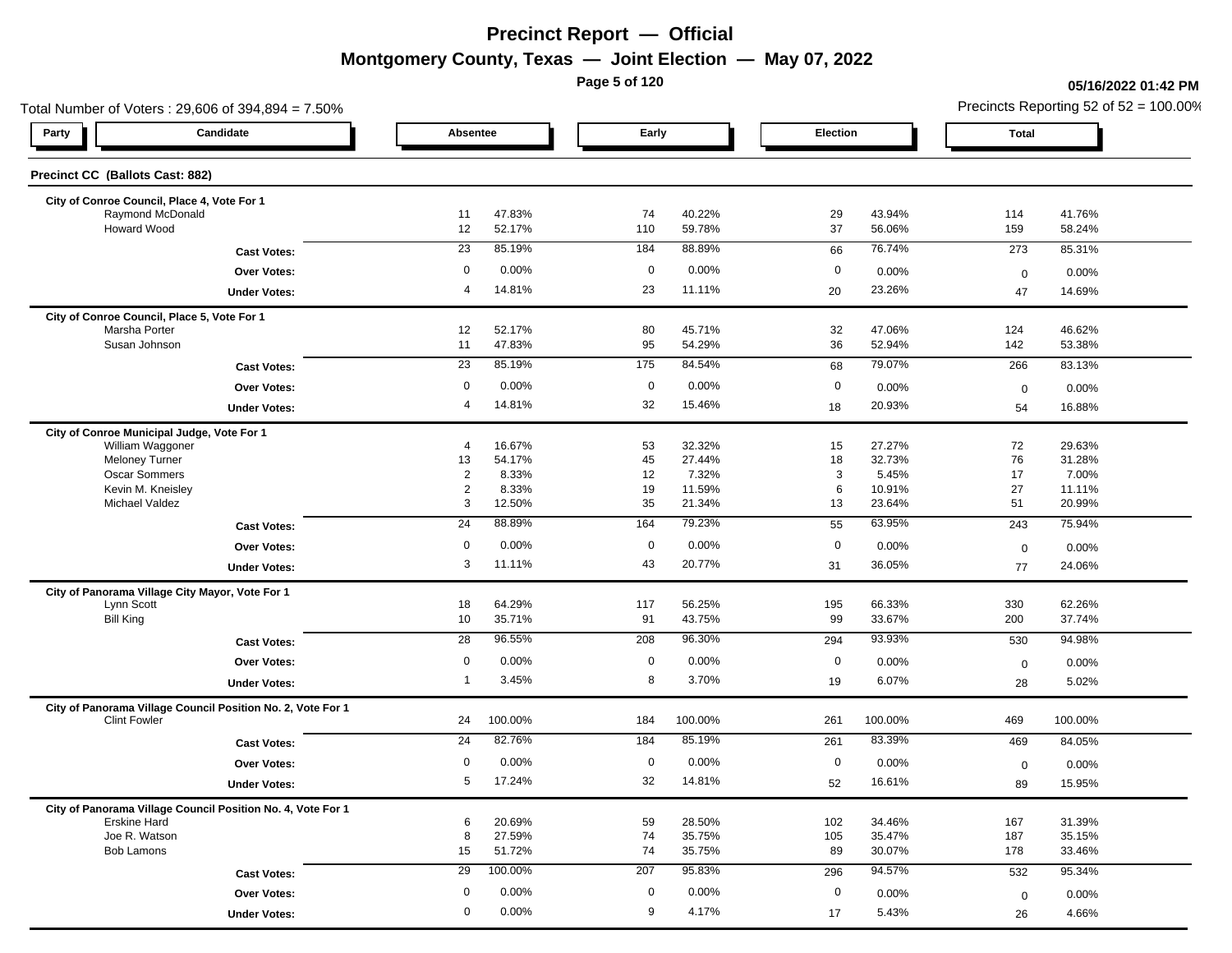# Precinct Report — Official

## Montgomery County, Texas — Joint Election — May 07, 2022

05/16/2022 01:42 PM

Total Number of Voters : 29,606 of 394,894 = 7.50%

Precincts Reporting 52 of 52 = 100.00%

| Party | Candidate | Absentee | | Early | | Election | | Total | |
|---|---|---|---|---|---|---|---|---|---|
| **Precinct CC (Ballots Cast: 882)** | | | | | | | | | |
| **City of Conroe Council, Place 4, Vote For 1** | | | | | | | | | |
| | Raymond McDonald | 11 | 47.83% | 74 | 40.22% | 29 | 43.94% | 114 | 41.76% |
| | Howard Wood | 12 | 52.17% | 110 | 59.78% | 37 | 56.06% | 159 | 58.24% |
| | **Cast Votes:** | 23 | 85.19% | 184 | 88.89% | 66 | 76.74% | 273 | 85.31% |
| | **Over Votes:** | 0 | 0.00% | 0 | 0.00% | 0 | 0.00% | 0 | 0.00% |
| | **Under Votes:** | 4 | 14.81% | 23 | 11.11% | 20 | 23.26% | 47 | 14.69% |
| **City of Conroe Council, Place 5, Vote For 1** | | | | | | | | | |
| | Marsha Porter | 12 | 52.17% | 80 | 45.71% | 32 | 47.06% | 124 | 46.62% |
| | Susan Johnson | 11 | 47.83% | 95 | 54.29% | 36 | 52.94% | 142 | 53.38% |
| | **Cast Votes:** | 23 | 85.19% | 175 | 84.54% | 68 | 79.07% | 266 | 83.13% |
| | **Over Votes:** | 0 | 0.00% | 0 | 0.00% | 0 | 0.00% | 0 | 0.00% |
| | **Under Votes:** | 4 | 14.81% | 32 | 15.46% | 18 | 20.93% | 54 | 16.88% |
| **City of Conroe Municipal Judge, Vote For 1** | | | | | | | | | |
| | William Waggoner | 4 | 16.67% | 53 | 32.32% | 15 | 27.27% | 72 | 29.63% |
| | Meloney Turner | 13 | 54.17% | 45 | 27.44% | 18 | 32.73% | 76 | 31.28% |
| | Oscar Sommers | 2 | 8.33% | 12 | 7.32% | 3 | 5.45% | 17 | 7.00% |
| | Kevin M. Kneisley | 2 | 8.33% | 19 | 11.59% | 6 | 10.91% | 27 | 11.11% |
| | Michael Valdez | 3 | 12.50% | 35 | 21.34% | 13 | 23.64% | 51 | 20.99% |
| | **Cast Votes:** | 24 | 88.89% | 164 | 79.23% | 55 | 63.95% | 243 | 75.94% |
| | **Over Votes:** | 0 | 0.00% | 0 | 0.00% | 0 | 0.00% | 0 | 0.00% |
| | **Under Votes:** | 3 | 11.11% | 43 | 20.77% | 31 | 36.05% | 77 | 24.06% |
| **City of Panorama Village City Mayor, Vote For 1** | | | | | | | | | |
| | Lynn Scott | 18 | 64.29% | 117 | 56.25% | 195 | 66.33% | 330 | 62.26% |
| | Bill King | 10 | 35.71% | 91 | 43.75% | 99 | 33.67% | 200 | 37.74% |
| | **Cast Votes:** | 28 | 96.55% | 208 | 96.30% | 294 | 93.93% | 530 | 94.98% |
| | **Over Votes:** | 0 | 0.00% | 0 | 0.00% | 0 | 0.00% | 0 | 0.00% |
| | **Under Votes:** | 1 | 3.45% | 8 | 3.70% | 19 | 6.07% | 28 | 5.02% |
| **City of Panorama Village Council Position No. 2, Vote For 1** | | | | | | | | | |
| | Clint Fowler | 24 | 100.00% | 184 | 100.00% | 261 | 100.00% | 469 | 100.00% |
| | **Cast Votes:** | 24 | 82.76% | 184 | 85.19% | 261 | 83.39% | 469 | 84.05% |
| | **Over Votes:** | 0 | 0.00% | 0 | 0.00% | 0 | 0.00% | 0 | 0.00% |
| | **Under Votes:** | 5 | 17.24% | 32 | 14.81% | 52 | 16.61% | 89 | 15.95% |
| **City of Panorama Village Council Position No. 4, Vote For 1** | | | | | | | | | |
| | Erskine Hard | 6 | 20.69% | 59 | 28.50% | 102 | 34.46% | 167 | 31.39% |
| | Joe R. Watson | 8 | 27.59% | 74 | 35.75% | 105 | 35.47% | 187 | 35.15% |
| | Bob Lamons | 15 | 51.72% | 74 | 35.75% | 89 | 30.07% | 178 | 33.46% |
| | **Cast Votes:** | 29 | 100.00% | 207 | 95.83% | 296 | 94.57% | 532 | 95.34% |
| | **Over Votes:** | 0 | 0.00% | 0 | 0.00% | 0 | 0.00% | 0 | 0.00% |
| | **Under Votes:** | 0 | 0.00% | 9 | 4.17% | 17 | 5.43% | 26 | 4.66% |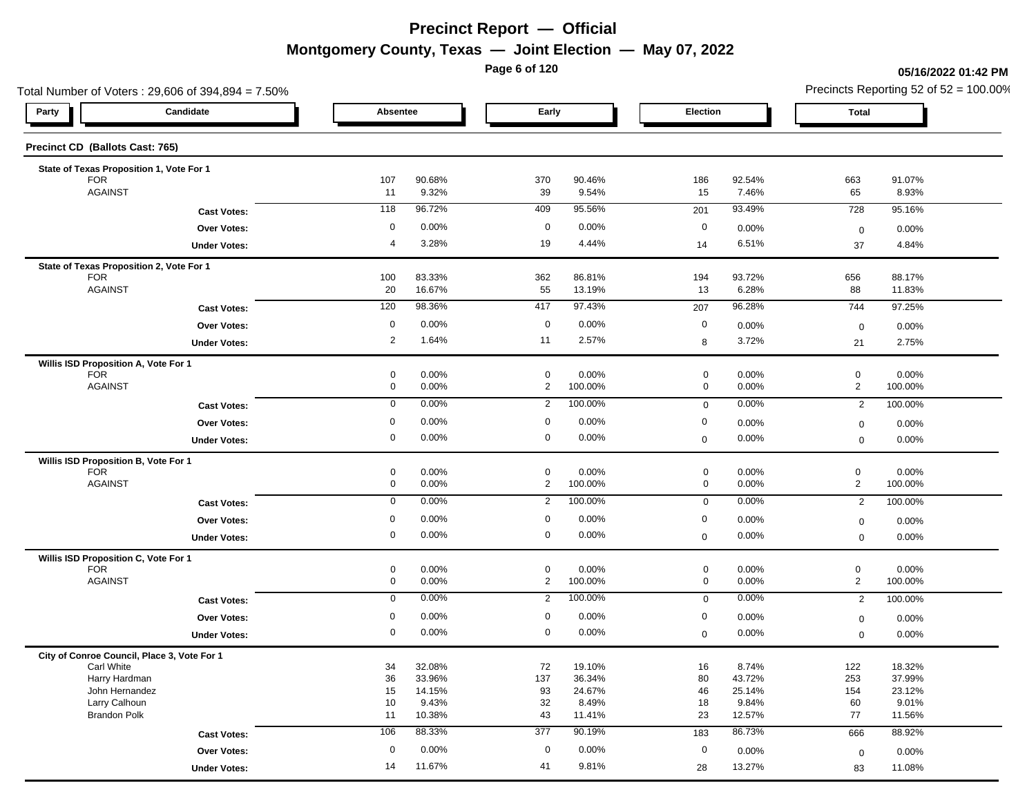# Precinct Report — Official

## Montgomery County, Texas — Joint Election — May 07, 2022

**05/16/2022 01:42 PM**

Total Number of Voters : 29,606 of 394,894 = 7.50%

Precincts Reporting 52 of 52 = 100.00%

### Precinct CD (Ballots Cast: 765)

| Party | Candidate | Absentee | | Early | | Election | | Total | |
|---|---|---|---|---|---|---|---|---|---|
| **State of Texas Proposition 1, Vote For 1** | | | | | | | | | |
| | FOR | 107 | 90.68% | 370 | 90.46% | 186 | 92.54% | 663 | 91.07% |
| | AGAINST | 11 | 9.32% | 39 | 9.54% | 15 | 7.46% | 65 | 8.93% |
| | **Cast Votes:** | 118 | 96.72% | 409 | 95.56% | 201 | 93.49% | 728 | 95.16% |
| | **Over Votes:** | 0 | 0.00% | 0 | 0.00% | 0 | 0.00% | 0 | 0.00% |
| | **Under Votes:** | 4 | 3.28% | 19 | 4.44% | 14 | 6.51% | 37 | 4.84% |
| **State of Texas Proposition 2, Vote For 1** | | | | | | | | | |
| | FOR | 100 | 83.33% | 362 | 86.81% | 194 | 93.72% | 656 | 88.17% |
| | AGAINST | 20 | 16.67% | 55 | 13.19% | 13 | 6.28% | 88 | 11.83% |
| | **Cast Votes:** | 120 | 98.36% | 417 | 97.43% | 207 | 96.28% | 744 | 97.25% |
| | **Over Votes:** | 0 | 0.00% | 0 | 0.00% | 0 | 0.00% | 0 | 0.00% |
| | **Under Votes:** | 2 | 1.64% | 11 | 2.57% | 8 | 3.72% | 21 | 2.75% |
| **Willis ISD Proposition A, Vote For 1** | | | | | | | | | |
| | FOR | 0 | 0.00% | 0 | 0.00% | 0 | 0.00% | 0 | 0.00% |
| | AGAINST | 0 | 0.00% | 2 | 100.00% | 0 | 0.00% | 2 | 100.00% |
| | **Cast Votes:** | 0 | 0.00% | 2 | 100.00% | 0 | 0.00% | 2 | 100.00% |
| | **Over Votes:** | 0 | 0.00% | 0 | 0.00% | 0 | 0.00% | 0 | 0.00% |
| | **Under Votes:** | 0 | 0.00% | 0 | 0.00% | 0 | 0.00% | 0 | 0.00% |
| **Willis ISD Proposition B, Vote For 1** | | | | | | | | | |
| | FOR | 0 | 0.00% | 0 | 0.00% | 0 | 0.00% | 0 | 0.00% |
| | AGAINST | 0 | 0.00% | 2 | 100.00% | 0 | 0.00% | 2 | 100.00% |
| | **Cast Votes:** | 0 | 0.00% | 2 | 100.00% | 0 | 0.00% | 2 | 100.00% |
| | **Over Votes:** | 0 | 0.00% | 0 | 0.00% | 0 | 0.00% | 0 | 0.00% |
| | **Under Votes:** | 0 | 0.00% | 0 | 0.00% | 0 | 0.00% | 0 | 0.00% |
| **Willis ISD Proposition C, Vote For 1** | | | | | | | | | |
| | FOR | 0 | 0.00% | 0 | 0.00% | 0 | 0.00% | 0 | 0.00% |
| | AGAINST | 0 | 0.00% | 2 | 100.00% | 0 | 0.00% | 2 | 100.00% |
| | **Cast Votes:** | 0 | 0.00% | 2 | 100.00% | 0 | 0.00% | 2 | 100.00% |
| | **Over Votes:** | 0 | 0.00% | 0 | 0.00% | 0 | 0.00% | 0 | 0.00% |
| | **Under Votes:** | 0 | 0.00% | 0 | 0.00% | 0 | 0.00% | 0 | 0.00% |
| **City of Conroe Council, Place 3, Vote For 1** | | | | | | | | | |
| | Carl White | 34 | 32.08% | 72 | 19.10% | 16 | 8.74% | 122 | 18.32% |
| | Harry Hardman | 36 | 33.96% | 137 | 36.34% | 80 | 43.72% | 253 | 37.99% |
| | John Hernandez | 15 | 14.15% | 93 | 24.67% | 46 | 25.14% | 154 | 23.12% |
| | Larry Calhoun | 10 | 9.43% | 32 | 8.49% | 18 | 9.84% | 60 | 9.01% |
| | Brandon Polk | 11 | 10.38% | 43 | 11.41% | 23 | 12.57% | 77 | 11.56% |
| | **Cast Votes:** | 106 | 88.33% | 377 | 90.19% | 183 | 86.73% | 666 | 88.92% |
| | **Over Votes:** | 0 | 0.00% | 0 | 0.00% | 0 | 0.00% | 0 | 0.00% |
| | **Under Votes:** | 14 | 11.67% | 41 | 9.81% | 28 | 13.27% | 83 | 11.08% |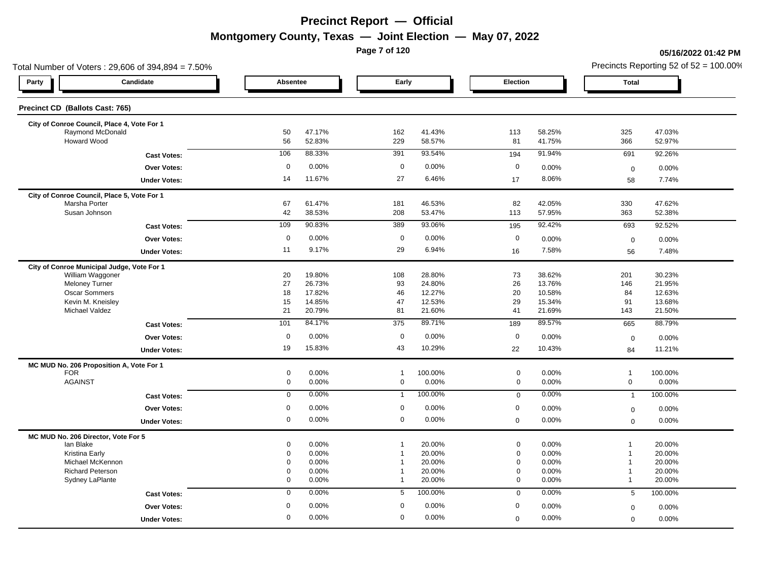# Precinct Report — Official

## Montgomery County, Texas — Joint Election — May 07, 2022

05/16/2022 01:42 PM

Total Number of Voters : 29,606 of 394,894 = 7.50%

Precincts Reporting 52 of 52 = 100.00%

### Precinct CD (Ballots Cast: 765)

| Party | Candidate | Absentee | | Early | | Election | | Total | |
|---|---|---|---|---|---|---|---|---|---|
| | **City of Conroe Council, Place 4, Vote For 1** | | | | | | | | |
| | Raymond McDonald | 50 | 47.17% | 162 | 41.43% | 113 | 58.25% | 325 | 47.03% |
| | Howard Wood | 56 | 52.83% | 229 | 58.57% | 81 | 41.75% | 366 | 52.97% |
| | **Cast Votes:** | 106 | 88.33% | 391 | 93.54% | 194 | 91.94% | 691 | 92.26% |
| | **Over Votes:** | 0 | 0.00% | 0 | 0.00% | 0 | 0.00% | 0 | 0.00% |
| | **Under Votes:** | 14 | 11.67% | 27 | 6.46% | 17 | 8.06% | 58 | 7.74% |
| | **City of Conroe Council, Place 5, Vote For 1** | | | | | | | | |
| | Marsha Porter | 67 | 61.47% | 181 | 46.53% | 82 | 42.05% | 330 | 47.62% |
| | Susan Johnson | 42 | 38.53% | 208 | 53.47% | 113 | 57.95% | 363 | 52.38% |
| | **Cast Votes:** | 109 | 90.83% | 389 | 93.06% | 195 | 92.42% | 693 | 92.52% |
| | **Over Votes:** | 0 | 0.00% | 0 | 0.00% | 0 | 0.00% | 0 | 0.00% |
| | **Under Votes:** | 11 | 9.17% | 29 | 6.94% | 16 | 7.58% | 56 | 7.48% |
| | **City of Conroe Municipal Judge, Vote For 1** | | | | | | | | |
| | William Waggoner | 20 | 19.80% | 108 | 28.80% | 73 | 38.62% | 201 | 30.23% |
| | Meloney Turner | 27 | 26.73% | 93 | 24.80% | 26 | 13.76% | 146 | 21.95% |
| | Oscar Sommers | 18 | 17.82% | 46 | 12.27% | 20 | 10.58% | 84 | 12.63% |
| | Kevin M. Kneisley | 15 | 14.85% | 47 | 12.53% | 29 | 15.34% | 91 | 13.68% |
| | Michael Valdez | 21 | 20.79% | 81 | 21.60% | 41 | 21.69% | 143 | 21.50% |
| | **Cast Votes:** | 101 | 84.17% | 375 | 89.71% | 189 | 89.57% | 665 | 88.79% |
| | **Over Votes:** | 0 | 0.00% | 0 | 0.00% | 0 | 0.00% | 0 | 0.00% |
| | **Under Votes:** | 19 | 15.83% | 43 | 10.29% | 22 | 10.43% | 84 | 11.21% |
| | **MC MUD No. 206 Proposition A, Vote For 1** | | | | | | | | |
| | FOR | 0 | 0.00% | 1 | 100.00% | 0 | 0.00% | 1 | 100.00% |
| | AGAINST | 0 | 0.00% | 0 | 0.00% | 0 | 0.00% | 0 | 0.00% |
| | **Cast Votes:** | 0 | 0.00% | 1 | 100.00% | 0 | 0.00% | 1 | 100.00% |
| | **Over Votes:** | 0 | 0.00% | 0 | 0.00% | 0 | 0.00% | 0 | 0.00% |
| | **Under Votes:** | 0 | 0.00% | 0 | 0.00% | 0 | 0.00% | 0 | 0.00% |
| | **MC MUD No. 206 Director, Vote For 5** | | | | | | | | |
| | Ian Blake | 0 | 0.00% | 1 | 20.00% | 0 | 0.00% | 1 | 20.00% |
| | Kristina Early | 0 | 0.00% | 1 | 20.00% | 0 | 0.00% | 1 | 20.00% |
| | Michael McKennon | 0 | 0.00% | 1 | 20.00% | 0 | 0.00% | 1 | 20.00% |
| | Richard Peterson | 0 | 0.00% | 1 | 20.00% | 0 | 0.00% | 1 | 20.00% |
| | Sydney LaPlante | 0 | 0.00% | 1 | 20.00% | 0 | 0.00% | 1 | 20.00% |
| | **Cast Votes:** | 0 | 0.00% | 5 | 100.00% | 0 | 0.00% | 5 | 100.00% |
| | **Over Votes:** | 0 | 0.00% | 0 | 0.00% | 0 | 0.00% | 0 | 0.00% |
| | **Under Votes:** | 0 | 0.00% | 0 | 0.00% | 0 | 0.00% | 0 | 0.00% |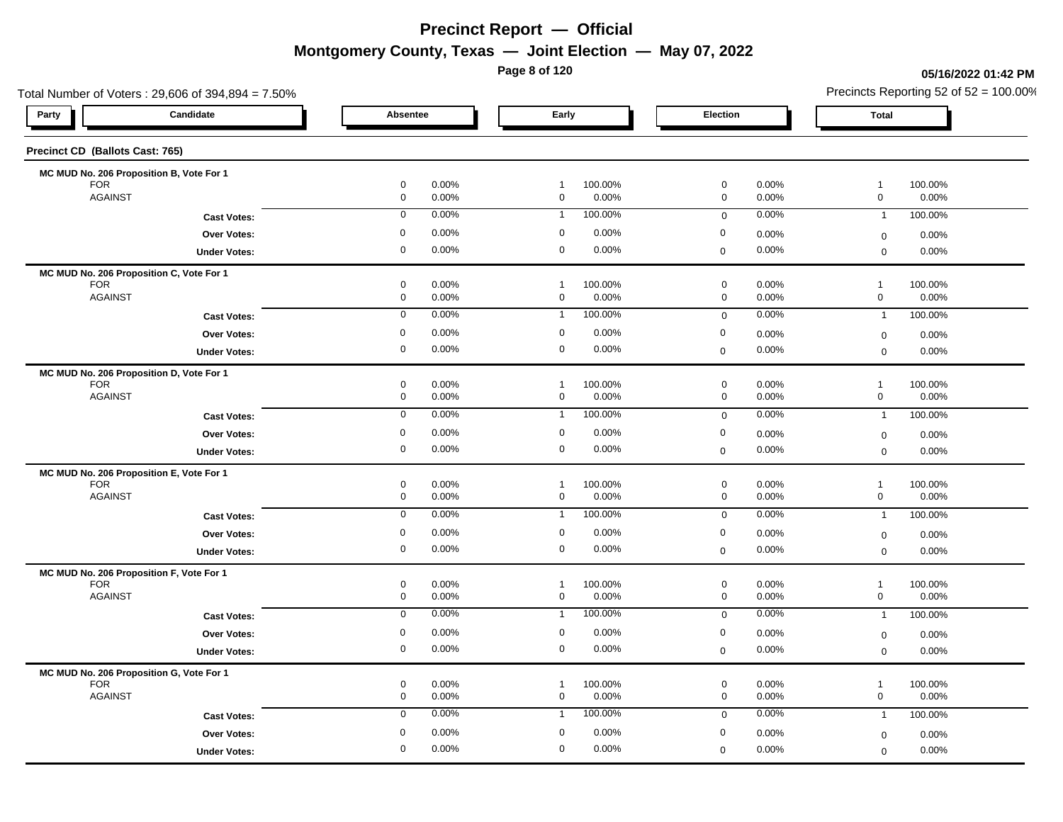# Precinct Report — Official

## Montgomery County, Texas — Joint Election — May 07, 2022

05/16/2022 01:42 PM

Total Number of Voters : 29,606 of 394,894 = 7.50%

Precincts Reporting 52 of 52 = 100.00%

### Precinct CD (Ballots Cast: 765)

| Party | Candidate | Absentee | | Early | | Election | | Total | |
|---|---|---|---|---|---|---|---|---|---|
| | **MC MUD No. 206 Proposition B, Vote For 1** | | | | | | | | |
| | FOR | 0 | 0.00% | 1 | 100.00% | 0 | 0.00% | 1 | 100.00% |
| | AGAINST | 0 | 0.00% | 0 | 0.00% | 0 | 0.00% | 0 | 0.00% |
| | **Cast Votes:** | 0 | 0.00% | 1 | 100.00% | 0 | 0.00% | 1 | 100.00% |
| | **Over Votes:** | 0 | 0.00% | 0 | 0.00% | 0 | 0.00% | 0 | 0.00% |
| | **Under Votes:** | 0 | 0.00% | 0 | 0.00% | 0 | 0.00% | 0 | 0.00% |
| | **MC MUD No. 206 Proposition C, Vote For 1** | | | | | | | | |
| | FOR | 0 | 0.00% | 1 | 100.00% | 0 | 0.00% | 1 | 100.00% |
| | AGAINST | 0 | 0.00% | 0 | 0.00% | 0 | 0.00% | 0 | 0.00% |
| | **Cast Votes:** | 0 | 0.00% | 1 | 100.00% | 0 | 0.00% | 1 | 100.00% |
| | **Over Votes:** | 0 | 0.00% | 0 | 0.00% | 0 | 0.00% | 0 | 0.00% |
| | **Under Votes:** | 0 | 0.00% | 0 | 0.00% | 0 | 0.00% | 0 | 0.00% |
| | **MC MUD No. 206 Proposition D, Vote For 1** | | | | | | | | |
| | FOR | 0 | 0.00% | 1 | 100.00% | 0 | 0.00% | 1 | 100.00% |
| | AGAINST | 0 | 0.00% | 0 | 0.00% | 0 | 0.00% | 0 | 0.00% |
| | **Cast Votes:** | 0 | 0.00% | 1 | 100.00% | 0 | 0.00% | 1 | 100.00% |
| | **Over Votes:** | 0 | 0.00% | 0 | 0.00% | 0 | 0.00% | 0 | 0.00% |
| | **Under Votes:** | 0 | 0.00% | 0 | 0.00% | 0 | 0.00% | 0 | 0.00% |
| | **MC MUD No. 206 Proposition E, Vote For 1** | | | | | | | | |
| | FOR | 0 | 0.00% | 1 | 100.00% | 0 | 0.00% | 1 | 100.00% |
| | AGAINST | 0 | 0.00% | 0 | 0.00% | 0 | 0.00% | 0 | 0.00% |
| | **Cast Votes:** | 0 | 0.00% | 1 | 100.00% | 0 | 0.00% | 1 | 100.00% |
| | **Over Votes:** | 0 | 0.00% | 0 | 0.00% | 0 | 0.00% | 0 | 0.00% |
| | **Under Votes:** | 0 | 0.00% | 0 | 0.00% | 0 | 0.00% | 0 | 0.00% |
| | **MC MUD No. 206 Proposition F, Vote For 1** | | | | | | | | |
| | FOR | 0 | 0.00% | 1 | 100.00% | 0 | 0.00% | 1 | 100.00% |
| | AGAINST | 0 | 0.00% | 0 | 0.00% | 0 | 0.00% | 0 | 0.00% |
| | **Cast Votes:** | 0 | 0.00% | 1 | 100.00% | 0 | 0.00% | 1 | 100.00% |
| | **Over Votes:** | 0 | 0.00% | 0 | 0.00% | 0 | 0.00% | 0 | 0.00% |
| | **Under Votes:** | 0 | 0.00% | 0 | 0.00% | 0 | 0.00% | 0 | 0.00% |
| | **MC MUD No. 206 Proposition G, Vote For 1** | | | | | | | | |
| | FOR | 0 | 0.00% | 1 | 100.00% | 0 | 0.00% | 1 | 100.00% |
| | AGAINST | 0 | 0.00% | 0 | 0.00% | 0 | 0.00% | 0 | 0.00% |
| | **Cast Votes:** | 0 | 0.00% | 1 | 100.00% | 0 | 0.00% | 1 | 100.00% |
| | **Over Votes:** | 0 | 0.00% | 0 | 0.00% | 0 | 0.00% | 0 | 0.00% |
| | **Under Votes:** | 0 | 0.00% | 0 | 0.00% | 0 | 0.00% | 0 | 0.00% |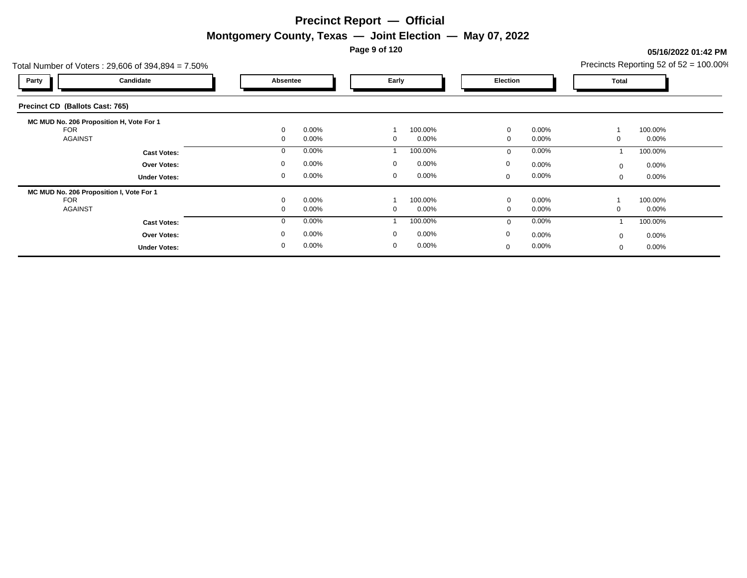# Precinct Report — Official

## Montgomery County, Texas — Joint Election — May 07, 2022

05/16/2022 01:42 PM

Total Number of Voters : 29,606 of 394,894 = 7.50%

Precincts Reporting 52 of 52 = 100.00%

### Precinct CD (Ballots Cast: 765)

| Party | Candidate | Absentee | | Early | | Election | | Total | |
|---|---|---|---|---|---|---|---|---|---|
| **MC MUD No. 206 Proposition H, Vote For 1** | | | | | | | | | |
| | FOR | 0 | 0.00% | 1 | 100.00% | 0 | 0.00% | 1 | 100.00% |
| | AGAINST | 0 | 0.00% | 0 | 0.00% | 0 | 0.00% | 0 | 0.00% |
| | **Cast Votes:** | 0 | 0.00% | 1 | 100.00% | 0 | 0.00% | 1 | 100.00% |
| | **Over Votes:** | 0 | 0.00% | 0 | 0.00% | 0 | 0.00% | 0 | 0.00% |
| | **Under Votes:** | 0 | 0.00% | 0 | 0.00% | 0 | 0.00% | 0 | 0.00% |
| **MC MUD No. 206 Proposition I, Vote For 1** | | | | | | | | | |
| | FOR | 0 | 0.00% | 1 | 100.00% | 0 | 0.00% | 1 | 100.00% |
| | AGAINST | 0 | 0.00% | 0 | 0.00% | 0 | 0.00% | 0 | 0.00% |
| | **Cast Votes:** | 0 | 0.00% | 1 | 100.00% | 0 | 0.00% | 1 | 100.00% |
| | **Over Votes:** | 0 | 0.00% | 0 | 0.00% | 0 | 0.00% | 0 | 0.00% |
| | **Under Votes:** | 0 | 0.00% | 0 | 0.00% | 0 | 0.00% | 0 | 0.00% |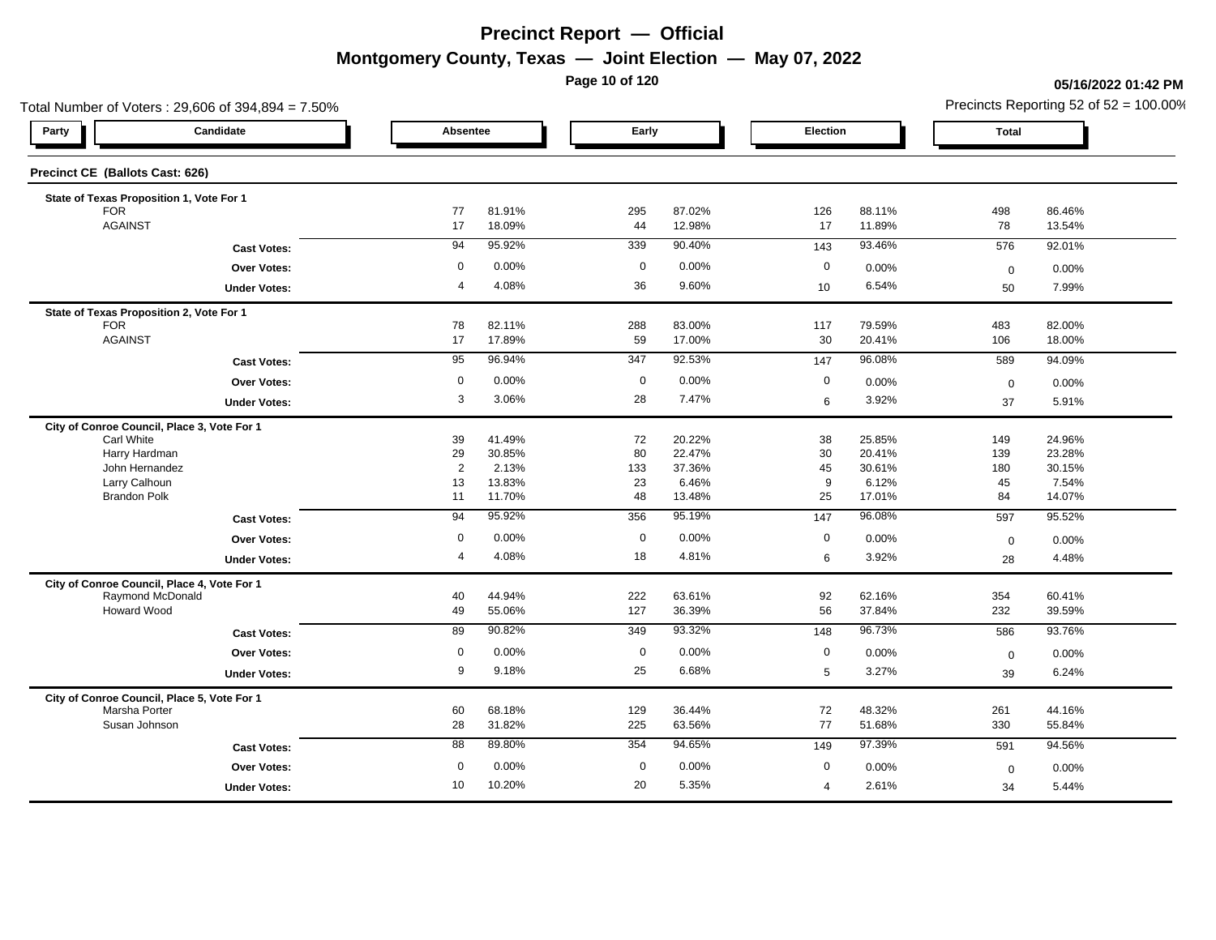# Precinct Report — Official

## Montgomery County, Texas — Joint Election — May 07, 2022

**05/16/2022 01:42 PM**

Total Number of Voters : 29,606 of 394,894 = 7.50%

Precincts Reporting 52 of 52 = 100.00%

### Precinct CE (Ballots Cast: 626)

| Party | Candidate | Absentee | | Early | | Election | | Total | |
|---|---|---|---|---|---|---|---|---|---|
| **State of Texas Proposition 1, Vote For 1** | | | | | | | | | |
| | FOR | 77 | 81.91% | 295 | 87.02% | 126 | 88.11% | 498 | 86.46% |
| | AGAINST | 17 | 18.09% | 44 | 12.98% | 17 | 11.89% | 78 | 13.54% |
| | **Cast Votes:** | 94 | 95.92% | 339 | 90.40% | 143 | 93.46% | 576 | 92.01% |
| | **Over Votes:** | 0 | 0.00% | 0 | 0.00% | 0 | 0.00% | 0 | 0.00% |
| | **Under Votes:** | 4 | 4.08% | 36 | 9.60% | 10 | 6.54% | 50 | 7.99% |
| **State of Texas Proposition 2, Vote For 1** | | | | | | | | | |
| | FOR | 78 | 82.11% | 288 | 83.00% | 117 | 79.59% | 483 | 82.00% |
| | AGAINST | 17 | 17.89% | 59 | 17.00% | 30 | 20.41% | 106 | 18.00% |
| | **Cast Votes:** | 95 | 96.94% | 347 | 92.53% | 147 | 96.08% | 589 | 94.09% |
| | **Over Votes:** | 0 | 0.00% | 0 | 0.00% | 0 | 0.00% | 0 | 0.00% |
| | **Under Votes:** | 3 | 3.06% | 28 | 7.47% | 6 | 3.92% | 37 | 5.91% |
| **City of Conroe Council, Place 3, Vote For 1** | | | | | | | | | |
| | Carl White | 39 | 41.49% | 72 | 20.22% | 38 | 25.85% | 149 | 24.96% |
| | Harry Hardman | 29 | 30.85% | 80 | 22.47% | 30 | 20.41% | 139 | 23.28% |
| | John Hernandez | 2 | 2.13% | 133 | 37.36% | 45 | 30.61% | 180 | 30.15% |
| | Larry Calhoun | 13 | 13.83% | 23 | 6.46% | 9 | 6.12% | 45 | 7.54% |
| | Brandon Polk | 11 | 11.70% | 48 | 13.48% | 25 | 17.01% | 84 | 14.07% |
| | **Cast Votes:** | 94 | 95.92% | 356 | 95.19% | 147 | 96.08% | 597 | 95.52% |
| | **Over Votes:** | 0 | 0.00% | 0 | 0.00% | 0 | 0.00% | 0 | 0.00% |
| | **Under Votes:** | 4 | 4.08% | 18 | 4.81% | 6 | 3.92% | 28 | 4.48% |
| **City of Conroe Council, Place 4, Vote For 1** | | | | | | | | | |
| | Raymond McDonald | 40 | 44.94% | 222 | 63.61% | 92 | 62.16% | 354 | 60.41% |
| | Howard Wood | 49 | 55.06% | 127 | 36.39% | 56 | 37.84% | 232 | 39.59% |
| | **Cast Votes:** | 89 | 90.82% | 349 | 93.32% | 148 | 96.73% | 586 | 93.76% |
| | **Over Votes:** | 0 | 0.00% | 0 | 0.00% | 0 | 0.00% | 0 | 0.00% |
| | **Under Votes:** | 9 | 9.18% | 25 | 6.68% | 5 | 3.27% | 39 | 6.24% |
| **City of Conroe Council, Place 5, Vote For 1** | | | | | | | | | |
| | Marsha Porter | 60 | 68.18% | 129 | 36.44% | 72 | 48.32% | 261 | 44.16% |
| | Susan Johnson | 28 | 31.82% | 225 | 63.56% | 77 | 51.68% | 330 | 55.84% |
| | **Cast Votes:** | 88 | 89.80% | 354 | 94.65% | 149 | 97.39% | 591 | 94.56% |
| | **Over Votes:** | 0 | 0.00% | 0 | 0.00% | 0 | 0.00% | 0 | 0.00% |
| | **Under Votes:** | 10 | 10.20% | 20 | 5.35% | 4 | 2.61% | 34 | 5.44% |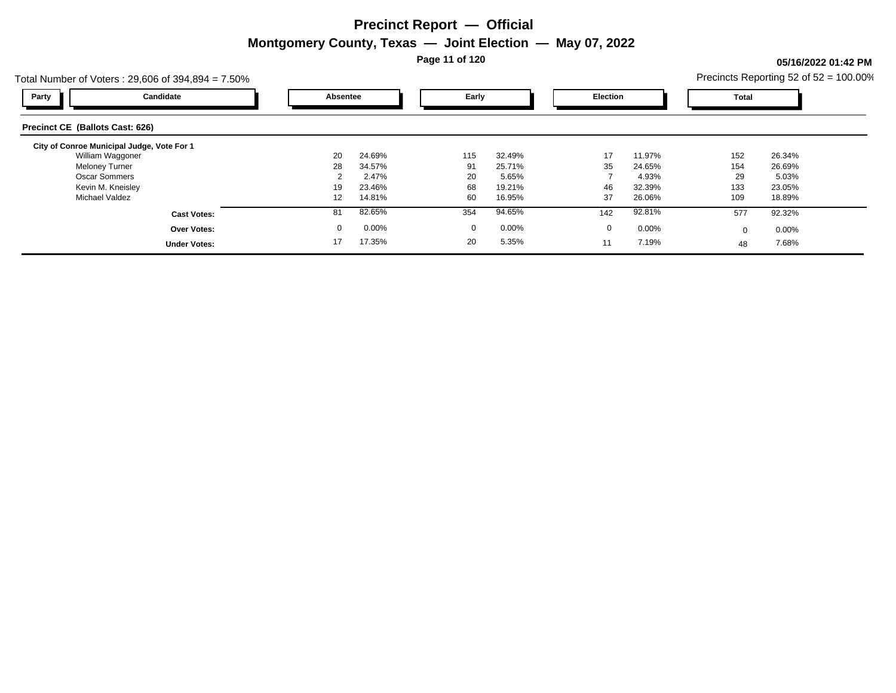# Precinct Report — Official

## Montgomery County, Texas — Joint Election — May 07, 2022

05/16/2022 01:42 PM

Total Number of Voters : 29,606 of 394,894 = 7.50%

Precincts Reporting 52 of 52 = 100.00%

### Precinct CE (Ballots Cast: 626)

**City of Conroe Municipal Judge, Vote For 1**

| Party | Candidate | Absentee | | Early | | Election | | Total | |
|---|---|---|---|---|---|---|---|---|---|
| | William Waggoner | 20 | 24.69% | 115 | 32.49% | 17 | 11.97% | 152 | 26.34% |
| | Meloney Turner | 28 | 34.57% | 91 | 25.71% | 35 | 24.65% | 154 | 26.69% |
| | Oscar Sommers | 2 | 2.47% | 20 | 5.65% | 7 | 4.93% | 29 | 5.03% |
| | Kevin M. Kneisley | 19 | 23.46% | 68 | 19.21% | 46 | 32.39% | 133 | 23.05% |
| | Michael Valdez | 12 | 14.81% | 60 | 16.95% | 37 | 26.06% | 109 | 18.89% |
| | **Cast Votes:** | 81 | 82.65% | 354 | 94.65% | 142 | 92.81% | 577 | 92.32% |
| | **Over Votes:** | 0 | 0.00% | 0 | 0.00% | 0 | 0.00% | 0 | 0.00% |
| | **Under Votes:** | 17 | 17.35% | 20 | 5.35% | 11 | 7.19% | 48 | 7.68% |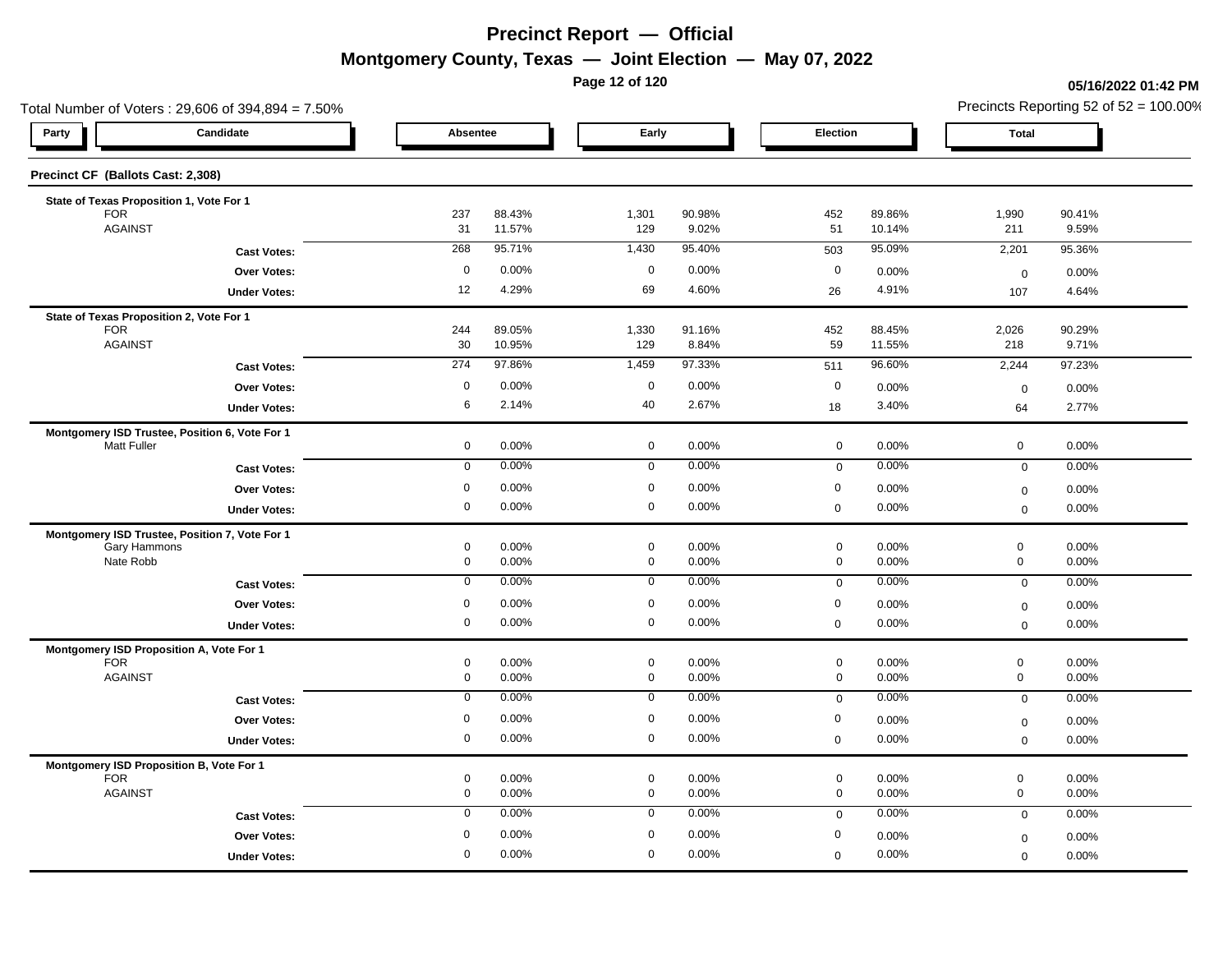# Precinct Report — Official

## Montgomery County, Texas — Joint Election — May 07, 2022

05/16/2022 01:42 PM

Total Number of Voters : 29,606 of 394,894 = 7.50%

Precincts Reporting 52 of 52 = 100.00%

### Precinct CF (Ballots Cast: 2,308)

| Party | Candidate | Absentee | | Early | | Election | | Total | |
|---|---|---|---|---|---|---|---|---|---|
| **State of Texas Proposition 1, Vote For 1** | | | | | | | | | |
| | FOR | 237 | 88.43% | 1,301 | 90.98% | 452 | 89.86% | 1,990 | 90.41% |
| | AGAINST | 31 | 11.57% | 129 | 9.02% | 51 | 10.14% | 211 | 9.59% |
| | **Cast Votes:** | 268 | 95.71% | 1,430 | 95.40% | 503 | 95.09% | 2,201 | 95.36% |
| | **Over Votes:** | 0 | 0.00% | 0 | 0.00% | 0 | 0.00% | 0 | 0.00% |
| | **Under Votes:** | 12 | 4.29% | 69 | 4.60% | 26 | 4.91% | 107 | 4.64% |
| **State of Texas Proposition 2, Vote For 1** | | | | | | | | | |
| | FOR | 244 | 89.05% | 1,330 | 91.16% | 452 | 88.45% | 2,026 | 90.29% |
| | AGAINST | 30 | 10.95% | 129 | 8.84% | 59 | 11.55% | 218 | 9.71% |
| | **Cast Votes:** | 274 | 97.86% | 1,459 | 97.33% | 511 | 96.60% | 2,244 | 97.23% |
| | **Over Votes:** | 0 | 0.00% | 0 | 0.00% | 0 | 0.00% | 0 | 0.00% |
| | **Under Votes:** | 6 | 2.14% | 40 | 2.67% | 18 | 3.40% | 64 | 2.77% |
| **Montgomery ISD Trustee, Position 6, Vote For 1** | | | | | | | | | |
| | Matt Fuller | 0 | 0.00% | 0 | 0.00% | 0 | 0.00% | 0 | 0.00% |
| | **Cast Votes:** | 0 | 0.00% | 0 | 0.00% | 0 | 0.00% | 0 | 0.00% |
| | **Over Votes:** | 0 | 0.00% | 0 | 0.00% | 0 | 0.00% | 0 | 0.00% |
| | **Under Votes:** | 0 | 0.00% | 0 | 0.00% | 0 | 0.00% | 0 | 0.00% |
| **Montgomery ISD Trustee, Position 7, Vote For 1** | | | | | | | | | |
| | Gary Hammons | 0 | 0.00% | 0 | 0.00% | 0 | 0.00% | 0 | 0.00% |
| | Nate Robb | 0 | 0.00% | 0 | 0.00% | 0 | 0.00% | 0 | 0.00% |
| | **Cast Votes:** | 0 | 0.00% | 0 | 0.00% | 0 | 0.00% | 0 | 0.00% |
| | **Over Votes:** | 0 | 0.00% | 0 | 0.00% | 0 | 0.00% | 0 | 0.00% |
| | **Under Votes:** | 0 | 0.00% | 0 | 0.00% | 0 | 0.00% | 0 | 0.00% |
| **Montgomery ISD Proposition A, Vote For 1** | | | | | | | | | |
| | FOR | 0 | 0.00% | 0 | 0.00% | 0 | 0.00% | 0 | 0.00% |
| | AGAINST | 0 | 0.00% | 0 | 0.00% | 0 | 0.00% | 0 | 0.00% |
| | **Cast Votes:** | 0 | 0.00% | 0 | 0.00% | 0 | 0.00% | 0 | 0.00% |
| | **Over Votes:** | 0 | 0.00% | 0 | 0.00% | 0 | 0.00% | 0 | 0.00% |
| | **Under Votes:** | 0 | 0.00% | 0 | 0.00% | 0 | 0.00% | 0 | 0.00% |
| **Montgomery ISD Proposition B, Vote For 1** | | | | | | | | | |
| | FOR | 0 | 0.00% | 0 | 0.00% | 0 | 0.00% | 0 | 0.00% |
| | AGAINST | 0 | 0.00% | 0 | 0.00% | 0 | 0.00% | 0 | 0.00% |
| | **Cast Votes:** | 0 | 0.00% | 0 | 0.00% | 0 | 0.00% | 0 | 0.00% |
| | **Over Votes:** | 0 | 0.00% | 0 | 0.00% | 0 | 0.00% | 0 | 0.00% |
| | **Under Votes:** | 0 | 0.00% | 0 | 0.00% | 0 | 0.00% | 0 | 0.00% |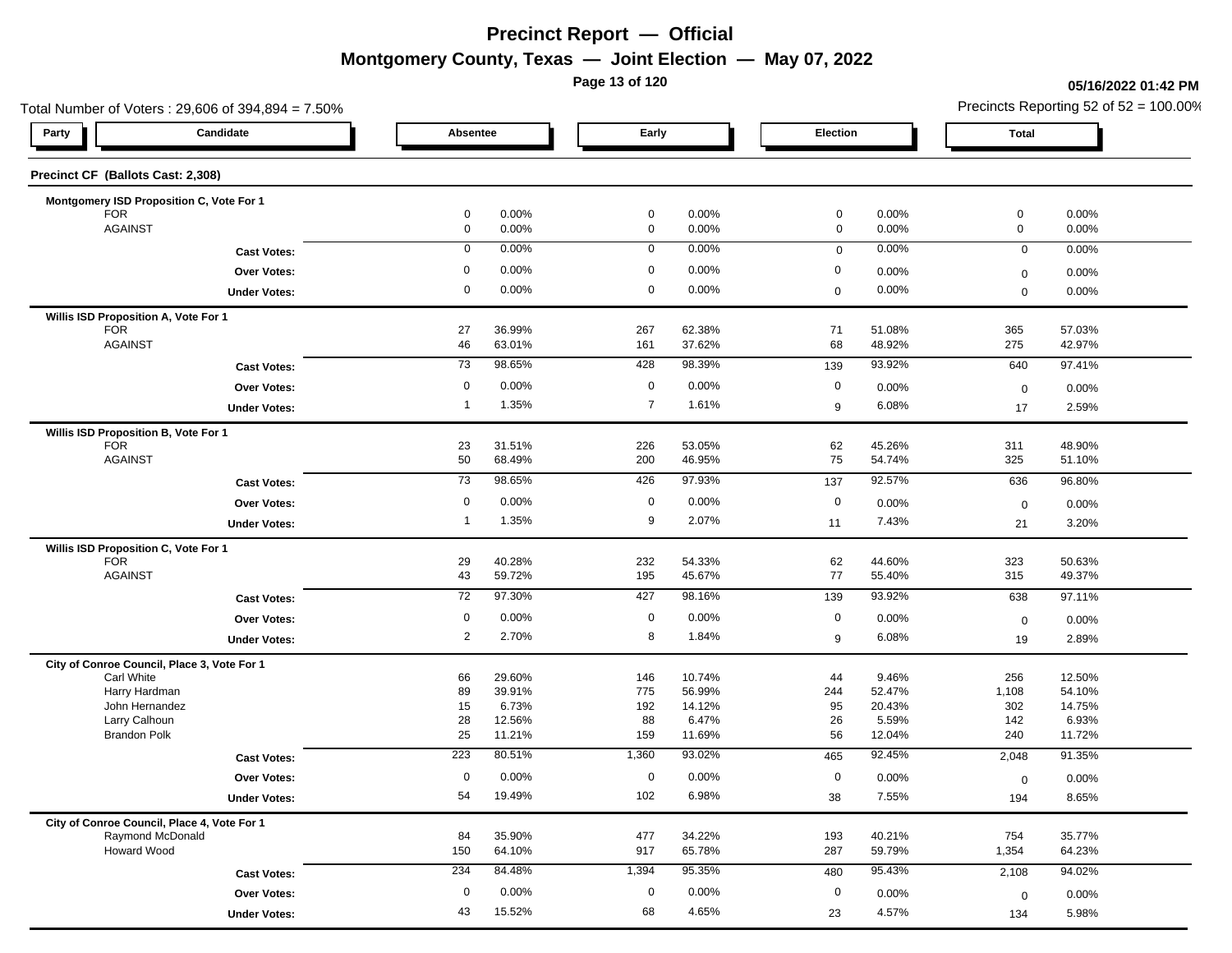# Precinct Report — Official

## Montgomery County, Texas — Joint Election — May 07, 2022

**05/16/2022 01:42 PM**

Total Number of Voters : 29,606 of 394,894 = 7.50%

Precincts Reporting 52 of 52 = 100.00%

### Precinct CF (Ballots Cast: 2,308)

| Party | Candidate | Absentee | | Early | | Election | | Total | |
|---|---|---|---|---|---|---|---|---|---|
| **Montgomery ISD Proposition C, Vote For 1** | | | | | | | | | |
| | FOR | 0 | 0.00% | 0 | 0.00% | 0 | 0.00% | 0 | 0.00% |
| | AGAINST | 0 | 0.00% | 0 | 0.00% | 0 | 0.00% | 0 | 0.00% |
| | **Cast Votes:** | 0 | 0.00% | 0 | 0.00% | 0 | 0.00% | 0 | 0.00% |
| | **Over Votes:** | 0 | 0.00% | 0 | 0.00% | 0 | 0.00% | 0 | 0.00% |
| | **Under Votes:** | 0 | 0.00% | 0 | 0.00% | 0 | 0.00% | 0 | 0.00% |
| **Willis ISD Proposition A, Vote For 1** | | | | | | | | | |
| | FOR | 27 | 36.99% | 267 | 62.38% | 71 | 51.08% | 365 | 57.03% |
| | AGAINST | 46 | 63.01% | 161 | 37.62% | 68 | 48.92% | 275 | 42.97% |
| | **Cast Votes:** | 73 | 98.65% | 428 | 98.39% | 139 | 93.92% | 640 | 97.41% |
| | **Over Votes:** | 0 | 0.00% | 0 | 0.00% | 0 | 0.00% | 0 | 0.00% |
| | **Under Votes:** | 1 | 1.35% | 7 | 1.61% | 9 | 6.08% | 17 | 2.59% |
| **Willis ISD Proposition B, Vote For 1** | | | | | | | | | |
| | FOR | 23 | 31.51% | 226 | 53.05% | 62 | 45.26% | 311 | 48.90% |
| | AGAINST | 50 | 68.49% | 200 | 46.95% | 75 | 54.74% | 325 | 51.10% |
| | **Cast Votes:** | 73 | 98.65% | 426 | 97.93% | 137 | 92.57% | 636 | 96.80% |
| | **Over Votes:** | 0 | 0.00% | 0 | 0.00% | 0 | 0.00% | 0 | 0.00% |
| | **Under Votes:** | 1 | 1.35% | 9 | 2.07% | 11 | 7.43% | 21 | 3.20% |
| **Willis ISD Proposition C, Vote For 1** | | | | | | | | | |
| | FOR | 29 | 40.28% | 232 | 54.33% | 62 | 44.60% | 323 | 50.63% |
| | AGAINST | 43 | 59.72% | 195 | 45.67% | 77 | 55.40% | 315 | 49.37% |
| | **Cast Votes:** | 72 | 97.30% | 427 | 98.16% | 139 | 93.92% | 638 | 97.11% |
| | **Over Votes:** | 0 | 0.00% | 0 | 0.00% | 0 | 0.00% | 0 | 0.00% |
| | **Under Votes:** | 2 | 2.70% | 8 | 1.84% | 9 | 6.08% | 19 | 2.89% |
| **City of Conroe Council, Place 3, Vote For 1** | | | | | | | | | |
| | Carl White | 66 | 29.60% | 146 | 10.74% | 44 | 9.46% | 256 | 12.50% |
| | Harry Hardman | 89 | 39.91% | 775 | 56.99% | 244 | 52.47% | 1,108 | 54.10% |
| | John Hernandez | 15 | 6.73% | 192 | 14.12% | 95 | 20.43% | 302 | 14.75% |
| | Larry Calhoun | 28 | 12.56% | 88 | 6.47% | 26 | 5.59% | 142 | 6.93% |
| | Brandon Polk | 25 | 11.21% | 159 | 11.69% | 56 | 12.04% | 240 | 11.72% |
| | **Cast Votes:** | 223 | 80.51% | 1,360 | 93.02% | 465 | 92.45% | 2,048 | 91.35% |
| | **Over Votes:** | 0 | 0.00% | 0 | 0.00% | 0 | 0.00% | 0 | 0.00% |
| | **Under Votes:** | 54 | 19.49% | 102 | 6.98% | 38 | 7.55% | 194 | 8.65% |
| **City of Conroe Council, Place 4, Vote For 1** | | | | | | | | | |
| | Raymond McDonald | 84 | 35.90% | 477 | 34.22% | 193 | 40.21% | 754 | 35.77% |
| | Howard Wood | 150 | 64.10% | 917 | 65.78% | 287 | 59.79% | 1,354 | 64.23% |
| | **Cast Votes:** | 234 | 84.48% | 1,394 | 95.35% | 480 | 95.43% | 2,108 | 94.02% |
| | **Over Votes:** | 0 | 0.00% | 0 | 0.00% | 0 | 0.00% | 0 | 0.00% |
| | **Under Votes:** | 43 | 15.52% | 68 | 4.65% | 23 | 4.57% | 134 | 5.98% |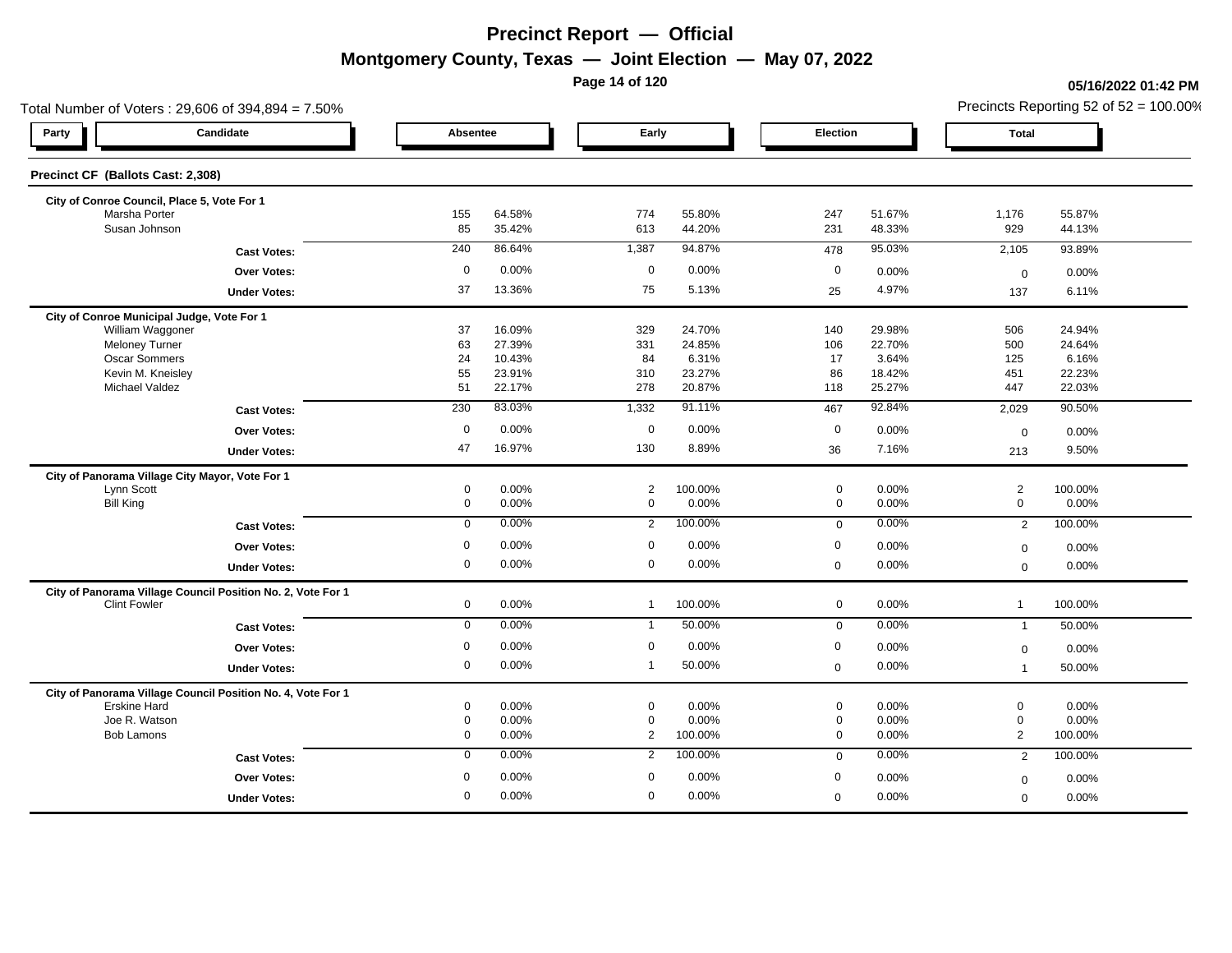# Precinct Report — Official

## Montgomery County, Texas — Joint Election — May 07, 2022

**05/16/2022 01:42 PM**

Total Number of Voters : 29,606 of 394,894 = 7.50%

Precincts Reporting 52 of 52 = 100.00%

### Precinct CF (Ballots Cast: 2,308)

| Party | Candidate | Absentee | | Early | | Election | | Total | |
|---|---|---|---|---|---|---|---|---|---|
| | **City of Conroe Council, Place 5, Vote For 1** | | | | | | | | |
| | Marsha Porter | 155 | 64.58% | 774 | 55.80% | 247 | 51.67% | 1,176 | 55.87% |
| | Susan Johnson | 85 | 35.42% | 613 | 44.20% | 231 | 48.33% | 929 | 44.13% |
| | **Cast Votes:** | 240 | 86.64% | 1,387 | 94.87% | 478 | 95.03% | 2,105 | 93.89% |
| | **Over Votes:** | 0 | 0.00% | 0 | 0.00% | 0 | 0.00% | 0 | 0.00% |
| | **Under Votes:** | 37 | 13.36% | 75 | 5.13% | 25 | 4.97% | 137 | 6.11% |
| | **City of Conroe Municipal Judge, Vote For 1** | | | | | | | | |
| | William Waggoner | 37 | 16.09% | 329 | 24.70% | 140 | 29.98% | 506 | 24.94% |
| | Meloney Turner | 63 | 27.39% | 331 | 24.85% | 106 | 22.70% | 500 | 24.64% |
| | Oscar Sommers | 24 | 10.43% | 84 | 6.31% | 17 | 3.64% | 125 | 6.16% |
| | Kevin M. Kneisley | 55 | 23.91% | 310 | 23.27% | 86 | 18.42% | 451 | 22.23% |
| | Michael Valdez | 51 | 22.17% | 278 | 20.87% | 118 | 25.27% | 447 | 22.03% |
| | **Cast Votes:** | 230 | 83.03% | 1,332 | 91.11% | 467 | 92.84% | 2,029 | 90.50% |
| | **Over Votes:** | 0 | 0.00% | 0 | 0.00% | 0 | 0.00% | 0 | 0.00% |
| | **Under Votes:** | 47 | 16.97% | 130 | 8.89% | 36 | 7.16% | 213 | 9.50% |
| | **City of Panorama Village City Mayor, Vote For 1** | | | | | | | | |
| | Lynn Scott | 0 | 0.00% | 2 | 100.00% | 0 | 0.00% | 2 | 100.00% |
| | Bill King | 0 | 0.00% | 0 | 0.00% | 0 | 0.00% | 0 | 0.00% |
| | **Cast Votes:** | 0 | 0.00% | 2 | 100.00% | 0 | 0.00% | 2 | 100.00% |
| | **Over Votes:** | 0 | 0.00% | 0 | 0.00% | 0 | 0.00% | 0 | 0.00% |
| | **Under Votes:** | 0 | 0.00% | 0 | 0.00% | 0 | 0.00% | 0 | 0.00% |
| | **City of Panorama Village Council Position No. 2, Vote For 1** | | | | | | | | |
| | Clint Fowler | 0 | 0.00% | 1 | 100.00% | 0 | 0.00% | 1 | 100.00% |
| | **Cast Votes:** | 0 | 0.00% | 1 | 50.00% | 0 | 0.00% | 1 | 50.00% |
| | **Over Votes:** | 0 | 0.00% | 0 | 0.00% | 0 | 0.00% | 0 | 0.00% |
| | **Under Votes:** | 0 | 0.00% | 1 | 50.00% | 0 | 0.00% | 1 | 50.00% |
| | **City of Panorama Village Council Position No. 4, Vote For 1** | | | | | | | | |
| | Erskine Hard | 0 | 0.00% | 0 | 0.00% | 0 | 0.00% | 0 | 0.00% |
| | Joe R. Watson | 0 | 0.00% | 0 | 0.00% | 0 | 0.00% | 0 | 0.00% |
| | Bob Lamons | 0 | 0.00% | 2 | 100.00% | 0 | 0.00% | 2 | 100.00% |
| | **Cast Votes:** | 0 | 0.00% | 2 | 100.00% | 0 | 0.00% | 2 | 100.00% |
| | **Over Votes:** | 0 | 0.00% | 0 | 0.00% | 0 | 0.00% | 0 | 0.00% |
| | **Under Votes:** | 0 | 0.00% | 0 | 0.00% | 0 | 0.00% | 0 | 0.00% |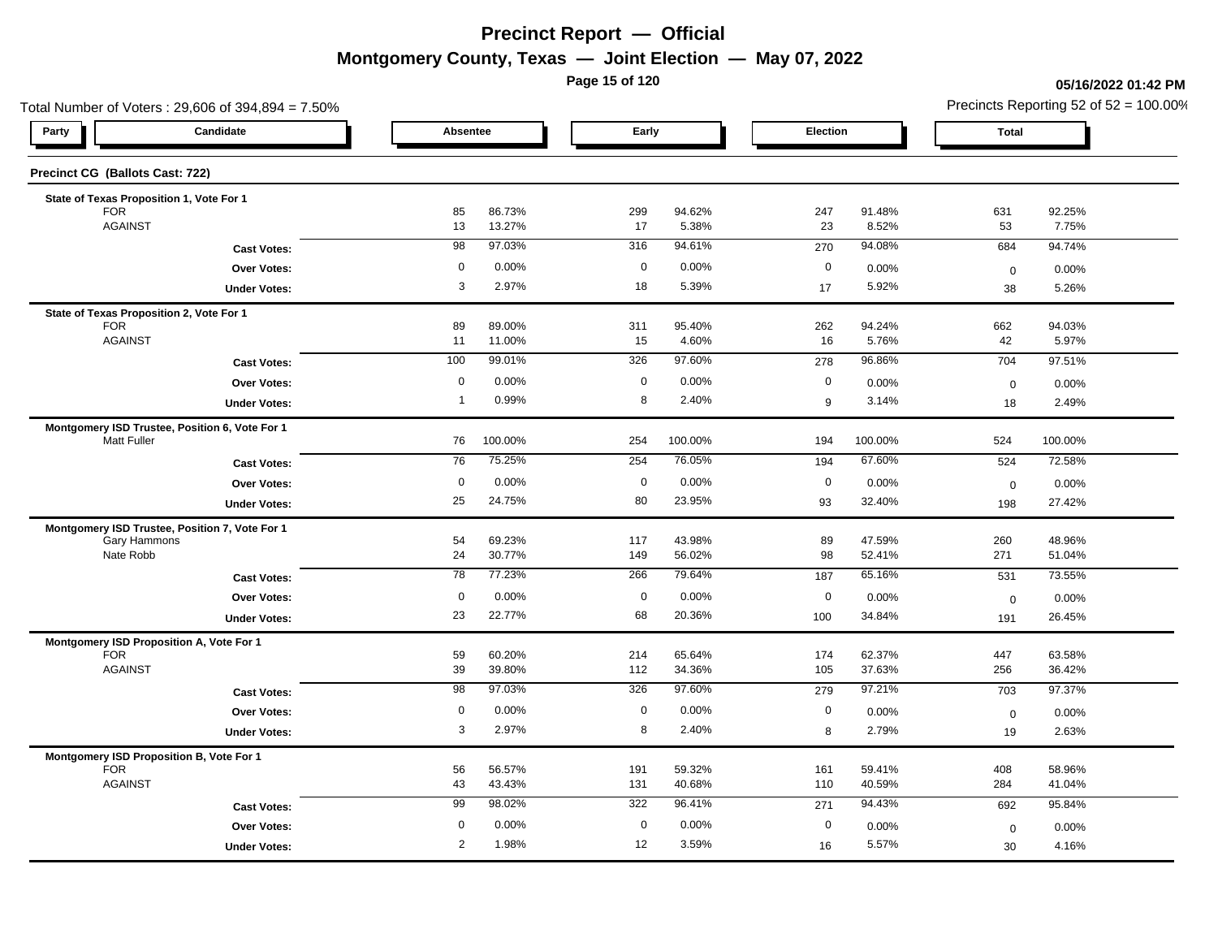# Precinct Report — Official

## Montgomery County, Texas — Joint Election — May 07, 2022

05/16/2022 01:42 PM

Total Number of Voters : 29,606 of 394,894 = 7.50%

Precincts Reporting 52 of 52 = 100.00%

### Precinct CG (Ballots Cast: 722)

| Party | Candidate | Absentee | | Early | | Election | | Total | |
|---|---|---|---|---|---|---|---|---|---|
| **State of Texas Proposition 1, Vote For 1** | | | | | | | | | |
| | FOR | 85 | 86.73% | 299 | 94.62% | 247 | 91.48% | 631 | 92.25% |
| | AGAINST | 13 | 13.27% | 17 | 5.38% | 23 | 8.52% | 53 | 7.75% |
| | **Cast Votes:** | 98 | 97.03% | 316 | 94.61% | 270 | 94.08% | 684 | 94.74% |
| | **Over Votes:** | 0 | 0.00% | 0 | 0.00% | 0 | 0.00% | 0 | 0.00% |
| | **Under Votes:** | 3 | 2.97% | 18 | 5.39% | 17 | 5.92% | 38 | 5.26% |
| **State of Texas Proposition 2, Vote For 1** | | | | | | | | | |
| | FOR | 89 | 89.00% | 311 | 95.40% | 262 | 94.24% | 662 | 94.03% |
| | AGAINST | 11 | 11.00% | 15 | 4.60% | 16 | 5.76% | 42 | 5.97% |
| | **Cast Votes:** | 100 | 99.01% | 326 | 97.60% | 278 | 96.86% | 704 | 97.51% |
| | **Over Votes:** | 0 | 0.00% | 0 | 0.00% | 0 | 0.00% | 0 | 0.00% |
| | **Under Votes:** | 1 | 0.99% | 8 | 2.40% | 9 | 3.14% | 18 | 2.49% |
| **Montgomery ISD Trustee, Position 6, Vote For 1** | | | | | | | | | |
| | Matt Fuller | 76 | 100.00% | 254 | 100.00% | 194 | 100.00% | 524 | 100.00% |
| | **Cast Votes:** | 76 | 75.25% | 254 | 76.05% | 194 | 67.60% | 524 | 72.58% |
| | **Over Votes:** | 0 | 0.00% | 0 | 0.00% | 0 | 0.00% | 0 | 0.00% |
| | **Under Votes:** | 25 | 24.75% | 80 | 23.95% | 93 | 32.40% | 198 | 27.42% |
| **Montgomery ISD Trustee, Position 7, Vote For 1** | | | | | | | | | |
| | Gary Hammons | 54 | 69.23% | 117 | 43.98% | 89 | 47.59% | 260 | 48.96% |
| | Nate Robb | 24 | 30.77% | 149 | 56.02% | 98 | 52.41% | 271 | 51.04% |
| | **Cast Votes:** | 78 | 77.23% | 266 | 79.64% | 187 | 65.16% | 531 | 73.55% |
| | **Over Votes:** | 0 | 0.00% | 0 | 0.00% | 0 | 0.00% | 0 | 0.00% |
| | **Under Votes:** | 23 | 22.77% | 68 | 20.36% | 100 | 34.84% | 191 | 26.45% |
| **Montgomery ISD Proposition A, Vote For 1** | | | | | | | | | |
| | FOR | 59 | 60.20% | 214 | 65.64% | 174 | 62.37% | 447 | 63.58% |
| | AGAINST | 39 | 39.80% | 112 | 34.36% | 105 | 37.63% | 256 | 36.42% |
| | **Cast Votes:** | 98 | 97.03% | 326 | 97.60% | 279 | 97.21% | 703 | 97.37% |
| | **Over Votes:** | 0 | 0.00% | 0 | 0.00% | 0 | 0.00% | 0 | 0.00% |
| | **Under Votes:** | 3 | 2.97% | 8 | 2.40% | 8 | 2.79% | 19 | 2.63% |
| **Montgomery ISD Proposition B, Vote For 1** | | | | | | | | | |
| | FOR | 56 | 56.57% | 191 | 59.32% | 161 | 59.41% | 408 | 58.96% |
| | AGAINST | 43 | 43.43% | 131 | 40.68% | 110 | 40.59% | 284 | 41.04% |
| | **Cast Votes:** | 99 | 98.02% | 322 | 96.41% | 271 | 94.43% | 692 | 95.84% |
| | **Over Votes:** | 0 | 0.00% | 0 | 0.00% | 0 | 0.00% | 0 | 0.00% |
| | **Under Votes:** | 2 | 1.98% | 12 | 3.59% | 16 | 5.57% | 30 | 4.16% |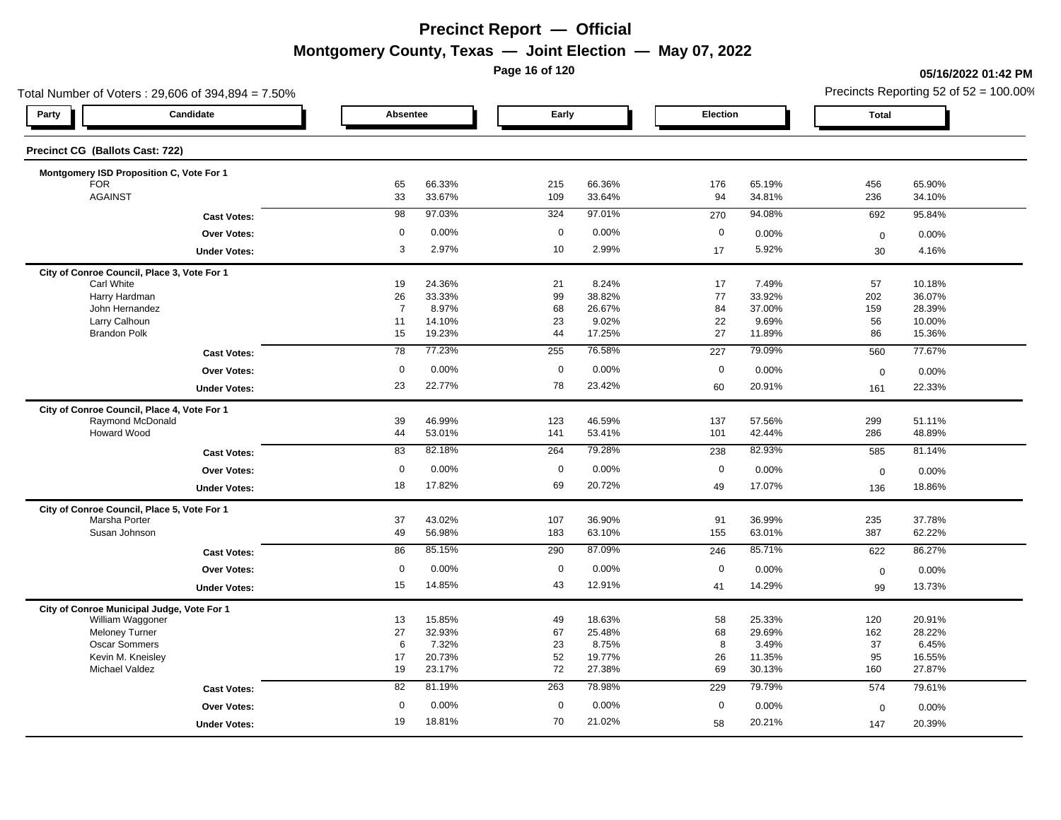# Precinct Report — Official

## Montgomery County, Texas — Joint Election — May 07, 2022

05/16/2022 01:42 PM

Total Number of Voters : 29,606 of 394,894 = 7.50%

Precincts Reporting 52 of 52 = 100.00%

### Precinct CG (Ballots Cast: 722)

| Party | Candidate | Absentee | | Early | | Election | | Total | |
|---|---|---|---|---|---|---|---|---|---|
| **Montgomery ISD Proposition C, Vote For 1** | | | | | | | | | |
| | FOR | 65 | 66.33% | 215 | 66.36% | 176 | 65.19% | 456 | 65.90% |
| | AGAINST | 33 | 33.67% | 109 | 33.64% | 94 | 34.81% | 236 | 34.10% |
| | **Cast Votes:** | 98 | 97.03% | 324 | 97.01% | 270 | 94.08% | 692 | 95.84% |
| | **Over Votes:** | 0 | 0.00% | 0 | 0.00% | 0 | 0.00% | 0 | 0.00% |
| | **Under Votes:** | 3 | 2.97% | 10 | 2.99% | 17 | 5.92% | 30 | 4.16% |
| **City of Conroe Council, Place 3, Vote For 1** | | | | | | | | | |
| | Carl White | 19 | 24.36% | 21 | 8.24% | 17 | 7.49% | 57 | 10.18% |
| | Harry Hardman | 26 | 33.33% | 99 | 38.82% | 77 | 33.92% | 202 | 36.07% |
| | John Hernandez | 7 | 8.97% | 68 | 26.67% | 84 | 37.00% | 159 | 28.39% |
| | Larry Calhoun | 11 | 14.10% | 23 | 9.02% | 22 | 9.69% | 56 | 10.00% |
| | Brandon Polk | 15 | 19.23% | 44 | 17.25% | 27 | 11.89% | 86 | 15.36% |
| | **Cast Votes:** | 78 | 77.23% | 255 | 76.58% | 227 | 79.09% | 560 | 77.67% |
| | **Over Votes:** | 0 | 0.00% | 0 | 0.00% | 0 | 0.00% | 0 | 0.00% |
| | **Under Votes:** | 23 | 22.77% | 78 | 23.42% | 60 | 20.91% | 161 | 22.33% |
| **City of Conroe Council, Place 4, Vote For 1** | | | | | | | | | |
| | Raymond McDonald | 39 | 46.99% | 123 | 46.59% | 137 | 57.56% | 299 | 51.11% |
| | Howard Wood | 44 | 53.01% | 141 | 53.41% | 101 | 42.44% | 286 | 48.89% |
| | **Cast Votes:** | 83 | 82.18% | 264 | 79.28% | 238 | 82.93% | 585 | 81.14% |
| | **Over Votes:** | 0 | 0.00% | 0 | 0.00% | 0 | 0.00% | 0 | 0.00% |
| | **Under Votes:** | 18 | 17.82% | 69 | 20.72% | 49 | 17.07% | 136 | 18.86% |
| **City of Conroe Council, Place 5, Vote For 1** | | | | | | | | | |
| | Marsha Porter | 37 | 43.02% | 107 | 36.90% | 91 | 36.99% | 235 | 37.78% |
| | Susan Johnson | 49 | 56.98% | 183 | 63.10% | 155 | 63.01% | 387 | 62.22% |
| | **Cast Votes:** | 86 | 85.15% | 290 | 87.09% | 246 | 85.71% | 622 | 86.27% |
| | **Over Votes:** | 0 | 0.00% | 0 | 0.00% | 0 | 0.00% | 0 | 0.00% |
| | **Under Votes:** | 15 | 14.85% | 43 | 12.91% | 41 | 14.29% | 99 | 13.73% |
| **City of Conroe Municipal Judge, Vote For 1** | | | | | | | | | |
| | William Waggoner | 13 | 15.85% | 49 | 18.63% | 58 | 25.33% | 120 | 20.91% |
| | Meloney Turner | 27 | 32.93% | 67 | 25.48% | 68 | 29.69% | 162 | 28.22% |
| | Oscar Sommers | 6 | 7.32% | 23 | 8.75% | 8 | 3.49% | 37 | 6.45% |
| | Kevin M. Kneisley | 17 | 20.73% | 52 | 19.77% | 26 | 11.35% | 95 | 16.55% |
| | Michael Valdez | 19 | 23.17% | 72 | 27.38% | 69 | 30.13% | 160 | 27.87% |
| | **Cast Votes:** | 82 | 81.19% | 263 | 78.98% | 229 | 79.79% | 574 | 79.61% |
| | **Over Votes:** | 0 | 0.00% | 0 | 0.00% | 0 | 0.00% | 0 | 0.00% |
| | **Under Votes:** | 19 | 18.81% | 70 | 21.02% | 58 | 20.21% | 147 | 20.39% |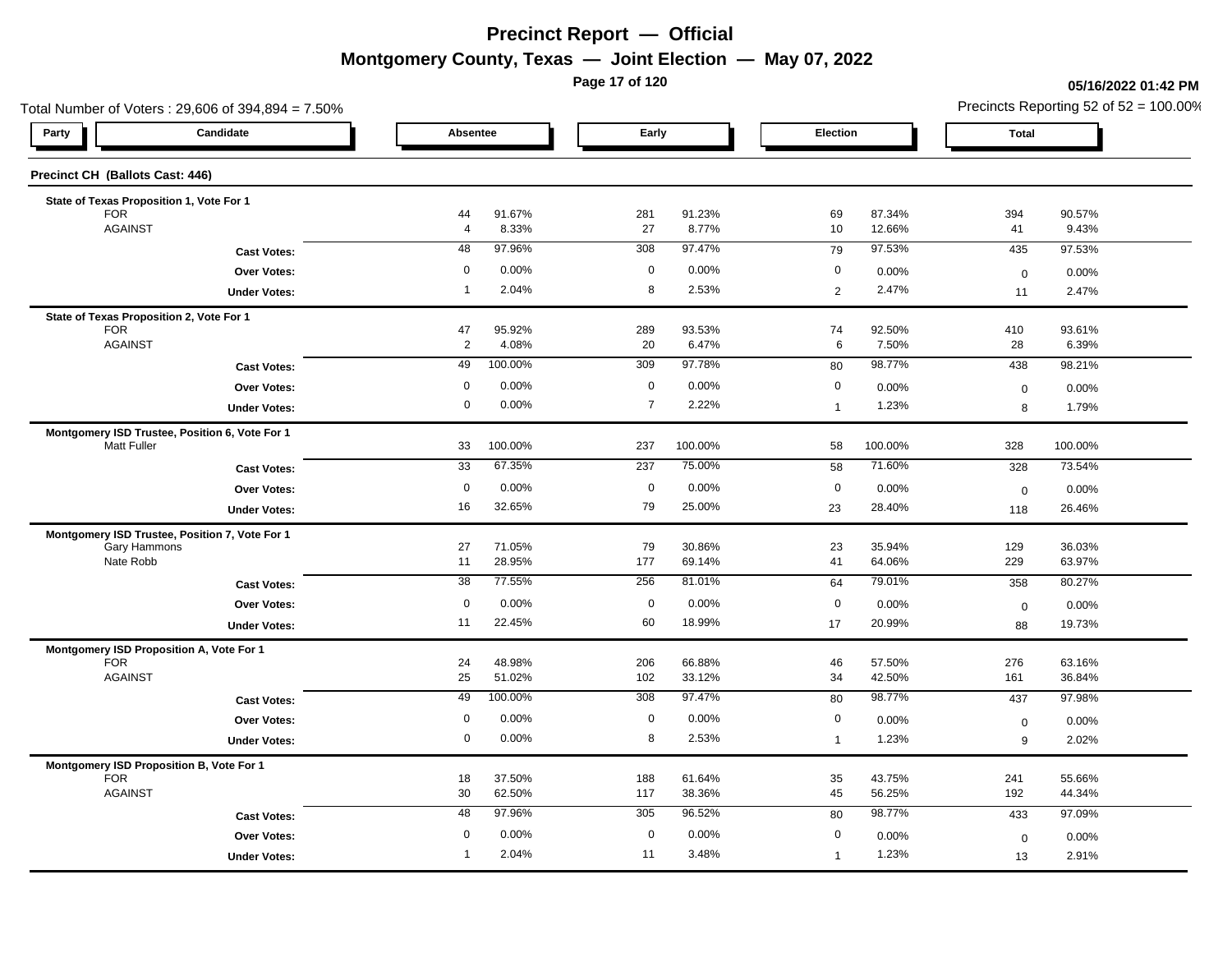# Precinct Report — Official

## Montgomery County, Texas — Joint Election — May 07, 2022

**05/16/2022 01:42 PM**

Total Number of Voters : 29,606 of 394,894 = 7.50%

Precincts Reporting 52 of 52 = 100.00%

### Precinct CH (Ballots Cast: 446)

| Party | Candidate | Absentee | | Early | | Election | | Total | |
|---|---|---|---|---|---|---|---|---|---|
| | **State of Texas Proposition 1, Vote For 1** | | | | | | | | |
| | FOR | 44 | 91.67% | 281 | 91.23% | 69 | 87.34% | 394 | 90.57% |
| | AGAINST | 4 | 8.33% | 27 | 8.77% | 10 | 12.66% | 41 | 9.43% |
| | **Cast Votes:** | 48 | 97.96% | 308 | 97.47% | 79 | 97.53% | 435 | 97.53% |
| | **Over Votes:** | 0 | 0.00% | 0 | 0.00% | 0 | 0.00% | 0 | 0.00% |
| | **Under Votes:** | 1 | 2.04% | 8 | 2.53% | 2 | 2.47% | 11 | 2.47% |
| | **State of Texas Proposition 2, Vote For 1** | | | | | | | | |
| | FOR | 47 | 95.92% | 289 | 93.53% | 74 | 92.50% | 410 | 93.61% |
| | AGAINST | 2 | 4.08% | 20 | 6.47% | 6 | 7.50% | 28 | 6.39% |
| | **Cast Votes:** | 49 | 100.00% | 309 | 97.78% | 80 | 98.77% | 438 | 98.21% |
| | **Over Votes:** | 0 | 0.00% | 0 | 0.00% | 0 | 0.00% | 0 | 0.00% |
| | **Under Votes:** | 0 | 0.00% | 7 | 2.22% | 1 | 1.23% | 8 | 1.79% |
| | **Montgomery ISD Trustee, Position 6, Vote For 1** | | | | | | | | |
| | Matt Fuller | 33 | 100.00% | 237 | 100.00% | 58 | 100.00% | 328 | 100.00% |
| | **Cast Votes:** | 33 | 67.35% | 237 | 75.00% | 58 | 71.60% | 328 | 73.54% |
| | **Over Votes:** | 0 | 0.00% | 0 | 0.00% | 0 | 0.00% | 0 | 0.00% |
| | **Under Votes:** | 16 | 32.65% | 79 | 25.00% | 23 | 28.40% | 118 | 26.46% |
| | **Montgomery ISD Trustee, Position 7, Vote For 1** | | | | | | | | |
| | Gary Hammons | 27 | 71.05% | 79 | 30.86% | 23 | 35.94% | 129 | 36.03% |
| | Nate Robb | 11 | 28.95% | 177 | 69.14% | 41 | 64.06% | 229 | 63.97% |
| | **Cast Votes:** | 38 | 77.55% | 256 | 81.01% | 64 | 79.01% | 358 | 80.27% |
| | **Over Votes:** | 0 | 0.00% | 0 | 0.00% | 0 | 0.00% | 0 | 0.00% |
| | **Under Votes:** | 11 | 22.45% | 60 | 18.99% | 17 | 20.99% | 88 | 19.73% |
| | **Montgomery ISD Proposition A, Vote For 1** | | | | | | | | |
| | FOR | 24 | 48.98% | 206 | 66.88% | 46 | 57.50% | 276 | 63.16% |
| | AGAINST | 25 | 51.02% | 102 | 33.12% | 34 | 42.50% | 161 | 36.84% |
| | **Cast Votes:** | 49 | 100.00% | 308 | 97.47% | 80 | 98.77% | 437 | 97.98% |
| | **Over Votes:** | 0 | 0.00% | 0 | 0.00% | 0 | 0.00% | 0 | 0.00% |
| | **Under Votes:** | 0 | 0.00% | 8 | 2.53% | 1 | 1.23% | 9 | 2.02% |
| | **Montgomery ISD Proposition B, Vote For 1** | | | | | | | | |
| | FOR | 18 | 37.50% | 188 | 61.64% | 35 | 43.75% | 241 | 55.66% |
| | AGAINST | 30 | 62.50% | 117 | 38.36% | 45 | 56.25% | 192 | 44.34% |
| | **Cast Votes:** | 48 | 97.96% | 305 | 96.52% | 80 | 98.77% | 433 | 97.09% |
| | **Over Votes:** | 0 | 0.00% | 0 | 0.00% | 0 | 0.00% | 0 | 0.00% |
| | **Under Votes:** | 1 | 2.04% | 11 | 3.48% | 1 | 1.23% | 13 | 2.91% |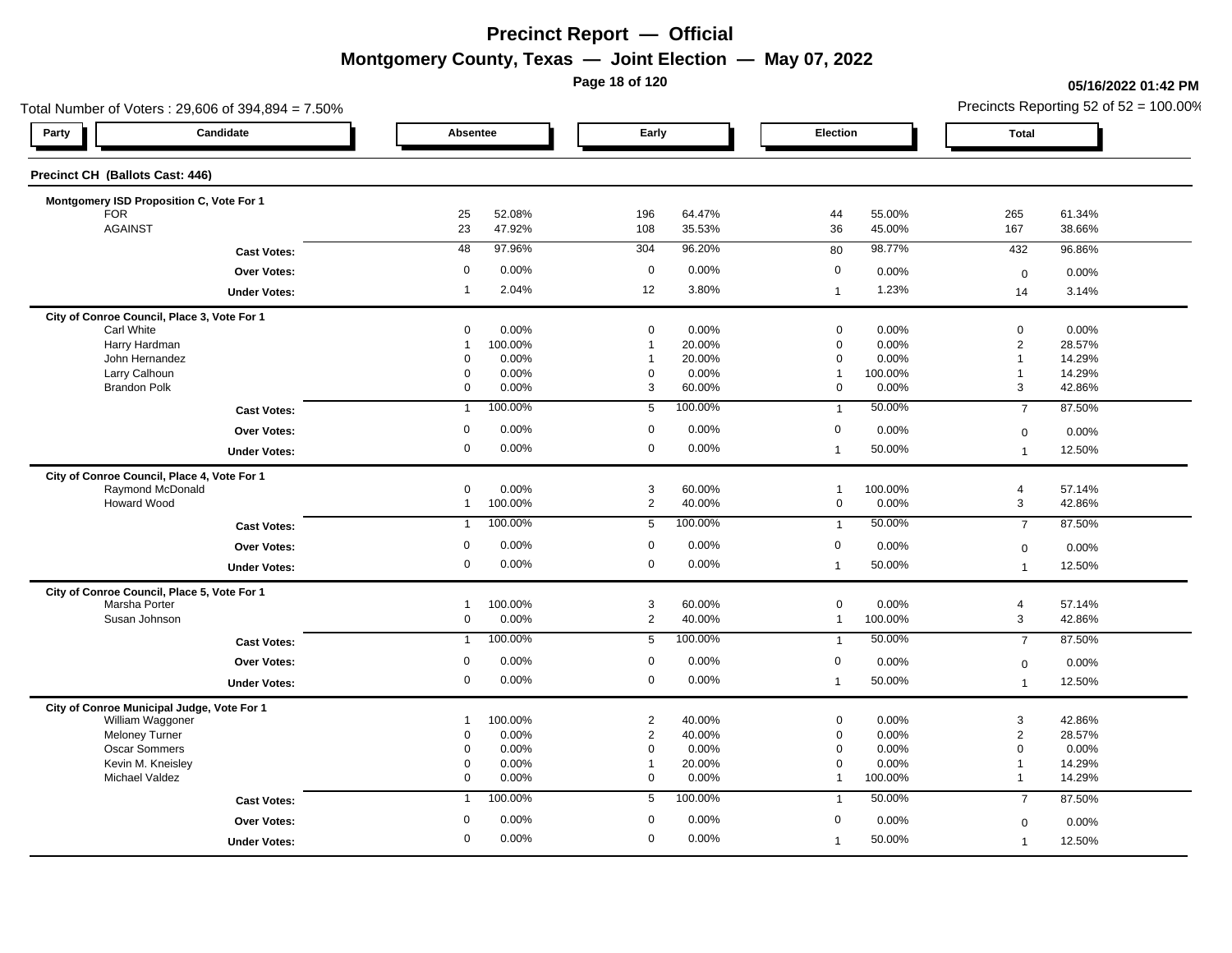# Precinct Report — Official

## Montgomery County, Texas — Joint Election — May 07, 2022

05/16/2022 01:42 PM

Total Number of Voters : 29,606 of 394,894 = 7.50%

Precincts Reporting 52 of 52 = 100.00%

### Precinct CH (Ballots Cast: 446)

| Party | Candidate | Absentee | | Early | | Election | | Total | |
|---|---|---|---|---|---|---|---|---|---|
| | **Montgomery ISD Proposition C, Vote For 1** | | | | | | | | |
| | FOR | 25 | 52.08% | 196 | 64.47% | 44 | 55.00% | 265 | 61.34% |
| | AGAINST | 23 | 47.92% | 108 | 35.53% | 36 | 45.00% | 167 | 38.66% |
| | **Cast Votes:** | 48 | 97.96% | 304 | 96.20% | 80 | 98.77% | 432 | 96.86% |
| | **Over Votes:** | 0 | 0.00% | 0 | 0.00% | 0 | 0.00% | 0 | 0.00% |
| | **Under Votes:** | 1 | 2.04% | 12 | 3.80% | 1 | 1.23% | 14 | 3.14% |
| | **City of Conroe Council, Place 3, Vote For 1** | | | | | | | | |
| | Carl White | 0 | 0.00% | 0 | 0.00% | 0 | 0.00% | 0 | 0.00% |
| | Harry Hardman | 1 | 100.00% | 1 | 20.00% | 0 | 0.00% | 2 | 28.57% |
| | John Hernandez | 0 | 0.00% | 1 | 20.00% | 0 | 0.00% | 1 | 14.29% |
| | Larry Calhoun | 0 | 0.00% | 0 | 0.00% | 1 | 100.00% | 1 | 14.29% |
| | Brandon Polk | 0 | 0.00% | 3 | 60.00% | 0 | 0.00% | 3 | 42.86% |
| | **Cast Votes:** | 1 | 100.00% | 5 | 100.00% | 1 | 50.00% | 7 | 87.50% |
| | **Over Votes:** | 0 | 0.00% | 0 | 0.00% | 0 | 0.00% | 0 | 0.00% |
| | **Under Votes:** | 0 | 0.00% | 0 | 0.00% | 1 | 50.00% | 1 | 12.50% |
| | **City of Conroe Council, Place 4, Vote For 1** | | | | | | | | |
| | Raymond McDonald | 0 | 0.00% | 3 | 60.00% | 1 | 100.00% | 4 | 57.14% |
| | Howard Wood | 1 | 100.00% | 2 | 40.00% | 0 | 0.00% | 3 | 42.86% |
| | **Cast Votes:** | 1 | 100.00% | 5 | 100.00% | 1 | 50.00% | 7 | 87.50% |
| | **Over Votes:** | 0 | 0.00% | 0 | 0.00% | 0 | 0.00% | 0 | 0.00% |
| | **Under Votes:** | 0 | 0.00% | 0 | 0.00% | 1 | 50.00% | 1 | 12.50% |
| | **City of Conroe Council, Place 5, Vote For 1** | | | | | | | | |
| | Marsha Porter | 1 | 100.00% | 3 | 60.00% | 0 | 0.00% | 4 | 57.14% |
| | Susan Johnson | 0 | 0.00% | 2 | 40.00% | 1 | 100.00% | 3 | 42.86% |
| | **Cast Votes:** | 1 | 100.00% | 5 | 100.00% | 1 | 50.00% | 7 | 87.50% |
| | **Over Votes:** | 0 | 0.00% | 0 | 0.00% | 0 | 0.00% | 0 | 0.00% |
| | **Under Votes:** | 0 | 0.00% | 0 | 0.00% | 1 | 50.00% | 1 | 12.50% |
| | **City of Conroe Municipal Judge, Vote For 1** | | | | | | | | |
| | William Waggoner | 1 | 100.00% | 2 | 40.00% | 0 | 0.00% | 3 | 42.86% |
| | Meloney Turner | 0 | 0.00% | 2 | 40.00% | 0 | 0.00% | 2 | 28.57% |
| | Oscar Sommers | 0 | 0.00% | 0 | 0.00% | 0 | 0.00% | 0 | 0.00% |
| | Kevin M. Kneisley | 0 | 0.00% | 1 | 20.00% | 0 | 0.00% | 1 | 14.29% |
| | Michael Valdez | 0 | 0.00% | 0 | 0.00% | 1 | 100.00% | 1 | 14.29% |
| | **Cast Votes:** | 1 | 100.00% | 5 | 100.00% | 1 | 50.00% | 7 | 87.50% |
| | **Over Votes:** | 0 | 0.00% | 0 | 0.00% | 0 | 0.00% | 0 | 0.00% |
| | **Under Votes:** | 0 | 0.00% | 0 | 0.00% | 1 | 50.00% | 1 | 12.50% |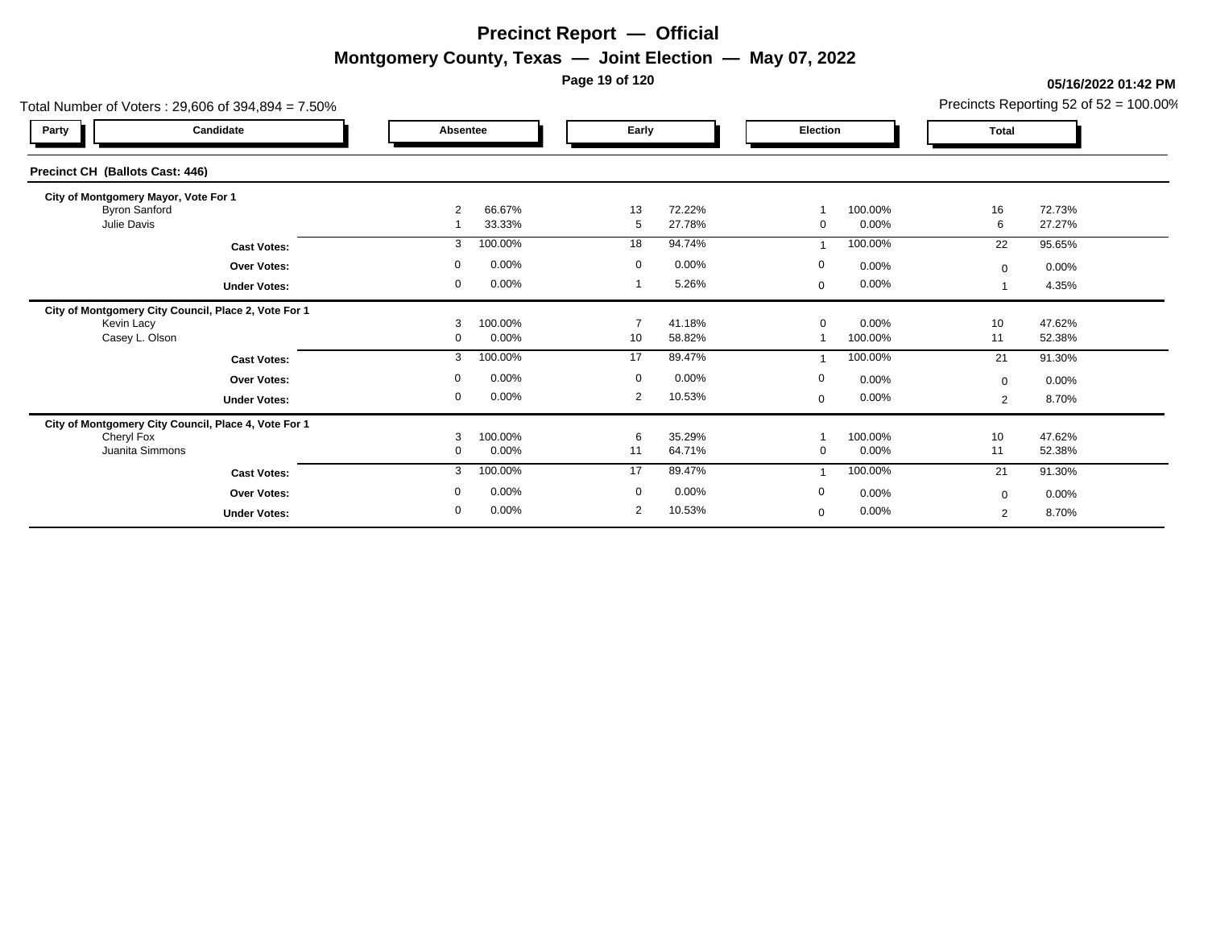# Precinct Report — Official

## Montgomery County, Texas — Joint Election — May 07, 2022

05/16/2022 01:42 PM

Total Number of Voters : 29,606 of 394,894 = 7.50%

Precincts Reporting 52 of 52 = 100.00%

### Precinct CH (Ballots Cast: 446)

| Party | Candidate | Absentee | | Early | | Election | | Total | |
|---|---|---|---|---|---|---|---|---|---|
| | **City of Montgomery Mayor, Vote For 1** | | | | | | | | |
| | Byron Sanford | 2 | 66.67% | 13 | 72.22% | 1 | 100.00% | 16 | 72.73% |
| | Julie Davis | 1 | 33.33% | 5 | 27.78% | 0 | 0.00% | 6 | 27.27% |
| | **Cast Votes:** | 3 | 100.00% | 18 | 94.74% | 1 | 100.00% | 22 | 95.65% |
| | **Over Votes:** | 0 | 0.00% | 0 | 0.00% | 0 | 0.00% | 0 | 0.00% |
| | **Under Votes:** | 0 | 0.00% | 1 | 5.26% | 0 | 0.00% | 1 | 4.35% |
| | **City of Montgomery City Council, Place 2, Vote For 1** | | | | | | | | |
| | Kevin Lacy | 3 | 100.00% | 7 | 41.18% | 0 | 0.00% | 10 | 47.62% |
| | Casey L. Olson | 0 | 0.00% | 10 | 58.82% | 1 | 100.00% | 11 | 52.38% |
| | **Cast Votes:** | 3 | 100.00% | 17 | 89.47% | 1 | 100.00% | 21 | 91.30% |
| | **Over Votes:** | 0 | 0.00% | 0 | 0.00% | 0 | 0.00% | 0 | 0.00% |
| | **Under Votes:** | 0 | 0.00% | 2 | 10.53% | 0 | 0.00% | 2 | 8.70% |
| | **City of Montgomery City Council, Place 4, Vote For 1** | | | | | | | | |
| | Cheryl Fox | 3 | 100.00% | 6 | 35.29% | 1 | 100.00% | 10 | 47.62% |
| | Juanita Simmons | 0 | 0.00% | 11 | 64.71% | 0 | 0.00% | 11 | 52.38% |
| | **Cast Votes:** | 3 | 100.00% | 17 | 89.47% | 1 | 100.00% | 21 | 91.30% |
| | **Over Votes:** | 0 | 0.00% | 0 | 0.00% | 0 | 0.00% | 0 | 0.00% |
| | **Under Votes:** | 0 | 0.00% | 2 | 10.53% | 0 | 0.00% | 2 | 8.70% |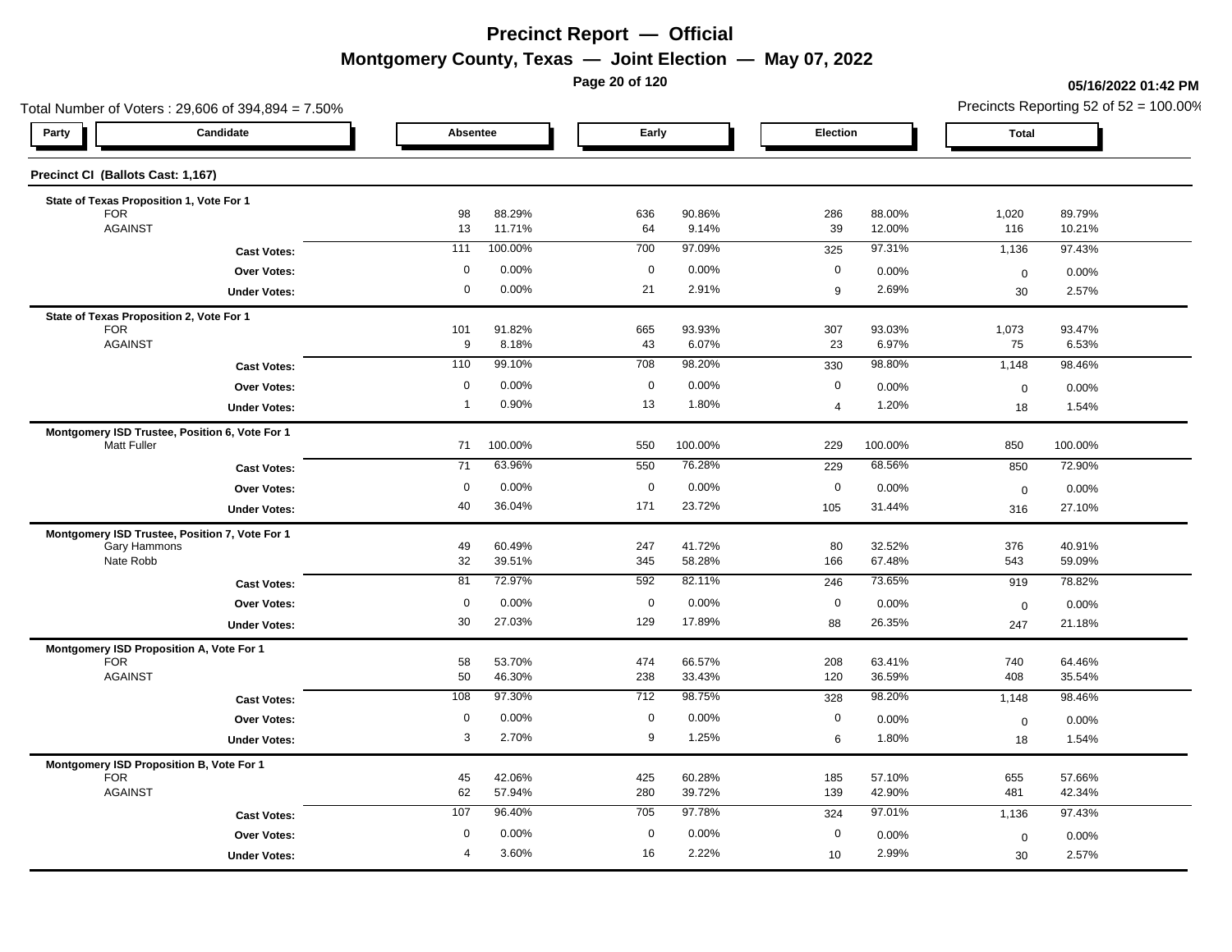# Precinct Report — Official

## Montgomery County, Texas — Joint Election — May 07, 2022

05/16/2022 01:42 PM

Total Number of Voters : 29,606 of 394,894 = 7.50%

Precincts Reporting 52 of 52 = 100.00%

| Party | Candidate | Absentee | | Early | | Election | | Total | |
|---|---|---|---|---|---|---|---|---|---|
| **Precinct CI (Ballots Cast: 1,167)** | | | | | | | | | |
| **State of Texas Proposition 1, Vote For 1** | | | | | | | | | |
| | FOR | 98 | 88.29% | 636 | 90.86% | 286 | 88.00% | 1,020 | 89.79% |
| | AGAINST | 13 | 11.71% | 64 | 9.14% | 39 | 12.00% | 116 | 10.21% |
| | **Cast Votes:** | 111 | 100.00% | 700 | 97.09% | 325 | 97.31% | 1,136 | 97.43% |
| | **Over Votes:** | 0 | 0.00% | 0 | 0.00% | 0 | 0.00% | 0 | 0.00% |
| | **Under Votes:** | 0 | 0.00% | 21 | 2.91% | 9 | 2.69% | 30 | 2.57% |
| **State of Texas Proposition 2, Vote For 1** | | | | | | | | | |
| | FOR | 101 | 91.82% | 665 | 93.93% | 307 | 93.03% | 1,073 | 93.47% |
| | AGAINST | 9 | 8.18% | 43 | 6.07% | 23 | 6.97% | 75 | 6.53% |
| | **Cast Votes:** | 110 | 99.10% | 708 | 98.20% | 330 | 98.80% | 1,148 | 98.46% |
| | **Over Votes:** | 0 | 0.00% | 0 | 0.00% | 0 | 0.00% | 0 | 0.00% |
| | **Under Votes:** | 1 | 0.90% | 13 | 1.80% | 4 | 1.20% | 18 | 1.54% |
| **Montgomery ISD Trustee, Position 6, Vote For 1** | | | | | | | | | |
| | Matt Fuller | 71 | 100.00% | 550 | 100.00% | 229 | 100.00% | 850 | 100.00% |
| | **Cast Votes:** | 71 | 63.96% | 550 | 76.28% | 229 | 68.56% | 850 | 72.90% |
| | **Over Votes:** | 0 | 0.00% | 0 | 0.00% | 0 | 0.00% | 0 | 0.00% |
| | **Under Votes:** | 40 | 36.04% | 171 | 23.72% | 105 | 31.44% | 316 | 27.10% |
| **Montgomery ISD Trustee, Position 7, Vote For 1** | | | | | | | | | |
| | Gary Hammons | 49 | 60.49% | 247 | 41.72% | 80 | 32.52% | 376 | 40.91% |
| | Nate Robb | 32 | 39.51% | 345 | 58.28% | 166 | 67.48% | 543 | 59.09% |
| | **Cast Votes:** | 81 | 72.97% | 592 | 82.11% | 246 | 73.65% | 919 | 78.82% |
| | **Over Votes:** | 0 | 0.00% | 0 | 0.00% | 0 | 0.00% | 0 | 0.00% |
| | **Under Votes:** | 30 | 27.03% | 129 | 17.89% | 88 | 26.35% | 247 | 21.18% |
| **Montgomery ISD Proposition A, Vote For 1** | | | | | | | | | |
| | FOR | 58 | 53.70% | 474 | 66.57% | 208 | 63.41% | 740 | 64.46% |
| | AGAINST | 50 | 46.30% | 238 | 33.43% | 120 | 36.59% | 408 | 35.54% |
| | **Cast Votes:** | 108 | 97.30% | 712 | 98.75% | 328 | 98.20% | 1,148 | 98.46% |
| | **Over Votes:** | 0 | 0.00% | 0 | 0.00% | 0 | 0.00% | 0 | 0.00% |
| | **Under Votes:** | 3 | 2.70% | 9 | 1.25% | 6 | 1.80% | 18 | 1.54% |
| **Montgomery ISD Proposition B, Vote For 1** | | | | | | | | | |
| | FOR | 45 | 42.06% | 425 | 60.28% | 185 | 57.10% | 655 | 57.66% |
| | AGAINST | 62 | 57.94% | 280 | 39.72% | 139 | 42.90% | 481 | 42.34% |
| | **Cast Votes:** | 107 | 96.40% | 705 | 97.78% | 324 | 97.01% | 1,136 | 97.43% |
| | **Over Votes:** | 0 | 0.00% | 0 | 0.00% | 0 | 0.00% | 0 | 0.00% |
| | **Under Votes:** | 4 | 3.60% | 16 | 2.22% | 10 | 2.99% | 30 | 2.57% |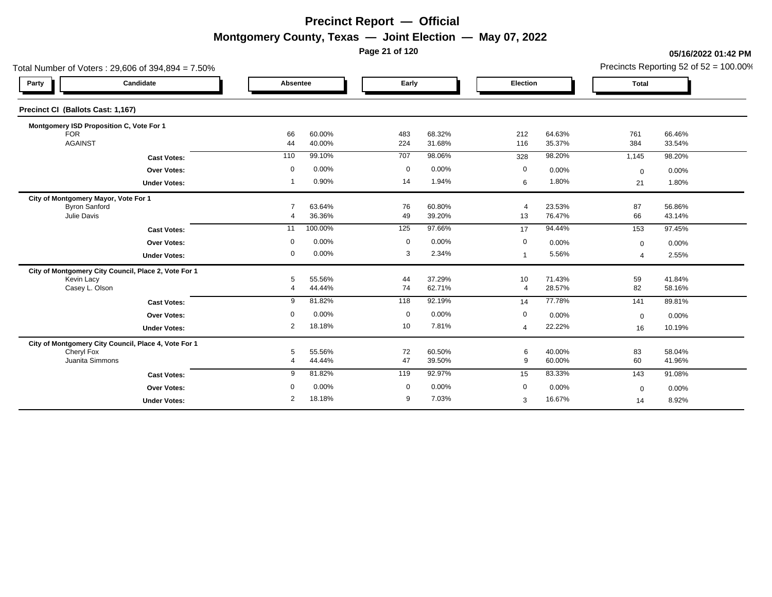# Precinct Report — Official

## Montgomery County, Texas — Joint Election — May 07, 2022

05/16/2022 01:42 PM

Total Number of Voters : 29,606 of 394,894 = 7.50%

Precincts Reporting 52 of 52 = 100.00%

### Precinct CI (Ballots Cast: 1,167)

| Party | Candidate | Absentee | | Early | | Election | | Total | |
|---|---|---|---|---|---|---|---|---|---|
| **Montgomery ISD Proposition C, Vote For 1** | | | | | | | | | |
| | FOR | 66 | 60.00% | 483 | 68.32% | 212 | 64.63% | 761 | 66.46% |
| | AGAINST | 44 | 40.00% | 224 | 31.68% | 116 | 35.37% | 384 | 33.54% |
| | **Cast Votes:** | 110 | 99.10% | 707 | 98.06% | 328 | 98.20% | 1,145 | 98.20% |
| | **Over Votes:** | 0 | 0.00% | 0 | 0.00% | 0 | 0.00% | 0 | 0.00% |
| | **Under Votes:** | 1 | 0.90% | 14 | 1.94% | 6 | 1.80% | 21 | 1.80% |
| **City of Montgomery Mayor, Vote For 1** | | | | | | | | | |
| | Byron Sanford | 7 | 63.64% | 76 | 60.80% | 4 | 23.53% | 87 | 56.86% |
| | Julie Davis | 4 | 36.36% | 49 | 39.20% | 13 | 76.47% | 66 | 43.14% |
| | **Cast Votes:** | 11 | 100.00% | 125 | 97.66% | 17 | 94.44% | 153 | 97.45% |
| | **Over Votes:** | 0 | 0.00% | 0 | 0.00% | 0 | 0.00% | 0 | 0.00% |
| | **Under Votes:** | 0 | 0.00% | 3 | 2.34% | 1 | 5.56% | 4 | 2.55% |
| **City of Montgomery City Council, Place 2, Vote For 1** | | | | | | | | | |
| | Kevin Lacy | 5 | 55.56% | 44 | 37.29% | 10 | 71.43% | 59 | 41.84% |
| | Casey L. Olson | 4 | 44.44% | 74 | 62.71% | 4 | 28.57% | 82 | 58.16% |
| | **Cast Votes:** | 9 | 81.82% | 118 | 92.19% | 14 | 77.78% | 141 | 89.81% |
| | **Over Votes:** | 0 | 0.00% | 0 | 0.00% | 0 | 0.00% | 0 | 0.00% |
| | **Under Votes:** | 2 | 18.18% | 10 | 7.81% | 4 | 22.22% | 16 | 10.19% |
| **City of Montgomery City Council, Place 4, Vote For 1** | | | | | | | | | |
| | Cheryl Fox | 5 | 55.56% | 72 | 60.50% | 6 | 40.00% | 83 | 58.04% |
| | Juanita Simmons | 4 | 44.44% | 47 | 39.50% | 9 | 60.00% | 60 | 41.96% |
| | **Cast Votes:** | 9 | 81.82% | 119 | 92.97% | 15 | 83.33% | 143 | 91.08% |
| | **Over Votes:** | 0 | 0.00% | 0 | 0.00% | 0 | 0.00% | 0 | 0.00% |
| | **Under Votes:** | 2 | 18.18% | 9 | 7.03% | 3 | 16.67% | 14 | 8.92% |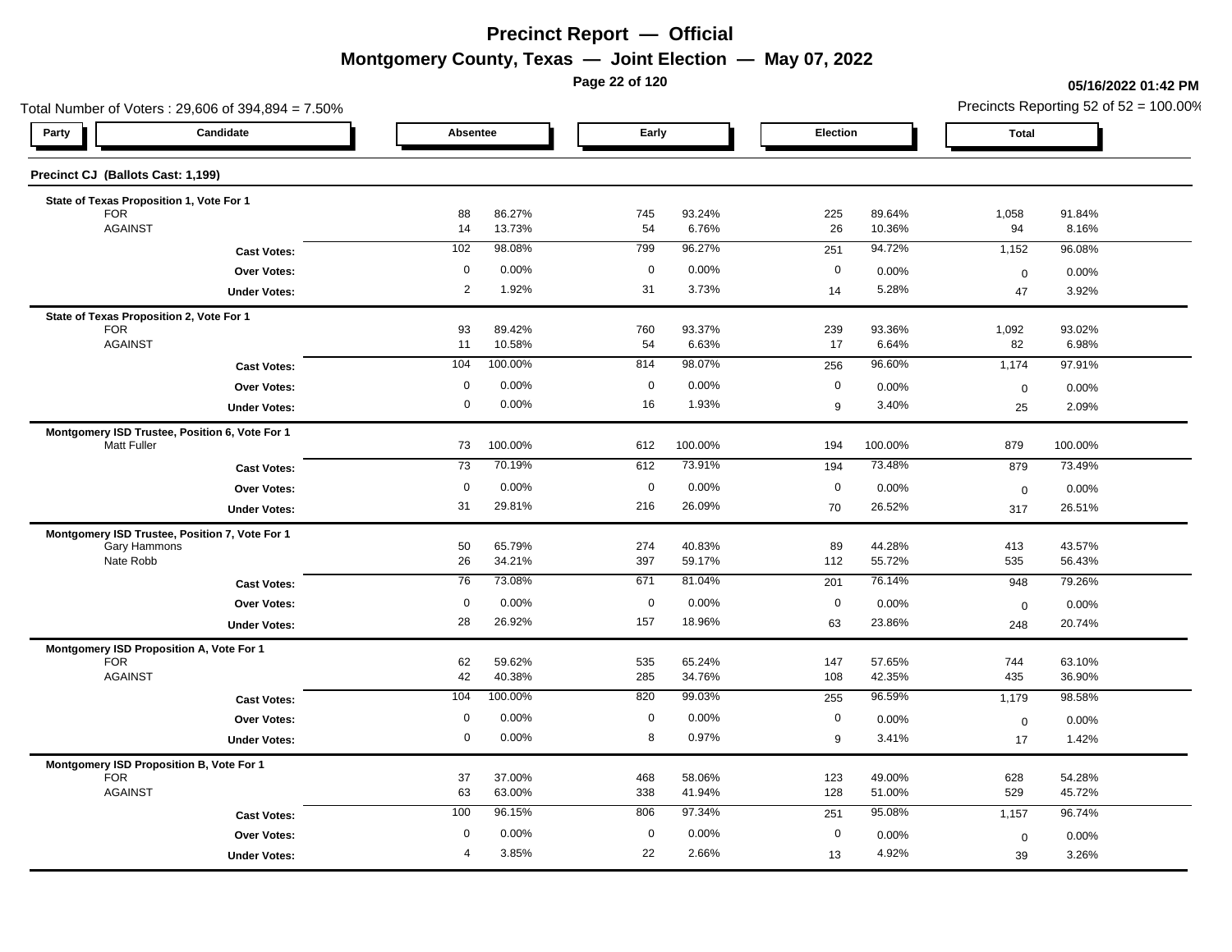# Precinct Report — Official

## Montgomery County, Texas — Joint Election — May 07, 2022

**05/16/2022 01:42 PM**

Total Number of Voters : 29,606 of 394,894 = 7.50%

Precincts Reporting 52 of 52 = 100.00%

### Precinct CJ (Ballots Cast: 1,199)

| Party | Candidate | Absentee | | Early | | Election | | Total | |
|---|---|---|---|---|---|---|---|---|---|
| | **State of Texas Proposition 1, Vote For 1** | | | | | | | | |
| | FOR | 88 | 86.27% | 745 | 93.24% | 225 | 89.64% | 1,058 | 91.84% |
| | AGAINST | 14 | 13.73% | 54 | 6.76% | 26 | 10.36% | 94 | 8.16% |
| | **Cast Votes:** | 102 | 98.08% | 799 | 96.27% | 251 | 94.72% | 1,152 | 96.08% |
| | **Over Votes:** | 0 | 0.00% | 0 | 0.00% | 0 | 0.00% | 0 | 0.00% |
| | **Under Votes:** | 2 | 1.92% | 31 | 3.73% | 14 | 5.28% | 47 | 3.92% |
| | **State of Texas Proposition 2, Vote For 1** | | | | | | | | |
| | FOR | 93 | 89.42% | 760 | 93.37% | 239 | 93.36% | 1,092 | 93.02% |
| | AGAINST | 11 | 10.58% | 54 | 6.63% | 17 | 6.64% | 82 | 6.98% |
| | **Cast Votes:** | 104 | 100.00% | 814 | 98.07% | 256 | 96.60% | 1,174 | 97.91% |
| | **Over Votes:** | 0 | 0.00% | 0 | 0.00% | 0 | 0.00% | 0 | 0.00% |
| | **Under Votes:** | 0 | 0.00% | 16 | 1.93% | 9 | 3.40% | 25 | 2.09% |
| | **Montgomery ISD Trustee, Position 6, Vote For 1** | | | | | | | | |
| | Matt Fuller | 73 | 100.00% | 612 | 100.00% | 194 | 100.00% | 879 | 100.00% |
| | **Cast Votes:** | 73 | 70.19% | 612 | 73.91% | 194 | 73.48% | 879 | 73.49% |
| | **Over Votes:** | 0 | 0.00% | 0 | 0.00% | 0 | 0.00% | 0 | 0.00% |
| | **Under Votes:** | 31 | 29.81% | 216 | 26.09% | 70 | 26.52% | 317 | 26.51% |
| | **Montgomery ISD Trustee, Position 7, Vote For 1** | | | | | | | | |
| | Gary Hammons | 50 | 65.79% | 274 | 40.83% | 89 | 44.28% | 413 | 43.57% |
| | Nate Robb | 26 | 34.21% | 397 | 59.17% | 112 | 55.72% | 535 | 56.43% |
| | **Cast Votes:** | 76 | 73.08% | 671 | 81.04% | 201 | 76.14% | 948 | 79.26% |
| | **Over Votes:** | 0 | 0.00% | 0 | 0.00% | 0 | 0.00% | 0 | 0.00% |
| | **Under Votes:** | 28 | 26.92% | 157 | 18.96% | 63 | 23.86% | 248 | 20.74% |
| | **Montgomery ISD Proposition A, Vote For 1** | | | | | | | | |
| | FOR | 62 | 59.62% | 535 | 65.24% | 147 | 57.65% | 744 | 63.10% |
| | AGAINST | 42 | 40.38% | 285 | 34.76% | 108 | 42.35% | 435 | 36.90% |
| | **Cast Votes:** | 104 | 100.00% | 820 | 99.03% | 255 | 96.59% | 1,179 | 98.58% |
| | **Over Votes:** | 0 | 0.00% | 0 | 0.00% | 0 | 0.00% | 0 | 0.00% |
| | **Under Votes:** | 0 | 0.00% | 8 | 0.97% | 9 | 3.41% | 17 | 1.42% |
| | **Montgomery ISD Proposition B, Vote For 1** | | | | | | | | |
| | FOR | 37 | 37.00% | 468 | 58.06% | 123 | 49.00% | 628 | 54.28% |
| | AGAINST | 63 | 63.00% | 338 | 41.94% | 128 | 51.00% | 529 | 45.72% |
| | **Cast Votes:** | 100 | 96.15% | 806 | 97.34% | 251 | 95.08% | 1,157 | 96.74% |
| | **Over Votes:** | 0 | 0.00% | 0 | 0.00% | 0 | 0.00% | 0 | 0.00% |
| | **Under Votes:** | 4 | 3.85% | 22 | 2.66% | 13 | 4.92% | 39 | 3.26% |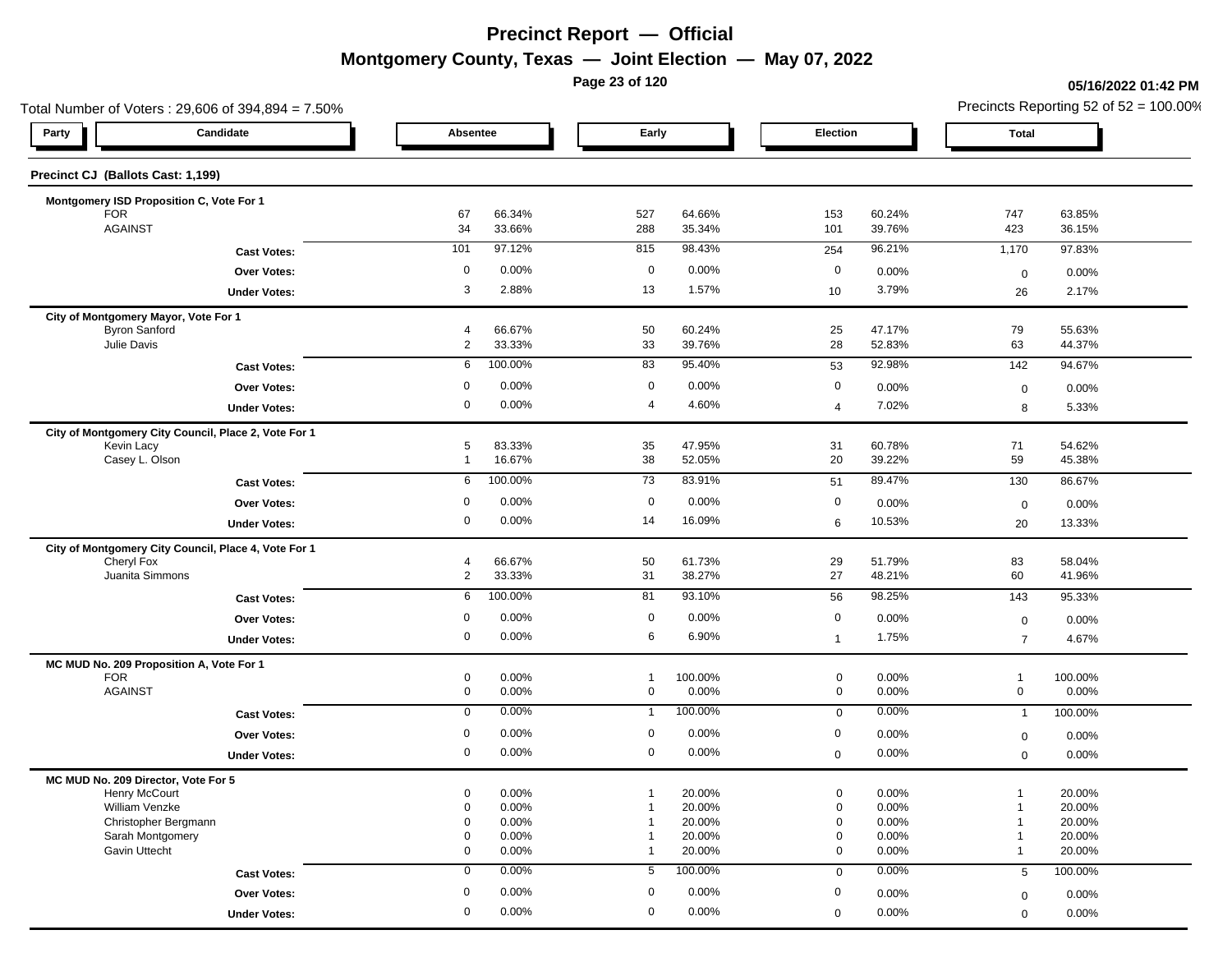# Precinct Report — Official

## Montgomery County, Texas — Joint Election — May 07, 2022

05/16/2022 01:42 PM

Total Number of Voters : 29,606 of 394,894 = 7.50%

Precincts Reporting 52 of 52 = 100.00%

| Party | Candidate | Absentee | | Early | | Election | | Total | |
|---|---|---|---|---|---|---|---|---|---|
| **Precinct CJ (Ballots Cast: 1,199)** | | | | | | | | | |
| **Montgomery ISD Proposition C, Vote For 1** | | | | | | | | | |
| | FOR | 67 | 66.34% | 527 | 64.66% | 153 | 60.24% | 747 | 63.85% |
| | AGAINST | 34 | 33.66% | 288 | 35.34% | 101 | 39.76% | 423 | 36.15% |
| | **Cast Votes:** | 101 | 97.12% | 815 | 98.43% | 254 | 96.21% | 1,170 | 97.83% |
| | **Over Votes:** | 0 | 0.00% | 0 | 0.00% | 0 | 0.00% | 0 | 0.00% |
| | **Under Votes:** | 3 | 2.88% | 13 | 1.57% | 10 | 3.79% | 26 | 2.17% |
| **City of Montgomery Mayor, Vote For 1** | | | | | | | | | |
| | Byron Sanford | 4 | 66.67% | 50 | 60.24% | 25 | 47.17% | 79 | 55.63% |
| | Julie Davis | 2 | 33.33% | 33 | 39.76% | 28 | 52.83% | 63 | 44.37% |
| | **Cast Votes:** | 6 | 100.00% | 83 | 95.40% | 53 | 92.98% | 142 | 94.67% |
| | **Over Votes:** | 0 | 0.00% | 0 | 0.00% | 0 | 0.00% | 0 | 0.00% |
| | **Under Votes:** | 0 | 0.00% | 4 | 4.60% | 4 | 7.02% | 8 | 5.33% |
| **City of Montgomery City Council, Place 2, Vote For 1** | | | | | | | | | |
| | Kevin Lacy | 5 | 83.33% | 35 | 47.95% | 31 | 60.78% | 71 | 54.62% |
| | Casey L. Olson | 1 | 16.67% | 38 | 52.05% | 20 | 39.22% | 59 | 45.38% |
| | **Cast Votes:** | 6 | 100.00% | 73 | 83.91% | 51 | 89.47% | 130 | 86.67% |
| | **Over Votes:** | 0 | 0.00% | 0 | 0.00% | 0 | 0.00% | 0 | 0.00% |
| | **Under Votes:** | 0 | 0.00% | 14 | 16.09% | 6 | 10.53% | 20 | 13.33% |
| **City of Montgomery City Council, Place 4, Vote For 1** | | | | | | | | | |
| | Cheryl Fox | 4 | 66.67% | 50 | 61.73% | 29 | 51.79% | 83 | 58.04% |
| | Juanita Simmons | 2 | 33.33% | 31 | 38.27% | 27 | 48.21% | 60 | 41.96% |
| | **Cast Votes:** | 6 | 100.00% | 81 | 93.10% | 56 | 98.25% | 143 | 95.33% |
| | **Over Votes:** | 0 | 0.00% | 0 | 0.00% | 0 | 0.00% | 0 | 0.00% |
| | **Under Votes:** | 0 | 0.00% | 6 | 6.90% | 1 | 1.75% | 7 | 4.67% |
| **MC MUD No. 209 Proposition A, Vote For 1** | | | | | | | | | |
| | FOR | 0 | 0.00% | 1 | 100.00% | 0 | 0.00% | 1 | 100.00% |
| | AGAINST | 0 | 0.00% | 0 | 0.00% | 0 | 0.00% | 0 | 0.00% |
| | **Cast Votes:** | 0 | 0.00% | 1 | 100.00% | 0 | 0.00% | 1 | 100.00% |
| | **Over Votes:** | 0 | 0.00% | 0 | 0.00% | 0 | 0.00% | 0 | 0.00% |
| | **Under Votes:** | 0 | 0.00% | 0 | 0.00% | 0 | 0.00% | 0 | 0.00% |
| **MC MUD No. 209 Director, Vote For 5** | | | | | | | | | |
| | Henry McCourt | 0 | 0.00% | 1 | 20.00% | 0 | 0.00% | 1 | 20.00% |
| | William Venzke | 0 | 0.00% | 1 | 20.00% | 0 | 0.00% | 1 | 20.00% |
| | Christopher Bergmann | 0 | 0.00% | 1 | 20.00% | 0 | 0.00% | 1 | 20.00% |
| | Sarah Montgomery | 0 | 0.00% | 1 | 20.00% | 0 | 0.00% | 1 | 20.00% |
| | Gavin Uttecht | 0 | 0.00% | 1 | 20.00% | 0 | 0.00% | 1 | 20.00% |
| | **Cast Votes:** | 0 | 0.00% | 5 | 100.00% | 0 | 0.00% | 5 | 100.00% |
| | **Over Votes:** | 0 | 0.00% | 0 | 0.00% | 0 | 0.00% | 0 | 0.00% |
| | **Under Votes:** | 0 | 0.00% | 0 | 0.00% | 0 | 0.00% | 0 | 0.00% |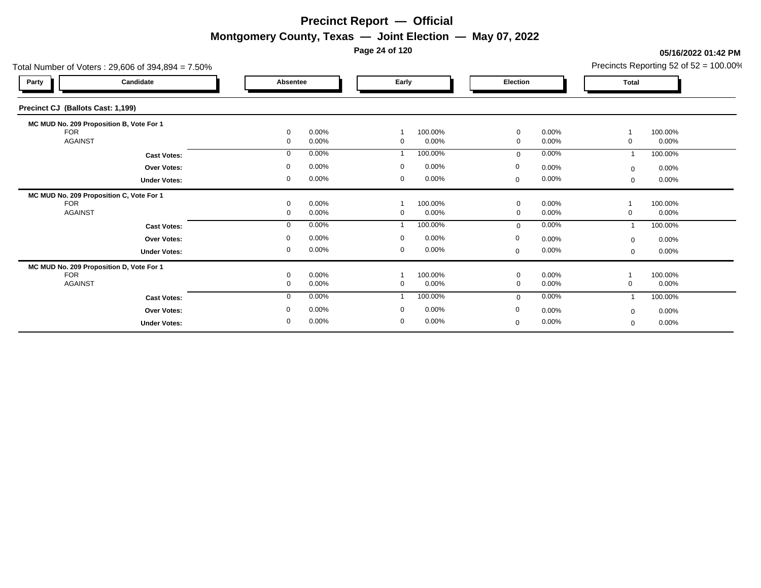# Precinct Report — Official

## Montgomery County, Texas — Joint Election — May 07, 2022

05/16/2022 01:42 PM

Total Number of Voters : 29,606 of 394,894 = 7.50%

Precincts Reporting 52 of 52 = 100.00%

### Precinct CJ (Ballots Cast: 1,199)

| Party | Candidate | Absentee | | Early | | Election | | Total | |
|---|---|---|---|---|---|---|---|---|---|
| | **MC MUD No. 209 Proposition B, Vote For 1** | | | | | | | | |
| | FOR | 0 | 0.00% | 1 | 100.00% | 0 | 0.00% | 1 | 100.00% |
| | AGAINST | 0 | 0.00% | 0 | 0.00% | 0 | 0.00% | 0 | 0.00% |
| | **Cast Votes:** | 0 | 0.00% | 1 | 100.00% | 0 | 0.00% | 1 | 100.00% |
| | **Over Votes:** | 0 | 0.00% | 0 | 0.00% | 0 | 0.00% | 0 | 0.00% |
| | **Under Votes:** | 0 | 0.00% | 0 | 0.00% | 0 | 0.00% | 0 | 0.00% |
| | **MC MUD No. 209 Proposition C, Vote For 1** | | | | | | | | |
| | FOR | 0 | 0.00% | 1 | 100.00% | 0 | 0.00% | 1 | 100.00% |
| | AGAINST | 0 | 0.00% | 0 | 0.00% | 0 | 0.00% | 0 | 0.00% |
| | **Cast Votes:** | 0 | 0.00% | 1 | 100.00% | 0 | 0.00% | 1 | 100.00% |
| | **Over Votes:** | 0 | 0.00% | 0 | 0.00% | 0 | 0.00% | 0 | 0.00% |
| | **Under Votes:** | 0 | 0.00% | 0 | 0.00% | 0 | 0.00% | 0 | 0.00% |
| | **MC MUD No. 209 Proposition D, Vote For 1** | | | | | | | | |
| | FOR | 0 | 0.00% | 1 | 100.00% | 0 | 0.00% | 1 | 100.00% |
| | AGAINST | 0 | 0.00% | 0 | 0.00% | 0 | 0.00% | 0 | 0.00% |
| | **Cast Votes:** | 0 | 0.00% | 1 | 100.00% | 0 | 0.00% | 1 | 100.00% |
| | **Over Votes:** | 0 | 0.00% | 0 | 0.00% | 0 | 0.00% | 0 | 0.00% |
| | **Under Votes:** | 0 | 0.00% | 0 | 0.00% | 0 | 0.00% | 0 | 0.00% |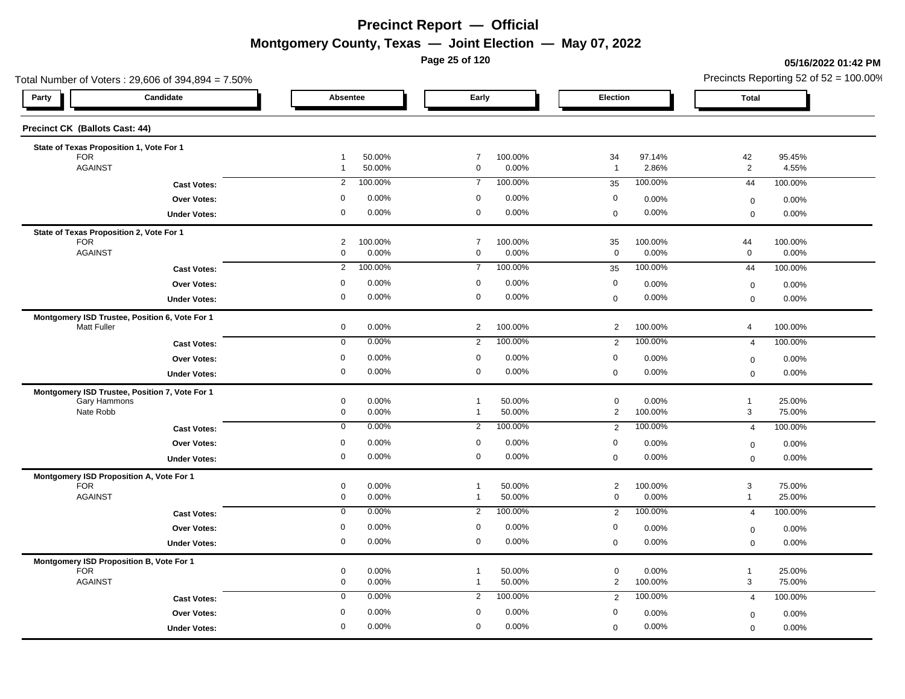# Precinct Report — Official

## Montgomery County, Texas — Joint Election — May 07, 2022

05/16/2022 01:42 PM

Total Number of Voters : 29,606 of 394,894 = 7.50%

Precincts Reporting 52 of 52 = 100.00%

### Precinct CK (Ballots Cast: 44)

| Party | Candidate | Absentee | | Early | | Election | | Total | |
|---|---|---|---|---|---|---|---|---|---|
| **State of Texas Proposition 1, Vote For 1** | | | | | | | | | |
| | FOR | 1 | 50.00% | 7 | 100.00% | 34 | 97.14% | 42 | 95.45% |
| | AGAINST | 1 | 50.00% | 0 | 0.00% | 1 | 2.86% | 2 | 4.55% |
| | **Cast Votes:** | 2 | 100.00% | 7 | 100.00% | 35 | 100.00% | 44 | 100.00% |
| | **Over Votes:** | 0 | 0.00% | 0 | 0.00% | 0 | 0.00% | 0 | 0.00% |
| | **Under Votes:** | 0 | 0.00% | 0 | 0.00% | 0 | 0.00% | 0 | 0.00% |
| **State of Texas Proposition 2, Vote For 1** | | | | | | | | | |
| | FOR | 2 | 100.00% | 7 | 100.00% | 35 | 100.00% | 44 | 100.00% |
| | AGAINST | 0 | 0.00% | 0 | 0.00% | 0 | 0.00% | 0 | 0.00% |
| | **Cast Votes:** | 2 | 100.00% | 7 | 100.00% | 35 | 100.00% | 44 | 100.00% |
| | **Over Votes:** | 0 | 0.00% | 0 | 0.00% | 0 | 0.00% | 0 | 0.00% |
| | **Under Votes:** | 0 | 0.00% | 0 | 0.00% | 0 | 0.00% | 0 | 0.00% |
| **Montgomery ISD Trustee, Position 6, Vote For 1** | | | | | | | | | |
| | Matt Fuller | 0 | 0.00% | 2 | 100.00% | 2 | 100.00% | 4 | 100.00% |
| | **Cast Votes:** | 0 | 0.00% | 2 | 100.00% | 2 | 100.00% | 4 | 100.00% |
| | **Over Votes:** | 0 | 0.00% | 0 | 0.00% | 0 | 0.00% | 0 | 0.00% |
| | **Under Votes:** | 0 | 0.00% | 0 | 0.00% | 0 | 0.00% | 0 | 0.00% |
| **Montgomery ISD Trustee, Position 7, Vote For 1** | | | | | | | | | |
| | Gary Hammons | 0 | 0.00% | 1 | 50.00% | 0 | 0.00% | 1 | 25.00% |
| | Nate Robb | 0 | 0.00% | 1 | 50.00% | 2 | 100.00% | 3 | 75.00% |
| | **Cast Votes:** | 0 | 0.00% | 2 | 100.00% | 2 | 100.00% | 4 | 100.00% |
| | **Over Votes:** | 0 | 0.00% | 0 | 0.00% | 0 | 0.00% | 0 | 0.00% |
| | **Under Votes:** | 0 | 0.00% | 0 | 0.00% | 0 | 0.00% | 0 | 0.00% |
| **Montgomery ISD Proposition A, Vote For 1** | | | | | | | | | |
| | FOR | 0 | 0.00% | 1 | 50.00% | 2 | 100.00% | 3 | 75.00% |
| | AGAINST | 0 | 0.00% | 1 | 50.00% | 0 | 0.00% | 1 | 25.00% |
| | **Cast Votes:** | 0 | 0.00% | 2 | 100.00% | 2 | 100.00% | 4 | 100.00% |
| | **Over Votes:** | 0 | 0.00% | 0 | 0.00% | 0 | 0.00% | 0 | 0.00% |
| | **Under Votes:** | 0 | 0.00% | 0 | 0.00% | 0 | 0.00% | 0 | 0.00% |
| **Montgomery ISD Proposition B, Vote For 1** | | | | | | | | | |
| | FOR | 0 | 0.00% | 1 | 50.00% | 0 | 0.00% | 1 | 25.00% |
| | AGAINST | 0 | 0.00% | 1 | 50.00% | 2 | 100.00% | 3 | 75.00% |
| | **Cast Votes:** | 0 | 0.00% | 2 | 100.00% | 2 | 100.00% | 4 | 100.00% |
| | **Over Votes:** | 0 | 0.00% | 0 | 0.00% | 0 | 0.00% | 0 | 0.00% |
| | **Under Votes:** | 0 | 0.00% | 0 | 0.00% | 0 | 0.00% | 0 | 0.00% |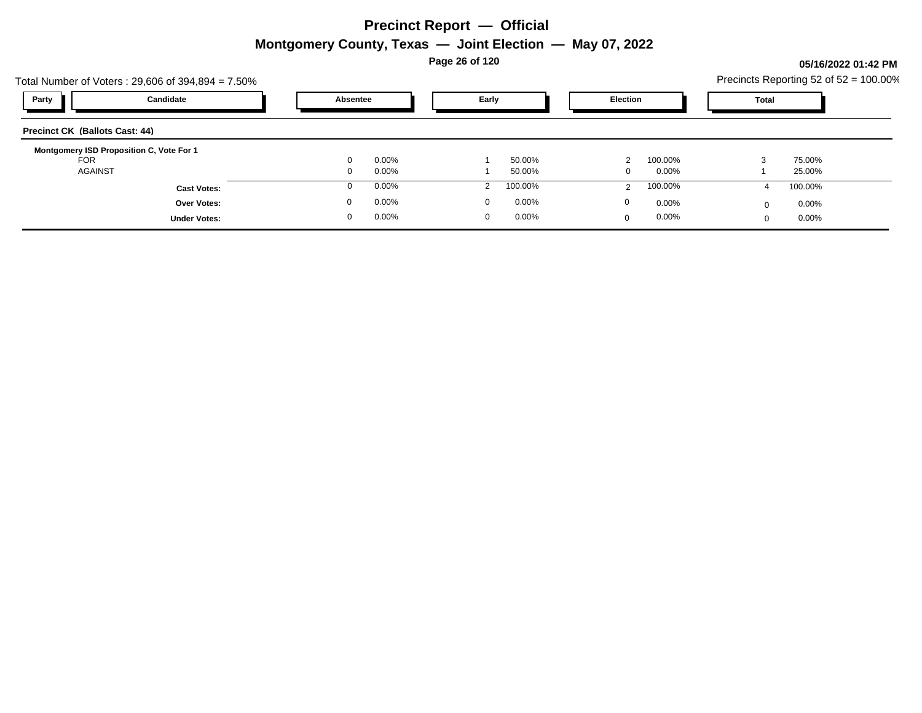# Precinct Report — Official

## Montgomery County, Texas — Joint Election — May 07, 2022

05/16/2022 01:42 PM

Total Number of Voters : 29,606 of 394,894 = 7.50%

Precincts Reporting 52 of 52 = 100.00%

| Party | Candidate | Absentee | | Early | | Election | | Total | |
|---|---|---|---|---|---|---|---|---|---|
| **Precinct CK (Ballots Cast: 44)** | | | | | | | | | |
| **Montgomery ISD Proposition C, Vote For 1** | | | | | | | | | |
| | FOR | 0 | 0.00% | 1 | 50.00% | 2 | 100.00% | 3 | 75.00% |
| | AGAINST | 0 | 0.00% | 1 | 50.00% | 0 | 0.00% | 1 | 25.00% |
| | **Cast Votes:** | 0 | 0.00% | 2 | 100.00% | 2 | 100.00% | 4 | 100.00% |
| | **Over Votes:** | 0 | 0.00% | 0 | 0.00% | 0 | 0.00% | 0 | 0.00% |
| | **Under Votes:** | 0 | 0.00% | 0 | 0.00% | 0 | 0.00% | 0 | 0.00% |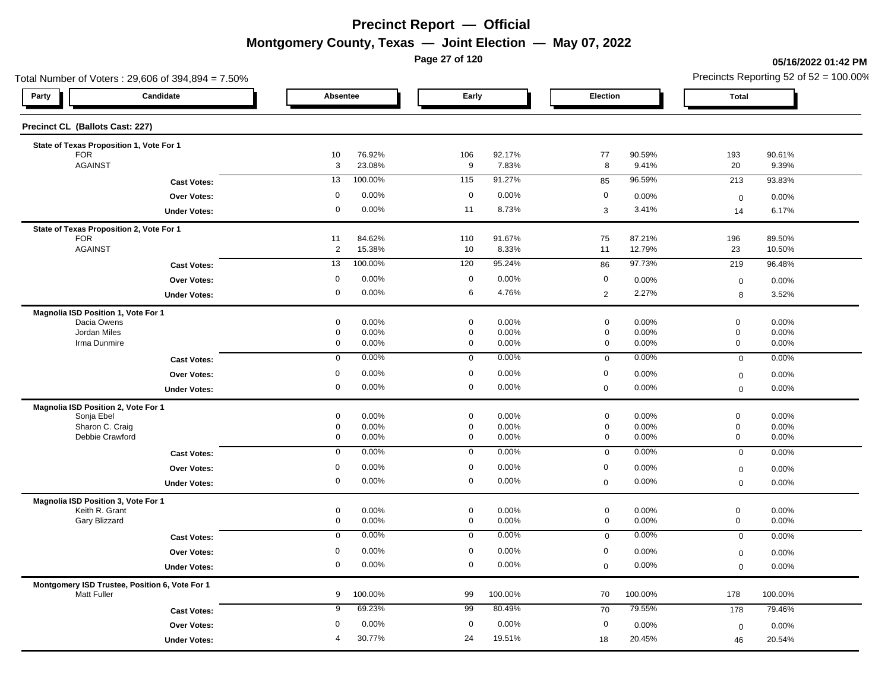# Precinct Report — Official

## Montgomery County, Texas — Joint Election — May 07, 2022

**05/16/2022 01:42 PM**

Total Number of Voters : 29,606 of 394,894 = 7.50%

Precincts Reporting 52 of 52 = 100.00%

### Precinct CL (Ballots Cast: 227)

| Party | Candidate | Absentee | | Early | | Election | | Total | |
|---|---|---|---|---|---|---|---|---|---|
| **State of Texas Proposition 1, Vote For 1** | | | | | | | | | |
| | FOR | 10 | 76.92% | 106 | 92.17% | 77 | 90.59% | 193 | 90.61% |
| | AGAINST | 3 | 23.08% | 9 | 7.83% | 8 | 9.41% | 20 | 9.39% |
| | **Cast Votes:** | 13 | 100.00% | 115 | 91.27% | 85 | 96.59% | 213 | 93.83% |
| | **Over Votes:** | 0 | 0.00% | 0 | 0.00% | 0 | 0.00% | 0 | 0.00% |
| | **Under Votes:** | 0 | 0.00% | 11 | 8.73% | 3 | 3.41% | 14 | 6.17% |
| **State of Texas Proposition 2, Vote For 1** | | | | | | | | | |
| | FOR | 11 | 84.62% | 110 | 91.67% | 75 | 87.21% | 196 | 89.50% |
| | AGAINST | 2 | 15.38% | 10 | 8.33% | 11 | 12.79% | 23 | 10.50% |
| | **Cast Votes:** | 13 | 100.00% | 120 | 95.24% | 86 | 97.73% | 219 | 96.48% |
| | **Over Votes:** | 0 | 0.00% | 0 | 0.00% | 0 | 0.00% | 0 | 0.00% |
| | **Under Votes:** | 0 | 0.00% | 6 | 4.76% | 2 | 2.27% | 8 | 3.52% |
| **Magnolia ISD Position 1, Vote For 1** | | | | | | | | | |
| | Dacia Owens | 0 | 0.00% | 0 | 0.00% | 0 | 0.00% | 0 | 0.00% |
| | Jordan Miles | 0 | 0.00% | 0 | 0.00% | 0 | 0.00% | 0 | 0.00% |
| | Irma Dunmire | 0 | 0.00% | 0 | 0.00% | 0 | 0.00% | 0 | 0.00% |
| | **Cast Votes:** | 0 | 0.00% | 0 | 0.00% | 0 | 0.00% | 0 | 0.00% |
| | **Over Votes:** | 0 | 0.00% | 0 | 0.00% | 0 | 0.00% | 0 | 0.00% |
| | **Under Votes:** | 0 | 0.00% | 0 | 0.00% | 0 | 0.00% | 0 | 0.00% |
| **Magnolia ISD Position 2, Vote For 1** | | | | | | | | | |
| | Sonja Ebel | 0 | 0.00% | 0 | 0.00% | 0 | 0.00% | 0 | 0.00% |
| | Sharon C. Craig | 0 | 0.00% | 0 | 0.00% | 0 | 0.00% | 0 | 0.00% |
| | Debbie Crawford | 0 | 0.00% | 0 | 0.00% | 0 | 0.00% | 0 | 0.00% |
| | **Cast Votes:** | 0 | 0.00% | 0 | 0.00% | 0 | 0.00% | 0 | 0.00% |
| | **Over Votes:** | 0 | 0.00% | 0 | 0.00% | 0 | 0.00% | 0 | 0.00% |
| | **Under Votes:** | 0 | 0.00% | 0 | 0.00% | 0 | 0.00% | 0 | 0.00% |
| **Magnolia ISD Position 3, Vote For 1** | | | | | | | | | |
| | Keith R. Grant | 0 | 0.00% | 0 | 0.00% | 0 | 0.00% | 0 | 0.00% |
| | Gary Blizzard | 0 | 0.00% | 0 | 0.00% | 0 | 0.00% | 0 | 0.00% |
| | **Cast Votes:** | 0 | 0.00% | 0 | 0.00% | 0 | 0.00% | 0 | 0.00% |
| | **Over Votes:** | 0 | 0.00% | 0 | 0.00% | 0 | 0.00% | 0 | 0.00% |
| | **Under Votes:** | 0 | 0.00% | 0 | 0.00% | 0 | 0.00% | 0 | 0.00% |
| **Montgomery ISD Trustee, Position 6, Vote For 1** | | | | | | | | | |
| | Matt Fuller | 9 | 100.00% | 99 | 100.00% | 70 | 100.00% | 178 | 100.00% |
| | **Cast Votes:** | 9 | 69.23% | 99 | 80.49% | 70 | 79.55% | 178 | 79.46% |
| | **Over Votes:** | 0 | 0.00% | 0 | 0.00% | 0 | 0.00% | 0 | 0.00% |
| | **Under Votes:** | 4 | 30.77% | 24 | 19.51% | 18 | 20.45% | 46 | 20.54% |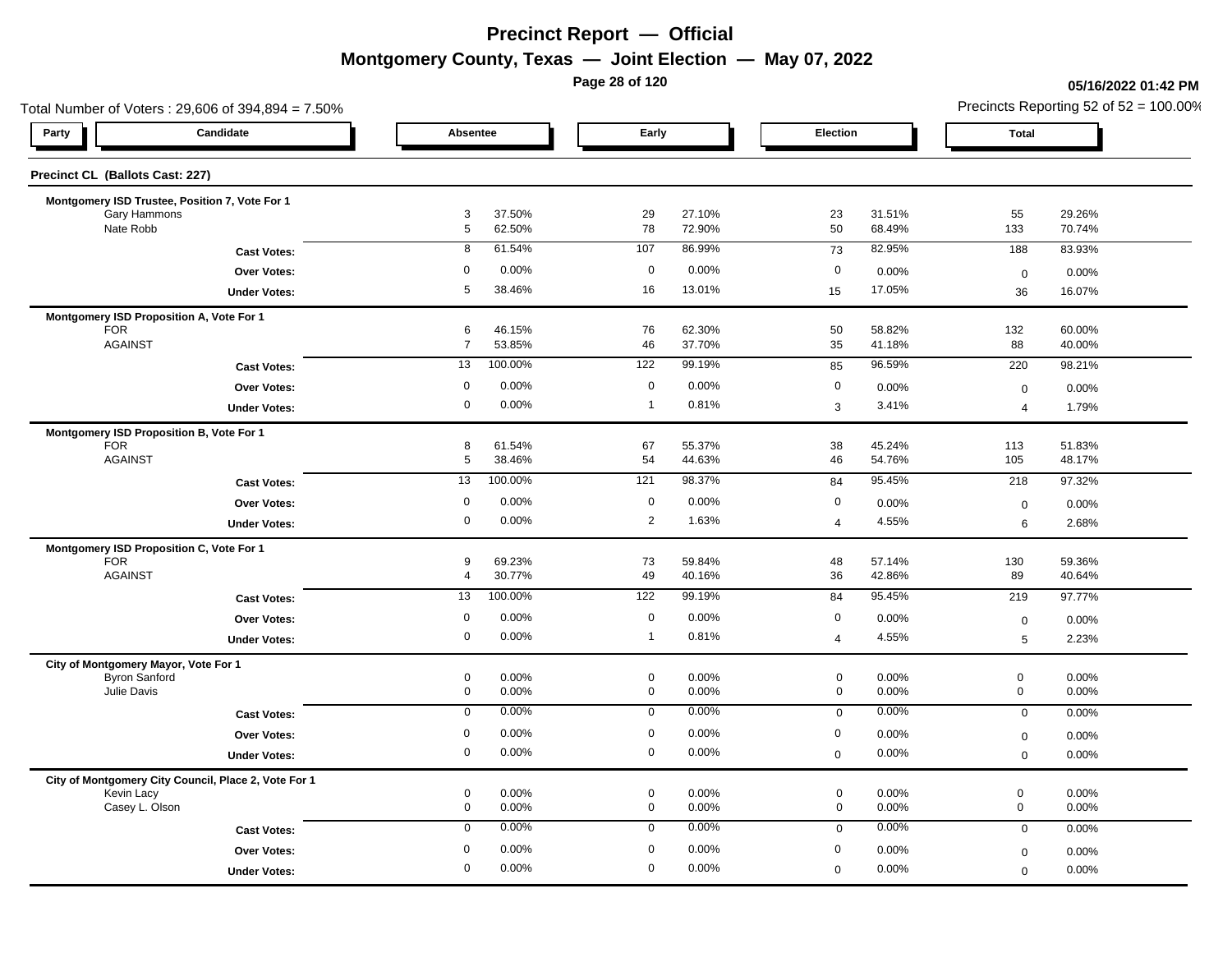# Precinct Report — Official

## Montgomery County, Texas — Joint Election — May 07, 2022

05/16/2022 01:42 PM

Total Number of Voters : 29,606 of 394,894 = 7.50%

Precincts Reporting 52 of 52 = 100.00%

### Precinct CL (Ballots Cast: 227)

| Party | Candidate | Absentee | | Early | | Election | | Total | |
|---|---|---|---|---|---|---|---|---|---|
| | **Montgomery ISD Trustee, Position 7, Vote For 1** | | | | | | | | |
| | Gary Hammons | 3 | 37.50% | 29 | 27.10% | 23 | 31.51% | 55 | 29.26% |
| | Nate Robb | 5 | 62.50% | 78 | 72.90% | 50 | 68.49% | 133 | 70.74% |
| | **Cast Votes:** | 8 | 61.54% | 107 | 86.99% | 73 | 82.95% | 188 | 83.93% |
| | **Over Votes:** | 0 | 0.00% | 0 | 0.00% | 0 | 0.00% | 0 | 0.00% |
| | **Under Votes:** | 5 | 38.46% | 16 | 13.01% | 15 | 17.05% | 36 | 16.07% |
| | **Montgomery ISD Proposition A, Vote For 1** | | | | | | | | |
| | FOR | 6 | 46.15% | 76 | 62.30% | 50 | 58.82% | 132 | 60.00% |
| | AGAINST | 7 | 53.85% | 46 | 37.70% | 35 | 41.18% | 88 | 40.00% |
| | **Cast Votes:** | 13 | 100.00% | 122 | 99.19% | 85 | 96.59% | 220 | 98.21% |
| | **Over Votes:** | 0 | 0.00% | 0 | 0.00% | 0 | 0.00% | 0 | 0.00% |
| | **Under Votes:** | 0 | 0.00% | 1 | 0.81% | 3 | 3.41% | 4 | 1.79% |
| | **Montgomery ISD Proposition B, Vote For 1** | | | | | | | | |
| | FOR | 8 | 61.54% | 67 | 55.37% | 38 | 45.24% | 113 | 51.83% |
| | AGAINST | 5 | 38.46% | 54 | 44.63% | 46 | 54.76% | 105 | 48.17% |
| | **Cast Votes:** | 13 | 100.00% | 121 | 98.37% | 84 | 95.45% | 218 | 97.32% |
| | **Over Votes:** | 0 | 0.00% | 0 | 0.00% | 0 | 0.00% | 0 | 0.00% |
| | **Under Votes:** | 0 | 0.00% | 2 | 1.63% | 4 | 4.55% | 6 | 2.68% |
| | **Montgomery ISD Proposition C, Vote For 1** | | | | | | | | |
| | FOR | 9 | 69.23% | 73 | 59.84% | 48 | 57.14% | 130 | 59.36% |
| | AGAINST | 4 | 30.77% | 49 | 40.16% | 36 | 42.86% | 89 | 40.64% |
| | **Cast Votes:** | 13 | 100.00% | 122 | 99.19% | 84 | 95.45% | 219 | 97.77% |
| | **Over Votes:** | 0 | 0.00% | 0 | 0.00% | 0 | 0.00% | 0 | 0.00% |
| | **Under Votes:** | 0 | 0.00% | 1 | 0.81% | 4 | 4.55% | 5 | 2.23% |
| | **City of Montgomery Mayor, Vote For 1** | | | | | | | | |
| | Byron Sanford | 0 | 0.00% | 0 | 0.00% | 0 | 0.00% | 0 | 0.00% |
| | Julie Davis | 0 | 0.00% | 0 | 0.00% | 0 | 0.00% | 0 | 0.00% |
| | **Cast Votes:** | 0 | 0.00% | 0 | 0.00% | 0 | 0.00% | 0 | 0.00% |
| | **Over Votes:** | 0 | 0.00% | 0 | 0.00% | 0 | 0.00% | 0 | 0.00% |
| | **Under Votes:** | 0 | 0.00% | 0 | 0.00% | 0 | 0.00% | 0 | 0.00% |
| | **City of Montgomery City Council, Place 2, Vote For 1** | | | | | | | | |
| | Kevin Lacy | 0 | 0.00% | 0 | 0.00% | 0 | 0.00% | 0 | 0.00% |
| | Casey L. Olson | 0 | 0.00% | 0 | 0.00% | 0 | 0.00% | 0 | 0.00% |
| | **Cast Votes:** | 0 | 0.00% | 0 | 0.00% | 0 | 0.00% | 0 | 0.00% |
| | **Over Votes:** | 0 | 0.00% | 0 | 0.00% | 0 | 0.00% | 0 | 0.00% |
| | **Under Votes:** | 0 | 0.00% | 0 | 0.00% | 0 | 0.00% | 0 | 0.00% |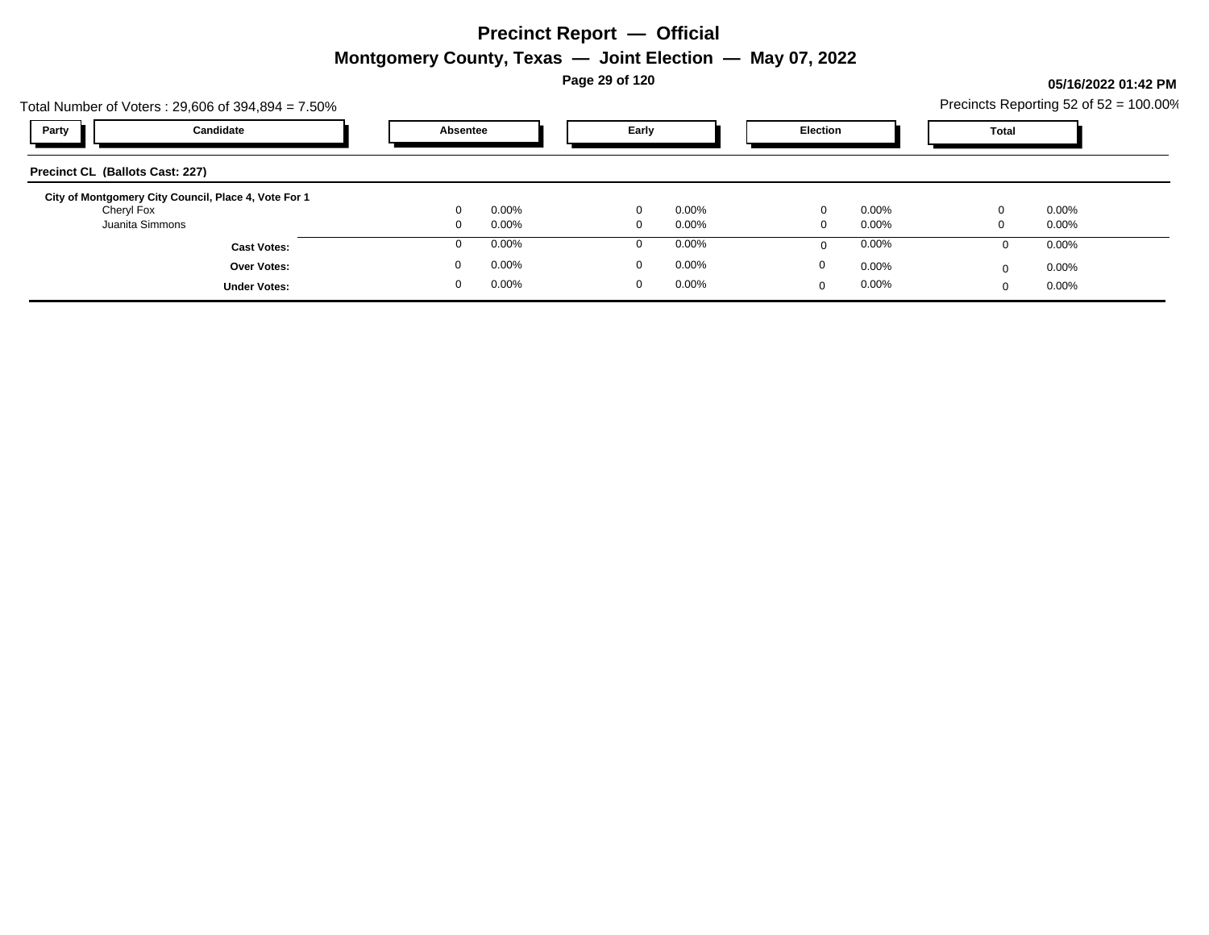# Precinct Report — Official

## Montgomery County, Texas — Joint Election — May 07, 2022

05/16/2022 01:42 PM

Total Number of Voters : 29,606 of 394,894 = 7.50%

Precincts Reporting 52 of 52 = 100.00%

| Party | Candidate | Absentee | | Early | | Election | | Total | |
|---|---|---|---|---|---|---|---|---|---|
| **Precinct CL (Ballots Cast: 227)** | | | | | | | | | |
| **City of Montgomery City Council, Place 4, Vote For 1** | | | | | | | | | |
| | Cheryl Fox | 0 | 0.00% | 0 | 0.00% | 0 | 0.00% | 0 | 0.00% |
| | Juanita Simmons | 0 | 0.00% | 0 | 0.00% | 0 | 0.00% | 0 | 0.00% |
| | **Cast Votes:** | 0 | 0.00% | 0 | 0.00% | 0 | 0.00% | 0 | 0.00% |
| | **Over Votes:** | 0 | 0.00% | 0 | 0.00% | 0 | 0.00% | 0 | 0.00% |
| | **Under Votes:** | 0 | 0.00% | 0 | 0.00% | 0 | 0.00% | 0 | 0.00% |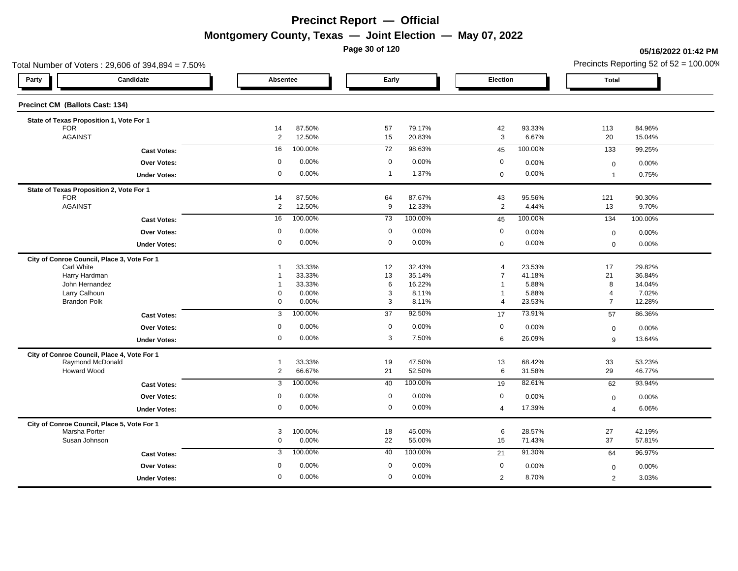# Precinct Report — Official

## Montgomery County, Texas — Joint Election — May 07, 2022

**05/16/2022 01:42 PM**

Total Number of Voters : 29,606 of 394,894 = 7.50%

Precincts Reporting 52 of 52 = 100.00%

### Precinct CM (Ballots Cast: 134)

| Party | Candidate | Absentee | | Early | | Election | | Total | |
|---|---|---|---|---|---|---|---|---|---|
| | **State of Texas Proposition 1, Vote For 1** | | | | | | | | |
| | FOR | 14 | 87.50% | 57 | 79.17% | 42 | 93.33% | 113 | 84.96% |
| | AGAINST | 2 | 12.50% | 15 | 20.83% | 3 | 6.67% | 20 | 15.04% |
| | **Cast Votes:** | 16 | 100.00% | 72 | 98.63% | 45 | 100.00% | 133 | 99.25% |
| | **Over Votes:** | 0 | 0.00% | 0 | 0.00% | 0 | 0.00% | 0 | 0.00% |
| | **Under Votes:** | 0 | 0.00% | 1 | 1.37% | 0 | 0.00% | 1 | 0.75% |
| | **State of Texas Proposition 2, Vote For 1** | | | | | | | | |
| | FOR | 14 | 87.50% | 64 | 87.67% | 43 | 95.56% | 121 | 90.30% |
| | AGAINST | 2 | 12.50% | 9 | 12.33% | 2 | 4.44% | 13 | 9.70% |
| | **Cast Votes:** | 16 | 100.00% | 73 | 100.00% | 45 | 100.00% | 134 | 100.00% |
| | **Over Votes:** | 0 | 0.00% | 0 | 0.00% | 0 | 0.00% | 0 | 0.00% |
| | **Under Votes:** | 0 | 0.00% | 0 | 0.00% | 0 | 0.00% | 0 | 0.00% |
| | **City of Conroe Council, Place 3, Vote For 1** | | | | | | | | |
| | Carl White | 1 | 33.33% | 12 | 32.43% | 4 | 23.53% | 17 | 29.82% |
| | Harry Hardman | 1 | 33.33% | 13 | 35.14% | 7 | 41.18% | 21 | 36.84% |
| | John Hernandez | 1 | 33.33% | 6 | 16.22% | 1 | 5.88% | 8 | 14.04% |
| | Larry Calhoun | 0 | 0.00% | 3 | 8.11% | 1 | 5.88% | 4 | 7.02% |
| | Brandon Polk | 0 | 0.00% | 3 | 8.11% | 4 | 23.53% | 7 | 12.28% |
| | **Cast Votes:** | 3 | 100.00% | 37 | 92.50% | 17 | 73.91% | 57 | 86.36% |
| | **Over Votes:** | 0 | 0.00% | 0 | 0.00% | 0 | 0.00% | 0 | 0.00% |
| | **Under Votes:** | 0 | 0.00% | 3 | 7.50% | 6 | 26.09% | 9 | 13.64% |
| | **City of Conroe Council, Place 4, Vote For 1** | | | | | | | | |
| | Raymond McDonald | 1 | 33.33% | 19 | 47.50% | 13 | 68.42% | 33 | 53.23% |
| | Howard Wood | 2 | 66.67% | 21 | 52.50% | 6 | 31.58% | 29 | 46.77% |
| | **Cast Votes:** | 3 | 100.00% | 40 | 100.00% | 19 | 82.61% | 62 | 93.94% |
| | **Over Votes:** | 0 | 0.00% | 0 | 0.00% | 0 | 0.00% | 0 | 0.00% |
| | **Under Votes:** | 0 | 0.00% | 0 | 0.00% | 4 | 17.39% | 4 | 6.06% |
| | **City of Conroe Council, Place 5, Vote For 1** | | | | | | | | |
| | Marsha Porter | 3 | 100.00% | 18 | 45.00% | 6 | 28.57% | 27 | 42.19% |
| | Susan Johnson | 0 | 0.00% | 22 | 55.00% | 15 | 71.43% | 37 | 57.81% |
| | **Cast Votes:** | 3 | 100.00% | 40 | 100.00% | 21 | 91.30% | 64 | 96.97% |
| | **Over Votes:** | 0 | 0.00% | 0 | 0.00% | 0 | 0.00% | 0 | 0.00% |
| | **Under Votes:** | 0 | 0.00% | 0 | 0.00% | 2 | 8.70% | 2 | 3.03% |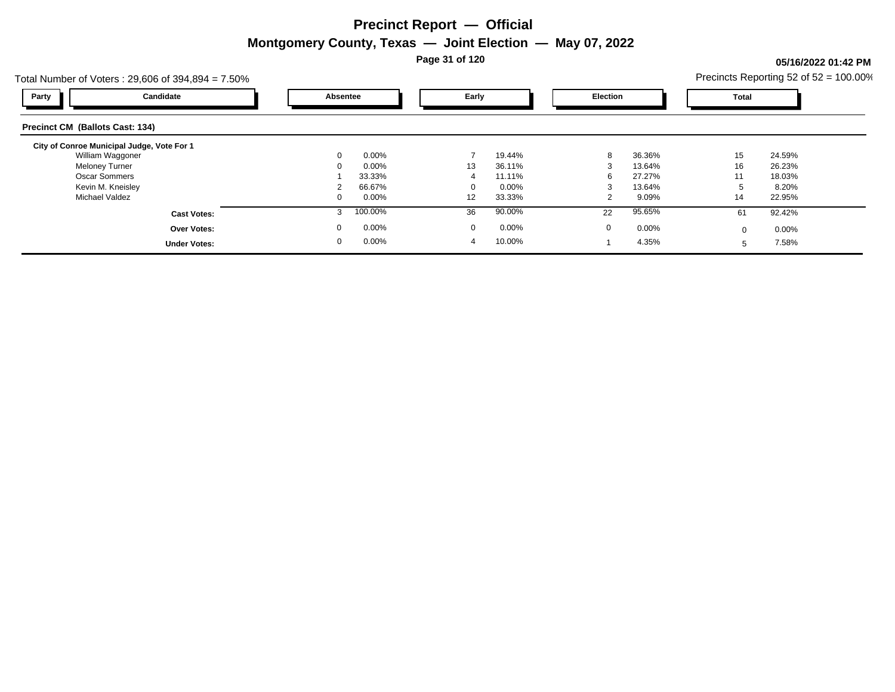# Precinct Report — Official

## Montgomery County, Texas — Joint Election — May 07, 2022

**05/16/2022 01:42 PM**

Total Number of Voters : 29,606 of 394,894 = 7.50%

Precincts Reporting 52 of 52 = 100.00%

### Precinct CM (Ballots Cast: 134)

**City of Conroe Municipal Judge, Vote For 1**

| Party | Candidate | Absentee | | Early | | Election | | Total | |
|---|---|---|---|---|---|---|---|---|---|
| | William Waggoner | 0 | 0.00% | 7 | 19.44% | 8 | 36.36% | 15 | 24.59% |
| | Meloney Turner | 0 | 0.00% | 13 | 36.11% | 3 | 13.64% | 16 | 26.23% |
| | Oscar Sommers | 1 | 33.33% | 4 | 11.11% | 6 | 27.27% | 11 | 18.03% |
| | Kevin M. Kneisley | 2 | 66.67% | 0 | 0.00% | 3 | 13.64% | 5 | 8.20% |
| | Michael Valdez | 0 | 0.00% | 12 | 33.33% | 2 | 9.09% | 14 | 22.95% |
| | **Cast Votes:** | 3 | 100.00% | 36 | 90.00% | 22 | 95.65% | 61 | 92.42% |
| | **Over Votes:** | 0 | 0.00% | 0 | 0.00% | 0 | 0.00% | 0 | 0.00% |
| | **Under Votes:** | 0 | 0.00% | 4 | 10.00% | 1 | 4.35% | 5 | 7.58% |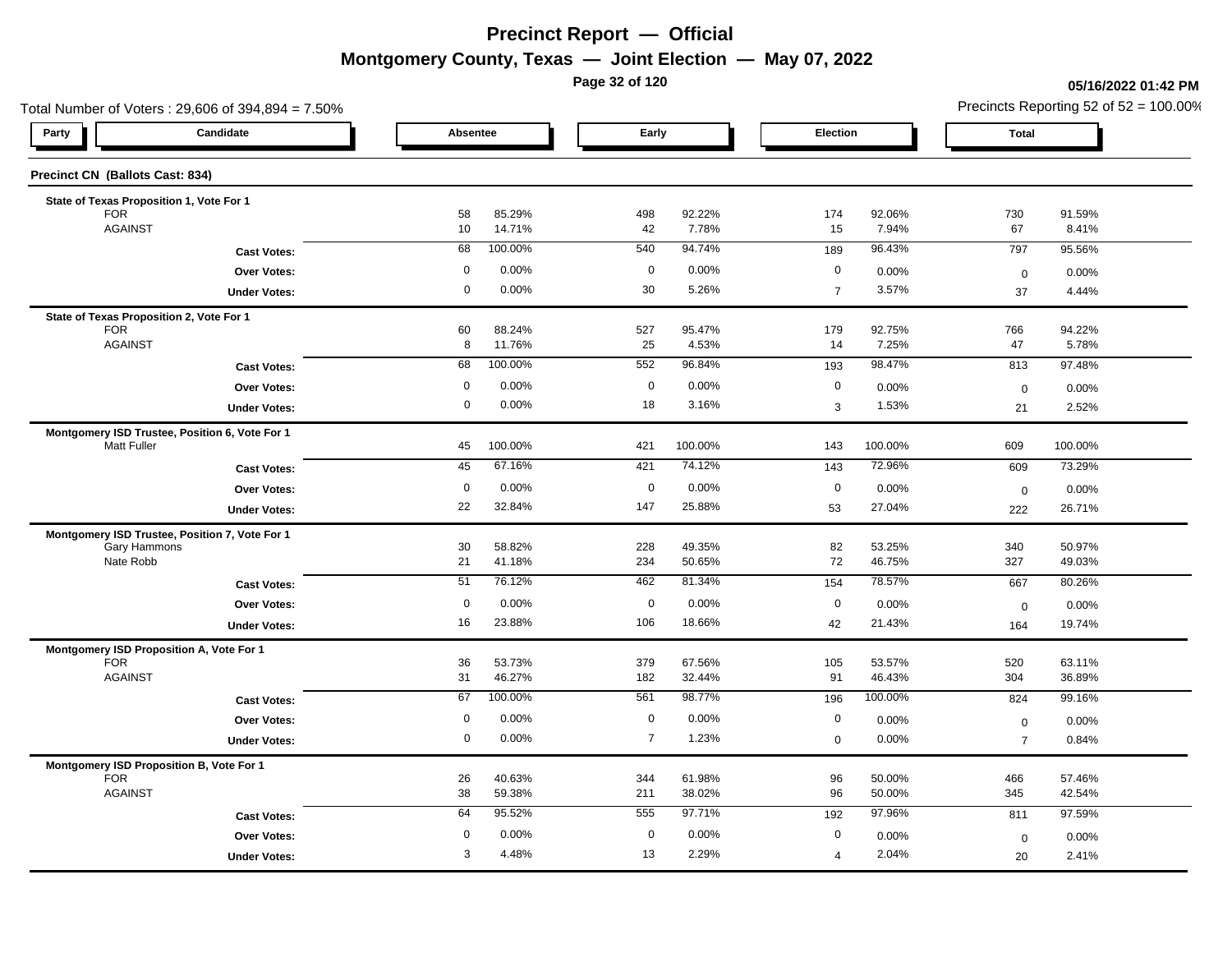# Precinct Report — Official

## Montgomery County, Texas — Joint Election — May 07, 2022

**05/16/2022 01:42 PM**

Total Number of Voters : 29,606 of 394,894 = 7.50%

Precincts Reporting 52 of 52 = 100.00%

### Precinct CN (Ballots Cast: 834)

| Party | Candidate | Absentee | | Early | | Election | | Total | |
|---|---|---|---|---|---|---|---|---|---|
| | **State of Texas Proposition 1, Vote For 1** | | | | | | | | |
| | FOR | 58 | 85.29% | 498 | 92.22% | 174 | 92.06% | 730 | 91.59% |
| | AGAINST | 10 | 14.71% | 42 | 7.78% | 15 | 7.94% | 67 | 8.41% |
| | **Cast Votes:** | 68 | 100.00% | 540 | 94.74% | 189 | 96.43% | 797 | 95.56% |
| | **Over Votes:** | 0 | 0.00% | 0 | 0.00% | 0 | 0.00% | 0 | 0.00% |
| | **Under Votes:** | 0 | 0.00% | 30 | 5.26% | 7 | 3.57% | 37 | 4.44% |
| | **State of Texas Proposition 2, Vote For 1** | | | | | | | | |
| | FOR | 60 | 88.24% | 527 | 95.47% | 179 | 92.75% | 766 | 94.22% |
| | AGAINST | 8 | 11.76% | 25 | 4.53% | 14 | 7.25% | 47 | 5.78% |
| | **Cast Votes:** | 68 | 100.00% | 552 | 96.84% | 193 | 98.47% | 813 | 97.48% |
| | **Over Votes:** | 0 | 0.00% | 0 | 0.00% | 0 | 0.00% | 0 | 0.00% |
| | **Under Votes:** | 0 | 0.00% | 18 | 3.16% | 3 | 1.53% | 21 | 2.52% |
| | **Montgomery ISD Trustee, Position 6, Vote For 1** | | | | | | | | |
| | Matt Fuller | 45 | 100.00% | 421 | 100.00% | 143 | 100.00% | 609 | 100.00% |
| | **Cast Votes:** | 45 | 67.16% | 421 | 74.12% | 143 | 72.96% | 609 | 73.29% |
| | **Over Votes:** | 0 | 0.00% | 0 | 0.00% | 0 | 0.00% | 0 | 0.00% |
| | **Under Votes:** | 22 | 32.84% | 147 | 25.88% | 53 | 27.04% | 222 | 26.71% |
| | **Montgomery ISD Trustee, Position 7, Vote For 1** | | | | | | | | |
| | Gary Hammons | 30 | 58.82% | 228 | 49.35% | 82 | 53.25% | 340 | 50.97% |
| | Nate Robb | 21 | 41.18% | 234 | 50.65% | 72 | 46.75% | 327 | 49.03% |
| | **Cast Votes:** | 51 | 76.12% | 462 | 81.34% | 154 | 78.57% | 667 | 80.26% |
| | **Over Votes:** | 0 | 0.00% | 0 | 0.00% | 0 | 0.00% | 0 | 0.00% |
| | **Under Votes:** | 16 | 23.88% | 106 | 18.66% | 42 | 21.43% | 164 | 19.74% |
| | **Montgomery ISD Proposition A, Vote For 1** | | | | | | | | |
| | FOR | 36 | 53.73% | 379 | 67.56% | 105 | 53.57% | 520 | 63.11% |
| | AGAINST | 31 | 46.27% | 182 | 32.44% | 91 | 46.43% | 304 | 36.89% |
| | **Cast Votes:** | 67 | 100.00% | 561 | 98.77% | 196 | 100.00% | 824 | 99.16% |
| | **Over Votes:** | 0 | 0.00% | 0 | 0.00% | 0 | 0.00% | 0 | 0.00% |
| | **Under Votes:** | 0 | 0.00% | 7 | 1.23% | 0 | 0.00% | 7 | 0.84% |
| | **Montgomery ISD Proposition B, Vote For 1** | | | | | | | | |
| | FOR | 26 | 40.63% | 344 | 61.98% | 96 | 50.00% | 466 | 57.46% |
| | AGAINST | 38 | 59.38% | 211 | 38.02% | 96 | 50.00% | 345 | 42.54% |
| | **Cast Votes:** | 64 | 95.52% | 555 | 97.71% | 192 | 97.96% | 811 | 97.59% |
| | **Over Votes:** | 0 | 0.00% | 0 | 0.00% | 0 | 0.00% | 0 | 0.00% |
| | **Under Votes:** | 3 | 4.48% | 13 | 2.29% | 4 | 2.04% | 20 | 2.41% |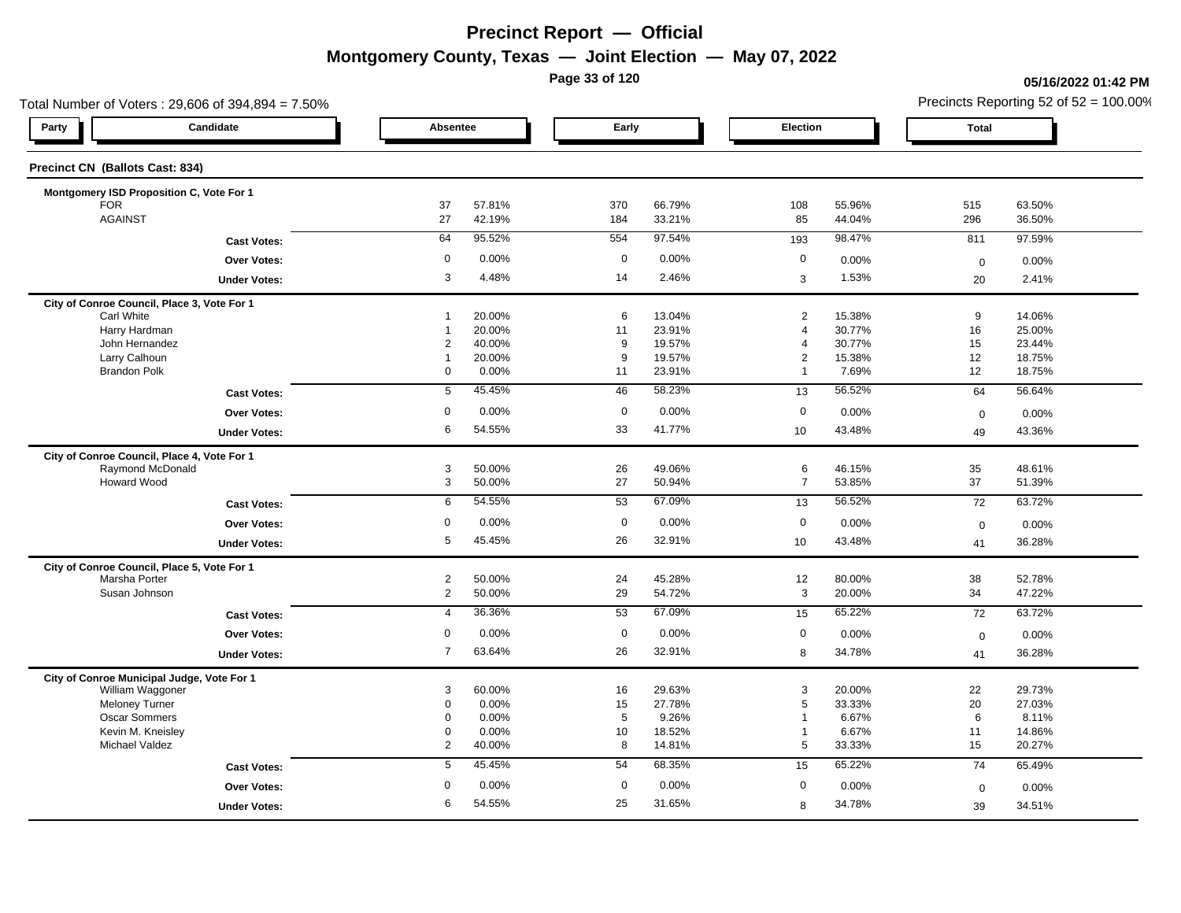# Precinct Report — Official

## Montgomery County, Texas — Joint Election — May 07, 2022

**05/16/2022 01:42 PM**

Total Number of Voters : 29,606 of 394,894 = 7.50%

Precincts Reporting 52 of 52 = 100.00%

### Precinct CN (Ballots Cast: 834)

| Party | Candidate | Absentee | | Early | | Election | | Total | |
|---|---|---|---|---|---|---|---|---|---|
| | **Montgomery ISD Proposition C, Vote For 1** | | | | | | | | |
| | FOR | 37 | 57.81% | 370 | 66.79% | 108 | 55.96% | 515 | 63.50% |
| | AGAINST | 27 | 42.19% | 184 | 33.21% | 85 | 44.04% | 296 | 36.50% |
| | **Cast Votes:** | 64 | 95.52% | 554 | 97.54% | 193 | 98.47% | 811 | 97.59% |
| | **Over Votes:** | 0 | 0.00% | 0 | 0.00% | 0 | 0.00% | 0 | 0.00% |
| | **Under Votes:** | 3 | 4.48% | 14 | 2.46% | 3 | 1.53% | 20 | 2.41% |
| | **City of Conroe Council, Place 3, Vote For 1** | | | | | | | | |
| | Carl White | 1 | 20.00% | 6 | 13.04% | 2 | 15.38% | 9 | 14.06% |
| | Harry Hardman | 1 | 20.00% | 11 | 23.91% | 4 | 30.77% | 16 | 25.00% |
| | John Hernandez | 2 | 40.00% | 9 | 19.57% | 4 | 30.77% | 15 | 23.44% |
| | Larry Calhoun | 1 | 20.00% | 9 | 19.57% | 2 | 15.38% | 12 | 18.75% |
| | Brandon Polk | 0 | 0.00% | 11 | 23.91% | 1 | 7.69% | 12 | 18.75% |
| | **Cast Votes:** | 5 | 45.45% | 46 | 58.23% | 13 | 56.52% | 64 | 56.64% |
| | **Over Votes:** | 0 | 0.00% | 0 | 0.00% | 0 | 0.00% | 0 | 0.00% |
| | **Under Votes:** | 6 | 54.55% | 33 | 41.77% | 10 | 43.48% | 49 | 43.36% |
| | **City of Conroe Council, Place 4, Vote For 1** | | | | | | | | |
| | Raymond McDonald | 3 | 50.00% | 26 | 49.06% | 6 | 46.15% | 35 | 48.61% |
| | Howard Wood | 3 | 50.00% | 27 | 50.94% | 7 | 53.85% | 37 | 51.39% |
| | **Cast Votes:** | 6 | 54.55% | 53 | 67.09% | 13 | 56.52% | 72 | 63.72% |
| | **Over Votes:** | 0 | 0.00% | 0 | 0.00% | 0 | 0.00% | 0 | 0.00% |
| | **Under Votes:** | 5 | 45.45% | 26 | 32.91% | 10 | 43.48% | 41 | 36.28% |
| | **City of Conroe Council, Place 5, Vote For 1** | | | | | | | | |
| | Marsha Porter | 2 | 50.00% | 24 | 45.28% | 12 | 80.00% | 38 | 52.78% |
| | Susan Johnson | 2 | 50.00% | 29 | 54.72% | 3 | 20.00% | 34 | 47.22% |
| | **Cast Votes:** | 4 | 36.36% | 53 | 67.09% | 15 | 65.22% | 72 | 63.72% |
| | **Over Votes:** | 0 | 0.00% | 0 | 0.00% | 0 | 0.00% | 0 | 0.00% |
| | **Under Votes:** | 7 | 63.64% | 26 | 32.91% | 8 | 34.78% | 41 | 36.28% |
| | **City of Conroe Municipal Judge, Vote For 1** | | | | | | | | |
| | William Waggoner | 3 | 60.00% | 16 | 29.63% | 3 | 20.00% | 22 | 29.73% |
| | Meloney Turner | 0 | 0.00% | 15 | 27.78% | 5 | 33.33% | 20 | 27.03% |
| | Oscar Sommers | 0 | 0.00% | 5 | 9.26% | 1 | 6.67% | 6 | 8.11% |
| | Kevin M. Kneisley | 0 | 0.00% | 10 | 18.52% | 1 | 6.67% | 11 | 14.86% |
| | Michael Valdez | 2 | 40.00% | 8 | 14.81% | 5 | 33.33% | 15 | 20.27% |
| | **Cast Votes:** | 5 | 45.45% | 54 | 68.35% | 15 | 65.22% | 74 | 65.49% |
| | **Over Votes:** | 0 | 0.00% | 0 | 0.00% | 0 | 0.00% | 0 | 0.00% |
| | **Under Votes:** | 6 | 54.55% | 25 | 31.65% | 8 | 34.78% | 39 | 34.51% |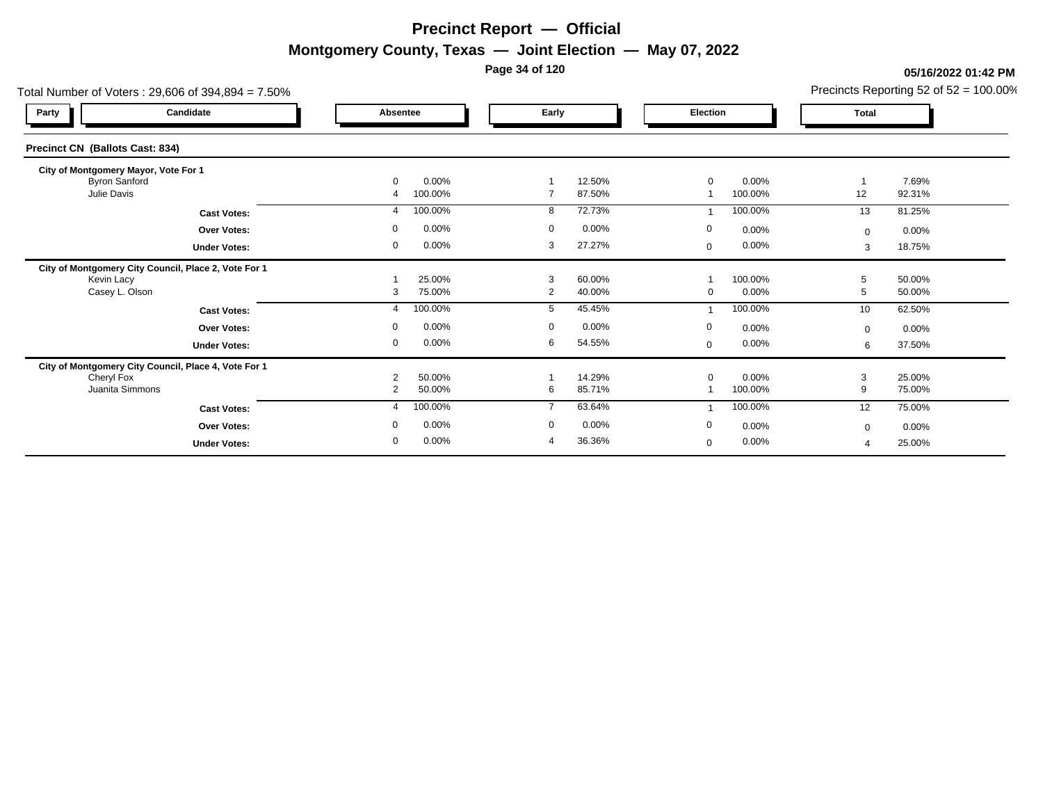# Precinct Report — Official

## Montgomery County, Texas — Joint Election — May 07, 2022

**05/16/2022 01:42 PM**

Total Number of Voters : 29,606 of 394,894 = 7.50%

Precincts Reporting 52 of 52 = 100.00%

### Precinct CN (Ballots Cast: 834)

| Party | Candidate | Absentee | | Early | | Election | | Total | |
|---|---|---|---|---|---|---|---|---|---|
| | **City of Montgomery Mayor, Vote For 1** | | | | | | | | |
| | Byron Sanford | 0 | 0.00% | 1 | 12.50% | 0 | 0.00% | 1 | 7.69% |
| | Julie Davis | 4 | 100.00% | 7 | 87.50% | 1 | 100.00% | 12 | 92.31% |
| | **Cast Votes:** | 4 | 100.00% | 8 | 72.73% | 1 | 100.00% | 13 | 81.25% |
| | **Over Votes:** | 0 | 0.00% | 0 | 0.00% | 0 | 0.00% | 0 | 0.00% |
| | **Under Votes:** | 0 | 0.00% | 3 | 27.27% | 0 | 0.00% | 3 | 18.75% |
| | **City of Montgomery City Council, Place 2, Vote For 1** | | | | | | | | |
| | Kevin Lacy | 1 | 25.00% | 3 | 60.00% | 1 | 100.00% | 5 | 50.00% |
| | Casey L. Olson | 3 | 75.00% | 2 | 40.00% | 0 | 0.00% | 5 | 50.00% |
| | **Cast Votes:** | 4 | 100.00% | 5 | 45.45% | 1 | 100.00% | 10 | 62.50% |
| | **Over Votes:** | 0 | 0.00% | 0 | 0.00% | 0 | 0.00% | 0 | 0.00% |
| | **Under Votes:** | 0 | 0.00% | 6 | 54.55% | 0 | 0.00% | 6 | 37.50% |
| | **City of Montgomery City Council, Place 4, Vote For 1** | | | | | | | | |
| | Cheryl Fox | 2 | 50.00% | 1 | 14.29% | 0 | 0.00% | 3 | 25.00% |
| | Juanita Simmons | 2 | 50.00% | 6 | 85.71% | 1 | 100.00% | 9 | 75.00% |
| | **Cast Votes:** | 4 | 100.00% | 7 | 63.64% | 1 | 100.00% | 12 | 75.00% |
| | **Over Votes:** | 0 | 0.00% | 0 | 0.00% | 0 | 0.00% | 0 | 0.00% |
| | **Under Votes:** | 0 | 0.00% | 4 | 36.36% | 0 | 0.00% | 4 | 25.00% |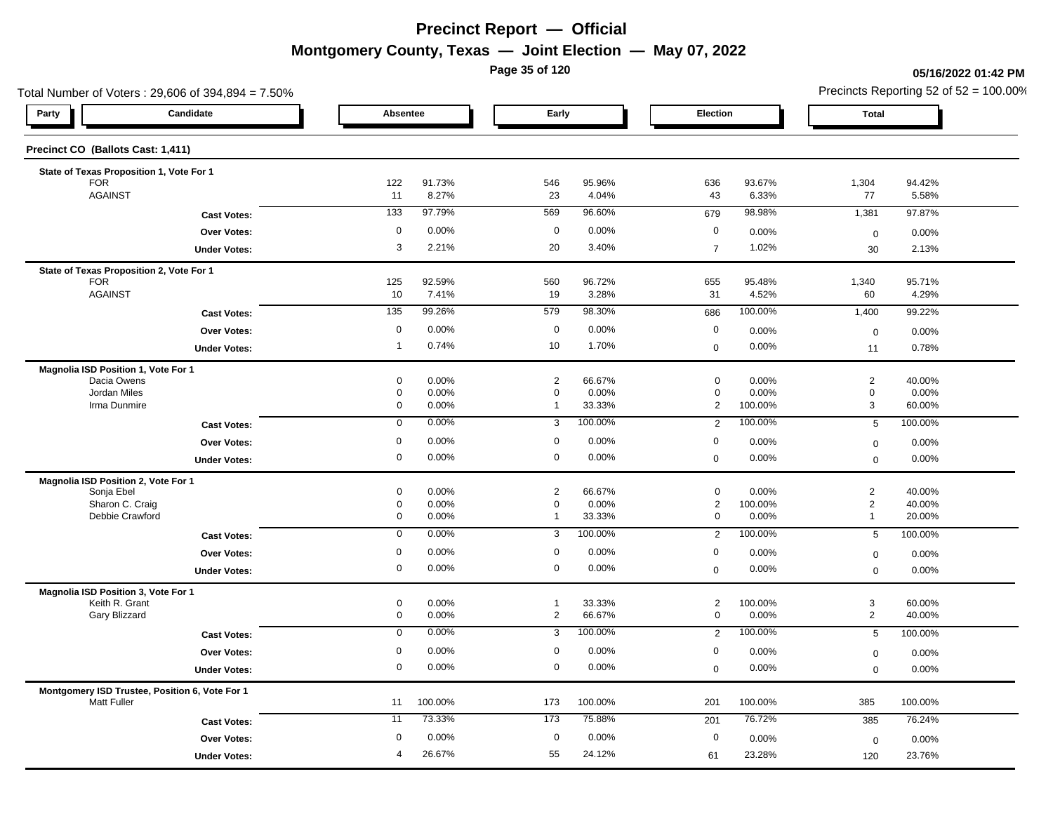# Precinct Report — Official

## Montgomery County, Texas — Joint Election — May 07, 2022

05/16/2022 01:42 PM

Total Number of Voters : 29,606 of 394,894 = 7.50%

Precincts Reporting 52 of 52 = 100.00%

### Precinct CO (Ballots Cast: 1,411)

| Party | Candidate | Absentee | | Early | | Election | | Total | |
|---|---|---|---|---|---|---|---|---|---|
| | **State of Texas Proposition 1, Vote For 1** | | | | | | | | |
| | FOR | 122 | 91.73% | 546 | 95.96% | 636 | 93.67% | 1,304 | 94.42% |
| | AGAINST | 11 | 8.27% | 23 | 4.04% | 43 | 6.33% | 77 | 5.58% |
| | **Cast Votes:** | 133 | 97.79% | 569 | 96.60% | 679 | 98.98% | 1,381 | 97.87% |
| | **Over Votes:** | 0 | 0.00% | 0 | 0.00% | 0 | 0.00% | 0 | 0.00% |
| | **Under Votes:** | 3 | 2.21% | 20 | 3.40% | 7 | 1.02% | 30 | 2.13% |
| | **State of Texas Proposition 2, Vote For 1** | | | | | | | | |
| | FOR | 125 | 92.59% | 560 | 96.72% | 655 | 95.48% | 1,340 | 95.71% |
| | AGAINST | 10 | 7.41% | 19 | 3.28% | 31 | 4.52% | 60 | 4.29% |
| | **Cast Votes:** | 135 | 99.26% | 579 | 98.30% | 686 | 100.00% | 1,400 | 99.22% |
| | **Over Votes:** | 0 | 0.00% | 0 | 0.00% | 0 | 0.00% | 0 | 0.00% |
| | **Under Votes:** | 1 | 0.74% | 10 | 1.70% | 0 | 0.00% | 11 | 0.78% |
| | **Magnolia ISD Position 1, Vote For 1** | | | | | | | | |
| | Dacia Owens | 0 | 0.00% | 2 | 66.67% | 0 | 0.00% | 2 | 40.00% |
| | Jordan Miles | 0 | 0.00% | 0 | 0.00% | 0 | 0.00% | 0 | 0.00% |
| | Irma Dunmire | 0 | 0.00% | 1 | 33.33% | 2 | 100.00% | 3 | 60.00% |
| | **Cast Votes:** | 0 | 0.00% | 3 | 100.00% | 2 | 100.00% | 5 | 100.00% |
| | **Over Votes:** | 0 | 0.00% | 0 | 0.00% | 0 | 0.00% | 0 | 0.00% |
| | **Under Votes:** | 0 | 0.00% | 0 | 0.00% | 0 | 0.00% | 0 | 0.00% |
| | **Magnolia ISD Position 2, Vote For 1** | | | | | | | | |
| | Sonja Ebel | 0 | 0.00% | 2 | 66.67% | 0 | 0.00% | 2 | 40.00% |
| | Sharon C. Craig | 0 | 0.00% | 0 | 0.00% | 2 | 100.00% | 2 | 40.00% |
| | Debbie Crawford | 0 | 0.00% | 1 | 33.33% | 0 | 0.00% | 1 | 20.00% |
| | **Cast Votes:** | 0 | 0.00% | 3 | 100.00% | 2 | 100.00% | 5 | 100.00% |
| | **Over Votes:** | 0 | 0.00% | 0 | 0.00% | 0 | 0.00% | 0 | 0.00% |
| | **Under Votes:** | 0 | 0.00% | 0 | 0.00% | 0 | 0.00% | 0 | 0.00% |
| | **Magnolia ISD Position 3, Vote For 1** | | | | | | | | |
| | Keith R. Grant | 0 | 0.00% | 1 | 33.33% | 2 | 100.00% | 3 | 60.00% |
| | Gary Blizzard | 0 | 0.00% | 2 | 66.67% | 0 | 0.00% | 2 | 40.00% |
| | **Cast Votes:** | 0 | 0.00% | 3 | 100.00% | 2 | 100.00% | 5 | 100.00% |
| | **Over Votes:** | 0 | 0.00% | 0 | 0.00% | 0 | 0.00% | 0 | 0.00% |
| | **Under Votes:** | 0 | 0.00% | 0 | 0.00% | 0 | 0.00% | 0 | 0.00% |
| | **Montgomery ISD Trustee, Position 6, Vote For 1** | | | | | | | | |
| | Matt Fuller | 11 | 100.00% | 173 | 100.00% | 201 | 100.00% | 385 | 100.00% |
| | **Cast Votes:** | 11 | 73.33% | 173 | 75.88% | 201 | 76.72% | 385 | 76.24% |
| | **Over Votes:** | 0 | 0.00% | 0 | 0.00% | 0 | 0.00% | 0 | 0.00% |
| | **Under Votes:** | 4 | 26.67% | 55 | 24.12% | 61 | 23.28% | 120 | 23.76% |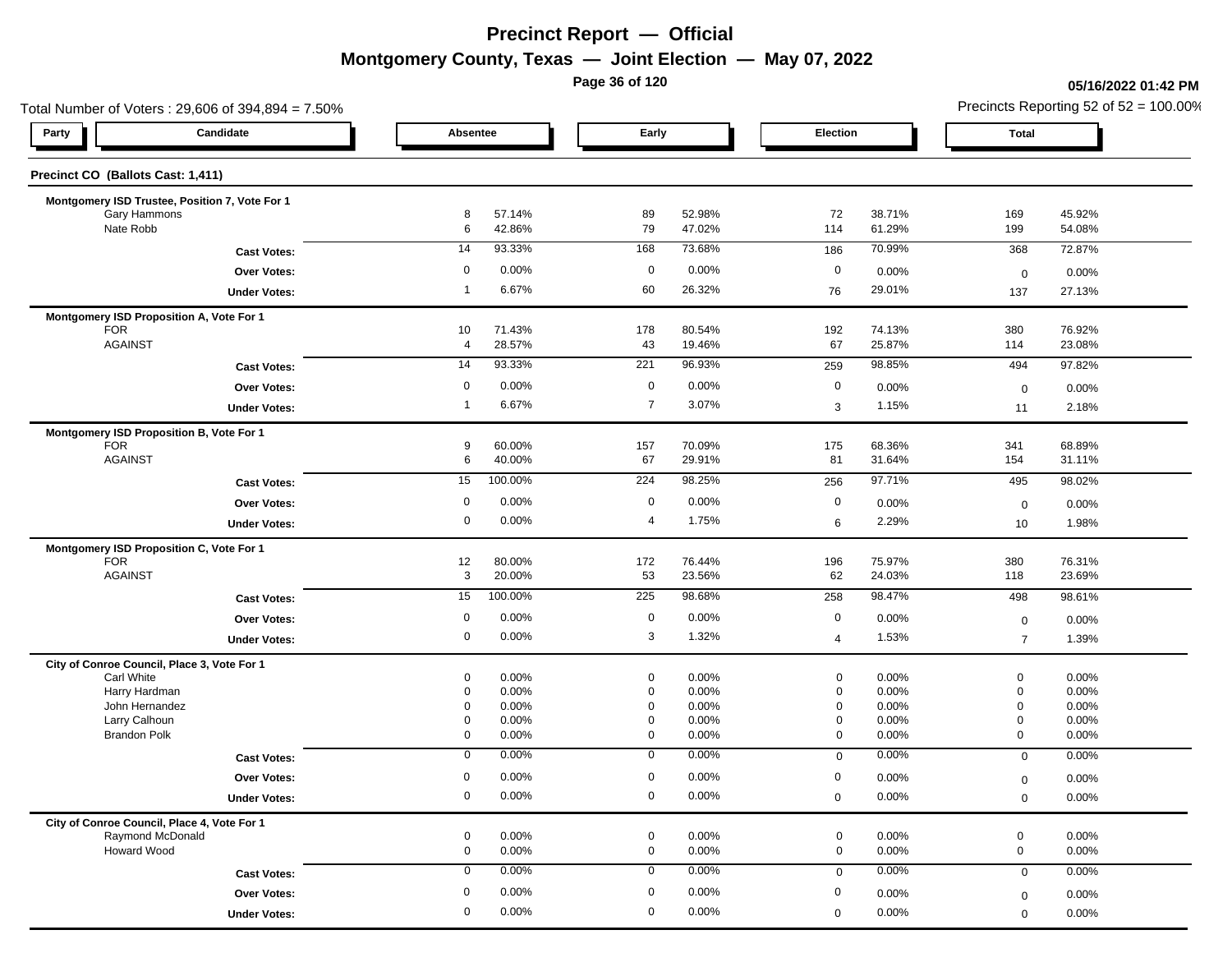# Precinct Report — Official

## Montgomery County, Texas — Joint Election — May 07, 2022

**05/16/2022 01:42 PM**

Total Number of Voters : 29,606 of 394,894 = 7.50%

Precincts Reporting 52 of 52 = 100.00%

### Precinct CO (Ballots Cast: 1,411)

| Party | Candidate | Absentee | | Early | | Election | | Total | |
|---|---|---|---|---|---|---|---|---|---|
| | **Montgomery ISD Trustee, Position 7, Vote For 1** | | | | | | | | |
| | Gary Hammons | 8 | 57.14% | 89 | 52.98% | 72 | 38.71% | 169 | 45.92% |
| | Nate Robb | 6 | 42.86% | 79 | 47.02% | 114 | 61.29% | 199 | 54.08% |
| | **Cast Votes:** | 14 | 93.33% | 168 | 73.68% | 186 | 70.99% | 368 | 72.87% |
| | **Over Votes:** | 0 | 0.00% | 0 | 0.00% | 0 | 0.00% | 0 | 0.00% |
| | **Under Votes:** | 1 | 6.67% | 60 | 26.32% | 76 | 29.01% | 137 | 27.13% |
| | **Montgomery ISD Proposition A, Vote For 1** | | | | | | | | |
| | FOR | 10 | 71.43% | 178 | 80.54% | 192 | 74.13% | 380 | 76.92% |
| | AGAINST | 4 | 28.57% | 43 | 19.46% | 67 | 25.87% | 114 | 23.08% |
| | **Cast Votes:** | 14 | 93.33% | 221 | 96.93% | 259 | 98.85% | 494 | 97.82% |
| | **Over Votes:** | 0 | 0.00% | 0 | 0.00% | 0 | 0.00% | 0 | 0.00% |
| | **Under Votes:** | 1 | 6.67% | 7 | 3.07% | 3 | 1.15% | 11 | 2.18% |
| | **Montgomery ISD Proposition B, Vote For 1** | | | | | | | | |
| | FOR | 9 | 60.00% | 157 | 70.09% | 175 | 68.36% | 341 | 68.89% |
| | AGAINST | 6 | 40.00% | 67 | 29.91% | 81 | 31.64% | 154 | 31.11% |
| | **Cast Votes:** | 15 | 100.00% | 224 | 98.25% | 256 | 97.71% | 495 | 98.02% |
| | **Over Votes:** | 0 | 0.00% | 0 | 0.00% | 0 | 0.00% | 0 | 0.00% |
| | **Under Votes:** | 0 | 0.00% | 4 | 1.75% | 6 | 2.29% | 10 | 1.98% |
| | **Montgomery ISD Proposition C, Vote For 1** | | | | | | | | |
| | FOR | 12 | 80.00% | 172 | 76.44% | 196 | 75.97% | 380 | 76.31% |
| | AGAINST | 3 | 20.00% | 53 | 23.56% | 62 | 24.03% | 118 | 23.69% |
| | **Cast Votes:** | 15 | 100.00% | 225 | 98.68% | 258 | 98.47% | 498 | 98.61% |
| | **Over Votes:** | 0 | 0.00% | 0 | 0.00% | 0 | 0.00% | 0 | 0.00% |
| | **Under Votes:** | 0 | 0.00% | 3 | 1.32% | 4 | 1.53% | 7 | 1.39% |
| | **City of Conroe Council, Place 3, Vote For 1** | | | | | | | | |
| | Carl White | 0 | 0.00% | 0 | 0.00% | 0 | 0.00% | 0 | 0.00% |
| | Harry Hardman | 0 | 0.00% | 0 | 0.00% | 0 | 0.00% | 0 | 0.00% |
| | John Hernandez | 0 | 0.00% | 0 | 0.00% | 0 | 0.00% | 0 | 0.00% |
| | Larry Calhoun | 0 | 0.00% | 0 | 0.00% | 0 | 0.00% | 0 | 0.00% |
| | Brandon Polk | 0 | 0.00% | 0 | 0.00% | 0 | 0.00% | 0 | 0.00% |
| | **Cast Votes:** | 0 | 0.00% | 0 | 0.00% | 0 | 0.00% | 0 | 0.00% |
| | **Over Votes:** | 0 | 0.00% | 0 | 0.00% | 0 | 0.00% | 0 | 0.00% |
| | **Under Votes:** | 0 | 0.00% | 0 | 0.00% | 0 | 0.00% | 0 | 0.00% |
| | **City of Conroe Council, Place 4, Vote For 1** | | | | | | | | |
| | Raymond McDonald | 0 | 0.00% | 0 | 0.00% | 0 | 0.00% | 0 | 0.00% |
| | Howard Wood | 0 | 0.00% | 0 | 0.00% | 0 | 0.00% | 0 | 0.00% |
| | **Cast Votes:** | 0 | 0.00% | 0 | 0.00% | 0 | 0.00% | 0 | 0.00% |
| | **Over Votes:** | 0 | 0.00% | 0 | 0.00% | 0 | 0.00% | 0 | 0.00% |
| | **Under Votes:** | 0 | 0.00% | 0 | 0.00% | 0 | 0.00% | 0 | 0.00% |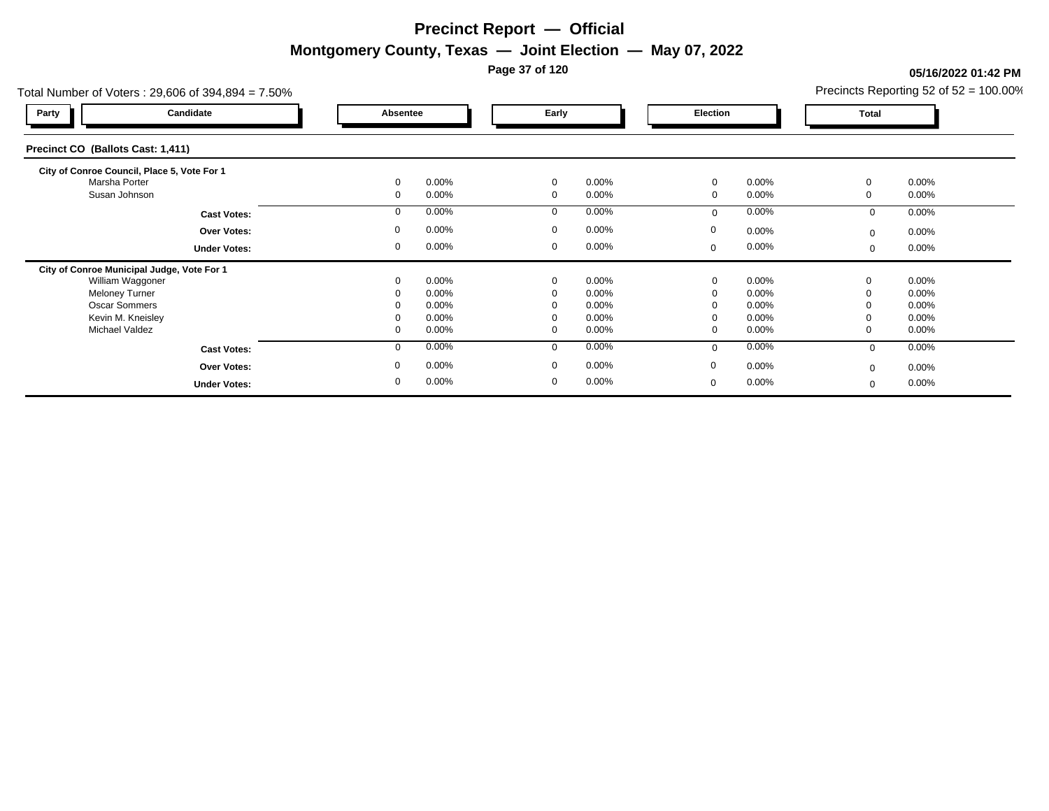# Precinct Report — Official

## Montgomery County, Texas — Joint Election — May 07, 2022

05/16/2022 01:42 PM

Total Number of Voters : 29,606 of 394,894 = 7.50%

Precincts Reporting 52 of 52 = 100.00%

### Precinct CO (Ballots Cast: 1,411)

**City of Conroe Council, Place 5, Vote For 1**

| Party | Candidate | Absentee | | Early | | Election | | Total | |
|---|---|---|---|---|---|---|---|---|---|
| | Marsha Porter | 0 | 0.00% | 0 | 0.00% | 0 | 0.00% | 0 | 0.00% |
| | Susan Johnson | 0 | 0.00% | 0 | 0.00% | 0 | 0.00% | 0 | 0.00% |
| | **Cast Votes:** | 0 | 0.00% | 0 | 0.00% | 0 | 0.00% | 0 | 0.00% |
| | **Over Votes:** | 0 | 0.00% | 0 | 0.00% | 0 | 0.00% | 0 | 0.00% |
| | **Under Votes:** | 0 | 0.00% | 0 | 0.00% | 0 | 0.00% | 0 | 0.00% |

**City of Conroe Municipal Judge, Vote For 1**

| Party | Candidate | Absentee | | Early | | Election | | Total | |
|---|---|---|---|---|---|---|---|---|---|
| | William Waggoner | 0 | 0.00% | 0 | 0.00% | 0 | 0.00% | 0 | 0.00% |
| | Meloney Turner | 0 | 0.00% | 0 | 0.00% | 0 | 0.00% | 0 | 0.00% |
| | Oscar Sommers | 0 | 0.00% | 0 | 0.00% | 0 | 0.00% | 0 | 0.00% |
| | Kevin M. Kneisley | 0 | 0.00% | 0 | 0.00% | 0 | 0.00% | 0 | 0.00% |
| | Michael Valdez | 0 | 0.00% | 0 | 0.00% | 0 | 0.00% | 0 | 0.00% |
| | **Cast Votes:** | 0 | 0.00% | 0 | 0.00% | 0 | 0.00% | 0 | 0.00% |
| | **Over Votes:** | 0 | 0.00% | 0 | 0.00% | 0 | 0.00% | 0 | 0.00% |
| | **Under Votes:** | 0 | 0.00% | 0 | 0.00% | 0 | 0.00% | 0 | 0.00% |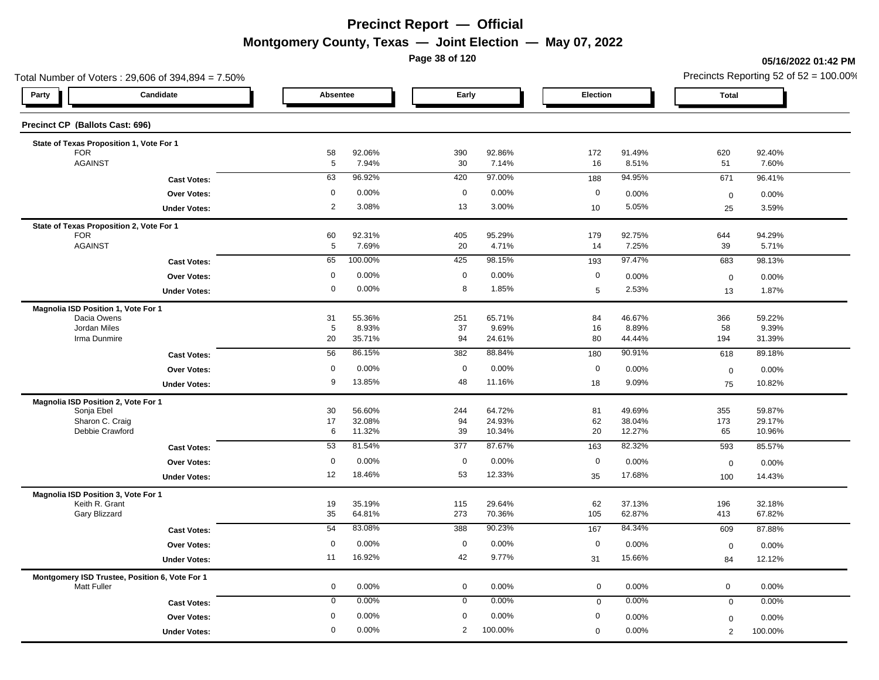# Precinct Report — Official

## Montgomery County, Texas — Joint Election — May 07, 2022

05/16/2022 01:42 PM

Total Number of Voters : 29,606 of 394,894 = 7.50%

Precincts Reporting 52 of 52 = 100.00%

### Precinct CP (Ballots Cast: 696)

| Party | Candidate | Absentee | | Early | | Election | | Total | |
|---|---|---|---|---|---|---|---|---|---|
| | **State of Texas Proposition 1, Vote For 1** | | | | | | | | |
| | FOR | 58 | 92.06% | 390 | 92.86% | 172 | 91.49% | 620 | 92.40% |
| | AGAINST | 5 | 7.94% | 30 | 7.14% | 16 | 8.51% | 51 | 7.60% |
| | **Cast Votes:** | 63 | 96.92% | 420 | 97.00% | 188 | 94.95% | 671 | 96.41% |
| | **Over Votes:** | 0 | 0.00% | 0 | 0.00% | 0 | 0.00% | 0 | 0.00% |
| | **Under Votes:** | 2 | 3.08% | 13 | 3.00% | 10 | 5.05% | 25 | 3.59% |
| | **State of Texas Proposition 2, Vote For 1** | | | | | | | | |
| | FOR | 60 | 92.31% | 405 | 95.29% | 179 | 92.75% | 644 | 94.29% |
| | AGAINST | 5 | 7.69% | 20 | 4.71% | 14 | 7.25% | 39 | 5.71% |
| | **Cast Votes:** | 65 | 100.00% | 425 | 98.15% | 193 | 97.47% | 683 | 98.13% |
| | **Over Votes:** | 0 | 0.00% | 0 | 0.00% | 0 | 0.00% | 0 | 0.00% |
| | **Under Votes:** | 0 | 0.00% | 8 | 1.85% | 5 | 2.53% | 13 | 1.87% |
| | **Magnolia ISD Position 1, Vote For 1** | | | | | | | | |
| | Dacia Owens | 31 | 55.36% | 251 | 65.71% | 84 | 46.67% | 366 | 59.22% |
| | Jordan Miles | 5 | 8.93% | 37 | 9.69% | 16 | 8.89% | 58 | 9.39% |
| | Irma Dunmire | 20 | 35.71% | 94 | 24.61% | 80 | 44.44% | 194 | 31.39% |
| | **Cast Votes:** | 56 | 86.15% | 382 | 88.84% | 180 | 90.91% | 618 | 89.18% |
| | **Over Votes:** | 0 | 0.00% | 0 | 0.00% | 0 | 0.00% | 0 | 0.00% |
| | **Under Votes:** | 9 | 13.85% | 48 | 11.16% | 18 | 9.09% | 75 | 10.82% |
| | **Magnolia ISD Position 2, Vote For 1** | | | | | | | | |
| | Sonja Ebel | 30 | 56.60% | 244 | 64.72% | 81 | 49.69% | 355 | 59.87% |
| | Sharon C. Craig | 17 | 32.08% | 94 | 24.93% | 62 | 38.04% | 173 | 29.17% |
| | Debbie Crawford | 6 | 11.32% | 39 | 10.34% | 20 | 12.27% | 65 | 10.96% |
| | **Cast Votes:** | 53 | 81.54% | 377 | 87.67% | 163 | 82.32% | 593 | 85.57% |
| | **Over Votes:** | 0 | 0.00% | 0 | 0.00% | 0 | 0.00% | 0 | 0.00% |
| | **Under Votes:** | 12 | 18.46% | 53 | 12.33% | 35 | 17.68% | 100 | 14.43% |
| | **Magnolia ISD Position 3, Vote For 1** | | | | | | | | |
| | Keith R. Grant | 19 | 35.19% | 115 | 29.64% | 62 | 37.13% | 196 | 32.18% |
| | Gary Blizzard | 35 | 64.81% | 273 | 70.36% | 105 | 62.87% | 413 | 67.82% |
| | **Cast Votes:** | 54 | 83.08% | 388 | 90.23% | 167 | 84.34% | 609 | 87.88% |
| | **Over Votes:** | 0 | 0.00% | 0 | 0.00% | 0 | 0.00% | 0 | 0.00% |
| | **Under Votes:** | 11 | 16.92% | 42 | 9.77% | 31 | 15.66% | 84 | 12.12% |
| | **Montgomery ISD Trustee, Position 6, Vote For 1** | | | | | | | | |
| | Matt Fuller | 0 | 0.00% | 0 | 0.00% | 0 | 0.00% | 0 | 0.00% |
| | **Cast Votes:** | 0 | 0.00% | 0 | 0.00% | 0 | 0.00% | 0 | 0.00% |
| | **Over Votes:** | 0 | 0.00% | 0 | 0.00% | 0 | 0.00% | 0 | 0.00% |
| | **Under Votes:** | 0 | 0.00% | 2 | 100.00% | 0 | 0.00% | 2 | 100.00% |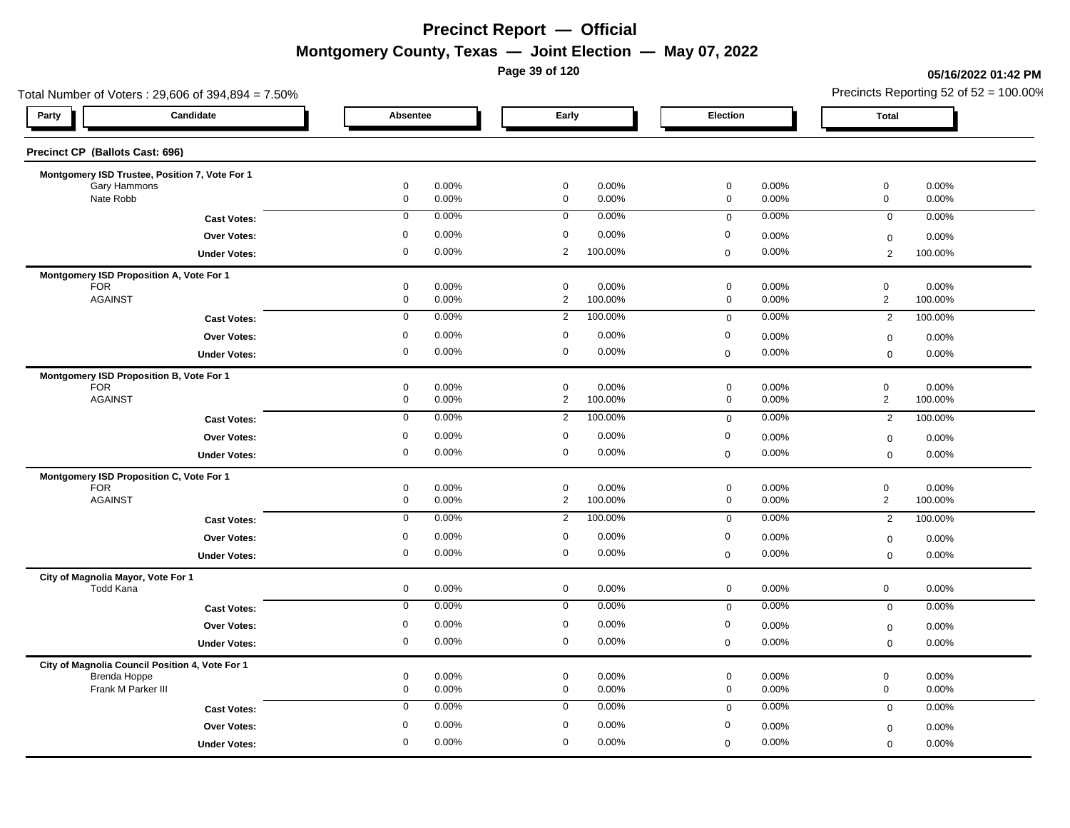# Precinct Report — Official

## Montgomery County, Texas — Joint Election — May 07, 2022

**05/16/2022 01:42 PM**

Total Number of Voters : 29,606 of 394,894 = 7.50%

Precincts Reporting 52 of 52 = 100.00%

### Precinct CP (Ballots Cast: 696)

| Party | Candidate | Absentee | | Early | | Election | | Total | |
|---|---|---|---|---|---|---|---|---|---|
| **Montgomery ISD Trustee, Position 7, Vote For 1** | | | | | | | | | |
| | Gary Hammons | 0 | 0.00% | 0 | 0.00% | 0 | 0.00% | 0 | 0.00% |
| | Nate Robb | 0 | 0.00% | 0 | 0.00% | 0 | 0.00% | 0 | 0.00% |
| | **Cast Votes:** | 0 | 0.00% | 0 | 0.00% | 0 | 0.00% | 0 | 0.00% |
| | **Over Votes:** | 0 | 0.00% | 0 | 0.00% | 0 | 0.00% | 0 | 0.00% |
| | **Under Votes:** | 0 | 0.00% | 2 | 100.00% | 0 | 0.00% | 2 | 100.00% |
| **Montgomery ISD Proposition A, Vote For 1** | | | | | | | | | |
| | FOR | 0 | 0.00% | 0 | 0.00% | 0 | 0.00% | 0 | 0.00% |
| | AGAINST | 0 | 0.00% | 2 | 100.00% | 0 | 0.00% | 2 | 100.00% |
| | **Cast Votes:** | 0 | 0.00% | 2 | 100.00% | 0 | 0.00% | 2 | 100.00% |
| | **Over Votes:** | 0 | 0.00% | 0 | 0.00% | 0 | 0.00% | 0 | 0.00% |
| | **Under Votes:** | 0 | 0.00% | 0 | 0.00% | 0 | 0.00% | 0 | 0.00% |
| **Montgomery ISD Proposition B, Vote For 1** | | | | | | | | | |
| | FOR | 0 | 0.00% | 0 | 0.00% | 0 | 0.00% | 0 | 0.00% |
| | AGAINST | 0 | 0.00% | 2 | 100.00% | 0 | 0.00% | 2 | 100.00% |
| | **Cast Votes:** | 0 | 0.00% | 2 | 100.00% | 0 | 0.00% | 2 | 100.00% |
| | **Over Votes:** | 0 | 0.00% | 0 | 0.00% | 0 | 0.00% | 0 | 0.00% |
| | **Under Votes:** | 0 | 0.00% | 0 | 0.00% | 0 | 0.00% | 0 | 0.00% |
| **Montgomery ISD Proposition C, Vote For 1** | | | | | | | | | |
| | FOR | 0 | 0.00% | 0 | 0.00% | 0 | 0.00% | 0 | 0.00% |
| | AGAINST | 0 | 0.00% | 2 | 100.00% | 0 | 0.00% | 2 | 100.00% |
| | **Cast Votes:** | 0 | 0.00% | 2 | 100.00% | 0 | 0.00% | 2 | 100.00% |
| | **Over Votes:** | 0 | 0.00% | 0 | 0.00% | 0 | 0.00% | 0 | 0.00% |
| | **Under Votes:** | 0 | 0.00% | 0 | 0.00% | 0 | 0.00% | 0 | 0.00% |
| **City of Magnolia Mayor, Vote For 1** | | | | | | | | | |
| | Todd Kana | 0 | 0.00% | 0 | 0.00% | 0 | 0.00% | 0 | 0.00% |
| | **Cast Votes:** | 0 | 0.00% | 0 | 0.00% | 0 | 0.00% | 0 | 0.00% |
| | **Over Votes:** | 0 | 0.00% | 0 | 0.00% | 0 | 0.00% | 0 | 0.00% |
| | **Under Votes:** | 0 | 0.00% | 0 | 0.00% | 0 | 0.00% | 0 | 0.00% |
| **City of Magnolia Council Position 4, Vote For 1** | | | | | | | | | |
| | Brenda Hoppe | 0 | 0.00% | 0 | 0.00% | 0 | 0.00% | 0 | 0.00% |
| | Frank M Parker III | 0 | 0.00% | 0 | 0.00% | 0 | 0.00% | 0 | 0.00% |
| | **Cast Votes:** | 0 | 0.00% | 0 | 0.00% | 0 | 0.00% | 0 | 0.00% |
| | **Over Votes:** | 0 | 0.00% | 0 | 0.00% | 0 | 0.00% | 0 | 0.00% |
| | **Under Votes:** | 0 | 0.00% | 0 | 0.00% | 0 | 0.00% | 0 | 0.00% |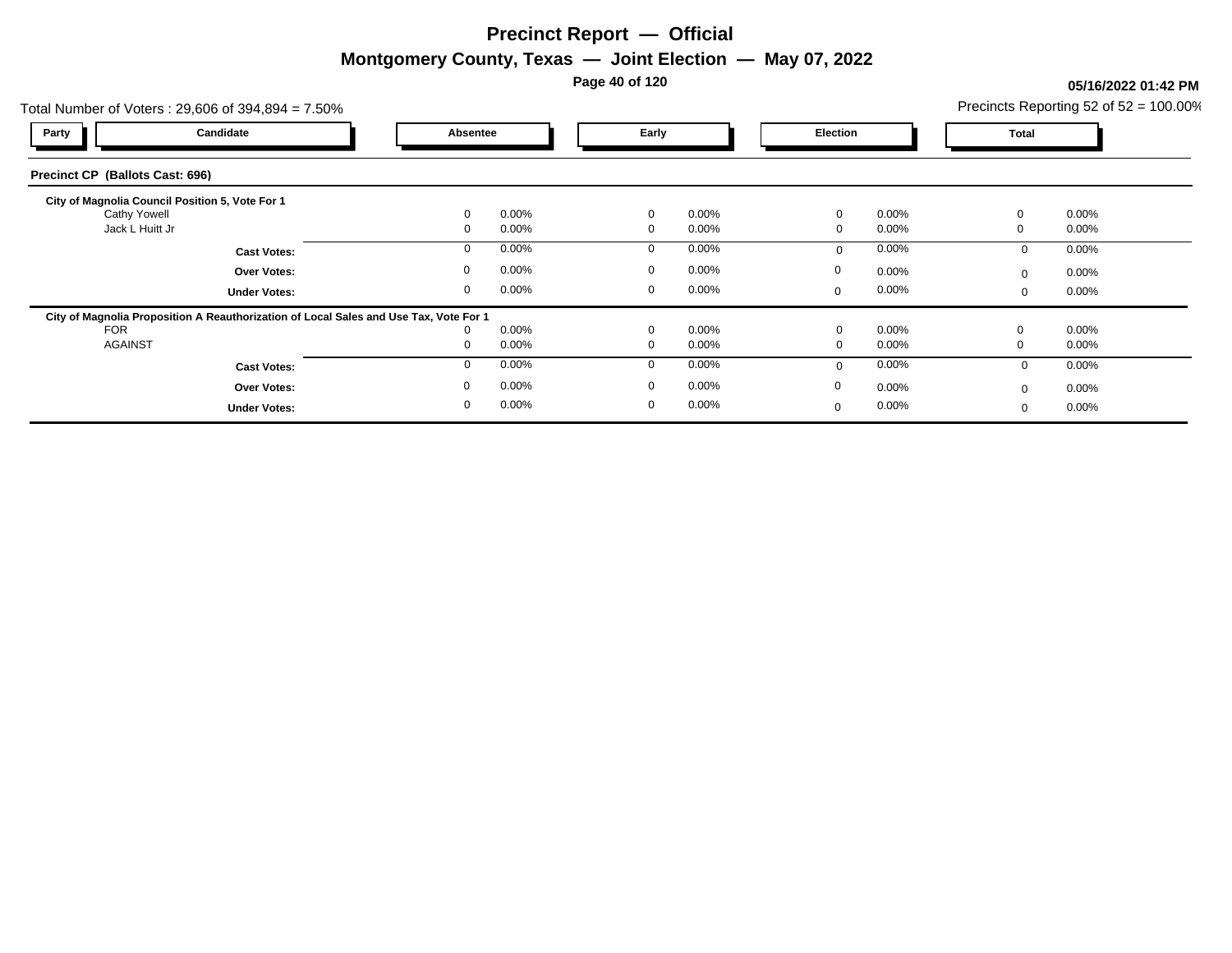# Precinct Report — Official

## Montgomery County, Texas — Joint Election — May 07, 2022

**05/16/2022 01:42 PM**

Total Number of Voters : 29,606 of 394,894 = 7.50%

Precincts Reporting 52 of 52 = 100.00%

### Precinct CP (Ballots Cast: 696)

| Party | Candidate | Absentee | | Early | | Election | | Total | |
|---|---|---|---|---|---|---|---|---|---|
| | **City of Magnolia Council Position 5, Vote For 1** | | | | | | | | |
| | Cathy Yowell | 0 | 0.00% | 0 | 0.00% | 0 | 0.00% | 0 | 0.00% |
| | Jack L Huitt Jr | 0 | 0.00% | 0 | 0.00% | 0 | 0.00% | 0 | 0.00% |
| | **Cast Votes:** | 0 | 0.00% | 0 | 0.00% | 0 | 0.00% | 0 | 0.00% |
| | **Over Votes:** | 0 | 0.00% | 0 | 0.00% | 0 | 0.00% | 0 | 0.00% |
| | **Under Votes:** | 0 | 0.00% | 0 | 0.00% | 0 | 0.00% | 0 | 0.00% |
| | **City of Magnolia Proposition A Reauthorization of Local Sales and Use Tax, Vote For 1** | | | | | | | | |
| | FOR | 0 | 0.00% | 0 | 0.00% | 0 | 0.00% | 0 | 0.00% |
| | AGAINST | 0 | 0.00% | 0 | 0.00% | 0 | 0.00% | 0 | 0.00% |
| | **Cast Votes:** | 0 | 0.00% | 0 | 0.00% | 0 | 0.00% | 0 | 0.00% |
| | **Over Votes:** | 0 | 0.00% | 0 | 0.00% | 0 | 0.00% | 0 | 0.00% |
| | **Under Votes:** | 0 | 0.00% | 0 | 0.00% | 0 | 0.00% | 0 | 0.00% |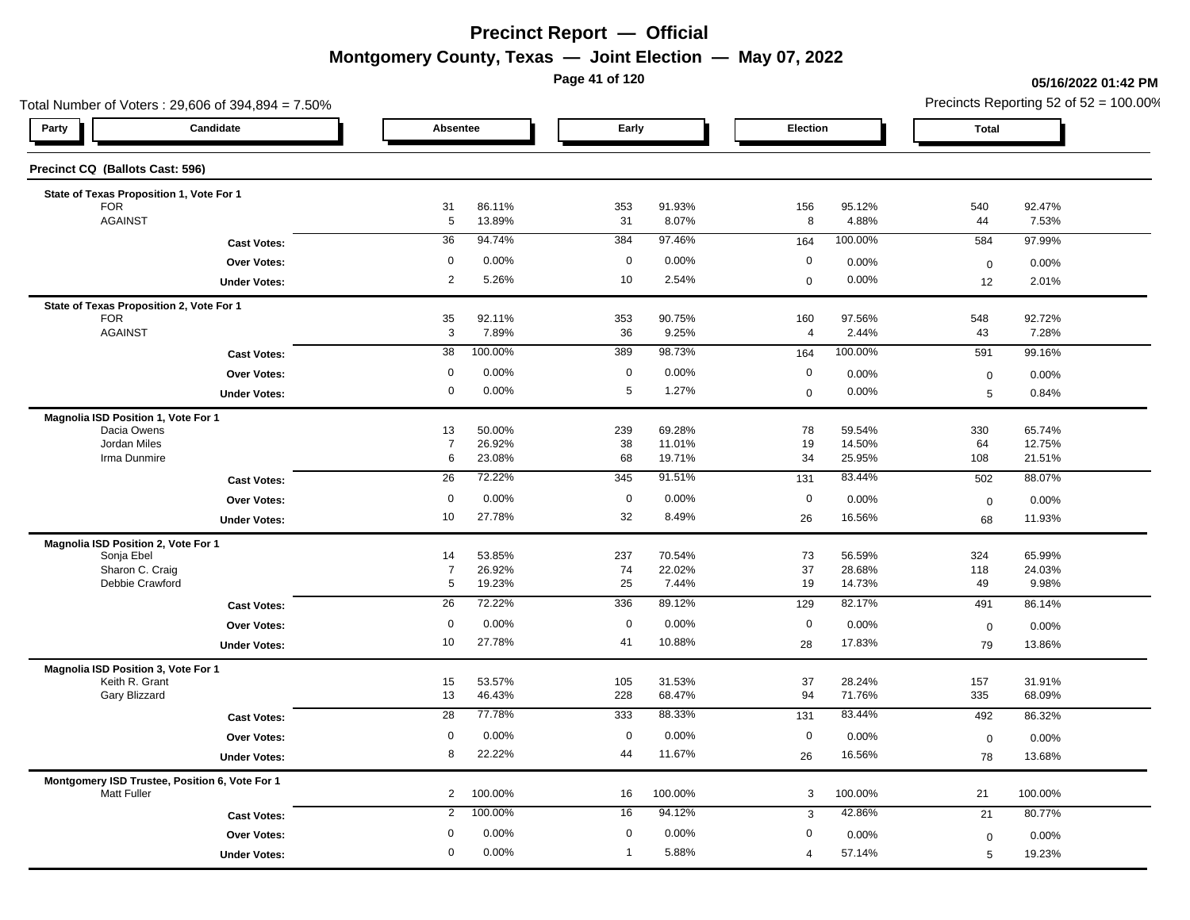# Precinct Report — Official

## Montgomery County, Texas — Joint Election — May 07, 2022

05/16/2022 01:42 PM

Total Number of Voters : 29,606 of 394,894 = 7.50%

Precincts Reporting 52 of 52 = 100.00%

### Precinct CQ (Ballots Cast: 596)

| Party | Candidate | Absentee | | Early | | Election | | Total | |
|---|---|---|---|---|---|---|---|---|---|
| **State of Texas Proposition 1, Vote For 1** | | | | | | | | | |
| | FOR | 31 | 86.11% | 353 | 91.93% | 156 | 95.12% | 540 | 92.47% |
| | AGAINST | 5 | 13.89% | 31 | 8.07% | 8 | 4.88% | 44 | 7.53% |
| | **Cast Votes:** | 36 | 94.74% | 384 | 97.46% | 164 | 100.00% | 584 | 97.99% |
| | **Over Votes:** | 0 | 0.00% | 0 | 0.00% | 0 | 0.00% | 0 | 0.00% |
| | **Under Votes:** | 2 | 5.26% | 10 | 2.54% | 0 | 0.00% | 12 | 2.01% |
| **State of Texas Proposition 2, Vote For 1** | | | | | | | | | |
| | FOR | 35 | 92.11% | 353 | 90.75% | 160 | 97.56% | 548 | 92.72% |
| | AGAINST | 3 | 7.89% | 36 | 9.25% | 4 | 2.44% | 43 | 7.28% |
| | **Cast Votes:** | 38 | 100.00% | 389 | 98.73% | 164 | 100.00% | 591 | 99.16% |
| | **Over Votes:** | 0 | 0.00% | 0 | 0.00% | 0 | 0.00% | 0 | 0.00% |
| | **Under Votes:** | 0 | 0.00% | 5 | 1.27% | 0 | 0.00% | 5 | 0.84% |
| **Magnolia ISD Position 1, Vote For 1** | | | | | | | | | |
| | Dacia Owens | 13 | 50.00% | 239 | 69.28% | 78 | 59.54% | 330 | 65.74% |
| | Jordan Miles | 7 | 26.92% | 38 | 11.01% | 19 | 14.50% | 64 | 12.75% |
| | Irma Dunmire | 6 | 23.08% | 68 | 19.71% | 34 | 25.95% | 108 | 21.51% |
| | **Cast Votes:** | 26 | 72.22% | 345 | 91.51% | 131 | 83.44% | 502 | 88.07% |
| | **Over Votes:** | 0 | 0.00% | 0 | 0.00% | 0 | 0.00% | 0 | 0.00% |
| | **Under Votes:** | 10 | 27.78% | 32 | 8.49% | 26 | 16.56% | 68 | 11.93% |
| **Magnolia ISD Position 2, Vote For 1** | | | | | | | | | |
| | Sonja Ebel | 14 | 53.85% | 237 | 70.54% | 73 | 56.59% | 324 | 65.99% |
| | Sharon C. Craig | 7 | 26.92% | 74 | 22.02% | 37 | 28.68% | 118 | 24.03% |
| | Debbie Crawford | 5 | 19.23% | 25 | 7.44% | 19 | 14.73% | 49 | 9.98% |
| | **Cast Votes:** | 26 | 72.22% | 336 | 89.12% | 129 | 82.17% | 491 | 86.14% |
| | **Over Votes:** | 0 | 0.00% | 0 | 0.00% | 0 | 0.00% | 0 | 0.00% |
| | **Under Votes:** | 10 | 27.78% | 41 | 10.88% | 28 | 17.83% | 79 | 13.86% |
| **Magnolia ISD Position 3, Vote For 1** | | | | | | | | | |
| | Keith R. Grant | 15 | 53.57% | 105 | 31.53% | 37 | 28.24% | 157 | 31.91% |
| | Gary Blizzard | 13 | 46.43% | 228 | 68.47% | 94 | 71.76% | 335 | 68.09% |
| | **Cast Votes:** | 28 | 77.78% | 333 | 88.33% | 131 | 83.44% | 492 | 86.32% |
| | **Over Votes:** | 0 | 0.00% | 0 | 0.00% | 0 | 0.00% | 0 | 0.00% |
| | **Under Votes:** | 8 | 22.22% | 44 | 11.67% | 26 | 16.56% | 78 | 13.68% |
| **Montgomery ISD Trustee, Position 6, Vote For 1** | | | | | | | | | |
| | Matt Fuller | 2 | 100.00% | 16 | 100.00% | 3 | 100.00% | 21 | 100.00% |
| | **Cast Votes:** | 2 | 100.00% | 16 | 94.12% | 3 | 42.86% | 21 | 80.77% |
| | **Over Votes:** | 0 | 0.00% | 0 | 0.00% | 0 | 0.00% | 0 | 0.00% |
| | **Under Votes:** | 0 | 0.00% | 1 | 5.88% | 4 | 57.14% | 5 | 19.23% |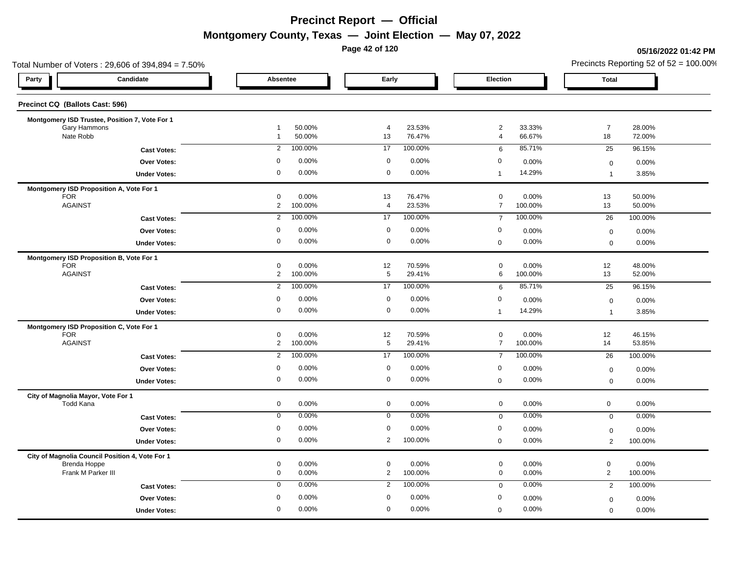# Precinct Report — Official

## Montgomery County, Texas — Joint Election — May 07, 2022

05/16/2022 01:42 PM

Total Number of Voters : 29,606 of 394,894 = 7.50%

Precincts Reporting 52 of 52 = 100.00%

### Precinct CQ (Ballots Cast: 596)

| Party | Candidate | Absentee | | Early | | Election | | Total | |
|---|---|---|---|---|---|---|---|---|---|
| | **Montgomery ISD Trustee, Position 7, Vote For 1** | | | | | | | | |
| | Gary Hammons | 1 | 50.00% | 4 | 23.53% | 2 | 33.33% | 7 | 28.00% |
| | Nate Robb | 1 | 50.00% | 13 | 76.47% | 4 | 66.67% | 18 | 72.00% |
| | **Cast Votes:** | 2 | 100.00% | 17 | 100.00% | 6 | 85.71% | 25 | 96.15% |
| | **Over Votes:** | 0 | 0.00% | 0 | 0.00% | 0 | 0.00% | 0 | 0.00% |
| | **Under Votes:** | 0 | 0.00% | 0 | 0.00% | 1 | 14.29% | 1 | 3.85% |
| | **Montgomery ISD Proposition A, Vote For 1** | | | | | | | | |
| | FOR | 0 | 0.00% | 13 | 76.47% | 0 | 0.00% | 13 | 50.00% |
| | AGAINST | 2 | 100.00% | 4 | 23.53% | 7 | 100.00% | 13 | 50.00% |
| | **Cast Votes:** | 2 | 100.00% | 17 | 100.00% | 7 | 100.00% | 26 | 100.00% |
| | **Over Votes:** | 0 | 0.00% | 0 | 0.00% | 0 | 0.00% | 0 | 0.00% |
| | **Under Votes:** | 0 | 0.00% | 0 | 0.00% | 0 | 0.00% | 0 | 0.00% |
| | **Montgomery ISD Proposition B, Vote For 1** | | | | | | | | |
| | FOR | 0 | 0.00% | 12 | 70.59% | 0 | 0.00% | 12 | 48.00% |
| | AGAINST | 2 | 100.00% | 5 | 29.41% | 6 | 100.00% | 13 | 52.00% |
| | **Cast Votes:** | 2 | 100.00% | 17 | 100.00% | 6 | 85.71% | 25 | 96.15% |
| | **Over Votes:** | 0 | 0.00% | 0 | 0.00% | 0 | 0.00% | 0 | 0.00% |
| | **Under Votes:** | 0 | 0.00% | 0 | 0.00% | 1 | 14.29% | 1 | 3.85% |
| | **Montgomery ISD Proposition C, Vote For 1** | | | | | | | | |
| | FOR | 0 | 0.00% | 12 | 70.59% | 0 | 0.00% | 12 | 46.15% |
| | AGAINST | 2 | 100.00% | 5 | 29.41% | 7 | 100.00% | 14 | 53.85% |
| | **Cast Votes:** | 2 | 100.00% | 17 | 100.00% | 7 | 100.00% | 26 | 100.00% |
| | **Over Votes:** | 0 | 0.00% | 0 | 0.00% | 0 | 0.00% | 0 | 0.00% |
| | **Under Votes:** | 0 | 0.00% | 0 | 0.00% | 0 | 0.00% | 0 | 0.00% |
| | **City of Magnolia Mayor, Vote For 1** | | | | | | | | |
| | Todd Kana | 0 | 0.00% | 0 | 0.00% | 0 | 0.00% | 0 | 0.00% |
| | **Cast Votes:** | 0 | 0.00% | 0 | 0.00% | 0 | 0.00% | 0 | 0.00% |
| | **Over Votes:** | 0 | 0.00% | 0 | 0.00% | 0 | 0.00% | 0 | 0.00% |
| | **Under Votes:** | 0 | 0.00% | 2 | 100.00% | 0 | 0.00% | 2 | 100.00% |
| | **City of Magnolia Council Position 4, Vote For 1** | | | | | | | | |
| | Brenda Hoppe | 0 | 0.00% | 0 | 0.00% | 0 | 0.00% | 0 | 0.00% |
| | Frank M Parker III | 0 | 0.00% | 2 | 100.00% | 0 | 0.00% | 2 | 100.00% |
| | **Cast Votes:** | 0 | 0.00% | 2 | 100.00% | 0 | 0.00% | 2 | 100.00% |
| | **Over Votes:** | 0 | 0.00% | 0 | 0.00% | 0 | 0.00% | 0 | 0.00% |
| | **Under Votes:** | 0 | 0.00% | 0 | 0.00% | 0 | 0.00% | 0 | 0.00% |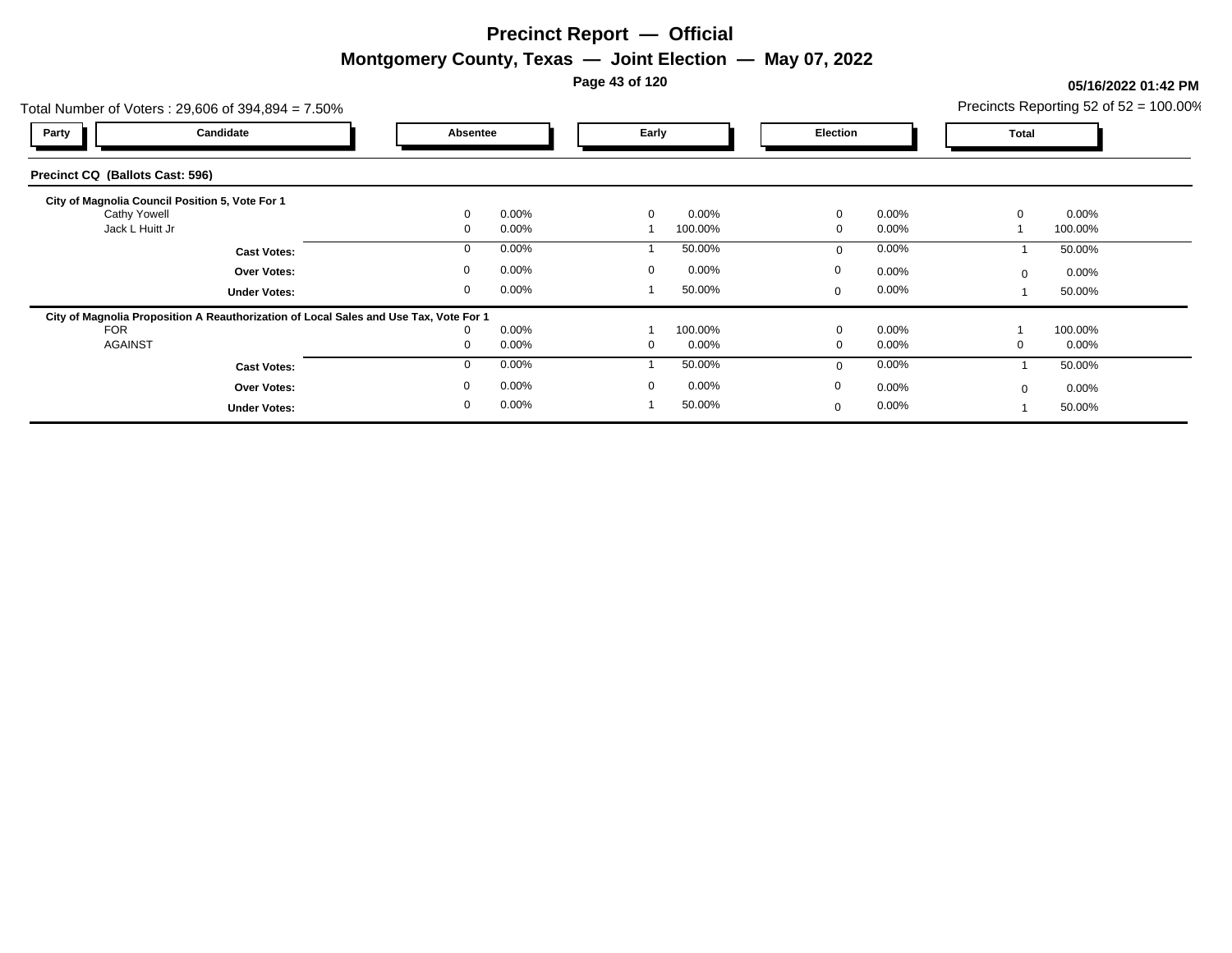# Precinct Report — Official

## Montgomery County, Texas — Joint Election — May 07, 2022

05/16/2022 01:42 PM

Total Number of Voters : 29,606 of 394,894 = 7.50%

Precincts Reporting 52 of 52 = 100.00%

### Precinct CQ (Ballots Cast: 596)

| Party | Candidate | Absentee | | Early | | Election | | Total | |
|---|---|---|---|---|---|---|---|---|---|
| | **City of Magnolia Council Position 5, Vote For 1** | | | | | | | | |
| | Cathy Yowell | 0 | 0.00% | 0 | 0.00% | 0 | 0.00% | 0 | 0.00% |
| | Jack L Huitt Jr | 0 | 0.00% | 1 | 100.00% | 0 | 0.00% | 1 | 100.00% |
| | **Cast Votes:** | 0 | 0.00% | 1 | 50.00% | 0 | 0.00% | 1 | 50.00% |
| | **Over Votes:** | 0 | 0.00% | 0 | 0.00% | 0 | 0.00% | 0 | 0.00% |
| | **Under Votes:** | 0 | 0.00% | 1 | 50.00% | 0 | 0.00% | 1 | 50.00% |
| | **City of Magnolia Proposition A Reauthorization of Local Sales and Use Tax, Vote For 1** | | | | | | | | |
| | FOR | 0 | 0.00% | 1 | 100.00% | 0 | 0.00% | 1 | 100.00% |
| | AGAINST | 0 | 0.00% | 0 | 0.00% | 0 | 0.00% | 0 | 0.00% |
| | **Cast Votes:** | 0 | 0.00% | 1 | 50.00% | 0 | 0.00% | 1 | 50.00% |
| | **Over Votes:** | 0 | 0.00% | 0 | 0.00% | 0 | 0.00% | 0 | 0.00% |
| | **Under Votes:** | 0 | 0.00% | 1 | 50.00% | 0 | 0.00% | 1 | 50.00% |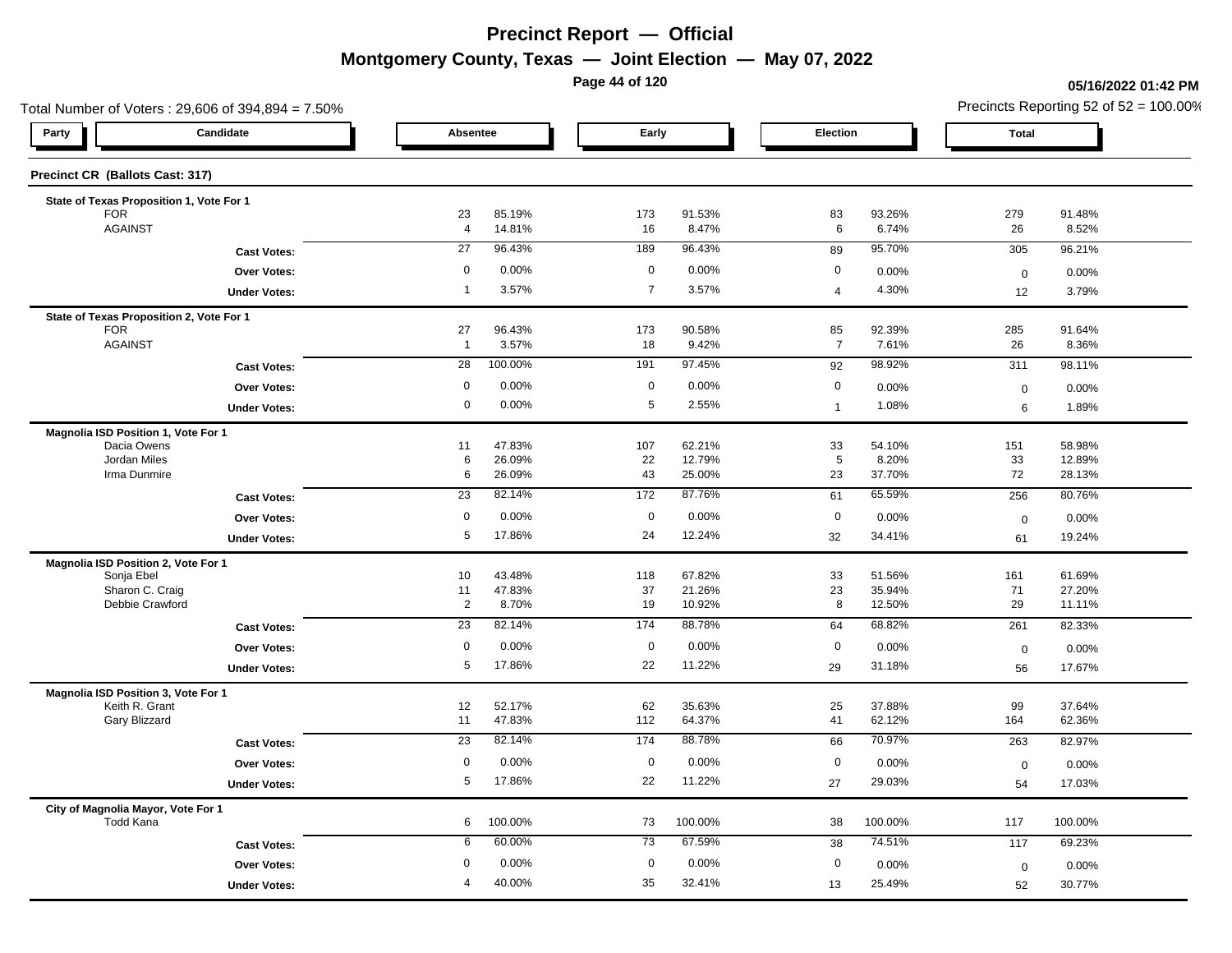# Precinct Report — Official

## Montgomery County, Texas — Joint Election — May 07, 2022

**05/16/2022 01:42 PM**

Total Number of Voters : 29,606 of 394,894 = 7.50%

Precincts Reporting 52 of 52 = 100.00%

| Party | Candidate | Absentee | | Early | | Election | | Total | |
|---|---|---|---|---|---|---|---|---|---|
| **Precinct CR (Ballots Cast: 317)** | | | | | | | | | |
| **State of Texas Proposition 1, Vote For 1** | | | | | | | | | |
| | FOR | 23 | 85.19% | 173 | 91.53% | 83 | 93.26% | 279 | 91.48% |
| | AGAINST | 4 | 14.81% | 16 | 8.47% | 6 | 6.74% | 26 | 8.52% |
| | **Cast Votes:** | 27 | 96.43% | 189 | 96.43% | 89 | 95.70% | 305 | 96.21% |
| | **Over Votes:** | 0 | 0.00% | 0 | 0.00% | 0 | 0.00% | 0 | 0.00% |
| | **Under Votes:** | 1 | 3.57% | 7 | 3.57% | 4 | 4.30% | 12 | 3.79% |
| **State of Texas Proposition 2, Vote For 1** | | | | | | | | | |
| | FOR | 27 | 96.43% | 173 | 90.58% | 85 | 92.39% | 285 | 91.64% |
| | AGAINST | 1 | 3.57% | 18 | 9.42% | 7 | 7.61% | 26 | 8.36% |
| | **Cast Votes:** | 28 | 100.00% | 191 | 97.45% | 92 | 98.92% | 311 | 98.11% |
| | **Over Votes:** | 0 | 0.00% | 0 | 0.00% | 0 | 0.00% | 0 | 0.00% |
| | **Under Votes:** | 0 | 0.00% | 5 | 2.55% | 1 | 1.08% | 6 | 1.89% |
| **Magnolia ISD Position 1, Vote For 1** | | | | | | | | | |
| | Dacia Owens | 11 | 47.83% | 107 | 62.21% | 33 | 54.10% | 151 | 58.98% |
| | Jordan Miles | 6 | 26.09% | 22 | 12.79% | 5 | 8.20% | 33 | 12.89% |
| | Irma Dunmire | 6 | 26.09% | 43 | 25.00% | 23 | 37.70% | 72 | 28.13% |
| | **Cast Votes:** | 23 | 82.14% | 172 | 87.76% | 61 | 65.59% | 256 | 80.76% |
| | **Over Votes:** | 0 | 0.00% | 0 | 0.00% | 0 | 0.00% | 0 | 0.00% |
| | **Under Votes:** | 5 | 17.86% | 24 | 12.24% | 32 | 34.41% | 61 | 19.24% |
| **Magnolia ISD Position 2, Vote For 1** | | | | | | | | | |
| | Sonja Ebel | 10 | 43.48% | 118 | 67.82% | 33 | 51.56% | 161 | 61.69% |
| | Sharon C. Craig | 11 | 47.83% | 37 | 21.26% | 23 | 35.94% | 71 | 27.20% |
| | Debbie Crawford | 2 | 8.70% | 19 | 10.92% | 8 | 12.50% | 29 | 11.11% |
| | **Cast Votes:** | 23 | 82.14% | 174 | 88.78% | 64 | 68.82% | 261 | 82.33% |
| | **Over Votes:** | 0 | 0.00% | 0 | 0.00% | 0 | 0.00% | 0 | 0.00% |
| | **Under Votes:** | 5 | 17.86% | 22 | 11.22% | 29 | 31.18% | 56 | 17.67% |
| **Magnolia ISD Position 3, Vote For 1** | | | | | | | | | |
| | Keith R. Grant | 12 | 52.17% | 62 | 35.63% | 25 | 37.88% | 99 | 37.64% |
| | Gary Blizzard | 11 | 47.83% | 112 | 64.37% | 41 | 62.12% | 164 | 62.36% |
| | **Cast Votes:** | 23 | 82.14% | 174 | 88.78% | 66 | 70.97% | 263 | 82.97% |
| | **Over Votes:** | 0 | 0.00% | 0 | 0.00% | 0 | 0.00% | 0 | 0.00% |
| | **Under Votes:** | 5 | 17.86% | 22 | 11.22% | 27 | 29.03% | 54 | 17.03% |
| **City of Magnolia Mayor, Vote For 1** | | | | | | | | | |
| | Todd Kana | 6 | 100.00% | 73 | 100.00% | 38 | 100.00% | 117 | 100.00% |
| | **Cast Votes:** | 6 | 60.00% | 73 | 67.59% | 38 | 74.51% | 117 | 69.23% |
| | **Over Votes:** | 0 | 0.00% | 0 | 0.00% | 0 | 0.00% | 0 | 0.00% |
| | **Under Votes:** | 4 | 40.00% | 35 | 32.41% | 13 | 25.49% | 52 | 30.77% |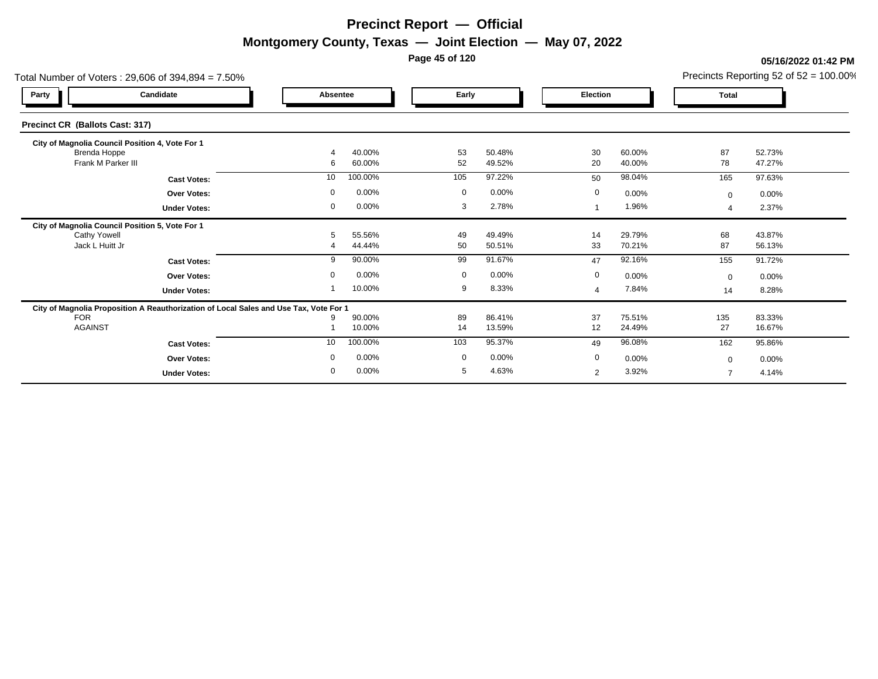# Precinct Report — Official

## Montgomery County, Texas — Joint Election — May 07, 2022

05/16/2022 01:42 PM

Total Number of Voters : 29,606 of 394,894 = 7.50%

Precincts Reporting 52 of 52 = 100.00%

### Precinct CR (Ballots Cast: 317)

| Party | Candidate | Absentee | | Early | | Election | | Total | |
|---|---|---|---|---|---|---|---|---|---|
| | **City of Magnolia Council Position 4, Vote For 1** | | | | | | | | |
| | Brenda Hoppe | 4 | 40.00% | 53 | 50.48% | 30 | 60.00% | 87 | 52.73% |
| | Frank M Parker III | 6 | 60.00% | 52 | 49.52% | 20 | 40.00% | 78 | 47.27% |
| | **Cast Votes:** | 10 | 100.00% | 105 | 97.22% | 50 | 98.04% | 165 | 97.63% |
| | **Over Votes:** | 0 | 0.00% | 0 | 0.00% | 0 | 0.00% | 0 | 0.00% |
| | **Under Votes:** | 0 | 0.00% | 3 | 2.78% | 1 | 1.96% | 4 | 2.37% |
| | **City of Magnolia Council Position 5, Vote For 1** | | | | | | | | |
| | Cathy Yowell | 5 | 55.56% | 49 | 49.49% | 14 | 29.79% | 68 | 43.87% |
| | Jack L Huitt Jr | 4 | 44.44% | 50 | 50.51% | 33 | 70.21% | 87 | 56.13% |
| | **Cast Votes:** | 9 | 90.00% | 99 | 91.67% | 47 | 92.16% | 155 | 91.72% |
| | **Over Votes:** | 0 | 0.00% | 0 | 0.00% | 0 | 0.00% | 0 | 0.00% |
| | **Under Votes:** | 1 | 10.00% | 9 | 8.33% | 4 | 7.84% | 14 | 8.28% |
| | **City of Magnolia Proposition A Reauthorization of Local Sales and Use Tax, Vote For 1** | | | | | | | | |
| | FOR | 9 | 90.00% | 89 | 86.41% | 37 | 75.51% | 135 | 83.33% |
| | AGAINST | 1 | 10.00% | 14 | 13.59% | 12 | 24.49% | 27 | 16.67% |
| | **Cast Votes:** | 10 | 100.00% | 103 | 95.37% | 49 | 96.08% | 162 | 95.86% |
| | **Over Votes:** | 0 | 0.00% | 0 | 0.00% | 0 | 0.00% | 0 | 0.00% |
| | **Under Votes:** | 0 | 0.00% | 5 | 4.63% | 2 | 3.92% | 7 | 4.14% |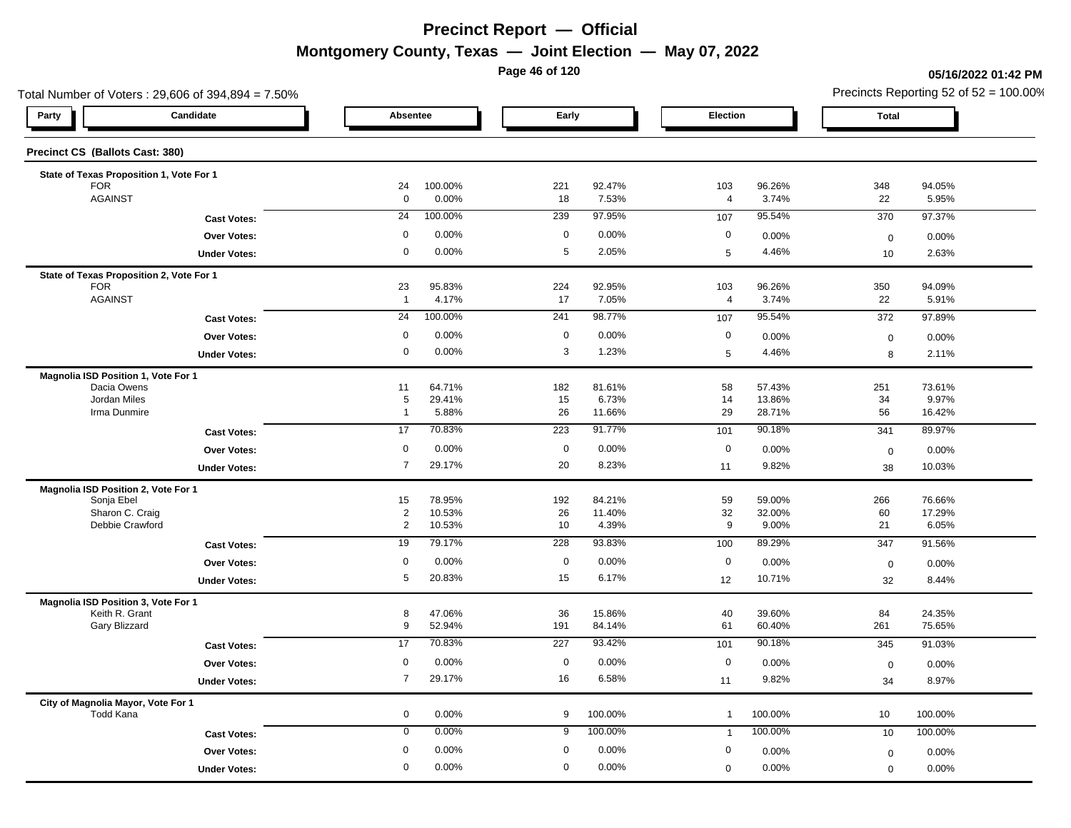# Precinct Report — Official

## Montgomery County, Texas — Joint Election — May 07, 2022

05/16/2022 01:42 PM

Total Number of Voters : 29,606 of 394,894 = 7.50%

Precincts Reporting 52 of 52 = 100.00%

### Precinct CS (Ballots Cast: 380)

| Party | Candidate | Absentee | | Early | | Election | | Total | |
|---|---|---|---|---|---|---|---|---|---|
| **State of Texas Proposition 1, Vote For 1** | | | | | | | | | |
| | FOR | 24 | 100.00% | 221 | 92.47% | 103 | 96.26% | 348 | 94.05% |
| | AGAINST | 0 | 0.00% | 18 | 7.53% | 4 | 3.74% | 22 | 5.95% |
| | **Cast Votes:** | 24 | 100.00% | 239 | 97.95% | 107 | 95.54% | 370 | 97.37% |
| | **Over Votes:** | 0 | 0.00% | 0 | 0.00% | 0 | 0.00% | 0 | 0.00% |
| | **Under Votes:** | 0 | 0.00% | 5 | 2.05% | 5 | 4.46% | 10 | 2.63% |
| **State of Texas Proposition 2, Vote For 1** | | | | | | | | | |
| | FOR | 23 | 95.83% | 224 | 92.95% | 103 | 96.26% | 350 | 94.09% |
| | AGAINST | 1 | 4.17% | 17 | 7.05% | 4 | 3.74% | 22 | 5.91% |
| | **Cast Votes:** | 24 | 100.00% | 241 | 98.77% | 107 | 95.54% | 372 | 97.89% |
| | **Over Votes:** | 0 | 0.00% | 0 | 0.00% | 0 | 0.00% | 0 | 0.00% |
| | **Under Votes:** | 0 | 0.00% | 3 | 1.23% | 5 | 4.46% | 8 | 2.11% |
| **Magnolia ISD Position 1, Vote For 1** | | | | | | | | | |
| | Dacia Owens | 11 | 64.71% | 182 | 81.61% | 58 | 57.43% | 251 | 73.61% |
| | Jordan Miles | 5 | 29.41% | 15 | 6.73% | 14 | 13.86% | 34 | 9.97% |
| | Irma Dunmire | 1 | 5.88% | 26 | 11.66% | 29 | 28.71% | 56 | 16.42% |
| | **Cast Votes:** | 17 | 70.83% | 223 | 91.77% | 101 | 90.18% | 341 | 89.97% |
| | **Over Votes:** | 0 | 0.00% | 0 | 0.00% | 0 | 0.00% | 0 | 0.00% |
| | **Under Votes:** | 7 | 29.17% | 20 | 8.23% | 11 | 9.82% | 38 | 10.03% |
| **Magnolia ISD Position 2, Vote For 1** | | | | | | | | | |
| | Sonja Ebel | 15 | 78.95% | 192 | 84.21% | 59 | 59.00% | 266 | 76.66% |
| | Sharon C. Craig | 2 | 10.53% | 26 | 11.40% | 32 | 32.00% | 60 | 17.29% |
| | Debbie Crawford | 2 | 10.53% | 10 | 4.39% | 9 | 9.00% | 21 | 6.05% |
| | **Cast Votes:** | 19 | 79.17% | 228 | 93.83% | 100 | 89.29% | 347 | 91.56% |
| | **Over Votes:** | 0 | 0.00% | 0 | 0.00% | 0 | 0.00% | 0 | 0.00% |
| | **Under Votes:** | 5 | 20.83% | 15 | 6.17% | 12 | 10.71% | 32 | 8.44% |
| **Magnolia ISD Position 3, Vote For 1** | | | | | | | | | |
| | Keith R. Grant | 8 | 47.06% | 36 | 15.86% | 40 | 39.60% | 84 | 24.35% |
| | Gary Blizzard | 9 | 52.94% | 191 | 84.14% | 61 | 60.40% | 261 | 75.65% |
| | **Cast Votes:** | 17 | 70.83% | 227 | 93.42% | 101 | 90.18% | 345 | 91.03% |
| | **Over Votes:** | 0 | 0.00% | 0 | 0.00% | 0 | 0.00% | 0 | 0.00% |
| | **Under Votes:** | 7 | 29.17% | 16 | 6.58% | 11 | 9.82% | 34 | 8.97% |
| **City of Magnolia Mayor, Vote For 1** | | | | | | | | | |
| | Todd Kana | 0 | 0.00% | 9 | 100.00% | 1 | 100.00% | 10 | 100.00% |
| | **Cast Votes:** | 0 | 0.00% | 9 | 100.00% | 1 | 100.00% | 10 | 100.00% |
| | **Over Votes:** | 0 | 0.00% | 0 | 0.00% | 0 | 0.00% | 0 | 0.00% |
| | **Under Votes:** | 0 | 0.00% | 0 | 0.00% | 0 | 0.00% | 0 | 0.00% |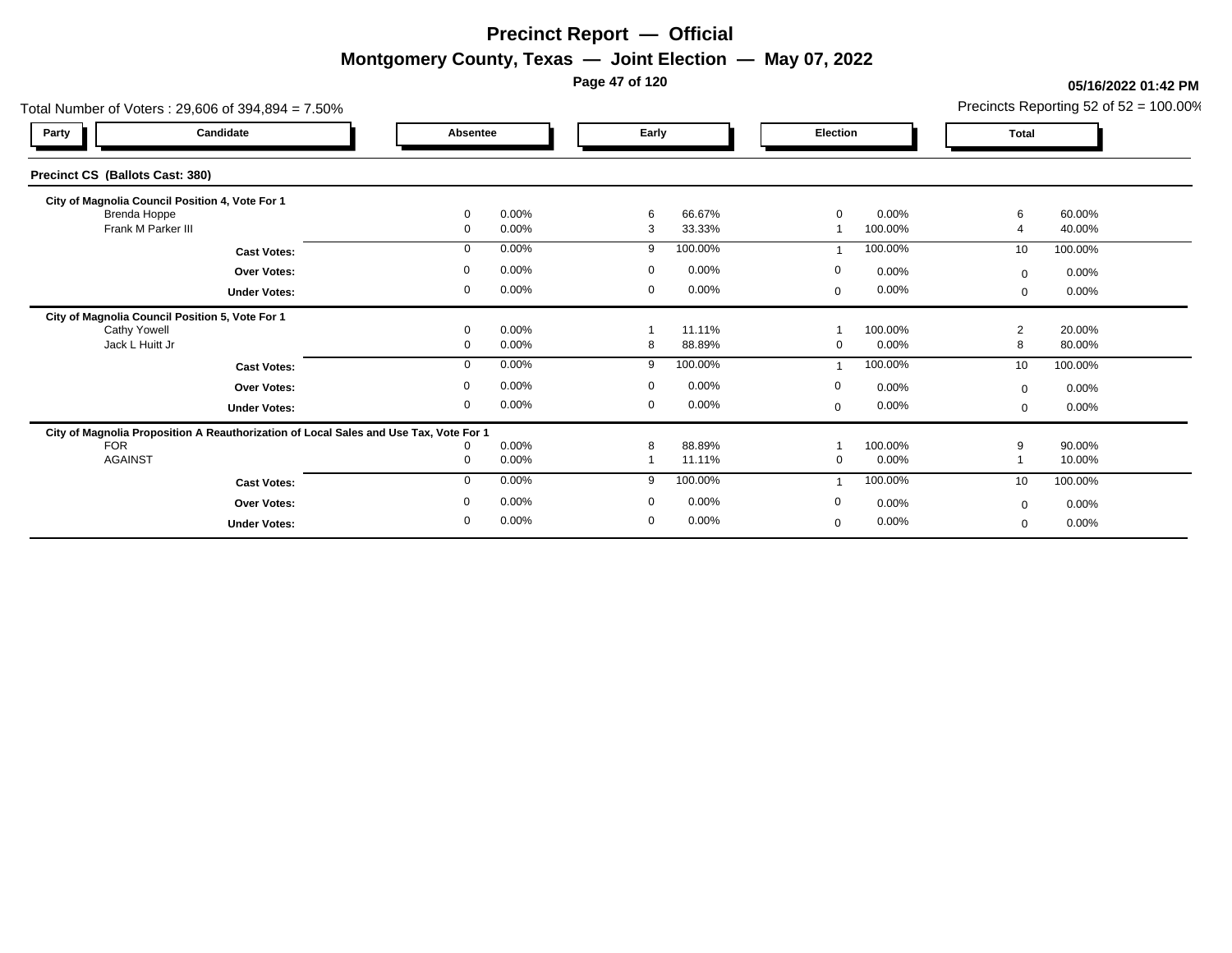# Precinct Report — Official

## Montgomery County, Texas — Joint Election — May 07, 2022

05/16/2022 01:42 PM

Total Number of Voters : 29,606 of 394,894 = 7.50%

Precincts Reporting 52 of 52 = 100.00%

### Precinct CS (Ballots Cast: 380)

| Party | Candidate | Absentee | | Early | | Election | | Total | |
|---|---|---|---|---|---|---|---|---|---|
| **City of Magnolia Council Position 4, Vote For 1** | | | | | | | | | |
| | Brenda Hoppe | 0 | 0.00% | 6 | 66.67% | 0 | 0.00% | 6 | 60.00% |
| | Frank M Parker III | 0 | 0.00% | 3 | 33.33% | 1 | 100.00% | 4 | 40.00% |
| | **Cast Votes:** | 0 | 0.00% | 9 | 100.00% | 1 | 100.00% | 10 | 100.00% |
| | **Over Votes:** | 0 | 0.00% | 0 | 0.00% | 0 | 0.00% | 0 | 0.00% |
| | **Under Votes:** | 0 | 0.00% | 0 | 0.00% | 0 | 0.00% | 0 | 0.00% |
| **City of Magnolia Council Position 5, Vote For 1** | | | | | | | | | |
| | Cathy Yowell | 0 | 0.00% | 1 | 11.11% | 1 | 100.00% | 2 | 20.00% |
| | Jack L Huitt Jr | 0 | 0.00% | 8 | 88.89% | 0 | 0.00% | 8 | 80.00% |
| | **Cast Votes:** | 0 | 0.00% | 9 | 100.00% | 1 | 100.00% | 10 | 100.00% |
| | **Over Votes:** | 0 | 0.00% | 0 | 0.00% | 0 | 0.00% | 0 | 0.00% |
| | **Under Votes:** | 0 | 0.00% | 0 | 0.00% | 0 | 0.00% | 0 | 0.00% |
| **City of Magnolia Proposition A Reauthorization of Local Sales and Use Tax, Vote For 1** | | | | | | | | | |
| | FOR | 0 | 0.00% | 8 | 88.89% | 1 | 100.00% | 9 | 90.00% |
| | AGAINST | 0 | 0.00% | 1 | 11.11% | 0 | 0.00% | 1 | 10.00% |
| | **Cast Votes:** | 0 | 0.00% | 9 | 100.00% | 1 | 100.00% | 10 | 100.00% |
| | **Over Votes:** | 0 | 0.00% | 0 | 0.00% | 0 | 0.00% | 0 | 0.00% |
| | **Under Votes:** | 0 | 0.00% | 0 | 0.00% | 0 | 0.00% | 0 | 0.00% |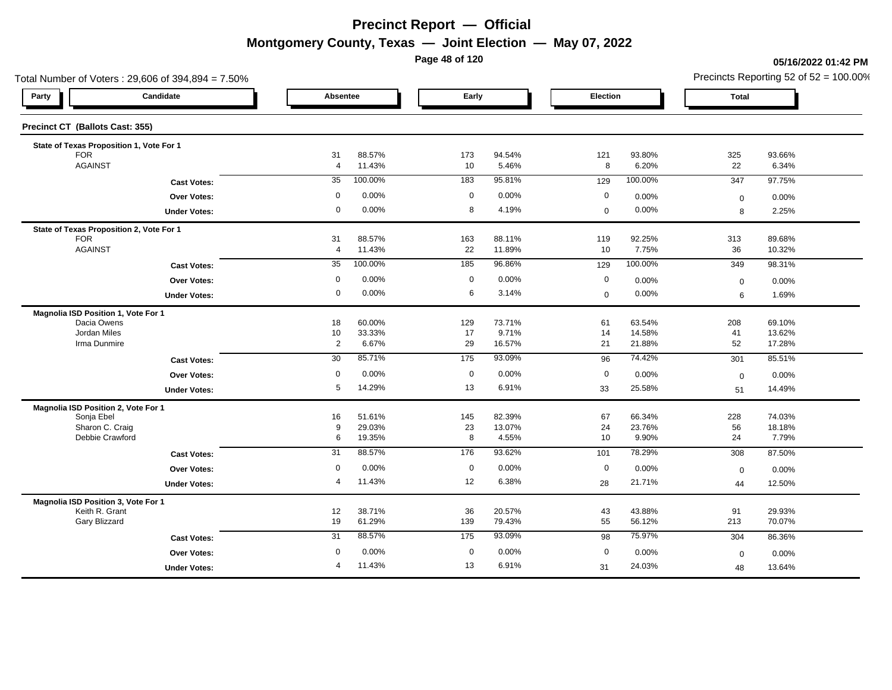# Precinct Report — Official

## Montgomery County, Texas — Joint Election — May 07, 2022

**05/16/2022 01:42 PM**

Total Number of Voters : 29,606 of 394,894 = 7.50%

Precincts Reporting 52 of 52 = 100.00%

| Party | Candidate | Absentee | | Early | | Election | | Total | |
|---|---|---|---|---|---|---|---|---|---|
| **Precinct CT (Ballots Cast: 355)** | | | | | | | | | |
| **State of Texas Proposition 1, Vote For 1** | | | | | | | | | |
| | FOR | 31 | 88.57% | 173 | 94.54% | 121 | 93.80% | 325 | 93.66% |
| | AGAINST | 4 | 11.43% | 10 | 5.46% | 8 | 6.20% | 22 | 6.34% |
| | **Cast Votes:** | 35 | 100.00% | 183 | 95.81% | 129 | 100.00% | 347 | 97.75% |
| | **Over Votes:** | 0 | 0.00% | 0 | 0.00% | 0 | 0.00% | 0 | 0.00% |
| | **Under Votes:** | 0 | 0.00% | 8 | 4.19% | 0 | 0.00% | 8 | 2.25% |
| **State of Texas Proposition 2, Vote For 1** | | | | | | | | | |
| | FOR | 31 | 88.57% | 163 | 88.11% | 119 | 92.25% | 313 | 89.68% |
| | AGAINST | 4 | 11.43% | 22 | 11.89% | 10 | 7.75% | 36 | 10.32% |
| | **Cast Votes:** | 35 | 100.00% | 185 | 96.86% | 129 | 100.00% | 349 | 98.31% |
| | **Over Votes:** | 0 | 0.00% | 0 | 0.00% | 0 | 0.00% | 0 | 0.00% |
| | **Under Votes:** | 0 | 0.00% | 6 | 3.14% | 0 | 0.00% | 6 | 1.69% |
| **Magnolia ISD Position 1, Vote For 1** | | | | | | | | | |
| | Dacia Owens | 18 | 60.00% | 129 | 73.71% | 61 | 63.54% | 208 | 69.10% |
| | Jordan Miles | 10 | 33.33% | 17 | 9.71% | 14 | 14.58% | 41 | 13.62% |
| | Irma Dunmire | 2 | 6.67% | 29 | 16.57% | 21 | 21.88% | 52 | 17.28% |
| | **Cast Votes:** | 30 | 85.71% | 175 | 93.09% | 96 | 74.42% | 301 | 85.51% |
| | **Over Votes:** | 0 | 0.00% | 0 | 0.00% | 0 | 0.00% | 0 | 0.00% |
| | **Under Votes:** | 5 | 14.29% | 13 | 6.91% | 33 | 25.58% | 51 | 14.49% |
| **Magnolia ISD Position 2, Vote For 1** | | | | | | | | | |
| | Sonja Ebel | 16 | 51.61% | 145 | 82.39% | 67 | 66.34% | 228 | 74.03% |
| | Sharon C. Craig | 9 | 29.03% | 23 | 13.07% | 24 | 23.76% | 56 | 18.18% |
| | Debbie Crawford | 6 | 19.35% | 8 | 4.55% | 10 | 9.90% | 24 | 7.79% |
| | **Cast Votes:** | 31 | 88.57% | 176 | 93.62% | 101 | 78.29% | 308 | 87.50% |
| | **Over Votes:** | 0 | 0.00% | 0 | 0.00% | 0 | 0.00% | 0 | 0.00% |
| | **Under Votes:** | 4 | 11.43% | 12 | 6.38% | 28 | 21.71% | 44 | 12.50% |
| **Magnolia ISD Position 3, Vote For 1** | | | | | | | | | |
| | Keith R. Grant | 12 | 38.71% | 36 | 20.57% | 43 | 43.88% | 91 | 29.93% |
| | Gary Blizzard | 19 | 61.29% | 139 | 79.43% | 55 | 56.12% | 213 | 70.07% |
| | **Cast Votes:** | 31 | 88.57% | 175 | 93.09% | 98 | 75.97% | 304 | 86.36% |
| | **Over Votes:** | 0 | 0.00% | 0 | 0.00% | 0 | 0.00% | 0 | 0.00% |
| | **Under Votes:** | 4 | 11.43% | 13 | 6.91% | 31 | 24.03% | 48 | 13.64% |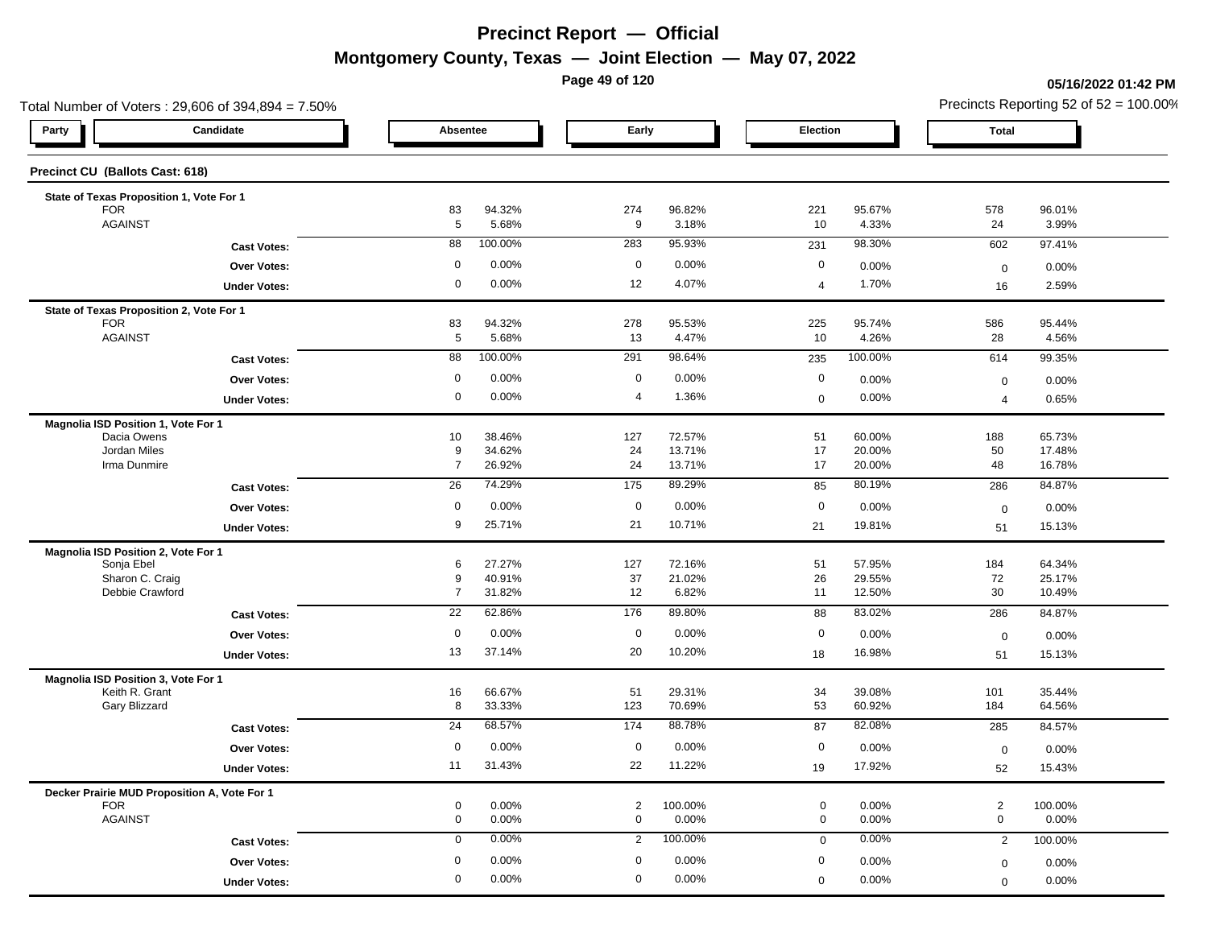# Precinct Report — Official

## Montgomery County, Texas — Joint Election — May 07, 2022

**05/16/2022 01:42 PM**

Total Number of Voters : 29,606 of 394,894 = 7.50%

Precincts Reporting 52 of 52 = 100.00%

### Precinct CU (Ballots Cast: 618)

| Party | Candidate | Absentee | | Early | | Election | | Total | |
|---|---|---|---|---|---|---|---|---|---|
| **State of Texas Proposition 1, Vote For 1** | | | | | | | | | |
| | FOR | 83 | 94.32% | 274 | 96.82% | 221 | 95.67% | 578 | 96.01% |
| | AGAINST | 5 | 5.68% | 9 | 3.18% | 10 | 4.33% | 24 | 3.99% |
| | **Cast Votes:** | 88 | 100.00% | 283 | 95.93% | 231 | 98.30% | 602 | 97.41% |
| | **Over Votes:** | 0 | 0.00% | 0 | 0.00% | 0 | 0.00% | 0 | 0.00% |
| | **Under Votes:** | 0 | 0.00% | 12 | 4.07% | 4 | 1.70% | 16 | 2.59% |
| **State of Texas Proposition 2, Vote For 1** | | | | | | | | | |
| | FOR | 83 | 94.32% | 278 | 95.53% | 225 | 95.74% | 586 | 95.44% |
| | AGAINST | 5 | 5.68% | 13 | 4.47% | 10 | 4.26% | 28 | 4.56% |
| | **Cast Votes:** | 88 | 100.00% | 291 | 98.64% | 235 | 100.00% | 614 | 99.35% |
| | **Over Votes:** | 0 | 0.00% | 0 | 0.00% | 0 | 0.00% | 0 | 0.00% |
| | **Under Votes:** | 0 | 0.00% | 4 | 1.36% | 0 | 0.00% | 4 | 0.65% |
| **Magnolia ISD Position 1, Vote For 1** | | | | | | | | | |
| | Dacia Owens | 10 | 38.46% | 127 | 72.57% | 51 | 60.00% | 188 | 65.73% |
| | Jordan Miles | 9 | 34.62% | 24 | 13.71% | 17 | 20.00% | 50 | 17.48% |
| | Irma Dunmire | 7 | 26.92% | 24 | 13.71% | 17 | 20.00% | 48 | 16.78% |
| | **Cast Votes:** | 26 | 74.29% | 175 | 89.29% | 85 | 80.19% | 286 | 84.87% |
| | **Over Votes:** | 0 | 0.00% | 0 | 0.00% | 0 | 0.00% | 0 | 0.00% |
| | **Under Votes:** | 9 | 25.71% | 21 | 10.71% | 21 | 19.81% | 51 | 15.13% |
| **Magnolia ISD Position 2, Vote For 1** | | | | | | | | | |
| | Sonja Ebel | 6 | 27.27% | 127 | 72.16% | 51 | 57.95% | 184 | 64.34% |
| | Sharon C. Craig | 9 | 40.91% | 37 | 21.02% | 26 | 29.55% | 72 | 25.17% |
| | Debbie Crawford | 7 | 31.82% | 12 | 6.82% | 11 | 12.50% | 30 | 10.49% |
| | **Cast Votes:** | 22 | 62.86% | 176 | 89.80% | 88 | 83.02% | 286 | 84.87% |
| | **Over Votes:** | 0 | 0.00% | 0 | 0.00% | 0 | 0.00% | 0 | 0.00% |
| | **Under Votes:** | 13 | 37.14% | 20 | 10.20% | 18 | 16.98% | 51 | 15.13% |
| **Magnolia ISD Position 3, Vote For 1** | | | | | | | | | |
| | Keith R. Grant | 16 | 66.67% | 51 | 29.31% | 34 | 39.08% | 101 | 35.44% |
| | Gary Blizzard | 8 | 33.33% | 123 | 70.69% | 53 | 60.92% | 184 | 64.56% |
| | **Cast Votes:** | 24 | 68.57% | 174 | 88.78% | 87 | 82.08% | 285 | 84.57% |
| | **Over Votes:** | 0 | 0.00% | 0 | 0.00% | 0 | 0.00% | 0 | 0.00% |
| | **Under Votes:** | 11 | 31.43% | 22 | 11.22% | 19 | 17.92% | 52 | 15.43% |
| **Decker Prairie MUD Proposition A, Vote For 1** | | | | | | | | | |
| | FOR | 0 | 0.00% | 2 | 100.00% | 0 | 0.00% | 2 | 100.00% |
| | AGAINST | 0 | 0.00% | 0 | 0.00% | 0 | 0.00% | 0 | 0.00% |
| | **Cast Votes:** | 0 | 0.00% | 2 | 100.00% | 0 | 0.00% | 2 | 100.00% |
| | **Over Votes:** | 0 | 0.00% | 0 | 0.00% | 0 | 0.00% | 0 | 0.00% |
| | **Under Votes:** | 0 | 0.00% | 0 | 0.00% | 0 | 0.00% | 0 | 0.00% |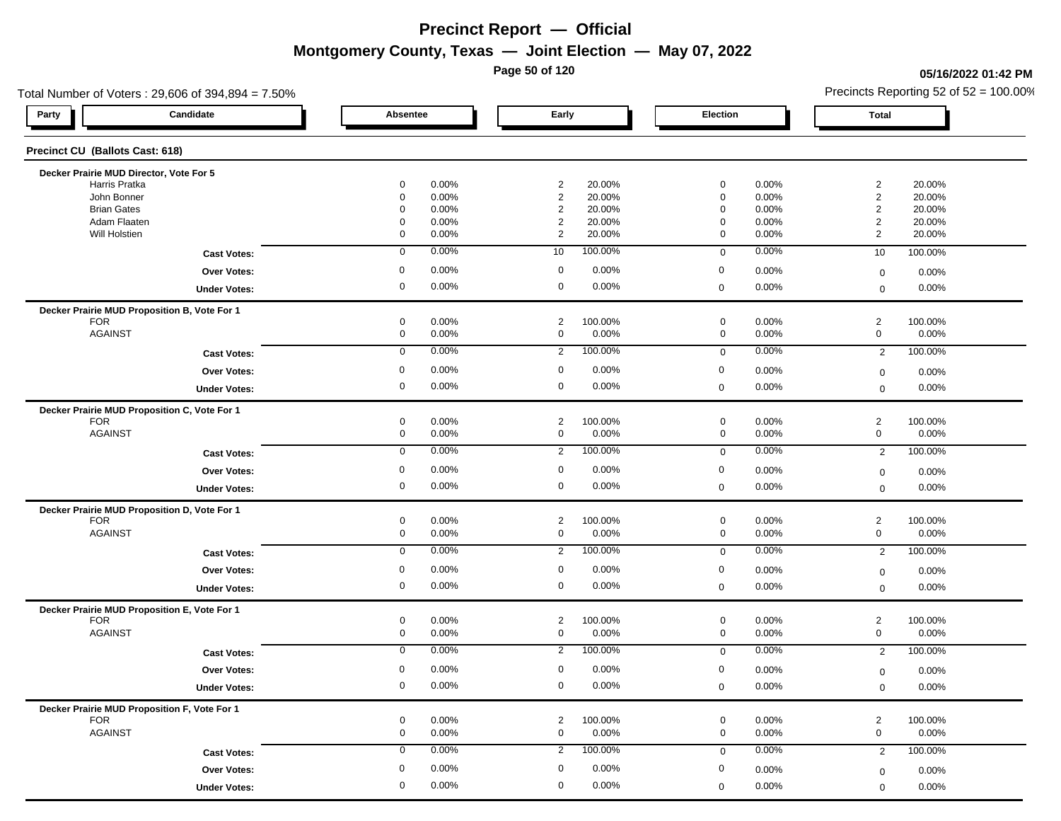# Precinct Report — Official

## Montgomery County, Texas — Joint Election — May 07, 2022

05/16/2022 01:42 PM

Total Number of Voters : 29,606 of 394,894 = 7.50%

Precincts Reporting 52 of 52 = 100.00%

### Precinct CU (Ballots Cast: 618)

| Party | Candidate | Absentee | | Early | | Election | | Total | |
|---|---|---|---|---|---|---|---|---|---|
| **Decker Prairie MUD Director, Vote For 5** | | | | | | | | | |
| | Harris Pratka | 0 | 0.00% | 2 | 20.00% | 0 | 0.00% | 2 | 20.00% |
| | John Bonner | 0 | 0.00% | 2 | 20.00% | 0 | 0.00% | 2 | 20.00% |
| | Brian Gates | 0 | 0.00% | 2 | 20.00% | 0 | 0.00% | 2 | 20.00% |
| | Adam Flaaten | 0 | 0.00% | 2 | 20.00% | 0 | 0.00% | 2 | 20.00% |
| | Will Holstien | 0 | 0.00% | 2 | 20.00% | 0 | 0.00% | 2 | 20.00% |
| | **Cast Votes:** | 0 | 0.00% | 10 | 100.00% | 0 | 0.00% | 10 | 100.00% |
| | **Over Votes:** | 0 | 0.00% | 0 | 0.00% | 0 | 0.00% | 0 | 0.00% |
| | **Under Votes:** | 0 | 0.00% | 0 | 0.00% | 0 | 0.00% | 0 | 0.00% |
| **Decker Prairie MUD Proposition B, Vote For 1** | | | | | | | | | |
| | FOR | 0 | 0.00% | 2 | 100.00% | 0 | 0.00% | 2 | 100.00% |
| | AGAINST | 0 | 0.00% | 0 | 0.00% | 0 | 0.00% | 0 | 0.00% |
| | **Cast Votes:** | 0 | 0.00% | 2 | 100.00% | 0 | 0.00% | 2 | 100.00% |
| | **Over Votes:** | 0 | 0.00% | 0 | 0.00% | 0 | 0.00% | 0 | 0.00% |
| | **Under Votes:** | 0 | 0.00% | 0 | 0.00% | 0 | 0.00% | 0 | 0.00% |
| **Decker Prairie MUD Proposition C, Vote For 1** | | | | | | | | | |
| | FOR | 0 | 0.00% | 2 | 100.00% | 0 | 0.00% | 2 | 100.00% |
| | AGAINST | 0 | 0.00% | 0 | 0.00% | 0 | 0.00% | 0 | 0.00% |
| | **Cast Votes:** | 0 | 0.00% | 2 | 100.00% | 0 | 0.00% | 2 | 100.00% |
| | **Over Votes:** | 0 | 0.00% | 0 | 0.00% | 0 | 0.00% | 0 | 0.00% |
| | **Under Votes:** | 0 | 0.00% | 0 | 0.00% | 0 | 0.00% | 0 | 0.00% |
| **Decker Prairie MUD Proposition D, Vote For 1** | | | | | | | | | |
| | FOR | 0 | 0.00% | 2 | 100.00% | 0 | 0.00% | 2 | 100.00% |
| | AGAINST | 0 | 0.00% | 0 | 0.00% | 0 | 0.00% | 0 | 0.00% |
| | **Cast Votes:** | 0 | 0.00% | 2 | 100.00% | 0 | 0.00% | 2 | 100.00% |
| | **Over Votes:** | 0 | 0.00% | 0 | 0.00% | 0 | 0.00% | 0 | 0.00% |
| | **Under Votes:** | 0 | 0.00% | 0 | 0.00% | 0 | 0.00% | 0 | 0.00% |
| **Decker Prairie MUD Proposition E, Vote For 1** | | | | | | | | | |
| | FOR | 0 | 0.00% | 2 | 100.00% | 0 | 0.00% | 2 | 100.00% |
| | AGAINST | 0 | 0.00% | 0 | 0.00% | 0 | 0.00% | 0 | 0.00% |
| | **Cast Votes:** | 0 | 0.00% | 2 | 100.00% | 0 | 0.00% | 2 | 100.00% |
| | **Over Votes:** | 0 | 0.00% | 0 | 0.00% | 0 | 0.00% | 0 | 0.00% |
| | **Under Votes:** | 0 | 0.00% | 0 | 0.00% | 0 | 0.00% | 0 | 0.00% |
| **Decker Prairie MUD Proposition F, Vote For 1** | | | | | | | | | |
| | FOR | 0 | 0.00% | 2 | 100.00% | 0 | 0.00% | 2 | 100.00% |
| | AGAINST | 0 | 0.00% | 0 | 0.00% | 0 | 0.00% | 0 | 0.00% |
| | **Cast Votes:** | 0 | 0.00% | 2 | 100.00% | 0 | 0.00% | 2 | 100.00% |
| | **Over Votes:** | 0 | 0.00% | 0 | 0.00% | 0 | 0.00% | 0 | 0.00% |
| | **Under Votes:** | 0 | 0.00% | 0 | 0.00% | 0 | 0.00% | 0 | 0.00% |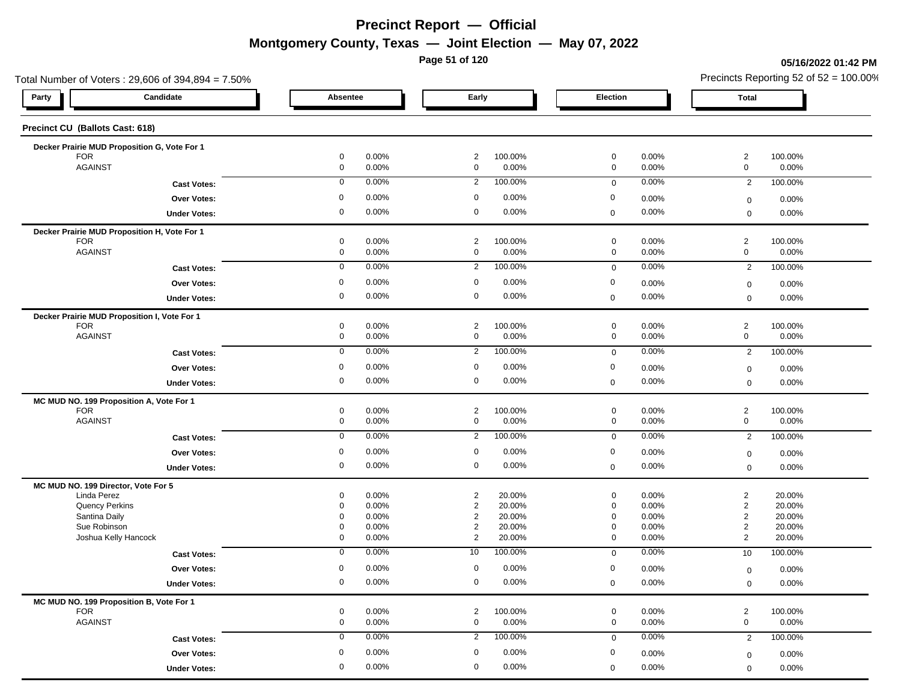# Precinct Report — Official

## Montgomery County, Texas — Joint Election — May 07, 2022

05/16/2022 01:42 PM

Total Number of Voters : 29,606 of 394,894 = 7.50%

Precincts Reporting 52 of 52 = 100.00%

### Precinct CU (Ballots Cast: 618)

**Decker Prairie MUD Proposition G, Vote For 1**

| Party | Candidate | Absentee | | Early | | Election | | Total | |
|---|---|---|---|---|---|---|---|---|---|
| | FOR | 0 | 0.00% | 2 | 100.00% | 0 | 0.00% | 2 | 100.00% |
| | AGAINST | 0 | 0.00% | 0 | 0.00% | 0 | 0.00% | 0 | 0.00% |
| | **Cast Votes:** | 0 | 0.00% | 2 | 100.00% | 0 | 0.00% | 2 | 100.00% |
| | **Over Votes:** | 0 | 0.00% | 0 | 0.00% | 0 | 0.00% | 0 | 0.00% |
| | **Under Votes:** | 0 | 0.00% | 0 | 0.00% | 0 | 0.00% | 0 | 0.00% |

**Decker Prairie MUD Proposition H, Vote For 1**

| Party | Candidate | Absentee | | Early | | Election | | Total | |
|---|---|---|---|---|---|---|---|---|---|
| | FOR | 0 | 0.00% | 2 | 100.00% | 0 | 0.00% | 2 | 100.00% |
| | AGAINST | 0 | 0.00% | 0 | 0.00% | 0 | 0.00% | 0 | 0.00% |
| | **Cast Votes:** | 0 | 0.00% | 2 | 100.00% | 0 | 0.00% | 2 | 100.00% |
| | **Over Votes:** | 0 | 0.00% | 0 | 0.00% | 0 | 0.00% | 0 | 0.00% |
| | **Under Votes:** | 0 | 0.00% | 0 | 0.00% | 0 | 0.00% | 0 | 0.00% |

**Decker Prairie MUD Proposition I, Vote For 1**

| Party | Candidate | Absentee | | Early | | Election | | Total | |
|---|---|---|---|---|---|---|---|---|---|
| | FOR | 0 | 0.00% | 2 | 100.00% | 0 | 0.00% | 2 | 100.00% |
| | AGAINST | 0 | 0.00% | 0 | 0.00% | 0 | 0.00% | 0 | 0.00% |
| | **Cast Votes:** | 0 | 0.00% | 2 | 100.00% | 0 | 0.00% | 2 | 100.00% |
| | **Over Votes:** | 0 | 0.00% | 0 | 0.00% | 0 | 0.00% | 0 | 0.00% |
| | **Under Votes:** | 0 | 0.00% | 0 | 0.00% | 0 | 0.00% | 0 | 0.00% |

**MC MUD NO. 199 Proposition A, Vote For 1**

| Party | Candidate | Absentee | | Early | | Election | | Total | |
|---|---|---|---|---|---|---|---|---|---|
| | FOR | 0 | 0.00% | 2 | 100.00% | 0 | 0.00% | 2 | 100.00% |
| | AGAINST | 0 | 0.00% | 0 | 0.00% | 0 | 0.00% | 0 | 0.00% |
| | **Cast Votes:** | 0 | 0.00% | 2 | 100.00% | 0 | 0.00% | 2 | 100.00% |
| | **Over Votes:** | 0 | 0.00% | 0 | 0.00% | 0 | 0.00% | 0 | 0.00% |
| | **Under Votes:** | 0 | 0.00% | 0 | 0.00% | 0 | 0.00% | 0 | 0.00% |

**MC MUD NO. 199 Director, Vote For 5**

| Party | Candidate | Absentee | | Early | | Election | | Total | |
|---|---|---|---|---|---|---|---|---|---|
| | Linda Perez | 0 | 0.00% | 2 | 20.00% | 0 | 0.00% | 2 | 20.00% |
| | Quency Perkins | 0 | 0.00% | 2 | 20.00% | 0 | 0.00% | 2 | 20.00% |
| | Santina Daily | 0 | 0.00% | 2 | 20.00% | 0 | 0.00% | 2 | 20.00% |
| | Sue Robinson | 0 | 0.00% | 2 | 20.00% | 0 | 0.00% | 2 | 20.00% |
| | Joshua Kelly Hancock | 0 | 0.00% | 2 | 20.00% | 0 | 0.00% | 2 | 20.00% |
| | **Cast Votes:** | 0 | 0.00% | 10 | 100.00% | 0 | 0.00% | 10 | 100.00% |
| | **Over Votes:** | 0 | 0.00% | 0 | 0.00% | 0 | 0.00% | 0 | 0.00% |
| | **Under Votes:** | 0 | 0.00% | 0 | 0.00% | 0 | 0.00% | 0 | 0.00% |

**MC MUD NO. 199 Proposition B, Vote For 1**

| Party | Candidate | Absentee | | Early | | Election | | Total | |
|---|---|---|---|---|---|---|---|---|---|
| | FOR | 0 | 0.00% | 2 | 100.00% | 0 | 0.00% | 2 | 100.00% |
| | AGAINST | 0 | 0.00% | 0 | 0.00% | 0 | 0.00% | 0 | 0.00% |
| | **Cast Votes:** | 0 | 0.00% | 2 | 100.00% | 0 | 0.00% | 2 | 100.00% |
| | **Over Votes:** | 0 | 0.00% | 0 | 0.00% | 0 | 0.00% | 0 | 0.00% |
| | **Under Votes:** | 0 | 0.00% | 0 | 0.00% | 0 | 0.00% | 0 | 0.00% |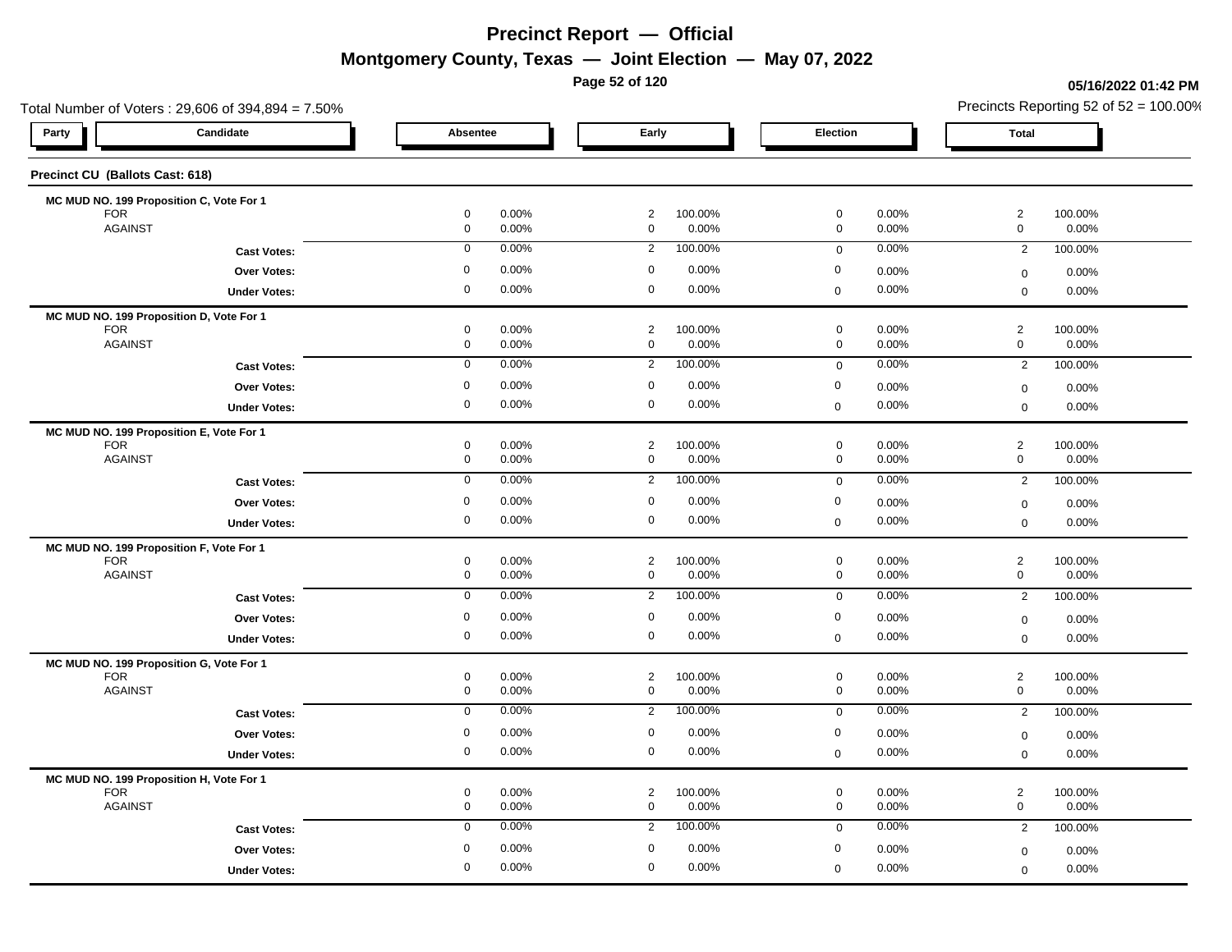# Precinct Report — Official

## Montgomery County, Texas — Joint Election — May 07, 2022

05/16/2022 01:42 PM

Total Number of Voters : 29,606 of 394,894 = 7.50%

Precincts Reporting 52 of 52 = 100.00%

### Precinct CU (Ballots Cast: 618)

| Party | Candidate | Absentee | | Early | | Election | | Total | |
|---|---|---|---|---|---|---|---|---|---|
| **MC MUD NO. 199 Proposition C, Vote For 1** | | | | | | | | | |
| | FOR | 0 | 0.00% | 2 | 100.00% | 0 | 0.00% | 2 | 100.00% |
| | AGAINST | 0 | 0.00% | 0 | 0.00% | 0 | 0.00% | 0 | 0.00% |
| | **Cast Votes:** | 0 | 0.00% | 2 | 100.00% | 0 | 0.00% | 2 | 100.00% |
| | **Over Votes:** | 0 | 0.00% | 0 | 0.00% | 0 | 0.00% | 0 | 0.00% |
| | **Under Votes:** | 0 | 0.00% | 0 | 0.00% | 0 | 0.00% | 0 | 0.00% |
| **MC MUD NO. 199 Proposition D, Vote For 1** | | | | | | | | | |
| | FOR | 0 | 0.00% | 2 | 100.00% | 0 | 0.00% | 2 | 100.00% |
| | AGAINST | 0 | 0.00% | 0 | 0.00% | 0 | 0.00% | 0 | 0.00% |
| | **Cast Votes:** | 0 | 0.00% | 2 | 100.00% | 0 | 0.00% | 2 | 100.00% |
| | **Over Votes:** | 0 | 0.00% | 0 | 0.00% | 0 | 0.00% | 0 | 0.00% |
| | **Under Votes:** | 0 | 0.00% | 0 | 0.00% | 0 | 0.00% | 0 | 0.00% |
| **MC MUD NO. 199 Proposition E, Vote For 1** | | | | | | | | | |
| | FOR | 0 | 0.00% | 2 | 100.00% | 0 | 0.00% | 2 | 100.00% |
| | AGAINST | 0 | 0.00% | 0 | 0.00% | 0 | 0.00% | 0 | 0.00% |
| | **Cast Votes:** | 0 | 0.00% | 2 | 100.00% | 0 | 0.00% | 2 | 100.00% |
| | **Over Votes:** | 0 | 0.00% | 0 | 0.00% | 0 | 0.00% | 0 | 0.00% |
| | **Under Votes:** | 0 | 0.00% | 0 | 0.00% | 0 | 0.00% | 0 | 0.00% |
| **MC MUD NO. 199 Proposition F, Vote For 1** | | | | | | | | | |
| | FOR | 0 | 0.00% | 2 | 100.00% | 0 | 0.00% | 2 | 100.00% |
| | AGAINST | 0 | 0.00% | 0 | 0.00% | 0 | 0.00% | 0 | 0.00% |
| | **Cast Votes:** | 0 | 0.00% | 2 | 100.00% | 0 | 0.00% | 2 | 100.00% |
| | **Over Votes:** | 0 | 0.00% | 0 | 0.00% | 0 | 0.00% | 0 | 0.00% |
| | **Under Votes:** | 0 | 0.00% | 0 | 0.00% | 0 | 0.00% | 0 | 0.00% |
| **MC MUD NO. 199 Proposition G, Vote For 1** | | | | | | | | | |
| | FOR | 0 | 0.00% | 2 | 100.00% | 0 | 0.00% | 2 | 100.00% |
| | AGAINST | 0 | 0.00% | 0 | 0.00% | 0 | 0.00% | 0 | 0.00% |
| | **Cast Votes:** | 0 | 0.00% | 2 | 100.00% | 0 | 0.00% | 2 | 100.00% |
| | **Over Votes:** | 0 | 0.00% | 0 | 0.00% | 0 | 0.00% | 0 | 0.00% |
| | **Under Votes:** | 0 | 0.00% | 0 | 0.00% | 0 | 0.00% | 0 | 0.00% |
| **MC MUD NO. 199 Proposition H, Vote For 1** | | | | | | | | | |
| | FOR | 0 | 0.00% | 2 | 100.00% | 0 | 0.00% | 2 | 100.00% |
| | AGAINST | 0 | 0.00% | 0 | 0.00% | 0 | 0.00% | 0 | 0.00% |
| | **Cast Votes:** | 0 | 0.00% | 2 | 100.00% | 0 | 0.00% | 2 | 100.00% |
| | **Over Votes:** | 0 | 0.00% | 0 | 0.00% | 0 | 0.00% | 0 | 0.00% |
| | **Under Votes:** | 0 | 0.00% | 0 | 0.00% | 0 | 0.00% | 0 | 0.00% |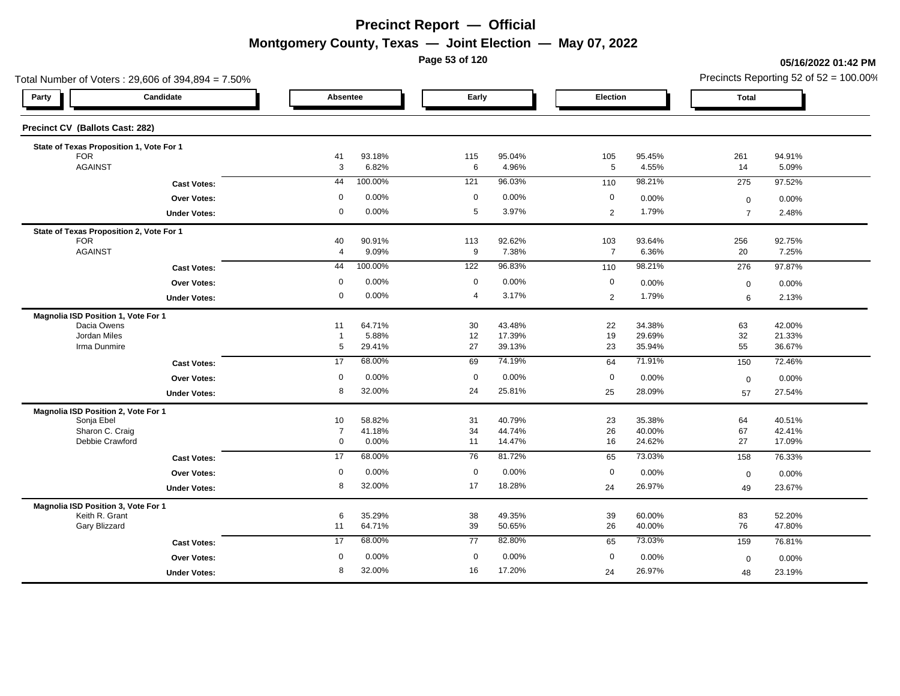# Precinct Report — Official

## Montgomery County, Texas — Joint Election — May 07, 2022

**05/16/2022 01:42 PM**

Total Number of Voters : 29,606 of 394,894 = 7.50%

Precincts Reporting 52 of 52 = 100.00%

### Precinct CV (Ballots Cast: 282)

| Party | Candidate | Absentee | | Early | | Election | | Total | |
|---|---|---|---|---|---|---|---|---|---|
| **State of Texas Proposition 1, Vote For 1** | | | | | | | | | |
| | FOR | 41 | 93.18% | 115 | 95.04% | 105 | 95.45% | 261 | 94.91% |
| | AGAINST | 3 | 6.82% | 6 | 4.96% | 5 | 4.55% | 14 | 5.09% |
| | **Cast Votes:** | 44 | 100.00% | 121 | 96.03% | 110 | 98.21% | 275 | 97.52% |
| | **Over Votes:** | 0 | 0.00% | 0 | 0.00% | 0 | 0.00% | 0 | 0.00% |
| | **Under Votes:** | 0 | 0.00% | 5 | 3.97% | 2 | 1.79% | 7 | 2.48% |
| **State of Texas Proposition 2, Vote For 1** | | | | | | | | | |
| | FOR | 40 | 90.91% | 113 | 92.62% | 103 | 93.64% | 256 | 92.75% |
| | AGAINST | 4 | 9.09% | 9 | 7.38% | 7 | 6.36% | 20 | 7.25% |
| | **Cast Votes:** | 44 | 100.00% | 122 | 96.83% | 110 | 98.21% | 276 | 97.87% |
| | **Over Votes:** | 0 | 0.00% | 0 | 0.00% | 0 | 0.00% | 0 | 0.00% |
| | **Under Votes:** | 0 | 0.00% | 4 | 3.17% | 2 | 1.79% | 6 | 2.13% |
| **Magnolia ISD Position 1, Vote For 1** | | | | | | | | | |
| | Dacia Owens | 11 | 64.71% | 30 | 43.48% | 22 | 34.38% | 63 | 42.00% |
| | Jordan Miles | 1 | 5.88% | 12 | 17.39% | 19 | 29.69% | 32 | 21.33% |
| | Irma Dunmire | 5 | 29.41% | 27 | 39.13% | 23 | 35.94% | 55 | 36.67% |
| | **Cast Votes:** | 17 | 68.00% | 69 | 74.19% | 64 | 71.91% | 150 | 72.46% |
| | **Over Votes:** | 0 | 0.00% | 0 | 0.00% | 0 | 0.00% | 0 | 0.00% |
| | **Under Votes:** | 8 | 32.00% | 24 | 25.81% | 25 | 28.09% | 57 | 27.54% |
| **Magnolia ISD Position 2, Vote For 1** | | | | | | | | | |
| | Sonja Ebel | 10 | 58.82% | 31 | 40.79% | 23 | 35.38% | 64 | 40.51% |
| | Sharon C. Craig | 7 | 41.18% | 34 | 44.74% | 26 | 40.00% | 67 | 42.41% |
| | Debbie Crawford | 0 | 0.00% | 11 | 14.47% | 16 | 24.62% | 27 | 17.09% |
| | **Cast Votes:** | 17 | 68.00% | 76 | 81.72% | 65 | 73.03% | 158 | 76.33% |
| | **Over Votes:** | 0 | 0.00% | 0 | 0.00% | 0 | 0.00% | 0 | 0.00% |
| | **Under Votes:** | 8 | 32.00% | 17 | 18.28% | 24 | 26.97% | 49 | 23.67% |
| **Magnolia ISD Position 3, Vote For 1** | | | | | | | | | |
| | Keith R. Grant | 6 | 35.29% | 38 | 49.35% | 39 | 60.00% | 83 | 52.20% |
| | Gary Blizzard | 11 | 64.71% | 39 | 50.65% | 26 | 40.00% | 76 | 47.80% |
| | **Cast Votes:** | 17 | 68.00% | 77 | 82.80% | 65 | 73.03% | 159 | 76.81% |
| | **Over Votes:** | 0 | 0.00% | 0 | 0.00% | 0 | 0.00% | 0 | 0.00% |
| | **Under Votes:** | 8 | 32.00% | 16 | 17.20% | 24 | 26.97% | 48 | 23.19% |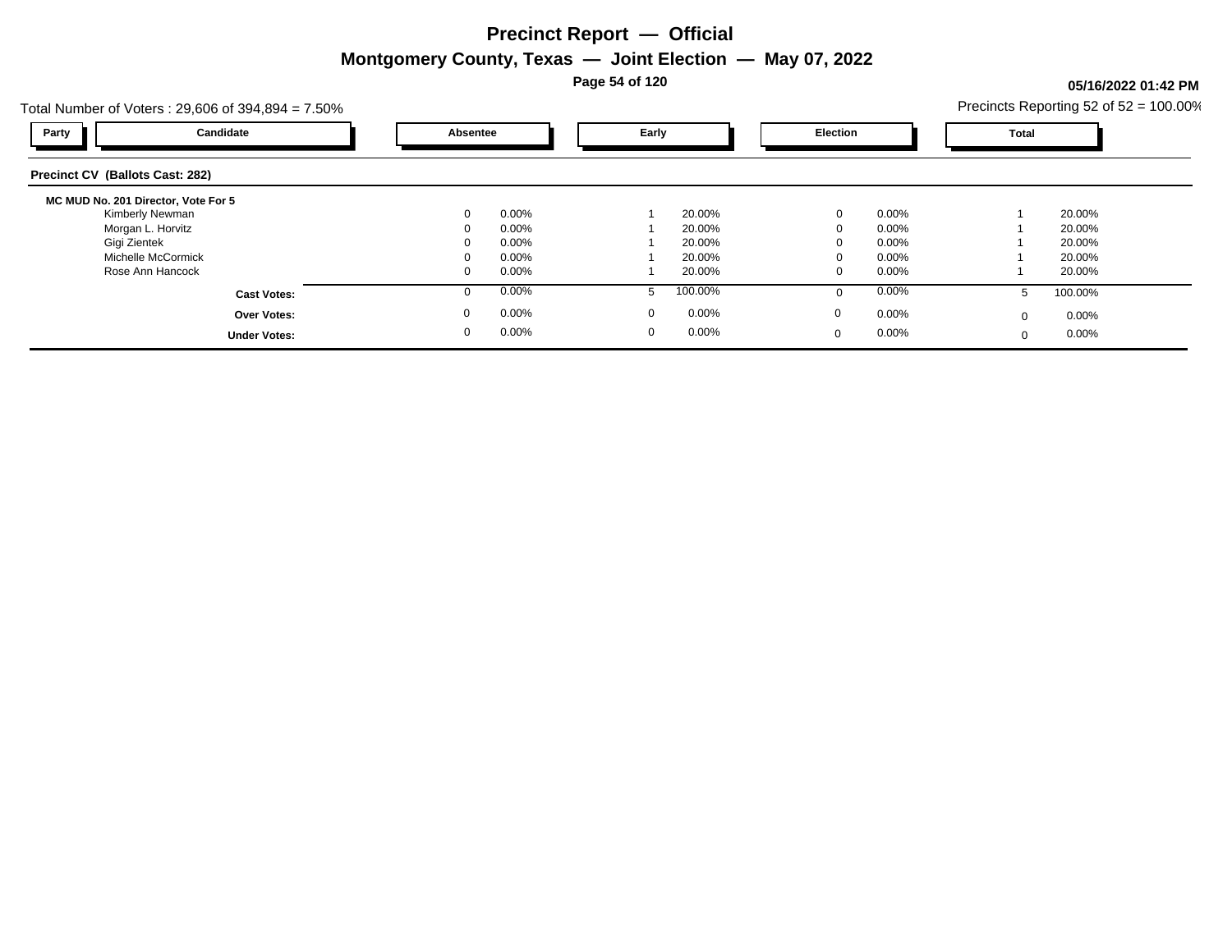# Precinct Report — Official

## Montgomery County, Texas — Joint Election — May 07, 2022

05/16/2022 01:42 PM

Total Number of Voters : 29,606 of 394,894 = 7.50%

Precincts Reporting 52 of 52 = 100.00%

### Precinct CV (Ballots Cast: 282)

| Party | Candidate | Absentee | | Early | | Election | | Total | |
|---|---|---|---|---|---|---|---|---|---|
| | **MC MUD No. 201 Director, Vote For 5** | | | | | | | | |
| | Kimberly Newman | 0 | 0.00% | 1 | 20.00% | 0 | 0.00% | 1 | 20.00% |
| | Morgan L. Horvitz | 0 | 0.00% | 1 | 20.00% | 0 | 0.00% | 1 | 20.00% |
| | Gigi Zientek | 0 | 0.00% | 1 | 20.00% | 0 | 0.00% | 1 | 20.00% |
| | Michelle McCormick | 0 | 0.00% | 1 | 20.00% | 0 | 0.00% | 1 | 20.00% |
| | Rose Ann Hancock | 0 | 0.00% | 1 | 20.00% | 0 | 0.00% | 1 | 20.00% |
| | **Cast Votes:** | 0 | 0.00% | 5 | 100.00% | 0 | 0.00% | 5 | 100.00% |
| | **Over Votes:** | 0 | 0.00% | 0 | 0.00% | 0 | 0.00% | 0 | 0.00% |
| | **Under Votes:** | 0 | 0.00% | 0 | 0.00% | 0 | 0.00% | 0 | 0.00% |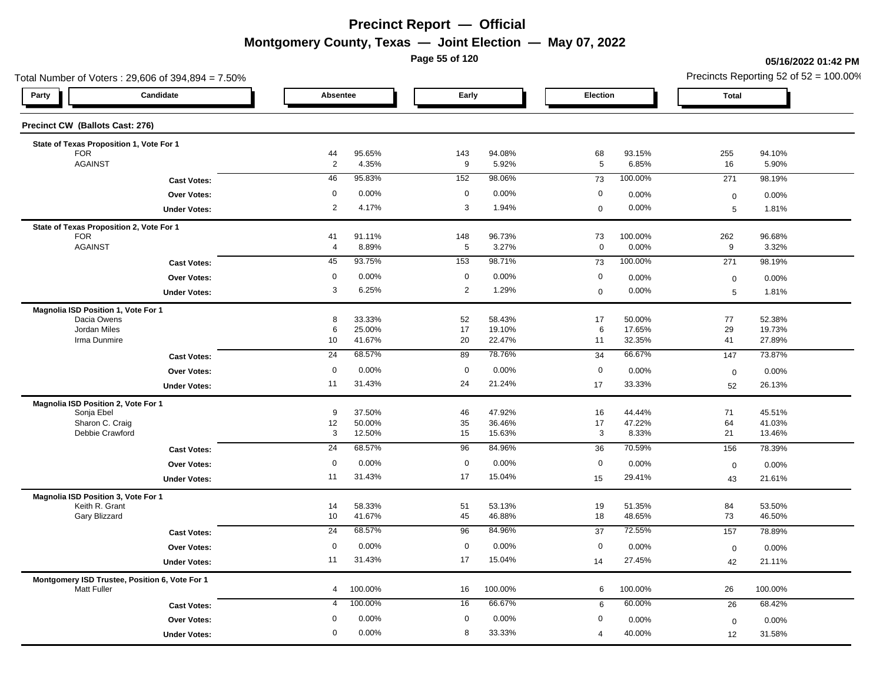# Precinct Report — Official

## Montgomery County, Texas — Joint Election — May 07, 2022

**05/16/2022 01:42 PM**

Total Number of Voters : 29,606 of 394,894 = 7.50%

Precincts Reporting 52 of 52 = 100.00%

### Precinct CW (Ballots Cast: 276)

| Party | Candidate | Absentee | | Early | | Election | | Total | |
|---|---|---|---|---|---|---|---|---|---|
| | **State of Texas Proposition 1, Vote For 1** | | | | | | | | |
| | FOR | 44 | 95.65% | 143 | 94.08% | 68 | 93.15% | 255 | 94.10% |
| | AGAINST | 2 | 4.35% | 9 | 5.92% | 5 | 6.85% | 16 | 5.90% |
| | **Cast Votes:** | 46 | 95.83% | 152 | 98.06% | 73 | 100.00% | 271 | 98.19% |
| | **Over Votes:** | 0 | 0.00% | 0 | 0.00% | 0 | 0.00% | 0 | 0.00% |
| | **Under Votes:** | 2 | 4.17% | 3 | 1.94% | 0 | 0.00% | 5 | 1.81% |
| | **State of Texas Proposition 2, Vote For 1** | | | | | | | | |
| | FOR | 41 | 91.11% | 148 | 96.73% | 73 | 100.00% | 262 | 96.68% |
| | AGAINST | 4 | 8.89% | 5 | 3.27% | 0 | 0.00% | 9 | 3.32% |
| | **Cast Votes:** | 45 | 93.75% | 153 | 98.71% | 73 | 100.00% | 271 | 98.19% |
| | **Over Votes:** | 0 | 0.00% | 0 | 0.00% | 0 | 0.00% | 0 | 0.00% |
| | **Under Votes:** | 3 | 6.25% | 2 | 1.29% | 0 | 0.00% | 5 | 1.81% |
| | **Magnolia ISD Position 1, Vote For 1** | | | | | | | | |
| | Dacia Owens | 8 | 33.33% | 52 | 58.43% | 17 | 50.00% | 77 | 52.38% |
| | Jordan Miles | 6 | 25.00% | 17 | 19.10% | 6 | 17.65% | 29 | 19.73% |
| | Irma Dunmire | 10 | 41.67% | 20 | 22.47% | 11 | 32.35% | 41 | 27.89% |
| | **Cast Votes:** | 24 | 68.57% | 89 | 78.76% | 34 | 66.67% | 147 | 73.87% |
| | **Over Votes:** | 0 | 0.00% | 0 | 0.00% | 0 | 0.00% | 0 | 0.00% |
| | **Under Votes:** | 11 | 31.43% | 24 | 21.24% | 17 | 33.33% | 52 | 26.13% |
| | **Magnolia ISD Position 2, Vote For 1** | | | | | | | | |
| | Sonja Ebel | 9 | 37.50% | 46 | 47.92% | 16 | 44.44% | 71 | 45.51% |
| | Sharon C. Craig | 12 | 50.00% | 35 | 36.46% | 17 | 47.22% | 64 | 41.03% |
| | Debbie Crawford | 3 | 12.50% | 15 | 15.63% | 3 | 8.33% | 21 | 13.46% |
| | **Cast Votes:** | 24 | 68.57% | 96 | 84.96% | 36 | 70.59% | 156 | 78.39% |
| | **Over Votes:** | 0 | 0.00% | 0 | 0.00% | 0 | 0.00% | 0 | 0.00% |
| | **Under Votes:** | 11 | 31.43% | 17 | 15.04% | 15 | 29.41% | 43 | 21.61% |
| | **Magnolia ISD Position 3, Vote For 1** | | | | | | | | |
| | Keith R. Grant | 14 | 58.33% | 51 | 53.13% | 19 | 51.35% | 84 | 53.50% |
| | Gary Blizzard | 10 | 41.67% | 45 | 46.88% | 18 | 48.65% | 73 | 46.50% |
| | **Cast Votes:** | 24 | 68.57% | 96 | 84.96% | 37 | 72.55% | 157 | 78.89% |
| | **Over Votes:** | 0 | 0.00% | 0 | 0.00% | 0 | 0.00% | 0 | 0.00% |
| | **Under Votes:** | 11 | 31.43% | 17 | 15.04% | 14 | 27.45% | 42 | 21.11% |
| | **Montgomery ISD Trustee, Position 6, Vote For 1** | | | | | | | | |
| | Matt Fuller | 4 | 100.00% | 16 | 100.00% | 6 | 100.00% | 26 | 100.00% |
| | **Cast Votes:** | 4 | 100.00% | 16 | 66.67% | 6 | 60.00% | 26 | 68.42% |
| | **Over Votes:** | 0 | 0.00% | 0 | 0.00% | 0 | 0.00% | 0 | 0.00% |
| | **Under Votes:** | 0 | 0.00% | 8 | 33.33% | 4 | 40.00% | 12 | 31.58% |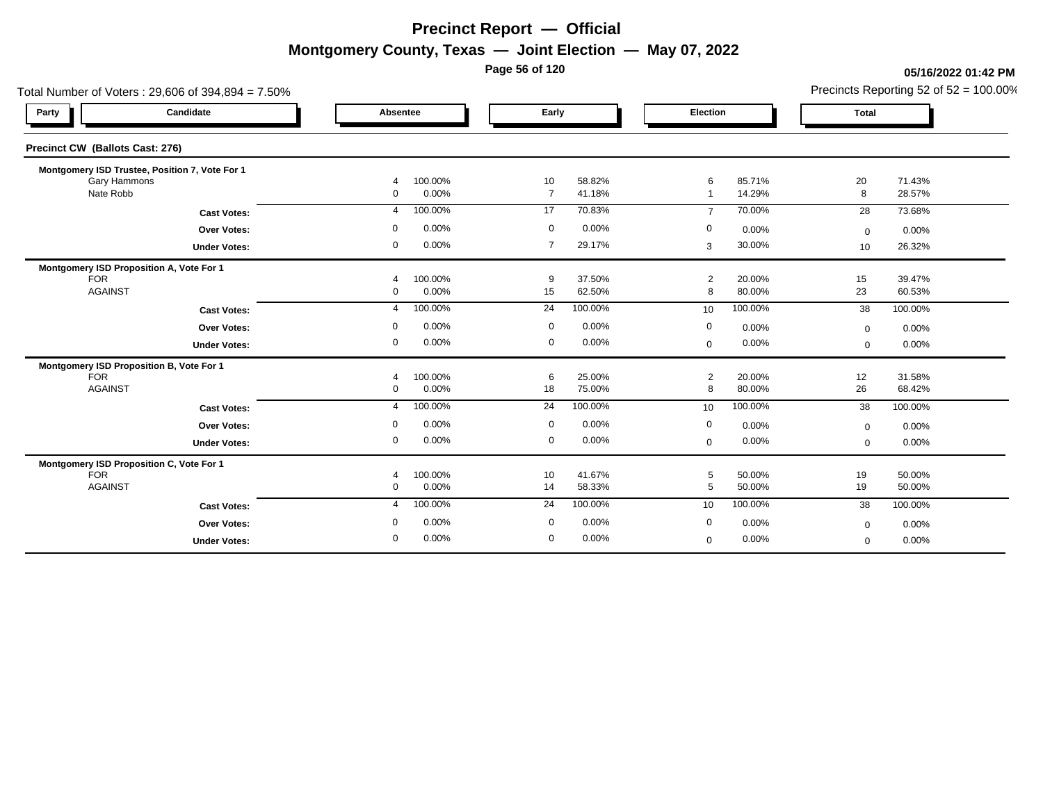# Precinct Report — Official

## Montgomery County, Texas — Joint Election — May 07, 2022

05/16/2022 01:42 PM

Total Number of Voters : 29,606 of 394,894 = 7.50%

Precincts Reporting 52 of 52 = 100.00%

### Precinct CW (Ballots Cast: 276)

| Party | Candidate | Absentee | | Early | | Election | | Total | |
|---|---|---|---|---|---|---|---|---|---|
| | **Montgomery ISD Trustee, Position 7, Vote For 1** | | | | | | | | |
| | Gary Hammons | 4 | 100.00% | 10 | 58.82% | 6 | 85.71% | 20 | 71.43% |
| | Nate Robb | 0 | 0.00% | 7 | 41.18% | 1 | 14.29% | 8 | 28.57% |
| | **Cast Votes:** | 4 | 100.00% | 17 | 70.83% | 7 | 70.00% | 28 | 73.68% |
| | **Over Votes:** | 0 | 0.00% | 0 | 0.00% | 0 | 0.00% | 0 | 0.00% |
| | **Under Votes:** | 0 | 0.00% | 7 | 29.17% | 3 | 30.00% | 10 | 26.32% |
| | **Montgomery ISD Proposition A, Vote For 1** | | | | | | | | |
| | FOR | 4 | 100.00% | 9 | 37.50% | 2 | 20.00% | 15 | 39.47% |
| | AGAINST | 0 | 0.00% | 15 | 62.50% | 8 | 80.00% | 23 | 60.53% |
| | **Cast Votes:** | 4 | 100.00% | 24 | 100.00% | 10 | 100.00% | 38 | 100.00% |
| | **Over Votes:** | 0 | 0.00% | 0 | 0.00% | 0 | 0.00% | 0 | 0.00% |
| | **Under Votes:** | 0 | 0.00% | 0 | 0.00% | 0 | 0.00% | 0 | 0.00% |
| | **Montgomery ISD Proposition B, Vote For 1** | | | | | | | | |
| | FOR | 4 | 100.00% | 6 | 25.00% | 2 | 20.00% | 12 | 31.58% |
| | AGAINST | 0 | 0.00% | 18 | 75.00% | 8 | 80.00% | 26 | 68.42% |
| | **Cast Votes:** | 4 | 100.00% | 24 | 100.00% | 10 | 100.00% | 38 | 100.00% |
| | **Over Votes:** | 0 | 0.00% | 0 | 0.00% | 0 | 0.00% | 0 | 0.00% |
| | **Under Votes:** | 0 | 0.00% | 0 | 0.00% | 0 | 0.00% | 0 | 0.00% |
| | **Montgomery ISD Proposition C, Vote For 1** | | | | | | | | |
| | FOR | 4 | 100.00% | 10 | 41.67% | 5 | 50.00% | 19 | 50.00% |
| | AGAINST | 0 | 0.00% | 14 | 58.33% | 5 | 50.00% | 19 | 50.00% |
| | **Cast Votes:** | 4 | 100.00% | 24 | 100.00% | 10 | 100.00% | 38 | 100.00% |
| | **Over Votes:** | 0 | 0.00% | 0 | 0.00% | 0 | 0.00% | 0 | 0.00% |
| | **Under Votes:** | 0 | 0.00% | 0 | 0.00% | 0 | 0.00% | 0 | 0.00% |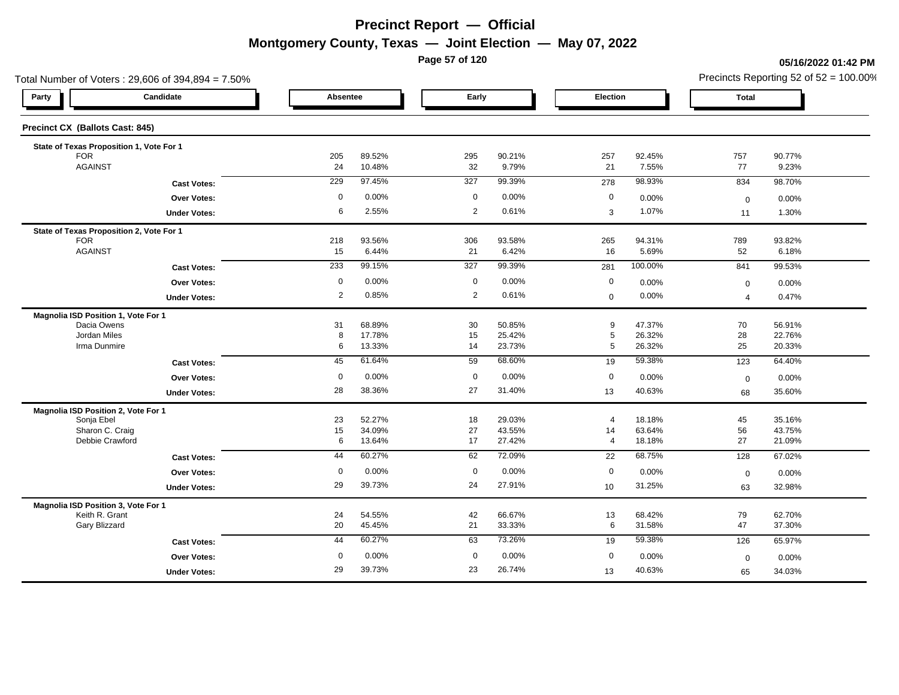# Precinct Report — Official

## Montgomery County, Texas — Joint Election — May 07, 2022

**05/16/2022 01:42 PM**

Total Number of Voters : 29,606 of 394,894 = 7.50%

Precincts Reporting 52 of 52 = 100.00%

### Precinct CX (Ballots Cast: 845)

| Party | Candidate | Absentee | | Early | | Election | | Total | |
|---|---|---|---|---|---|---|---|---|---|
| **State of Texas Proposition 1, Vote For 1** | | | | | | | | | |
| | FOR | 205 | 89.52% | 295 | 90.21% | 257 | 92.45% | 757 | 90.77% |
| | AGAINST | 24 | 10.48% | 32 | 9.79% | 21 | 7.55% | 77 | 9.23% |
| | **Cast Votes:** | 229 | 97.45% | 327 | 99.39% | 278 | 98.93% | 834 | 98.70% |
| | **Over Votes:** | 0 | 0.00% | 0 | 0.00% | 0 | 0.00% | 0 | 0.00% |
| | **Under Votes:** | 6 | 2.55% | 2 | 0.61% | 3 | 1.07% | 11 | 1.30% |
| **State of Texas Proposition 2, Vote For 1** | | | | | | | | | |
| | FOR | 218 | 93.56% | 306 | 93.58% | 265 | 94.31% | 789 | 93.82% |
| | AGAINST | 15 | 6.44% | 21 | 6.42% | 16 | 5.69% | 52 | 6.18% |
| | **Cast Votes:** | 233 | 99.15% | 327 | 99.39% | 281 | 100.00% | 841 | 99.53% |
| | **Over Votes:** | 0 | 0.00% | 0 | 0.00% | 0 | 0.00% | 0 | 0.00% |
| | **Under Votes:** | 2 | 0.85% | 2 | 0.61% | 0 | 0.00% | 4 | 0.47% |
| **Magnolia ISD Position 1, Vote For 1** | | | | | | | | | |
| | Dacia Owens | 31 | 68.89% | 30 | 50.85% | 9 | 47.37% | 70 | 56.91% |
| | Jordan Miles | 8 | 17.78% | 15 | 25.42% | 5 | 26.32% | 28 | 22.76% |
| | Irma Dunmire | 6 | 13.33% | 14 | 23.73% | 5 | 26.32% | 25 | 20.33% |
| | **Cast Votes:** | 45 | 61.64% | 59 | 68.60% | 19 | 59.38% | 123 | 64.40% |
| | **Over Votes:** | 0 | 0.00% | 0 | 0.00% | 0 | 0.00% | 0 | 0.00% |
| | **Under Votes:** | 28 | 38.36% | 27 | 31.40% | 13 | 40.63% | 68 | 35.60% |
| **Magnolia ISD Position 2, Vote For 1** | | | | | | | | | |
| | Sonja Ebel | 23 | 52.27% | 18 | 29.03% | 4 | 18.18% | 45 | 35.16% |
| | Sharon C. Craig | 15 | 34.09% | 27 | 43.55% | 14 | 63.64% | 56 | 43.75% |
| | Debbie Crawford | 6 | 13.64% | 17 | 27.42% | 4 | 18.18% | 27 | 21.09% |
| | **Cast Votes:** | 44 | 60.27% | 62 | 72.09% | 22 | 68.75% | 128 | 67.02% |
| | **Over Votes:** | 0 | 0.00% | 0 | 0.00% | 0 | 0.00% | 0 | 0.00% |
| | **Under Votes:** | 29 | 39.73% | 24 | 27.91% | 10 | 31.25% | 63 | 32.98% |
| **Magnolia ISD Position 3, Vote For 1** | | | | | | | | | |
| | Keith R. Grant | 24 | 54.55% | 42 | 66.67% | 13 | 68.42% | 79 | 62.70% |
| | Gary Blizzard | 20 | 45.45% | 21 | 33.33% | 6 | 31.58% | 47 | 37.30% |
| | **Cast Votes:** | 44 | 60.27% | 63 | 73.26% | 19 | 59.38% | 126 | 65.97% |
| | **Over Votes:** | 0 | 0.00% | 0 | 0.00% | 0 | 0.00% | 0 | 0.00% |
| | **Under Votes:** | 29 | 39.73% | 23 | 26.74% | 13 | 40.63% | 65 | 34.03% |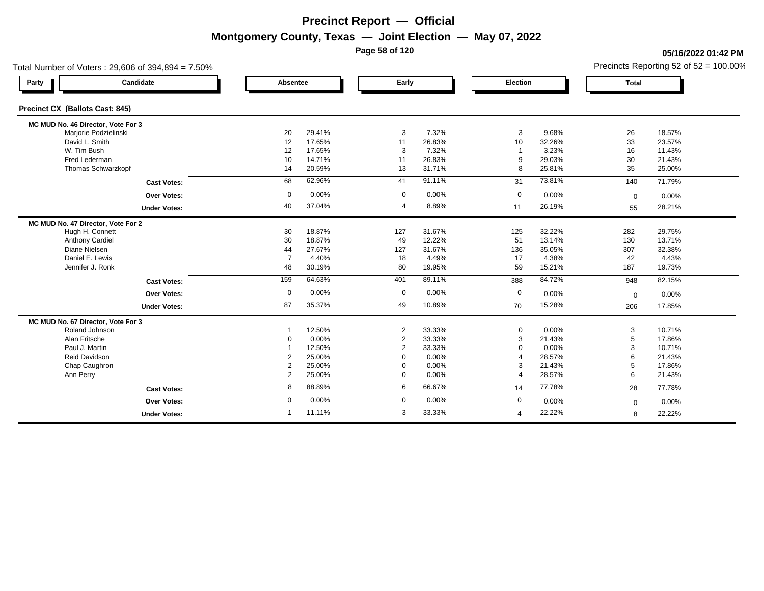# Precinct Report — Official

## Montgomery County, Texas — Joint Election — May 07, 2022

05/16/2022 01:42 PM

Total Number of Voters : 29,606 of 394,894 = 7.50%

Precincts Reporting 52 of 52 = 100.00%

### Precinct CX (Ballots Cast: 845)

| Party | Candidate | Absentee | | Early | | Election | | Total | |
|---|---|---|---|---|---|---|---|---|---|
| **MC MUD No. 46 Director, Vote For 3** | | | | | | | | | |
| | Marjorie Podzielinski | 20 | 29.41% | 3 | 7.32% | 3 | 9.68% | 26 | 18.57% |
| | David L. Smith | 12 | 17.65% | 11 | 26.83% | 10 | 32.26% | 33 | 23.57% |
| | W. Tim Bush | 12 | 17.65% | 3 | 7.32% | 1 | 3.23% | 16 | 11.43% |
| | Fred Lederman | 10 | 14.71% | 11 | 26.83% | 9 | 29.03% | 30 | 21.43% |
| | Thomas Schwarzkopf | 14 | 20.59% | 13 | 31.71% | 8 | 25.81% | 35 | 25.00% |
| | **Cast Votes:** | 68 | 62.96% | 41 | 91.11% | 31 | 73.81% | 140 | 71.79% |
| | **Over Votes:** | 0 | 0.00% | 0 | 0.00% | 0 | 0.00% | 0 | 0.00% |
| | **Under Votes:** | 40 | 37.04% | 4 | 8.89% | 11 | 26.19% | 55 | 28.21% |
| **MC MUD No. 47 Director, Vote For 2** | | | | | | | | | |
| | Hugh H. Connett | 30 | 18.87% | 127 | 31.67% | 125 | 32.22% | 282 | 29.75% |
| | Anthony Cardiel | 30 | 18.87% | 49 | 12.22% | 51 | 13.14% | 130 | 13.71% |
| | Diane Nielsen | 44 | 27.67% | 127 | 31.67% | 136 | 35.05% | 307 | 32.38% |
| | Daniel E. Lewis | 7 | 4.40% | 18 | 4.49% | 17 | 4.38% | 42 | 4.43% |
| | Jennifer J. Ronk | 48 | 30.19% | 80 | 19.95% | 59 | 15.21% | 187 | 19.73% |
| | **Cast Votes:** | 159 | 64.63% | 401 | 89.11% | 388 | 84.72% | 948 | 82.15% |
| | **Over Votes:** | 0 | 0.00% | 0 | 0.00% | 0 | 0.00% | 0 | 0.00% |
| | **Under Votes:** | 87 | 35.37% | 49 | 10.89% | 70 | 15.28% | 206 | 17.85% |
| **MC MUD No. 67 Director, Vote For 3** | | | | | | | | | |
| | Roland Johnson | 1 | 12.50% | 2 | 33.33% | 0 | 0.00% | 3 | 10.71% |
| | Alan Fritsche | 0 | 0.00% | 2 | 33.33% | 3 | 21.43% | 5 | 17.86% |
| | Paul J. Martin | 1 | 12.50% | 2 | 33.33% | 0 | 0.00% | 3 | 10.71% |
| | Reid Davidson | 2 | 25.00% | 0 | 0.00% | 4 | 28.57% | 6 | 21.43% |
| | Chap Caughron | 2 | 25.00% | 0 | 0.00% | 3 | 21.43% | 5 | 17.86% |
| | Ann Perry | 2 | 25.00% | 0 | 0.00% | 4 | 28.57% | 6 | 21.43% |
| | **Cast Votes:** | 8 | 88.89% | 6 | 66.67% | 14 | 77.78% | 28 | 77.78% |
| | **Over Votes:** | 0 | 0.00% | 0 | 0.00% | 0 | 0.00% | 0 | 0.00% |
| | **Under Votes:** | 1 | 11.11% | 3 | 33.33% | 4 | 22.22% | 8 | 22.22% |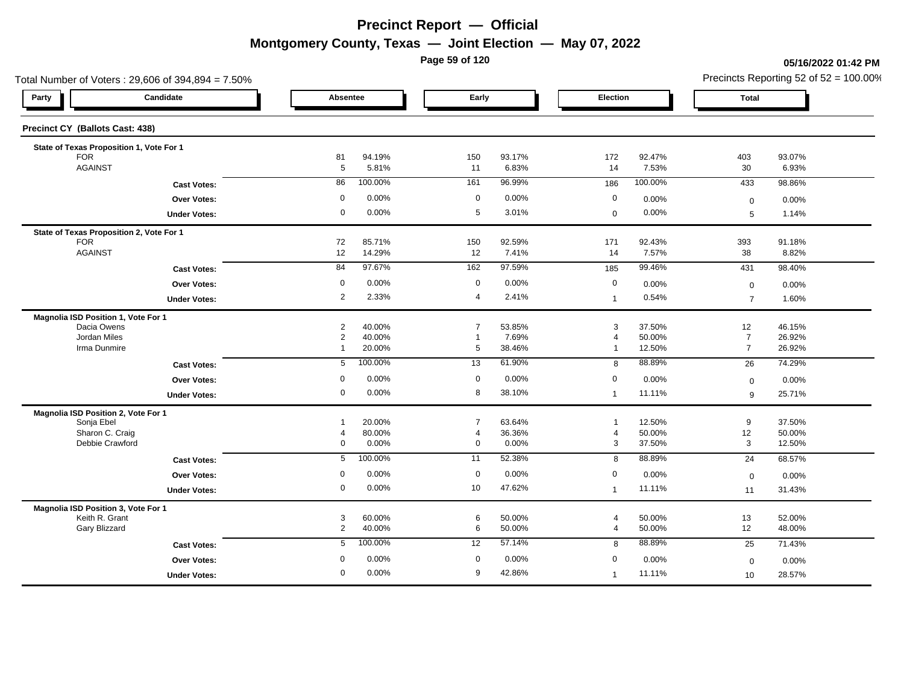# Precinct Report — Official

## Montgomery County, Texas — Joint Election — May 07, 2022

**05/16/2022 01:42 PM**

Total Number of Voters : 29,606 of 394,894 = 7.50%

Precincts Reporting 52 of 52 = 100.00%

| Party | Candidate | Absentee | | Early | | Election | | Total | |
|---|---|---|---|---|---|---|---|---|---|
| **Precinct CY (Ballots Cast: 438)** | | | | | | | | | |
| **State of Texas Proposition 1, Vote For 1** | | | | | | | | | |
| | FOR | 81 | 94.19% | 150 | 93.17% | 172 | 92.47% | 403 | 93.07% |
| | AGAINST | 5 | 5.81% | 11 | 6.83% | 14 | 7.53% | 30 | 6.93% |
| | **Cast Votes:** | 86 | 100.00% | 161 | 96.99% | 186 | 100.00% | 433 | 98.86% |
| | **Over Votes:** | 0 | 0.00% | 0 | 0.00% | 0 | 0.00% | 0 | 0.00% |
| | **Under Votes:** | 0 | 0.00% | 5 | 3.01% | 0 | 0.00% | 5 | 1.14% |
| **State of Texas Proposition 2, Vote For 1** | | | | | | | | | |
| | FOR | 72 | 85.71% | 150 | 92.59% | 171 | 92.43% | 393 | 91.18% |
| | AGAINST | 12 | 14.29% | 12 | 7.41% | 14 | 7.57% | 38 | 8.82% |
| | **Cast Votes:** | 84 | 97.67% | 162 | 97.59% | 185 | 99.46% | 431 | 98.40% |
| | **Over Votes:** | 0 | 0.00% | 0 | 0.00% | 0 | 0.00% | 0 | 0.00% |
| | **Under Votes:** | 2 | 2.33% | 4 | 2.41% | 1 | 0.54% | 7 | 1.60% |
| **Magnolia ISD Position 1, Vote For 1** | | | | | | | | | |
| | Dacia Owens | 2 | 40.00% | 7 | 53.85% | 3 | 37.50% | 12 | 46.15% |
| | Jordan Miles | 2 | 40.00% | 1 | 7.69% | 4 | 50.00% | 7 | 26.92% |
| | Irma Dunmire | 1 | 20.00% | 5 | 38.46% | 1 | 12.50% | 7 | 26.92% |
| | **Cast Votes:** | 5 | 100.00% | 13 | 61.90% | 8 | 88.89% | 26 | 74.29% |
| | **Over Votes:** | 0 | 0.00% | 0 | 0.00% | 0 | 0.00% | 0 | 0.00% |
| | **Under Votes:** | 0 | 0.00% | 8 | 38.10% | 1 | 11.11% | 9 | 25.71% |
| **Magnolia ISD Position 2, Vote For 1** | | | | | | | | | |
| | Sonja Ebel | 1 | 20.00% | 7 | 63.64% | 1 | 12.50% | 9 | 37.50% |
| | Sharon C. Craig | 4 | 80.00% | 4 | 36.36% | 4 | 50.00% | 12 | 50.00% |
| | Debbie Crawford | 0 | 0.00% | 0 | 0.00% | 3 | 37.50% | 3 | 12.50% |
| | **Cast Votes:** | 5 | 100.00% | 11 | 52.38% | 8 | 88.89% | 24 | 68.57% |
| | **Over Votes:** | 0 | 0.00% | 0 | 0.00% | 0 | 0.00% | 0 | 0.00% |
| | **Under Votes:** | 0 | 0.00% | 10 | 47.62% | 1 | 11.11% | 11 | 31.43% |
| **Magnolia ISD Position 3, Vote For 1** | | | | | | | | | |
| | Keith R. Grant | 3 | 60.00% | 6 | 50.00% | 4 | 50.00% | 13 | 52.00% |
| | Gary Blizzard | 2 | 40.00% | 6 | 50.00% | 4 | 50.00% | 12 | 48.00% |
| | **Cast Votes:** | 5 | 100.00% | 12 | 57.14% | 8 | 88.89% | 25 | 71.43% |
| | **Over Votes:** | 0 | 0.00% | 0 | 0.00% | 0 | 0.00% | 0 | 0.00% |
| | **Under Votes:** | 0 | 0.00% | 9 | 42.86% | 1 | 11.11% | 10 | 28.57% |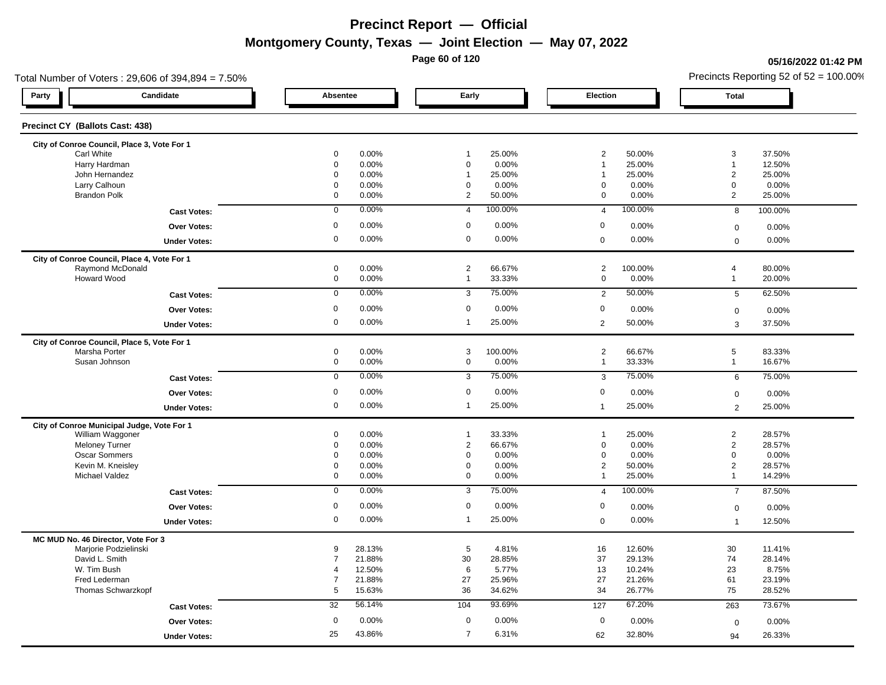# Precinct Report — Official

## Montgomery County, Texas — Joint Election — May 07, 2022

05/16/2022 01:42 PM

Total Number of Voters : 29,606 of 394,894 = 7.50%

Precincts Reporting 52 of 52 = 100.00%

### Precinct CY (Ballots Cast: 438)

| Party | Candidate | Absentee | | Early | | Election | | Total | |
|---|---|---|---|---|---|---|---|---|---|
| | **City of Conroe Council, Place 3, Vote For 1** | | | | | | | | |
| | Carl White | 0 | 0.00% | 1 | 25.00% | 2 | 50.00% | 3 | 37.50% |
| | Harry Hardman | 0 | 0.00% | 0 | 0.00% | 1 | 25.00% | 1 | 12.50% |
| | John Hernandez | 0 | 0.00% | 1 | 25.00% | 1 | 25.00% | 2 | 25.00% |
| | Larry Calhoun | 0 | 0.00% | 0 | 0.00% | 0 | 0.00% | 0 | 0.00% |
| | Brandon Polk | 0 | 0.00% | 2 | 50.00% | 0 | 0.00% | 2 | 25.00% |
| | **Cast Votes:** | 0 | 0.00% | 4 | 100.00% | 4 | 100.00% | 8 | 100.00% |
| | **Over Votes:** | 0 | 0.00% | 0 | 0.00% | 0 | 0.00% | 0 | 0.00% |
| | **Under Votes:** | 0 | 0.00% | 0 | 0.00% | 0 | 0.00% | 0 | 0.00% |
| | **City of Conroe Council, Place 4, Vote For 1** | | | | | | | | |
| | Raymond McDonald | 0 | 0.00% | 2 | 66.67% | 2 | 100.00% | 4 | 80.00% |
| | Howard Wood | 0 | 0.00% | 1 | 33.33% | 0 | 0.00% | 1 | 20.00% |
| | **Cast Votes:** | 0 | 0.00% | 3 | 75.00% | 2 | 50.00% | 5 | 62.50% |
| | **Over Votes:** | 0 | 0.00% | 0 | 0.00% | 0 | 0.00% | 0 | 0.00% |
| | **Under Votes:** | 0 | 0.00% | 1 | 25.00% | 2 | 50.00% | 3 | 37.50% |
| | **City of Conroe Council, Place 5, Vote For 1** | | | | | | | | |
| | Marsha Porter | 0 | 0.00% | 3 | 100.00% | 2 | 66.67% | 5 | 83.33% |
| | Susan Johnson | 0 | 0.00% | 0 | 0.00% | 1 | 33.33% | 1 | 16.67% |
| | **Cast Votes:** | 0 | 0.00% | 3 | 75.00% | 3 | 75.00% | 6 | 75.00% |
| | **Over Votes:** | 0 | 0.00% | 0 | 0.00% | 0 | 0.00% | 0 | 0.00% |
| | **Under Votes:** | 0 | 0.00% | 1 | 25.00% | 1 | 25.00% | 2 | 25.00% |
| | **City of Conroe Municipal Judge, Vote For 1** | | | | | | | | |
| | William Waggoner | 0 | 0.00% | 1 | 33.33% | 1 | 25.00% | 2 | 28.57% |
| | Meloney Turner | 0 | 0.00% | 2 | 66.67% | 0 | 0.00% | 2 | 28.57% |
| | Oscar Sommers | 0 | 0.00% | 0 | 0.00% | 0 | 0.00% | 0 | 0.00% |
| | Kevin M. Kneisley | 0 | 0.00% | 0 | 0.00% | 2 | 50.00% | 2 | 28.57% |
| | Michael Valdez | 0 | 0.00% | 0 | 0.00% | 1 | 25.00% | 1 | 14.29% |
| | **Cast Votes:** | 0 | 0.00% | 3 | 75.00% | 4 | 100.00% | 7 | 87.50% |
| | **Over Votes:** | 0 | 0.00% | 0 | 0.00% | 0 | 0.00% | 0 | 0.00% |
| | **Under Votes:** | 0 | 0.00% | 1 | 25.00% | 0 | 0.00% | 1 | 12.50% |
| | **MC MUD No. 46 Director, Vote For 3** | | | | | | | | |
| | Marjorie Podzielinski | 9 | 28.13% | 5 | 4.81% | 16 | 12.60% | 30 | 11.41% |
| | David L. Smith | 7 | 21.88% | 30 | 28.85% | 37 | 29.13% | 74 | 28.14% |
| | W. Tim Bush | 4 | 12.50% | 6 | 5.77% | 13 | 10.24% | 23 | 8.75% |
| | Fred Lederman | 7 | 21.88% | 27 | 25.96% | 27 | 21.26% | 61 | 23.19% |
| | Thomas Schwarzkopf | 5 | 15.63% | 36 | 34.62% | 34 | 26.77% | 75 | 28.52% |
| | **Cast Votes:** | 32 | 56.14% | 104 | 93.69% | 127 | 67.20% | 263 | 73.67% |
| | **Over Votes:** | 0 | 0.00% | 0 | 0.00% | 0 | 0.00% | 0 | 0.00% |
| | **Under Votes:** | 25 | 43.86% | 7 | 6.31% | 62 | 32.80% | 94 | 26.33% |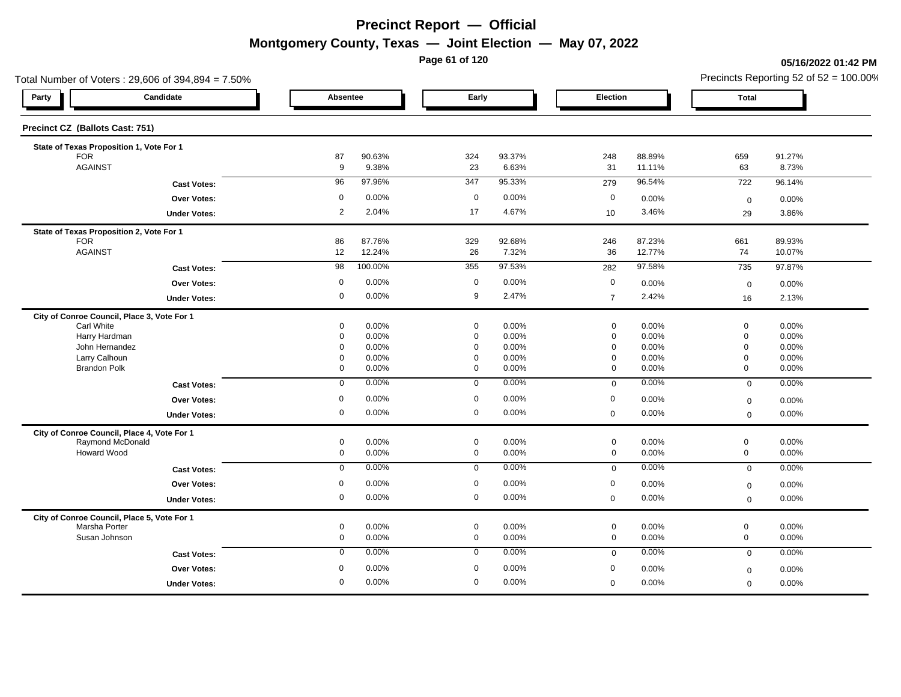# Precinct Report — Official

## Montgomery County, Texas — Joint Election — May 07, 2022

05/16/2022 01:42 PM

Total Number of Voters : 29,606 of 394,894 = 7.50%

Precincts Reporting 52 of 52 = 100.00%

### Precinct CZ (Ballots Cast: 751)

| Party | Candidate | Absentee | | Early | | Election | | Total | |
|---|---|---|---|---|---|---|---|---|---|
| **State of Texas Proposition 1, Vote For 1** | | | | | | | | | |
| | FOR | 87 | 90.63% | 324 | 93.37% | 248 | 88.89% | 659 | 91.27% |
| | AGAINST | 9 | 9.38% | 23 | 6.63% | 31 | 11.11% | 63 | 8.73% |
| | **Cast Votes:** | 96 | 97.96% | 347 | 95.33% | 279 | 96.54% | 722 | 96.14% |
| | **Over Votes:** | 0 | 0.00% | 0 | 0.00% | 0 | 0.00% | 0 | 0.00% |
| | **Under Votes:** | 2 | 2.04% | 17 | 4.67% | 10 | 3.46% | 29 | 3.86% |
| **State of Texas Proposition 2, Vote For 1** | | | | | | | | | |
| | FOR | 86 | 87.76% | 329 | 92.68% | 246 | 87.23% | 661 | 89.93% |
| | AGAINST | 12 | 12.24% | 26 | 7.32% | 36 | 12.77% | 74 | 10.07% |
| | **Cast Votes:** | 98 | 100.00% | 355 | 97.53% | 282 | 97.58% | 735 | 97.87% |
| | **Over Votes:** | 0 | 0.00% | 0 | 0.00% | 0 | 0.00% | 0 | 0.00% |
| | **Under Votes:** | 0 | 0.00% | 9 | 2.47% | 7 | 2.42% | 16 | 2.13% |
| **City of Conroe Council, Place 3, Vote For 1** | | | | | | | | | |
| | Carl White | 0 | 0.00% | 0 | 0.00% | 0 | 0.00% | 0 | 0.00% |
| | Harry Hardman | 0 | 0.00% | 0 | 0.00% | 0 | 0.00% | 0 | 0.00% |
| | John Hernandez | 0 | 0.00% | 0 | 0.00% | 0 | 0.00% | 0 | 0.00% |
| | Larry Calhoun | 0 | 0.00% | 0 | 0.00% | 0 | 0.00% | 0 | 0.00% |
| | Brandon Polk | 0 | 0.00% | 0 | 0.00% | 0 | 0.00% | 0 | 0.00% |
| | **Cast Votes:** | 0 | 0.00% | 0 | 0.00% | 0 | 0.00% | 0 | 0.00% |
| | **Over Votes:** | 0 | 0.00% | 0 | 0.00% | 0 | 0.00% | 0 | 0.00% |
| | **Under Votes:** | 0 | 0.00% | 0 | 0.00% | 0 | 0.00% | 0 | 0.00% |
| **City of Conroe Council, Place 4, Vote For 1** | | | | | | | | | |
| | Raymond McDonald | 0 | 0.00% | 0 | 0.00% | 0 | 0.00% | 0 | 0.00% |
| | Howard Wood | 0 | 0.00% | 0 | 0.00% | 0 | 0.00% | 0 | 0.00% |
| | **Cast Votes:** | 0 | 0.00% | 0 | 0.00% | 0 | 0.00% | 0 | 0.00% |
| | **Over Votes:** | 0 | 0.00% | 0 | 0.00% | 0 | 0.00% | 0 | 0.00% |
| | **Under Votes:** | 0 | 0.00% | 0 | 0.00% | 0 | 0.00% | 0 | 0.00% |
| **City of Conroe Council, Place 5, Vote For 1** | | | | | | | | | |
| | Marsha Porter | 0 | 0.00% | 0 | 0.00% | 0 | 0.00% | 0 | 0.00% |
| | Susan Johnson | 0 | 0.00% | 0 | 0.00% | 0 | 0.00% | 0 | 0.00% |
| | **Cast Votes:** | 0 | 0.00% | 0 | 0.00% | 0 | 0.00% | 0 | 0.00% |
| | **Over Votes:** | 0 | 0.00% | 0 | 0.00% | 0 | 0.00% | 0 | 0.00% |
| | **Under Votes:** | 0 | 0.00% | 0 | 0.00% | 0 | 0.00% | 0 | 0.00% |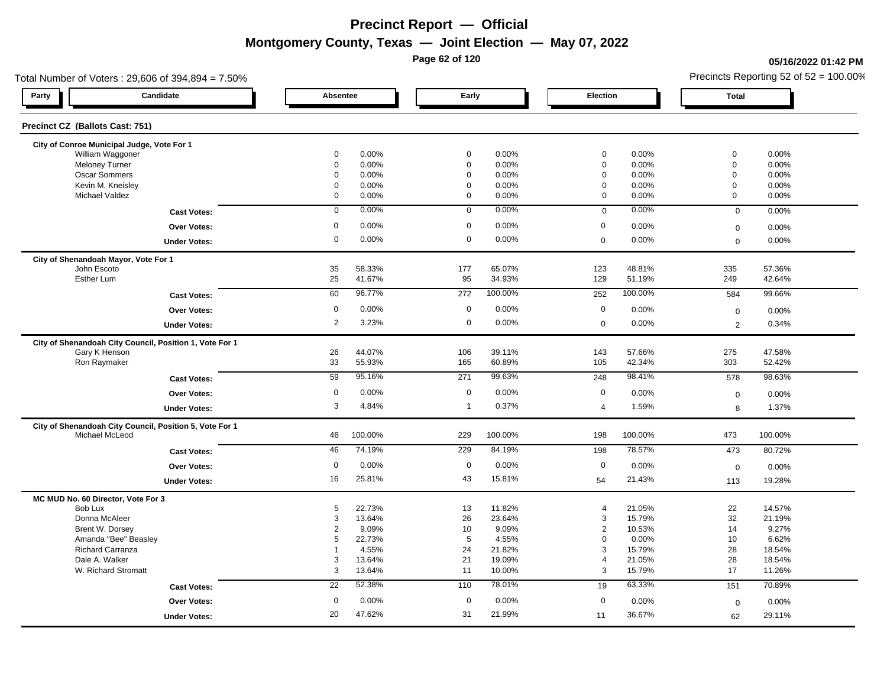# Precinct Report — Official

## Montgomery County, Texas — Joint Election — May 07, 2022

05/16/2022 01:42 PM

Total Number of Voters : 29,606 of 394,894 = 7.50%

Precincts Reporting 52 of 52 = 100.00%

### Precinct CZ (Ballots Cast: 751)

| Party | Candidate | Absentee | | Early | | Election | | Total | |
|---|---|---|---|---|---|---|---|---|---|
| **City of Conroe Municipal Judge, Vote For 1** | | | | | | | | | |
| | William Waggoner | 0 | 0.00% | 0 | 0.00% | 0 | 0.00% | 0 | 0.00% |
| | Meloney Turner | 0 | 0.00% | 0 | 0.00% | 0 | 0.00% | 0 | 0.00% |
| | Oscar Sommers | 0 | 0.00% | 0 | 0.00% | 0 | 0.00% | 0 | 0.00% |
| | Kevin M. Kneisley | 0 | 0.00% | 0 | 0.00% | 0 | 0.00% | 0 | 0.00% |
| | Michael Valdez | 0 | 0.00% | 0 | 0.00% | 0 | 0.00% | 0 | 0.00% |
| | **Cast Votes:** | 0 | 0.00% | 0 | 0.00% | 0 | 0.00% | 0 | 0.00% |
| | **Over Votes:** | 0 | 0.00% | 0 | 0.00% | 0 | 0.00% | 0 | 0.00% |
| | **Under Votes:** | 0 | 0.00% | 0 | 0.00% | 0 | 0.00% | 0 | 0.00% |
| **City of Shenandoah Mayor, Vote For 1** | | | | | | | | | |
| | John Escoto | 35 | 58.33% | 177 | 65.07% | 123 | 48.81% | 335 | 57.36% |
| | Esther Lum | 25 | 41.67% | 95 | 34.93% | 129 | 51.19% | 249 | 42.64% |
| | **Cast Votes:** | 60 | 96.77% | 272 | 100.00% | 252 | 100.00% | 584 | 99.66% |
| | **Over Votes:** | 0 | 0.00% | 0 | 0.00% | 0 | 0.00% | 0 | 0.00% |
| | **Under Votes:** | 2 | 3.23% | 0 | 0.00% | 0 | 0.00% | 2 | 0.34% |
| **City of Shenandoah City Council, Position 1, Vote For 1** | | | | | | | | | |
| | Gary K Henson | 26 | 44.07% | 106 | 39.11% | 143 | 57.66% | 275 | 47.58% |
| | Ron Raymaker | 33 | 55.93% | 165 | 60.89% | 105 | 42.34% | 303 | 52.42% |
| | **Cast Votes:** | 59 | 95.16% | 271 | 99.63% | 248 | 98.41% | 578 | 98.63% |
| | **Over Votes:** | 0 | 0.00% | 0 | 0.00% | 0 | 0.00% | 0 | 0.00% |
| | **Under Votes:** | 3 | 4.84% | 1 | 0.37% | 4 | 1.59% | 8 | 1.37% |
| **City of Shenandoah City Council, Position 5, Vote For 1** | | | | | | | | | |
| | Michael McLeod | 46 | 100.00% | 229 | 100.00% | 198 | 100.00% | 473 | 100.00% |
| | **Cast Votes:** | 46 | 74.19% | 229 | 84.19% | 198 | 78.57% | 473 | 80.72% |
| | **Over Votes:** | 0 | 0.00% | 0 | 0.00% | 0 | 0.00% | 0 | 0.00% |
| | **Under Votes:** | 16 | 25.81% | 43 | 15.81% | 54 | 21.43% | 113 | 19.28% |
| **MC MUD No. 60 Director, Vote For 3** | | | | | | | | | |
| | Bob Lux | 5 | 22.73% | 13 | 11.82% | 4 | 21.05% | 22 | 14.57% |
| | Donna McAleer | 3 | 13.64% | 26 | 23.64% | 3 | 15.79% | 32 | 21.19% |
| | Brent W. Dorsey | 2 | 9.09% | 10 | 9.09% | 2 | 10.53% | 14 | 9.27% |
| | Amanda "Bee" Beasley | 5 | 22.73% | 5 | 4.55% | 0 | 0.00% | 10 | 6.62% |
| | Richard Carranza | 1 | 4.55% | 24 | 21.82% | 3 | 15.79% | 28 | 18.54% |
| | Dale A. Walker | 3 | 13.64% | 21 | 19.09% | 4 | 21.05% | 28 | 18.54% |
| | W. Richard Stromatt | 3 | 13.64% | 11 | 10.00% | 3 | 15.79% | 17 | 11.26% |
| | **Cast Votes:** | 22 | 52.38% | 110 | 78.01% | 19 | 63.33% | 151 | 70.89% |
| | **Over Votes:** | 0 | 0.00% | 0 | 0.00% | 0 | 0.00% | 0 | 0.00% |
| | **Under Votes:** | 20 | 47.62% | 31 | 21.99% | 11 | 36.67% | 62 | 29.11% |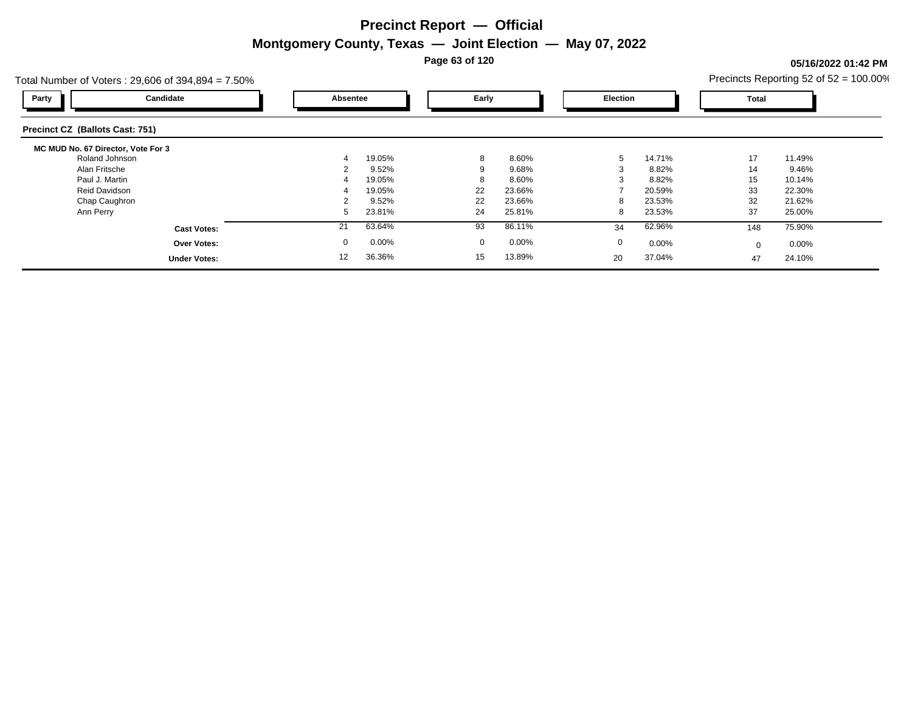# Precinct Report — Official

## Montgomery County, Texas — Joint Election — May 07, 2022

**05/16/2022 01:42 PM**

Total Number of Voters : 29,606 of 394,894 = 7.50%

Precincts Reporting 52 of 52 = 100.00%

### Precinct CZ (Ballots Cast: 751)

**MC MUD No. 67 Director, Vote For 3**

| Party | Candidate | Absentee | | Early | | Election | | Total | |
|---|---|---|---|---|---|---|---|---|---|
| | Roland Johnson | 4 | 19.05% | 8 | 8.60% | 5 | 14.71% | 17 | 11.49% |
| | Alan Fritsche | 2 | 9.52% | 9 | 9.68% | 3 | 8.82% | 14 | 9.46% |
| | Paul J. Martin | 4 | 19.05% | 8 | 8.60% | 3 | 8.82% | 15 | 10.14% |
| | Reid Davidson | 4 | 19.05% | 22 | 23.66% | 7 | 20.59% | 33 | 22.30% |
| | Chap Caughron | 2 | 9.52% | 22 | 23.66% | 8 | 23.53% | 32 | 21.62% |
| | Ann Perry | 5 | 23.81% | 24 | 25.81% | 8 | 23.53% | 37 | 25.00% |
| | **Cast Votes:** | 21 | 63.64% | 93 | 86.11% | 34 | 62.96% | 148 | 75.90% |
| | **Over Votes:** | 0 | 0.00% | 0 | 0.00% | 0 | 0.00% | 0 | 0.00% |
| | **Under Votes:** | 12 | 36.36% | 15 | 13.89% | 20 | 37.04% | 47 | 24.10% |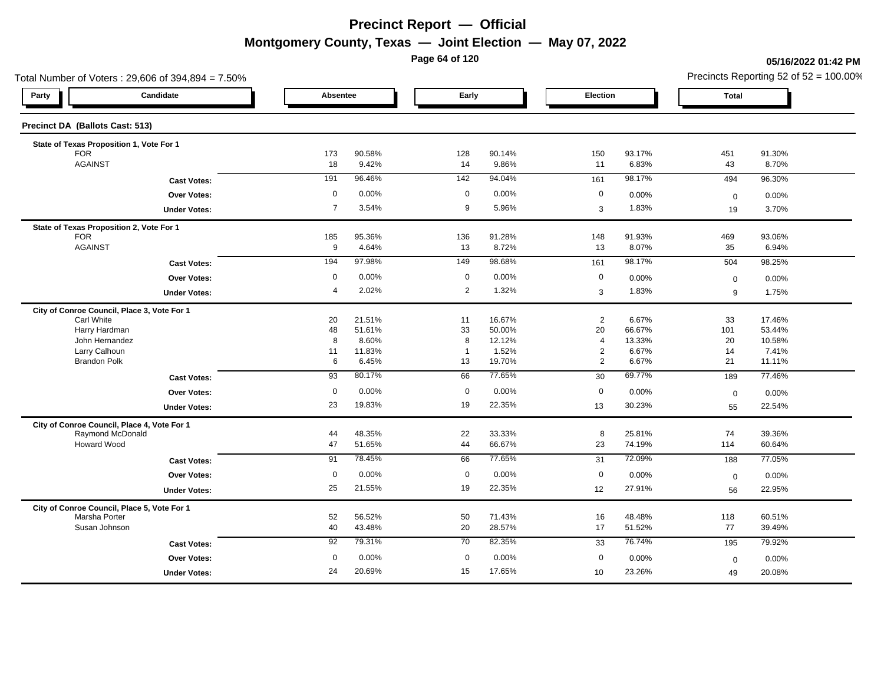# Precinct Report — Official

## Montgomery County, Texas — Joint Election — May 07, 2022

**05/16/2022 01:42 PM**

Total Number of Voters : 29,606 of 394,894 = 7.50%

Precincts Reporting 52 of 52 = 100.00%

| Party | Candidate | Absentee | | Early | | Election | | Total | |
|---|---|---|---|---|---|---|---|---|---|
| **Precinct DA (Ballots Cast: 513)** | | | | | | | | | |
| **State of Texas Proposition 1, Vote For 1** | | | | | | | | | |
| | FOR | 173 | 90.58% | 128 | 90.14% | 150 | 93.17% | 451 | 91.30% |
| | AGAINST | 18 | 9.42% | 14 | 9.86% | 11 | 6.83% | 43 | 8.70% |
| | **Cast Votes:** | 191 | 96.46% | 142 | 94.04% | 161 | 98.17% | 494 | 96.30% |
| | **Over Votes:** | 0 | 0.00% | 0 | 0.00% | 0 | 0.00% | 0 | 0.00% |
| | **Under Votes:** | 7 | 3.54% | 9 | 5.96% | 3 | 1.83% | 19 | 3.70% |
| **State of Texas Proposition 2, Vote For 1** | | | | | | | | | |
| | FOR | 185 | 95.36% | 136 | 91.28% | 148 | 91.93% | 469 | 93.06% |
| | AGAINST | 9 | 4.64% | 13 | 8.72% | 13 | 8.07% | 35 | 6.94% |
| | **Cast Votes:** | 194 | 97.98% | 149 | 98.68% | 161 | 98.17% | 504 | 98.25% |
| | **Over Votes:** | 0 | 0.00% | 0 | 0.00% | 0 | 0.00% | 0 | 0.00% |
| | **Under Votes:** | 4 | 2.02% | 2 | 1.32% | 3 | 1.83% | 9 | 1.75% |
| **City of Conroe Council, Place 3, Vote For 1** | | | | | | | | | |
| | Carl White | 20 | 21.51% | 11 | 16.67% | 2 | 6.67% | 33 | 17.46% |
| | Harry Hardman | 48 | 51.61% | 33 | 50.00% | 20 | 66.67% | 101 | 53.44% |
| | John Hernandez | 8 | 8.60% | 8 | 12.12% | 4 | 13.33% | 20 | 10.58% |
| | Larry Calhoun | 11 | 11.83% | 1 | 1.52% | 2 | 6.67% | 14 | 7.41% |
| | Brandon Polk | 6 | 6.45% | 13 | 19.70% | 2 | 6.67% | 21 | 11.11% |
| | **Cast Votes:** | 93 | 80.17% | 66 | 77.65% | 30 | 69.77% | 189 | 77.46% |
| | **Over Votes:** | 0 | 0.00% | 0 | 0.00% | 0 | 0.00% | 0 | 0.00% |
| | **Under Votes:** | 23 | 19.83% | 19 | 22.35% | 13 | 30.23% | 55 | 22.54% |
| **City of Conroe Council, Place 4, Vote For 1** | | | | | | | | | |
| | Raymond McDonald | 44 | 48.35% | 22 | 33.33% | 8 | 25.81% | 74 | 39.36% |
| | Howard Wood | 47 | 51.65% | 44 | 66.67% | 23 | 74.19% | 114 | 60.64% |
| | **Cast Votes:** | 91 | 78.45% | 66 | 77.65% | 31 | 72.09% | 188 | 77.05% |
| | **Over Votes:** | 0 | 0.00% | 0 | 0.00% | 0 | 0.00% | 0 | 0.00% |
| | **Under Votes:** | 25 | 21.55% | 19 | 22.35% | 12 | 27.91% | 56 | 22.95% |
| **City of Conroe Council, Place 5, Vote For 1** | | | | | | | | | |
| | Marsha Porter | 52 | 56.52% | 50 | 71.43% | 16 | 48.48% | 118 | 60.51% |
| | Susan Johnson | 40 | 43.48% | 20 | 28.57% | 17 | 51.52% | 77 | 39.49% |
| | **Cast Votes:** | 92 | 79.31% | 70 | 82.35% | 33 | 76.74% | 195 | 79.92% |
| | **Over Votes:** | 0 | 0.00% | 0 | 0.00% | 0 | 0.00% | 0 | 0.00% |
| | **Under Votes:** | 24 | 20.69% | 15 | 17.65% | 10 | 23.26% | 49 | 20.08% |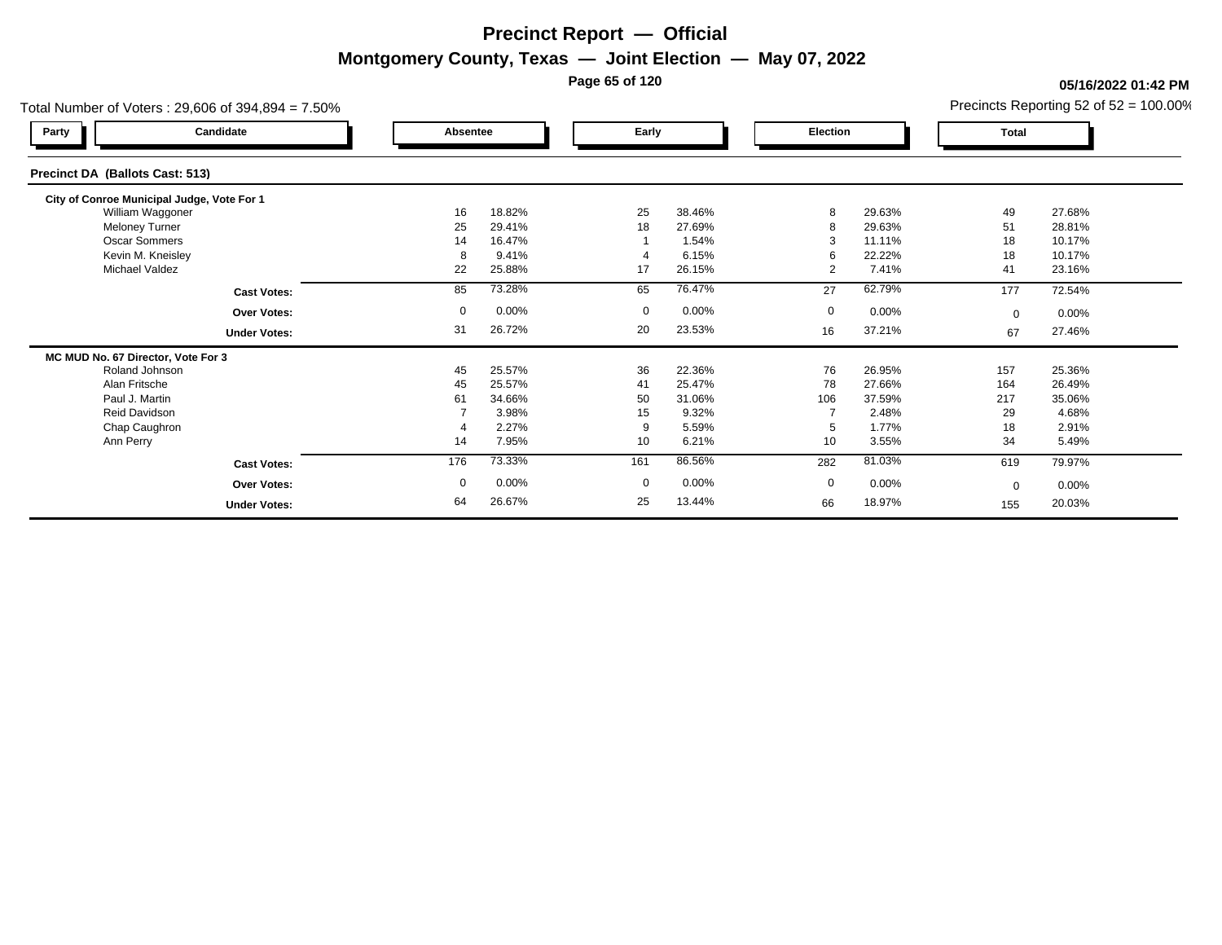# Precinct Report — Official

## Montgomery County, Texas — Joint Election — May 07, 2022

**05/16/2022 01:42 PM**

Total Number of Voters : 29,606 of 394,894 = 7.50%

Precincts Reporting 52 of 52 = 100.00%

### Precinct DA (Ballots Cast: 513)

| Party | Candidate | Absentee | | Early | | Election | | Total | |
|---|---|---|---|---|---|---|---|---|---|
| **City of Conroe Municipal Judge, Vote For 1** | | | | | | | | | |
| | William Waggoner | 16 | 18.82% | 25 | 38.46% | 8 | 29.63% | 49 | 27.68% |
| | Meloney Turner | 25 | 29.41% | 18 | 27.69% | 8 | 29.63% | 51 | 28.81% |
| | Oscar Sommers | 14 | 16.47% | 1 | 1.54% | 3 | 11.11% | 18 | 10.17% |
| | Kevin M. Kneisley | 8 | 9.41% | 4 | 6.15% | 6 | 22.22% | 18 | 10.17% |
| | Michael Valdez | 22 | 25.88% | 17 | 26.15% | 2 | 7.41% | 41 | 23.16% |
| | **Cast Votes:** | 85 | 73.28% | 65 | 76.47% | 27 | 62.79% | 177 | 72.54% |
| | **Over Votes:** | 0 | 0.00% | 0 | 0.00% | 0 | 0.00% | 0 | 0.00% |
| | **Under Votes:** | 31 | 26.72% | 20 | 23.53% | 16 | 37.21% | 67 | 27.46% |
| **MC MUD No. 67 Director, Vote For 3** | | | | | | | | | |
| | Roland Johnson | 45 | 25.57% | 36 | 22.36% | 76 | 26.95% | 157 | 25.36% |
| | Alan Fritsche | 45 | 25.57% | 41 | 25.47% | 78 | 27.66% | 164 | 26.49% |
| | Paul J. Martin | 61 | 34.66% | 50 | 31.06% | 106 | 37.59% | 217 | 35.06% |
| | Reid Davidson | 7 | 3.98% | 15 | 9.32% | 7 | 2.48% | 29 | 4.68% |
| | Chap Caughron | 4 | 2.27% | 9 | 5.59% | 5 | 1.77% | 18 | 2.91% |
| | Ann Perry | 14 | 7.95% | 10 | 6.21% | 10 | 3.55% | 34 | 5.49% |
| | **Cast Votes:** | 176 | 73.33% | 161 | 86.56% | 282 | 81.03% | 619 | 79.97% |
| | **Over Votes:** | 0 | 0.00% | 0 | 0.00% | 0 | 0.00% | 0 | 0.00% |
| | **Under Votes:** | 64 | 26.67% | 25 | 13.44% | 66 | 18.97% | 155 | 20.03% |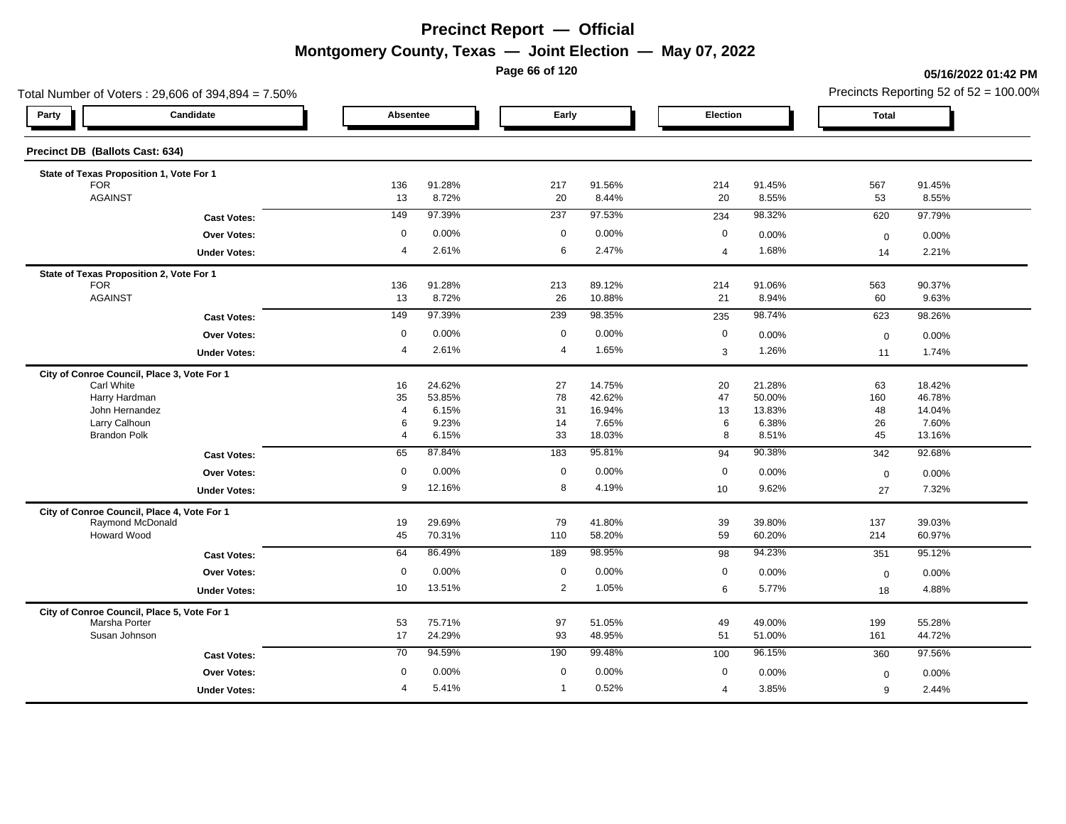# Precinct Report — Official

## Montgomery County, Texas — Joint Election — May 07, 2022

**05/16/2022 01:42 PM**

Total Number of Voters : 29,606 of 394,894 = 7.50%

Precincts Reporting 52 of 52 = 100.00%

### Precinct DB (Ballots Cast: 634)

| Party | Candidate | Absentee | | Early | | Election | | Total | |
|---|---|---|---|---|---|---|---|---|---|
| **State of Texas Proposition 1, Vote For 1** | | | | | | | | | |
| | FOR | 136 | 91.28% | 217 | 91.56% | 214 | 91.45% | 567 | 91.45% |
| | AGAINST | 13 | 8.72% | 20 | 8.44% | 20 | 8.55% | 53 | 8.55% |
| | **Cast Votes:** | 149 | 97.39% | 237 | 97.53% | 234 | 98.32% | 620 | 97.79% |
| | **Over Votes:** | 0 | 0.00% | 0 | 0.00% | 0 | 0.00% | 0 | 0.00% |
| | **Under Votes:** | 4 | 2.61% | 6 | 2.47% | 4 | 1.68% | 14 | 2.21% |
| **State of Texas Proposition 2, Vote For 1** | | | | | | | | | |
| | FOR | 136 | 91.28% | 213 | 89.12% | 214 | 91.06% | 563 | 90.37% |
| | AGAINST | 13 | 8.72% | 26 | 10.88% | 21 | 8.94% | 60 | 9.63% |
| | **Cast Votes:** | 149 | 97.39% | 239 | 98.35% | 235 | 98.74% | 623 | 98.26% |
| | **Over Votes:** | 0 | 0.00% | 0 | 0.00% | 0 | 0.00% | 0 | 0.00% |
| | **Under Votes:** | 4 | 2.61% | 4 | 1.65% | 3 | 1.26% | 11 | 1.74% |
| **City of Conroe Council, Place 3, Vote For 1** | | | | | | | | | |
| | Carl White | 16 | 24.62% | 27 | 14.75% | 20 | 21.28% | 63 | 18.42% |
| | Harry Hardman | 35 | 53.85% | 78 | 42.62% | 47 | 50.00% | 160 | 46.78% |
| | John Hernandez | 4 | 6.15% | 31 | 16.94% | 13 | 13.83% | 48 | 14.04% |
| | Larry Calhoun | 6 | 9.23% | 14 | 7.65% | 6 | 6.38% | 26 | 7.60% |
| | Brandon Polk | 4 | 6.15% | 33 | 18.03% | 8 | 8.51% | 45 | 13.16% |
| | **Cast Votes:** | 65 | 87.84% | 183 | 95.81% | 94 | 90.38% | 342 | 92.68% |
| | **Over Votes:** | 0 | 0.00% | 0 | 0.00% | 0 | 0.00% | 0 | 0.00% |
| | **Under Votes:** | 9 | 12.16% | 8 | 4.19% | 10 | 9.62% | 27 | 7.32% |
| **City of Conroe Council, Place 4, Vote For 1** | | | | | | | | | |
| | Raymond McDonald | 19 | 29.69% | 79 | 41.80% | 39 | 39.80% | 137 | 39.03% |
| | Howard Wood | 45 | 70.31% | 110 | 58.20% | 59 | 60.20% | 214 | 60.97% |
| | **Cast Votes:** | 64 | 86.49% | 189 | 98.95% | 98 | 94.23% | 351 | 95.12% |
| | **Over Votes:** | 0 | 0.00% | 0 | 0.00% | 0 | 0.00% | 0 | 0.00% |
| | **Under Votes:** | 10 | 13.51% | 2 | 1.05% | 6 | 5.77% | 18 | 4.88% |
| **City of Conroe Council, Place 5, Vote For 1** | | | | | | | | | |
| | Marsha Porter | 53 | 75.71% | 97 | 51.05% | 49 | 49.00% | 199 | 55.28% |
| | Susan Johnson | 17 | 24.29% | 93 | 48.95% | 51 | 51.00% | 161 | 44.72% |
| | **Cast Votes:** | 70 | 94.59% | 190 | 99.48% | 100 | 96.15% | 360 | 97.56% |
| | **Over Votes:** | 0 | 0.00% | 0 | 0.00% | 0 | 0.00% | 0 | 0.00% |
| | **Under Votes:** | 4 | 5.41% | 1 | 0.52% | 4 | 3.85% | 9 | 2.44% |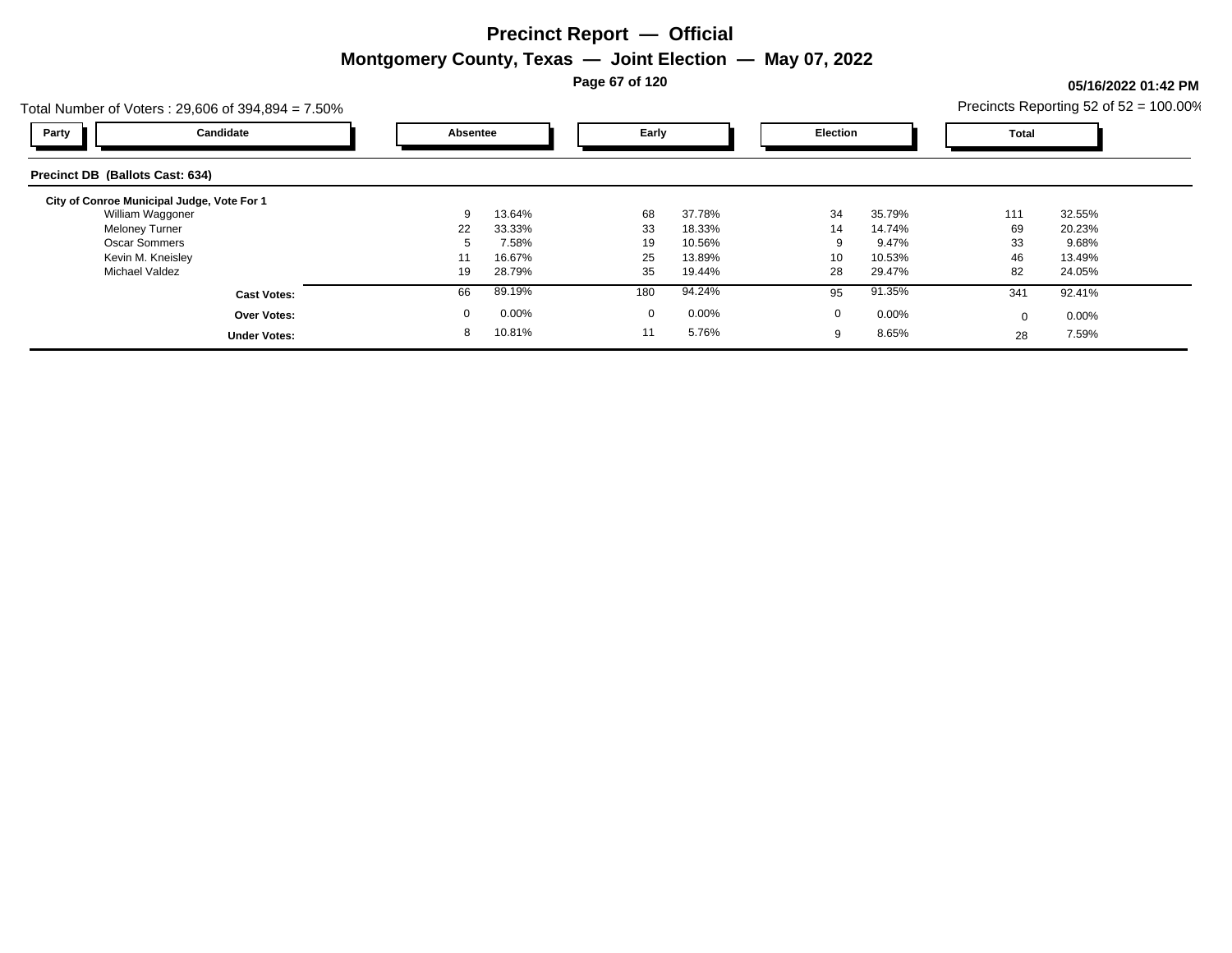# Precinct Report — Official

## Montgomery County, Texas — Joint Election — May 07, 2022

**05/16/2022 01:42 PM**

Total Number of Voters : 29,606 of 394,894 = 7.50%

Precincts Reporting 52 of 52 = 100.00%

### Precinct DB (Ballots Cast: 634)

| Party | Candidate | Absentee | | Early | | Election | | Total | |
|---|---|---|---|---|---|---|---|---|---|
| | **City of Conroe Municipal Judge, Vote For 1** | | | | | | | | |
| | William Waggoner | 9 | 13.64% | 68 | 37.78% | 34 | 35.79% | 111 | 32.55% |
| | Meloney Turner | 22 | 33.33% | 33 | 18.33% | 14 | 14.74% | 69 | 20.23% |
| | Oscar Sommers | 5 | 7.58% | 19 | 10.56% | 9 | 9.47% | 33 | 9.68% |
| | Kevin M. Kneisley | 11 | 16.67% | 25 | 13.89% | 10 | 10.53% | 46 | 13.49% |
| | Michael Valdez | 19 | 28.79% | 35 | 19.44% | 28 | 29.47% | 82 | 24.05% |
| | **Cast Votes:** | 66 | 89.19% | 180 | 94.24% | 95 | 91.35% | 341 | 92.41% |
| | **Over Votes:** | 0 | 0.00% | 0 | 0.00% | 0 | 0.00% | 0 | 0.00% |
| | **Under Votes:** | 8 | 10.81% | 11 | 5.76% | 9 | 8.65% | 28 | 7.59% |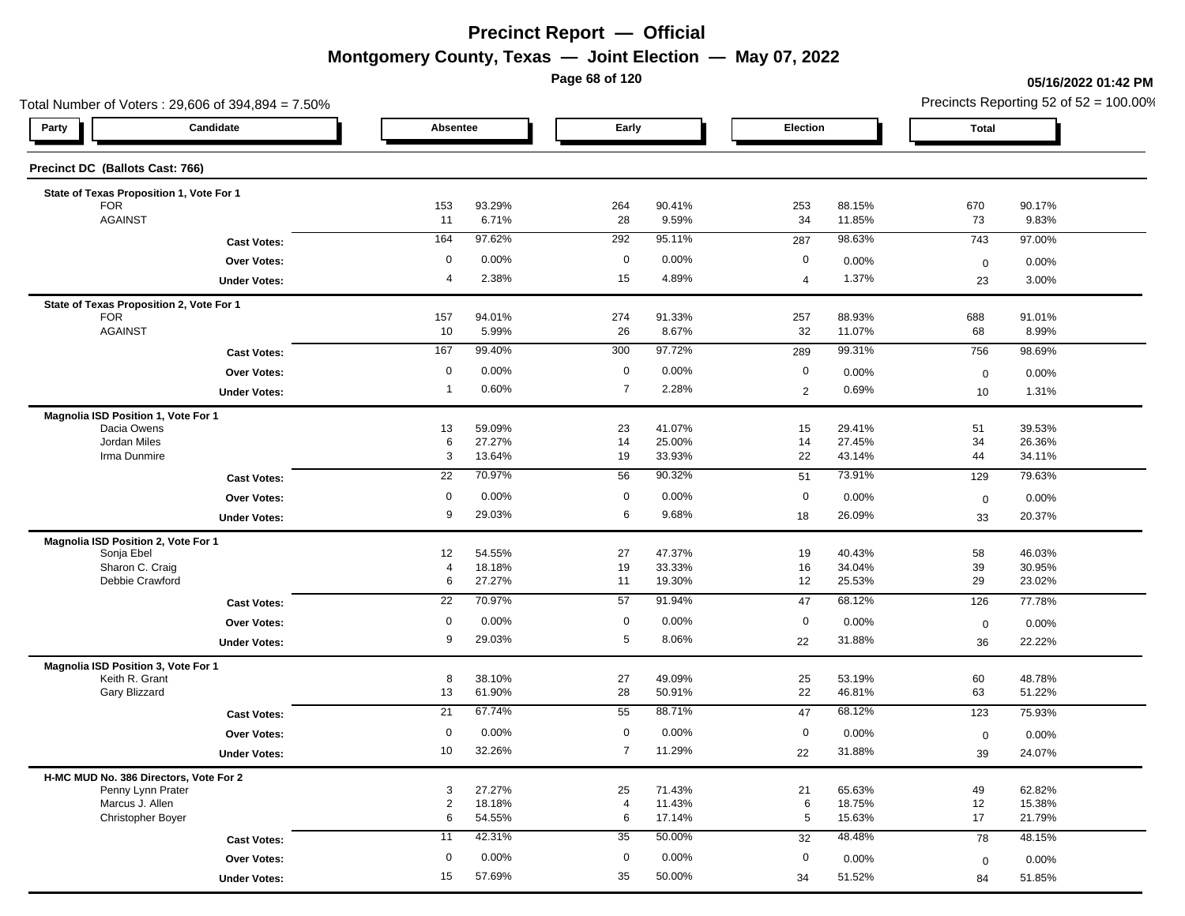# Precinct Report — Official

## Montgomery County, Texas — Joint Election — May 07, 2022

05/16/2022 01:42 PM

Total Number of Voters : 29,606 of 394,894 = 7.50%

Precincts Reporting 52 of 52 = 100.00%

### Precinct DC (Ballots Cast: 766)

| Party | Candidate | Absentee | | Early | | Election | | Total | |
|---|---|---|---|---|---|---|---|---|---|
| **State of Texas Proposition 1, Vote For 1** | | | | | | | | | |
| | FOR | 153 | 93.29% | 264 | 90.41% | 253 | 88.15% | 670 | 90.17% |
| | AGAINST | 11 | 6.71% | 28 | 9.59% | 34 | 11.85% | 73 | 9.83% |
| | **Cast Votes:** | 164 | 97.62% | 292 | 95.11% | 287 | 98.63% | 743 | 97.00% |
| | **Over Votes:** | 0 | 0.00% | 0 | 0.00% | 0 | 0.00% | 0 | 0.00% |
| | **Under Votes:** | 4 | 2.38% | 15 | 4.89% | 4 | 1.37% | 23 | 3.00% |
| **State of Texas Proposition 2, Vote For 1** | | | | | | | | | |
| | FOR | 157 | 94.01% | 274 | 91.33% | 257 | 88.93% | 688 | 91.01% |
| | AGAINST | 10 | 5.99% | 26 | 8.67% | 32 | 11.07% | 68 | 8.99% |
| | **Cast Votes:** | 167 | 99.40% | 300 | 97.72% | 289 | 99.31% | 756 | 98.69% |
| | **Over Votes:** | 0 | 0.00% | 0 | 0.00% | 0 | 0.00% | 0 | 0.00% |
| | **Under Votes:** | 1 | 0.60% | 7 | 2.28% | 2 | 0.69% | 10 | 1.31% |
| **Magnolia ISD Position 1, Vote For 1** | | | | | | | | | |
| | Dacia Owens | 13 | 59.09% | 23 | 41.07% | 15 | 29.41% | 51 | 39.53% |
| | Jordan Miles | 6 | 27.27% | 14 | 25.00% | 14 | 27.45% | 34 | 26.36% |
| | Irma Dunmire | 3 | 13.64% | 19 | 33.93% | 22 | 43.14% | 44 | 34.11% |
| | **Cast Votes:** | 22 | 70.97% | 56 | 90.32% | 51 | 73.91% | 129 | 79.63% |
| | **Over Votes:** | 0 | 0.00% | 0 | 0.00% | 0 | 0.00% | 0 | 0.00% |
| | **Under Votes:** | 9 | 29.03% | 6 | 9.68% | 18 | 26.09% | 33 | 20.37% |
| **Magnolia ISD Position 2, Vote For 1** | | | | | | | | | |
| | Sonja Ebel | 12 | 54.55% | 27 | 47.37% | 19 | 40.43% | 58 | 46.03% |
| | Sharon C. Craig | 4 | 18.18% | 19 | 33.33% | 16 | 34.04% | 39 | 30.95% |
| | Debbie Crawford | 6 | 27.27% | 11 | 19.30% | 12 | 25.53% | 29 | 23.02% |
| | **Cast Votes:** | 22 | 70.97% | 57 | 91.94% | 47 | 68.12% | 126 | 77.78% |
| | **Over Votes:** | 0 | 0.00% | 0 | 0.00% | 0 | 0.00% | 0 | 0.00% |
| | **Under Votes:** | 9 | 29.03% | 5 | 8.06% | 22 | 31.88% | 36 | 22.22% |
| **Magnolia ISD Position 3, Vote For 1** | | | | | | | | | |
| | Keith R. Grant | 8 | 38.10% | 27 | 49.09% | 25 | 53.19% | 60 | 48.78% |
| | Gary Blizzard | 13 | 61.90% | 28 | 50.91% | 22 | 46.81% | 63 | 51.22% |
| | **Cast Votes:** | 21 | 67.74% | 55 | 88.71% | 47 | 68.12% | 123 | 75.93% |
| | **Over Votes:** | 0 | 0.00% | 0 | 0.00% | 0 | 0.00% | 0 | 0.00% |
| | **Under Votes:** | 10 | 32.26% | 7 | 11.29% | 22 | 31.88% | 39 | 24.07% |
| **H-MC MUD No. 386 Directors, Vote For 2** | | | | | | | | | |
| | Penny Lynn Prater | 3 | 27.27% | 25 | 71.43% | 21 | 65.63% | 49 | 62.82% |
| | Marcus J. Allen | 2 | 18.18% | 4 | 11.43% | 6 | 18.75% | 12 | 15.38% |
| | Christopher Boyer | 6 | 54.55% | 6 | 17.14% | 5 | 15.63% | 17 | 21.79% |
| | **Cast Votes:** | 11 | 42.31% | 35 | 50.00% | 32 | 48.48% | 78 | 48.15% |
| | **Over Votes:** | 0 | 0.00% | 0 | 0.00% | 0 | 0.00% | 0 | 0.00% |
| | **Under Votes:** | 15 | 57.69% | 35 | 50.00% | 34 | 51.52% | 84 | 51.85% |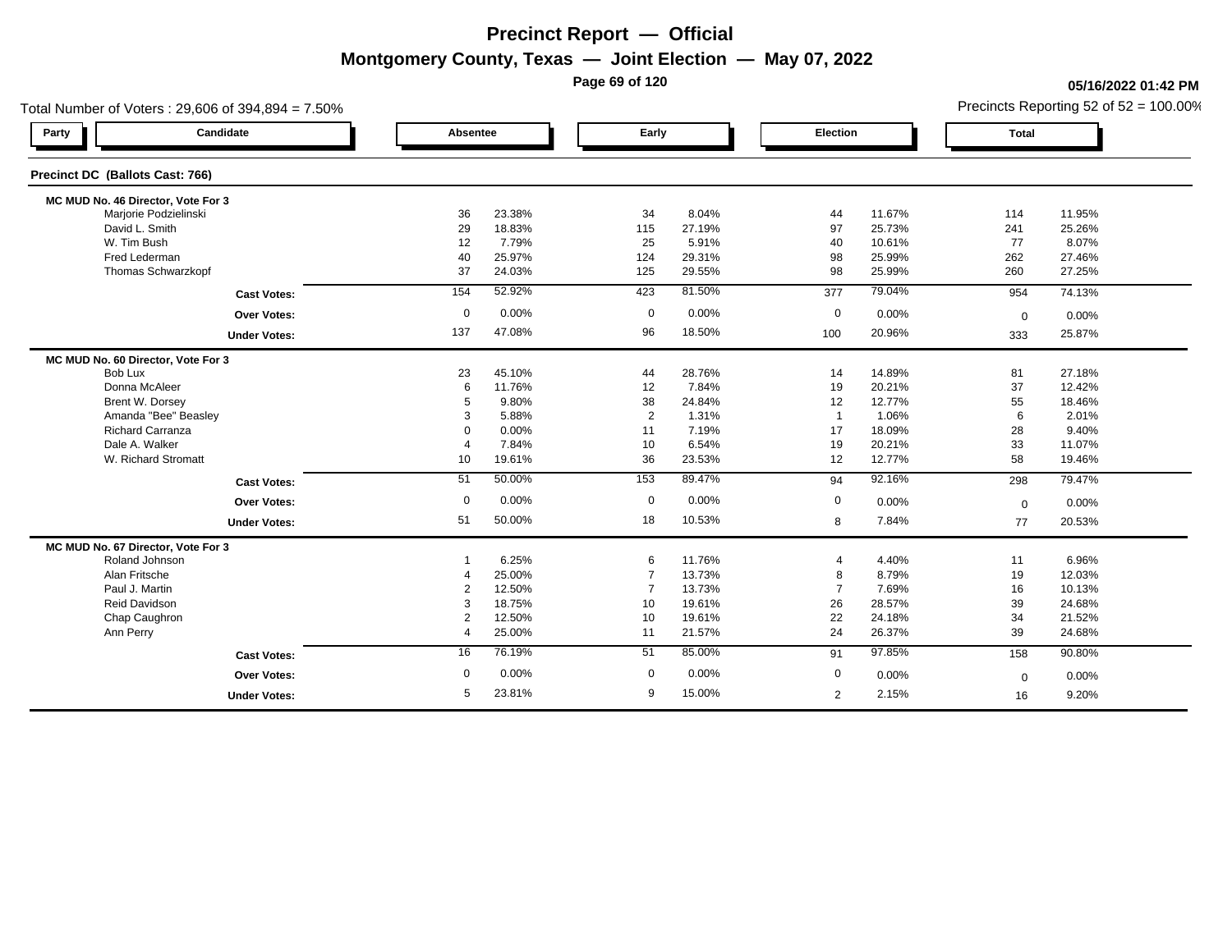# Precinct Report — Official

## Montgomery County, Texas — Joint Election — May 07, 2022

05/16/2022 01:42 PM

Total Number of Voters : 29,606 of 394,894 = 7.50%

Precincts Reporting 52 of 52 = 100.00%

### Precinct DC (Ballots Cast: 766)

**MC MUD No. 46 Director, Vote For 3**

| Party | Candidate | Absentee | | Early | | Election | | Total | |
|---|---|---|---|---|---|---|---|---|---|
| | Marjorie Podzielinski | 36 | 23.38% | 34 | 8.04% | 44 | 11.67% | 114 | 11.95% |
| | David L. Smith | 29 | 18.83% | 115 | 27.19% | 97 | 25.73% | 241 | 25.26% |
| | W. Tim Bush | 12 | 7.79% | 25 | 5.91% | 40 | 10.61% | 77 | 8.07% |
| | Fred Lederman | 40 | 25.97% | 124 | 29.31% | 98 | 25.99% | 262 | 27.46% |
| | Thomas Schwarzkopf | 37 | 24.03% | 125 | 29.55% | 98 | 25.99% | 260 | 27.25% |
| | **Cast Votes:** | 154 | 52.92% | 423 | 81.50% | 377 | 79.04% | 954 | 74.13% |
| | **Over Votes:** | 0 | 0.00% | 0 | 0.00% | 0 | 0.00% | 0 | 0.00% |
| | **Under Votes:** | 137 | 47.08% | 96 | 18.50% | 100 | 20.96% | 333 | 25.87% |

**MC MUD No. 60 Director, Vote For 3**

| Party | Candidate | Absentee | | Early | | Election | | Total | |
|---|---|---|---|---|---|---|---|---|---|
| | Bob Lux | 23 | 45.10% | 44 | 28.76% | 14 | 14.89% | 81 | 27.18% |
| | Donna McAleer | 6 | 11.76% | 12 | 7.84% | 19 | 20.21% | 37 | 12.42% |
| | Brent W. Dorsey | 5 | 9.80% | 38 | 24.84% | 12 | 12.77% | 55 | 18.46% |
| | Amanda "Bee" Beasley | 3 | 5.88% | 2 | 1.31% | 1 | 1.06% | 6 | 2.01% |
| | Richard Carranza | 0 | 0.00% | 11 | 7.19% | 17 | 18.09% | 28 | 9.40% |
| | Dale A. Walker | 4 | 7.84% | 10 | 6.54% | 19 | 20.21% | 33 | 11.07% |
| | W. Richard Stromatt | 10 | 19.61% | 36 | 23.53% | 12 | 12.77% | 58 | 19.46% |
| | **Cast Votes:** | 51 | 50.00% | 153 | 89.47% | 94 | 92.16% | 298 | 79.47% |
| | **Over Votes:** | 0 | 0.00% | 0 | 0.00% | 0 | 0.00% | 0 | 0.00% |
| | **Under Votes:** | 51 | 50.00% | 18 | 10.53% | 8 | 7.84% | 77 | 20.53% |

**MC MUD No. 67 Director, Vote For 3**

| Party | Candidate | Absentee | | Early | | Election | | Total | |
|---|---|---|---|---|---|---|---|---|---|
| | Roland Johnson | 1 | 6.25% | 6 | 11.76% | 4 | 4.40% | 11 | 6.96% |
| | Alan Fritsche | 4 | 25.00% | 7 | 13.73% | 8 | 8.79% | 19 | 12.03% |
| | Paul J. Martin | 2 | 12.50% | 7 | 13.73% | 7 | 7.69% | 16 | 10.13% |
| | Reid Davidson | 3 | 18.75% | 10 | 19.61% | 26 | 28.57% | 39 | 24.68% |
| | Chap Caughron | 2 | 12.50% | 10 | 19.61% | 22 | 24.18% | 34 | 21.52% |
| | Ann Perry | 4 | 25.00% | 11 | 21.57% | 24 | 26.37% | 39 | 24.68% |
| | **Cast Votes:** | 16 | 76.19% | 51 | 85.00% | 91 | 97.85% | 158 | 90.80% |
| | **Over Votes:** | 0 | 0.00% | 0 | 0.00% | 0 | 0.00% | 0 | 0.00% |
| | **Under Votes:** | 5 | 23.81% | 9 | 15.00% | 2 | 2.15% | 16 | 9.20% |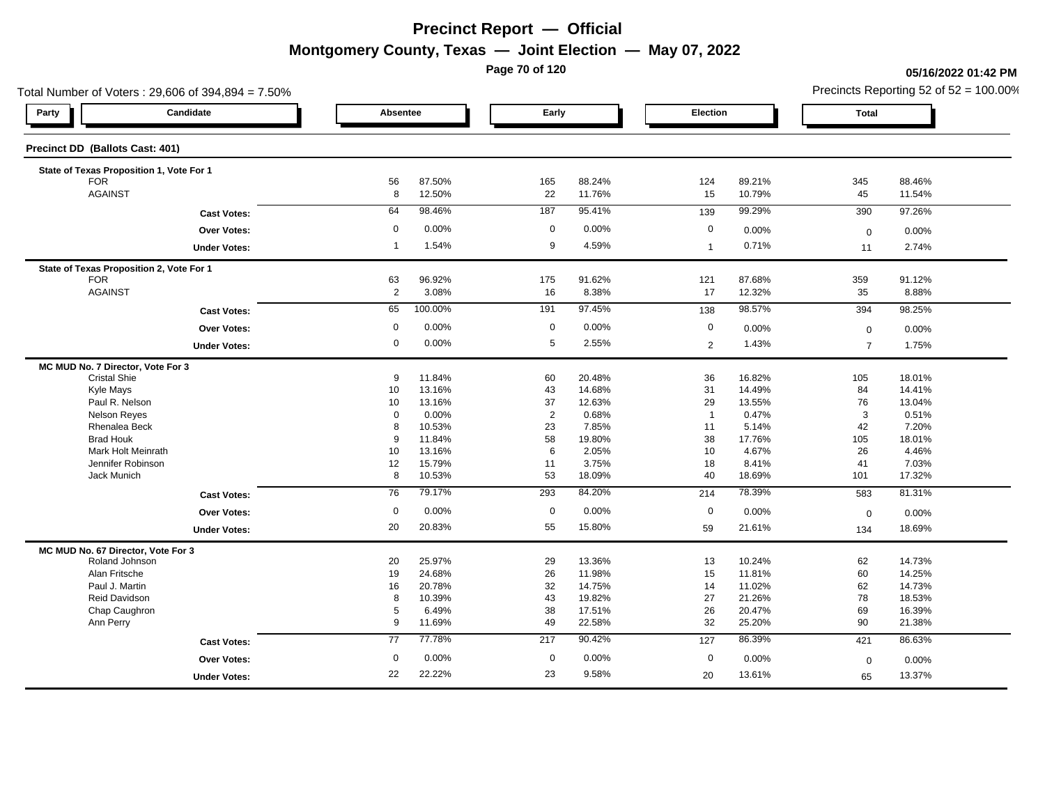# Precinct Report — Official

## Montgomery County, Texas — Joint Election — May 07, 2022

05/16/2022 01:42 PM

Total Number of Voters : 29,606 of 394,894 = 7.50%

Precincts Reporting 52 of 52 = 100.00%

### Precinct DD (Ballots Cast: 401)

| Party | Candidate | Absentee | | Early | | Election | | Total | |
|---|---|---|---|---|---|---|---|---|---|
| | **State of Texas Proposition 1, Vote For 1** | | | | | | | | |
| | FOR | 56 | 87.50% | 165 | 88.24% | 124 | 89.21% | 345 | 88.46% |
| | AGAINST | 8 | 12.50% | 22 | 11.76% | 15 | 10.79% | 45 | 11.54% |
| | **Cast Votes:** | 64 | 98.46% | 187 | 95.41% | 139 | 99.29% | 390 | 97.26% |
| | **Over Votes:** | 0 | 0.00% | 0 | 0.00% | 0 | 0.00% | 0 | 0.00% |
| | **Under Votes:** | 1 | 1.54% | 9 | 4.59% | 1 | 0.71% | 11 | 2.74% |
| | **State of Texas Proposition 2, Vote For 1** | | | | | | | | |
| | FOR | 63 | 96.92% | 175 | 91.62% | 121 | 87.68% | 359 | 91.12% |
| | AGAINST | 2 | 3.08% | 16 | 8.38% | 17 | 12.32% | 35 | 8.88% |
| | **Cast Votes:** | 65 | 100.00% | 191 | 97.45% | 138 | 98.57% | 394 | 98.25% |
| | **Over Votes:** | 0 | 0.00% | 0 | 0.00% | 0 | 0.00% | 0 | 0.00% |
| | **Under Votes:** | 0 | 0.00% | 5 | 2.55% | 2 | 1.43% | 7 | 1.75% |
| | **MC MUD No. 7 Director, Vote For 3** | | | | | | | | |
| | Cristal Shie | 9 | 11.84% | 60 | 20.48% | 36 | 16.82% | 105 | 18.01% |
| | Kyle Mays | 10 | 13.16% | 43 | 14.68% | 31 | 14.49% | 84 | 14.41% |
| | Paul R. Nelson | 10 | 13.16% | 37 | 12.63% | 29 | 13.55% | 76 | 13.04% |
| | Nelson Reyes | 0 | 0.00% | 2 | 0.68% | 1 | 0.47% | 3 | 0.51% |
| | Rhenalea Beck | 8 | 10.53% | 23 | 7.85% | 11 | 5.14% | 42 | 7.20% |
| | Brad Houk | 9 | 11.84% | 58 | 19.80% | 38 | 17.76% | 105 | 18.01% |
| | Mark Holt Meinrath | 10 | 13.16% | 6 | 2.05% | 10 | 4.67% | 26 | 4.46% |
| | Jennifer Robinson | 12 | 15.79% | 11 | 3.75% | 18 | 8.41% | 41 | 7.03% |
| | Jack Munich | 8 | 10.53% | 53 | 18.09% | 40 | 18.69% | 101 | 17.32% |
| | **Cast Votes:** | 76 | 79.17% | 293 | 84.20% | 214 | 78.39% | 583 | 81.31% |
| | **Over Votes:** | 0 | 0.00% | 0 | 0.00% | 0 | 0.00% | 0 | 0.00% |
| | **Under Votes:** | 20 | 20.83% | 55 | 15.80% | 59 | 21.61% | 134 | 18.69% |
| | **MC MUD No. 67 Director, Vote For 3** | | | | | | | | |
| | Roland Johnson | 20 | 25.97% | 29 | 13.36% | 13 | 10.24% | 62 | 14.73% |
| | Alan Fritsche | 19 | 24.68% | 26 | 11.98% | 15 | 11.81% | 60 | 14.25% |
| | Paul J. Martin | 16 | 20.78% | 32 | 14.75% | 14 | 11.02% | 62 | 14.73% |
| | Reid Davidson | 8 | 10.39% | 43 | 19.82% | 27 | 21.26% | 78 | 18.53% |
| | Chap Caughron | 5 | 6.49% | 38 | 17.51% | 26 | 20.47% | 69 | 16.39% |
| | Ann Perry | 9 | 11.69% | 49 | 22.58% | 32 | 25.20% | 90 | 21.38% |
| | **Cast Votes:** | 77 | 77.78% | 217 | 90.42% | 127 | 86.39% | 421 | 86.63% |
| | **Over Votes:** | 0 | 0.00% | 0 | 0.00% | 0 | 0.00% | 0 | 0.00% |
| | **Under Votes:** | 22 | 22.22% | 23 | 9.58% | 20 | 13.61% | 65 | 13.37% |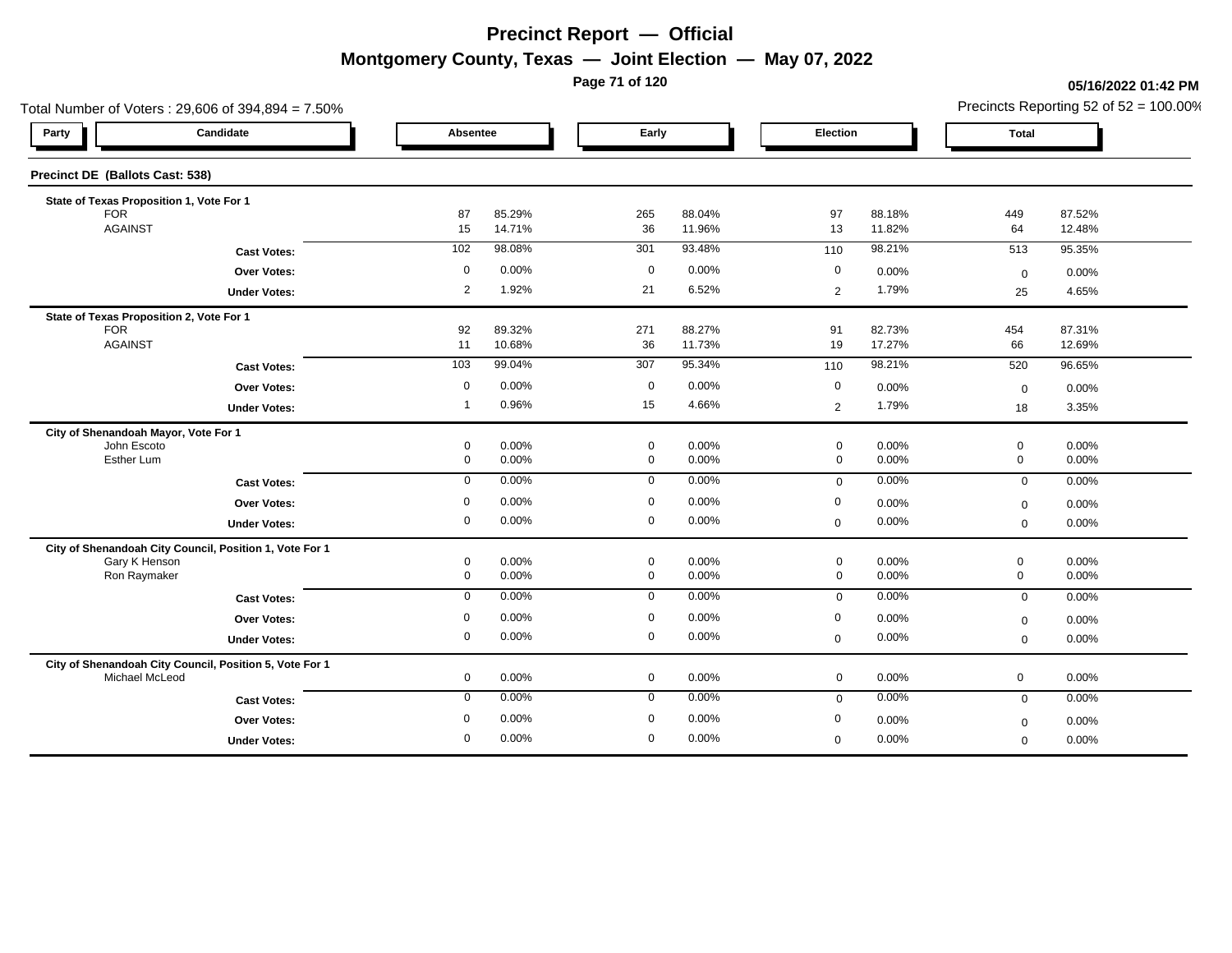# Precinct Report — Official

## Montgomery County, Texas — Joint Election — May 07, 2022

**05/16/2022 01:42 PM**

Total Number of Voters : 29,606 of 394,894 = 7.50%

Precincts Reporting 52 of 52 = 100.00%

### Precinct DE (Ballots Cast: 538)

| Party | Candidate | Absentee | | Early | | Election | | Total | |
|---|---|---|---|---|---|---|---|---|---|
| | **State of Texas Proposition 1, Vote For 1** | | | | | | | | |
| | FOR | 87 | 85.29% | 265 | 88.04% | 97 | 88.18% | 449 | 87.52% |
| | AGAINST | 15 | 14.71% | 36 | 11.96% | 13 | 11.82% | 64 | 12.48% |
| | **Cast Votes:** | 102 | 98.08% | 301 | 93.48% | 110 | 98.21% | 513 | 95.35% |
| | **Over Votes:** | 0 | 0.00% | 0 | 0.00% | 0 | 0.00% | 0 | 0.00% |
| | **Under Votes:** | 2 | 1.92% | 21 | 6.52% | 2 | 1.79% | 25 | 4.65% |
| | **State of Texas Proposition 2, Vote For 1** | | | | | | | | |
| | FOR | 92 | 89.32% | 271 | 88.27% | 91 | 82.73% | 454 | 87.31% |
| | AGAINST | 11 | 10.68% | 36 | 11.73% | 19 | 17.27% | 66 | 12.69% |
| | **Cast Votes:** | 103 | 99.04% | 307 | 95.34% | 110 | 98.21% | 520 | 96.65% |
| | **Over Votes:** | 0 | 0.00% | 0 | 0.00% | 0 | 0.00% | 0 | 0.00% |
| | **Under Votes:** | 1 | 0.96% | 15 | 4.66% | 2 | 1.79% | 18 | 3.35% |
| | **City of Shenandoah Mayor, Vote For 1** | | | | | | | | |
| | John Escoto | 0 | 0.00% | 0 | 0.00% | 0 | 0.00% | 0 | 0.00% |
| | Esther Lum | 0 | 0.00% | 0 | 0.00% | 0 | 0.00% | 0 | 0.00% |
| | **Cast Votes:** | 0 | 0.00% | 0 | 0.00% | 0 | 0.00% | 0 | 0.00% |
| | **Over Votes:** | 0 | 0.00% | 0 | 0.00% | 0 | 0.00% | 0 | 0.00% |
| | **Under Votes:** | 0 | 0.00% | 0 | 0.00% | 0 | 0.00% | 0 | 0.00% |
| | **City of Shenandoah City Council, Position 1, Vote For 1** | | | | | | | | |
| | Gary K Henson | 0 | 0.00% | 0 | 0.00% | 0 | 0.00% | 0 | 0.00% |
| | Ron Raymaker | 0 | 0.00% | 0 | 0.00% | 0 | 0.00% | 0 | 0.00% |
| | **Cast Votes:** | 0 | 0.00% | 0 | 0.00% | 0 | 0.00% | 0 | 0.00% |
| | **Over Votes:** | 0 | 0.00% | 0 | 0.00% | 0 | 0.00% | 0 | 0.00% |
| | **Under Votes:** | 0 | 0.00% | 0 | 0.00% | 0 | 0.00% | 0 | 0.00% |
| | **City of Shenandoah City Council, Position 5, Vote For 1** | | | | | | | | |
| | Michael McLeod | 0 | 0.00% | 0 | 0.00% | 0 | 0.00% | 0 | 0.00% |
| | **Cast Votes:** | 0 | 0.00% | 0 | 0.00% | 0 | 0.00% | 0 | 0.00% |
| | **Over Votes:** | 0 | 0.00% | 0 | 0.00% | 0 | 0.00% | 0 | 0.00% |
| | **Under Votes:** | 0 | 0.00% | 0 | 0.00% | 0 | 0.00% | 0 | 0.00% |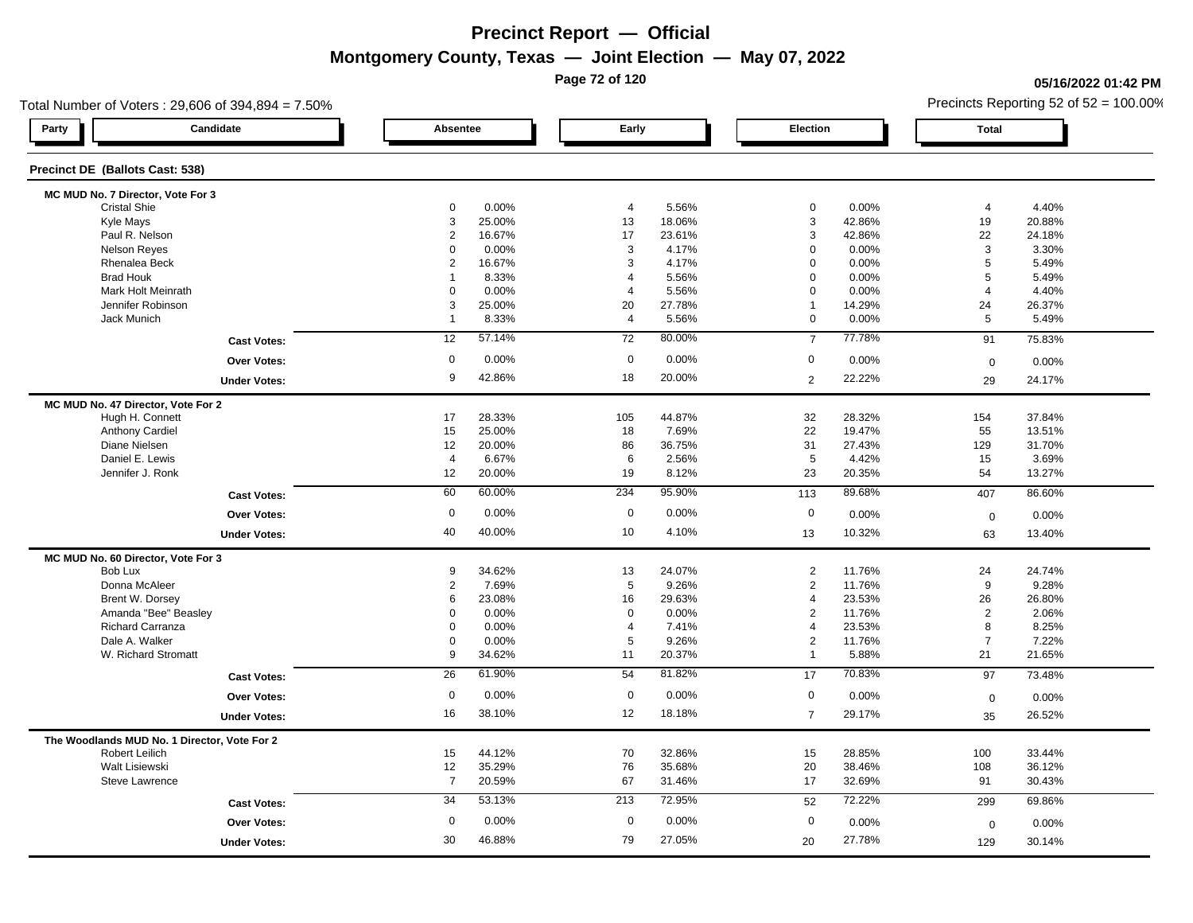# Precinct Report — Official

## Montgomery County, Texas — Joint Election — May 07, 2022

05/16/2022 01:42 PM

Total Number of Voters : 29,606 of 394,894 = 7.50%

Precincts Reporting 52 of 52 = 100.00%

### Precinct DE (Ballots Cast: 538)

| Party | Candidate | Absentee | | Early | | Election | | Total | |
|---|---|---|---|---|---|---|---|---|---|
| | **MC MUD No. 7 Director, Vote For 3** | | | | | | | | |
| | Cristal Shie | 0 | 0.00% | 4 | 5.56% | 0 | 0.00% | 4 | 4.40% |
| | Kyle Mays | 3 | 25.00% | 13 | 18.06% | 3 | 42.86% | 19 | 20.88% |
| | Paul R. Nelson | 2 | 16.67% | 17 | 23.61% | 3 | 42.86% | 22 | 24.18% |
| | Nelson Reyes | 0 | 0.00% | 3 | 4.17% | 0 | 0.00% | 3 | 3.30% |
| | Rhenalea Beck | 2 | 16.67% | 3 | 4.17% | 0 | 0.00% | 5 | 5.49% |
| | Brad Houk | 1 | 8.33% | 4 | 5.56% | 0 | 0.00% | 5 | 5.49% |
| | Mark Holt Meinrath | 0 | 0.00% | 4 | 5.56% | 0 | 0.00% | 4 | 4.40% |
| | Jennifer Robinson | 3 | 25.00% | 20 | 27.78% | 1 | 14.29% | 24 | 26.37% |
| | Jack Munich | 1 | 8.33% | 4 | 5.56% | 0 | 0.00% | 5 | 5.49% |
| | **Cast Votes:** | 12 | 57.14% | 72 | 80.00% | 7 | 77.78% | 91 | 75.83% |
| | **Over Votes:** | 0 | 0.00% | 0 | 0.00% | 0 | 0.00% | 0 | 0.00% |
| | **Under Votes:** | 9 | 42.86% | 18 | 20.00% | 2 | 22.22% | 29 | 24.17% |
| | **MC MUD No. 47 Director, Vote For 2** | | | | | | | | |
| | Hugh H. Connett | 17 | 28.33% | 105 | 44.87% | 32 | 28.32% | 154 | 37.84% |
| | Anthony Cardiel | 15 | 25.00% | 18 | 7.69% | 22 | 19.47% | 55 | 13.51% |
| | Diane Nielsen | 12 | 20.00% | 86 | 36.75% | 31 | 27.43% | 129 | 31.70% |
| | Daniel E. Lewis | 4 | 6.67% | 6 | 2.56% | 5 | 4.42% | 15 | 3.69% |
| | Jennifer J. Ronk | 12 | 20.00% | 19 | 8.12% | 23 | 20.35% | 54 | 13.27% |
| | **Cast Votes:** | 60 | 60.00% | 234 | 95.90% | 113 | 89.68% | 407 | 86.60% |
| | **Over Votes:** | 0 | 0.00% | 0 | 0.00% | 0 | 0.00% | 0 | 0.00% |
| | **Under Votes:** | 40 | 40.00% | 10 | 4.10% | 13 | 10.32% | 63 | 13.40% |
| | **MC MUD No. 60 Director, Vote For 3** | | | | | | | | |
| | Bob Lux | 9 | 34.62% | 13 | 24.07% | 2 | 11.76% | 24 | 24.74% |
| | Donna McAleer | 2 | 7.69% | 5 | 9.26% | 2 | 11.76% | 9 | 9.28% |
| | Brent W. Dorsey | 6 | 23.08% | 16 | 29.63% | 4 | 23.53% | 26 | 26.80% |
| | Amanda "Bee" Beasley | 0 | 0.00% | 0 | 0.00% | 2 | 11.76% | 2 | 2.06% |
| | Richard Carranza | 0 | 0.00% | 4 | 7.41% | 4 | 23.53% | 8 | 8.25% |
| | Dale A. Walker | 0 | 0.00% | 5 | 9.26% | 2 | 11.76% | 7 | 7.22% |
| | W. Richard Stromatt | 9 | 34.62% | 11 | 20.37% | 1 | 5.88% | 21 | 21.65% |
| | **Cast Votes:** | 26 | 61.90% | 54 | 81.82% | 17 | 70.83% | 97 | 73.48% |
| | **Over Votes:** | 0 | 0.00% | 0 | 0.00% | 0 | 0.00% | 0 | 0.00% |
| | **Under Votes:** | 16 | 38.10% | 12 | 18.18% | 7 | 29.17% | 35 | 26.52% |
| | **The Woodlands MUD No. 1 Director, Vote For 2** | | | | | | | | |
| | Robert Leilich | 15 | 44.12% | 70 | 32.86% | 15 | 28.85% | 100 | 33.44% |
| | Walt Lisiewski | 12 | 35.29% | 76 | 35.68% | 20 | 38.46% | 108 | 36.12% |
| | Steve Lawrence | 7 | 20.59% | 67 | 31.46% | 17 | 32.69% | 91 | 30.43% |
| | **Cast Votes:** | 34 | 53.13% | 213 | 72.95% | 52 | 72.22% | 299 | 69.86% |
| | **Over Votes:** | 0 | 0.00% | 0 | 0.00% | 0 | 0.00% | 0 | 0.00% |
| | **Under Votes:** | 30 | 46.88% | 79 | 27.05% | 20 | 27.78% | 129 | 30.14% |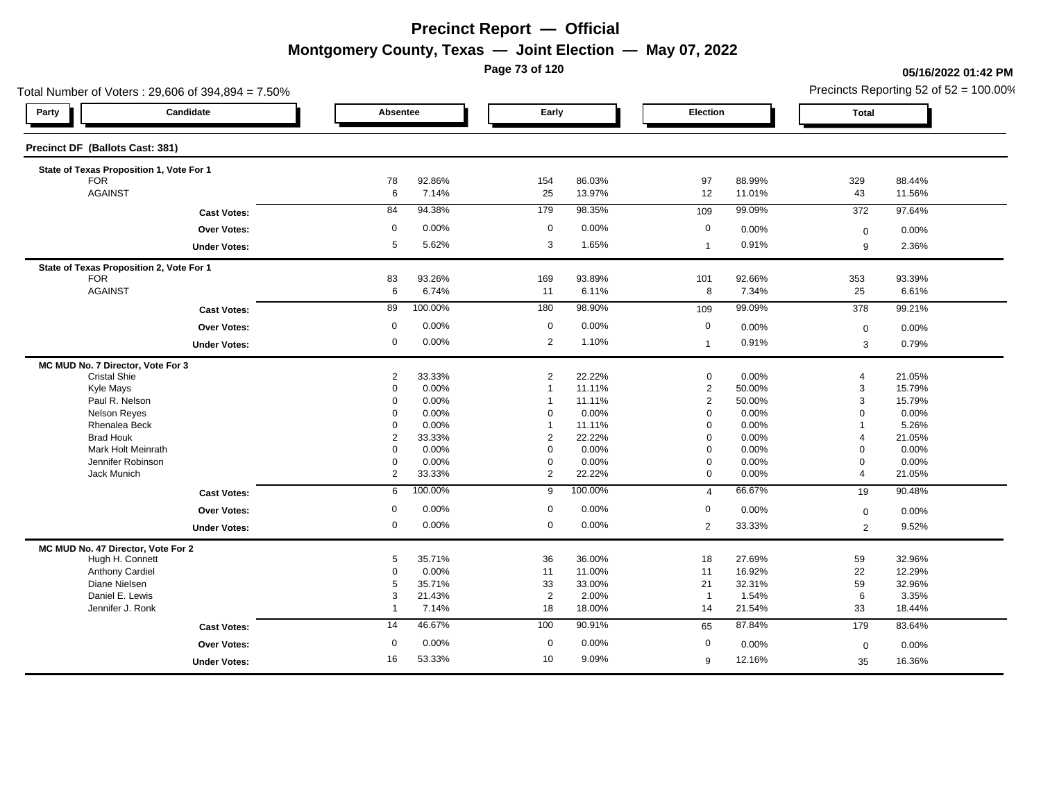# Precinct Report — Official

## Montgomery County, Texas — Joint Election — May 07, 2022

**05/16/2022 01:42 PM**

Total Number of Voters : 29,606 of 394,894 = 7.50%

Precincts Reporting 52 of 52 = 100.00%

### Precinct DF (Ballots Cast: 381)

| Party | Candidate | Absentee | | Early | | Election | | Total | |
|---|---|---|---|---|---|---|---|---|---|
| | **State of Texas Proposition 1, Vote For 1** | | | | | | | | |
| | FOR | 78 | 92.86% | 154 | 86.03% | 97 | 88.99% | 329 | 88.44% |
| | AGAINST | 6 | 7.14% | 25 | 13.97% | 12 | 11.01% | 43 | 11.56% |
| | **Cast Votes:** | 84 | 94.38% | 179 | 98.35% | 109 | 99.09% | 372 | 97.64% |
| | **Over Votes:** | 0 | 0.00% | 0 | 0.00% | 0 | 0.00% | 0 | 0.00% |
| | **Under Votes:** | 5 | 5.62% | 3 | 1.65% | 1 | 0.91% | 9 | 2.36% |
| | **State of Texas Proposition 2, Vote For 1** | | | | | | | | |
| | FOR | 83 | 93.26% | 169 | 93.89% | 101 | 92.66% | 353 | 93.39% |
| | AGAINST | 6 | 6.74% | 11 | 6.11% | 8 | 7.34% | 25 | 6.61% |
| | **Cast Votes:** | 89 | 100.00% | 180 | 98.90% | 109 | 99.09% | 378 | 99.21% |
| | **Over Votes:** | 0 | 0.00% | 0 | 0.00% | 0 | 0.00% | 0 | 0.00% |
| | **Under Votes:** | 0 | 0.00% | 2 | 1.10% | 1 | 0.91% | 3 | 0.79% |
| | **MC MUD No. 7 Director, Vote For 3** | | | | | | | | |
| | Cristal Shie | 2 | 33.33% | 2 | 22.22% | 0 | 0.00% | 4 | 21.05% |
| | Kyle Mays | 0 | 0.00% | 1 | 11.11% | 2 | 50.00% | 3 | 15.79% |
| | Paul R. Nelson | 0 | 0.00% | 1 | 11.11% | 2 | 50.00% | 3 | 15.79% |
| | Nelson Reyes | 0 | 0.00% | 0 | 0.00% | 0 | 0.00% | 0 | 0.00% |
| | Rhenalea Beck | 0 | 0.00% | 1 | 11.11% | 0 | 0.00% | 1 | 5.26% |
| | Brad Houk | 2 | 33.33% | 2 | 22.22% | 0 | 0.00% | 4 | 21.05% |
| | Mark Holt Meinrath | 0 | 0.00% | 0 | 0.00% | 0 | 0.00% | 0 | 0.00% |
| | Jennifer Robinson | 0 | 0.00% | 0 | 0.00% | 0 | 0.00% | 0 | 0.00% |
| | Jack Munich | 2 | 33.33% | 2 | 22.22% | 0 | 0.00% | 4 | 21.05% |
| | **Cast Votes:** | 6 | 100.00% | 9 | 100.00% | 4 | 66.67% | 19 | 90.48% |
| | **Over Votes:** | 0 | 0.00% | 0 | 0.00% | 0 | 0.00% | 0 | 0.00% |
| | **Under Votes:** | 0 | 0.00% | 0 | 0.00% | 2 | 33.33% | 2 | 9.52% |
| | **MC MUD No. 47 Director, Vote For 2** | | | | | | | | |
| | Hugh H. Connett | 5 | 35.71% | 36 | 36.00% | 18 | 27.69% | 59 | 32.96% |
| | Anthony Cardiel | 0 | 0.00% | 11 | 11.00% | 11 | 16.92% | 22 | 12.29% |
| | Diane Nielsen | 5 | 35.71% | 33 | 33.00% | 21 | 32.31% | 59 | 32.96% |
| | Daniel E. Lewis | 3 | 21.43% | 2 | 2.00% | 1 | 1.54% | 6 | 3.35% |
| | Jennifer J. Ronk | 1 | 7.14% | 18 | 18.00% | 14 | 21.54% | 33 | 18.44% |
| | **Cast Votes:** | 14 | 46.67% | 100 | 90.91% | 65 | 87.84% | 179 | 83.64% |
| | **Over Votes:** | 0 | 0.00% | 0 | 0.00% | 0 | 0.00% | 0 | 0.00% |
| | **Under Votes:** | 16 | 53.33% | 10 | 9.09% | 9 | 12.16% | 35 | 16.36% |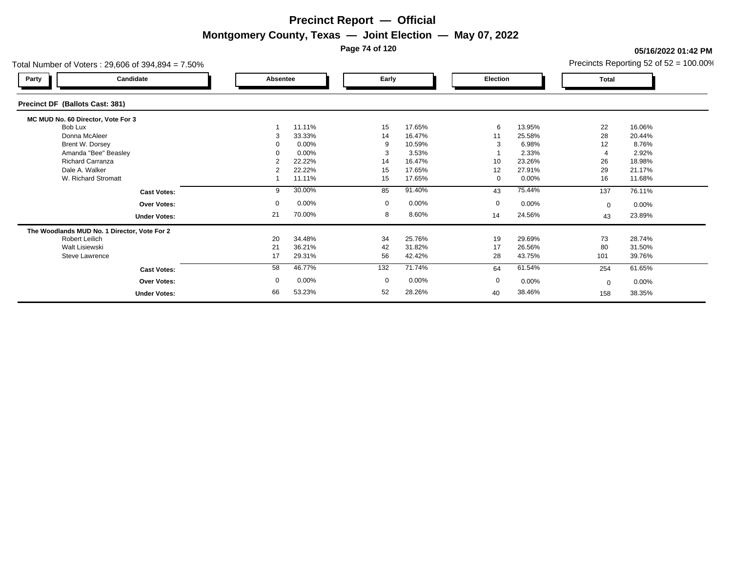# Precinct Report — Official

## Montgomery County, Texas — Joint Election — May 07, 2022

05/16/2022 01:42 PM

Total Number of Voters : 29,606 of 394,894 = 7.50%

Precincts Reporting 52 of 52 = 100.00%

### Precinct DF (Ballots Cast: 381)

| Party | Candidate | Absentee | | Early | | Election | | Total | |
|---|---|---|---|---|---|---|---|---|---|
| **MC MUD No. 60 Director, Vote For 3** | | | | | | | | | |
| | Bob Lux | 1 | 11.11% | 15 | 17.65% | 6 | 13.95% | 22 | 16.06% |
| | Donna McAleer | 3 | 33.33% | 14 | 16.47% | 11 | 25.58% | 28 | 20.44% |
| | Brent W. Dorsey | 0 | 0.00% | 9 | 10.59% | 3 | 6.98% | 12 | 8.76% |
| | Amanda "Bee" Beasley | 0 | 0.00% | 3 | 3.53% | 1 | 2.33% | 4 | 2.92% |
| | Richard Carranza | 2 | 22.22% | 14 | 16.47% | 10 | 23.26% | 26 | 18.98% |
| | Dale A. Walker | 2 | 22.22% | 15 | 17.65% | 12 | 27.91% | 29 | 21.17% |
| | W. Richard Stromatt | 1 | 11.11% | 15 | 17.65% | 0 | 0.00% | 16 | 11.68% |
| | **Cast Votes:** | 9 | 30.00% | 85 | 91.40% | 43 | 75.44% | 137 | 76.11% |
| | **Over Votes:** | 0 | 0.00% | 0 | 0.00% | 0 | 0.00% | 0 | 0.00% |
| | **Under Votes:** | 21 | 70.00% | 8 | 8.60% | 14 | 24.56% | 43 | 23.89% |
| **The Woodlands MUD No. 1 Director, Vote For 2** | | | | | | | | | |
| | Robert Leilich | 20 | 34.48% | 34 | 25.76% | 19 | 29.69% | 73 | 28.74% |
| | Walt Lisiewski | 21 | 36.21% | 42 | 31.82% | 17 | 26.56% | 80 | 31.50% |
| | Steve Lawrence | 17 | 29.31% | 56 | 42.42% | 28 | 43.75% | 101 | 39.76% |
| | **Cast Votes:** | 58 | 46.77% | 132 | 71.74% | 64 | 61.54% | 254 | 61.65% |
| | **Over Votes:** | 0 | 0.00% | 0 | 0.00% | 0 | 0.00% | 0 | 0.00% |
| | **Under Votes:** | 66 | 53.23% | 52 | 28.26% | 40 | 38.46% | 158 | 38.35% |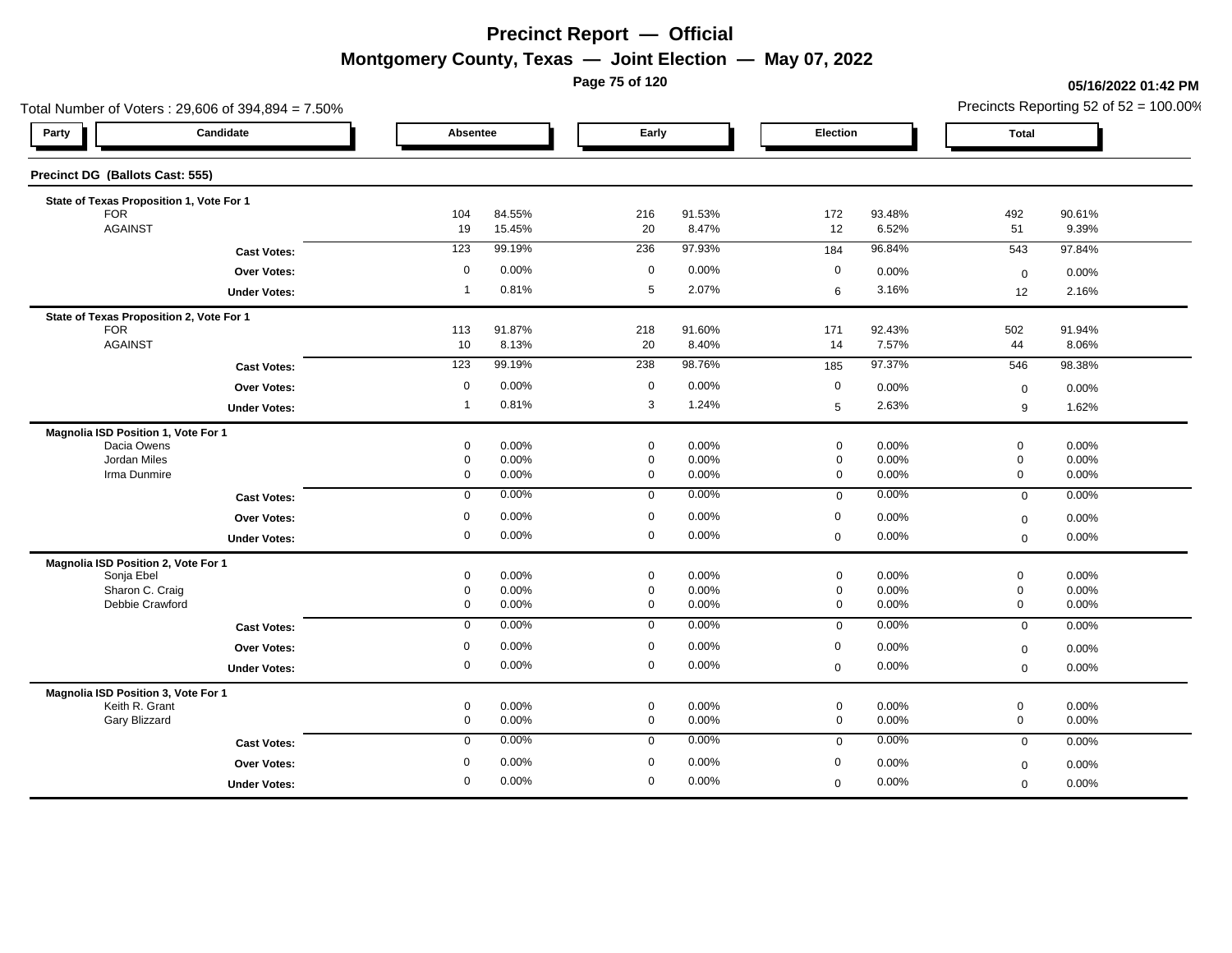# Precinct Report — Official

## Montgomery County, Texas — Joint Election — May 07, 2022

**05/16/2022 01:42 PM**

Total Number of Voters : 29,606 of 394,894 = 7.50%

Precincts Reporting 52 of 52 = 100.00%

### Precinct DG (Ballots Cast: 555)

| Party | Candidate | Absentee | | Early | | Election | | Total | |
|---|---|---|---|---|---|---|---|---|---|
| **State of Texas Proposition 1, Vote For 1** | | | | | | | | | |
| | FOR | 104 | 84.55% | 216 | 91.53% | 172 | 93.48% | 492 | 90.61% |
| | AGAINST | 19 | 15.45% | 20 | 8.47% | 12 | 6.52% | 51 | 9.39% |
| | **Cast Votes:** | 123 | 99.19% | 236 | 97.93% | 184 | 96.84% | 543 | 97.84% |
| | **Over Votes:** | 0 | 0.00% | 0 | 0.00% | 0 | 0.00% | 0 | 0.00% |
| | **Under Votes:** | 1 | 0.81% | 5 | 2.07% | 6 | 3.16% | 12 | 2.16% |
| **State of Texas Proposition 2, Vote For 1** | | | | | | | | | |
| | FOR | 113 | 91.87% | 218 | 91.60% | 171 | 92.43% | 502 | 91.94% |
| | AGAINST | 10 | 8.13% | 20 | 8.40% | 14 | 7.57% | 44 | 8.06% |
| | **Cast Votes:** | 123 | 99.19% | 238 | 98.76% | 185 | 97.37% | 546 | 98.38% |
| | **Over Votes:** | 0 | 0.00% | 0 | 0.00% | 0 | 0.00% | 0 | 0.00% |
| | **Under Votes:** | 1 | 0.81% | 3 | 1.24% | 5 | 2.63% | 9 | 1.62% |
| **Magnolia ISD Position 1, Vote For 1** | | | | | | | | | |
| | Dacia Owens | 0 | 0.00% | 0 | 0.00% | 0 | 0.00% | 0 | 0.00% |
| | Jordan Miles | 0 | 0.00% | 0 | 0.00% | 0 | 0.00% | 0 | 0.00% |
| | Irma Dunmire | 0 | 0.00% | 0 | 0.00% | 0 | 0.00% | 0 | 0.00% |
| | **Cast Votes:** | 0 | 0.00% | 0 | 0.00% | 0 | 0.00% | 0 | 0.00% |
| | **Over Votes:** | 0 | 0.00% | 0 | 0.00% | 0 | 0.00% | 0 | 0.00% |
| | **Under Votes:** | 0 | 0.00% | 0 | 0.00% | 0 | 0.00% | 0 | 0.00% |
| **Magnolia ISD Position 2, Vote For 1** | | | | | | | | | |
| | Sonja Ebel | 0 | 0.00% | 0 | 0.00% | 0 | 0.00% | 0 | 0.00% |
| | Sharon C. Craig | 0 | 0.00% | 0 | 0.00% | 0 | 0.00% | 0 | 0.00% |
| | Debbie Crawford | 0 | 0.00% | 0 | 0.00% | 0 | 0.00% | 0 | 0.00% |
| | **Cast Votes:** | 0 | 0.00% | 0 | 0.00% | 0 | 0.00% | 0 | 0.00% |
| | **Over Votes:** | 0 | 0.00% | 0 | 0.00% | 0 | 0.00% | 0 | 0.00% |
| | **Under Votes:** | 0 | 0.00% | 0 | 0.00% | 0 | 0.00% | 0 | 0.00% |
| **Magnolia ISD Position 3, Vote For 1** | | | | | | | | | |
| | Keith R. Grant | 0 | 0.00% | 0 | 0.00% | 0 | 0.00% | 0 | 0.00% |
| | Gary Blizzard | 0 | 0.00% | 0 | 0.00% | 0 | 0.00% | 0 | 0.00% |
| | **Cast Votes:** | 0 | 0.00% | 0 | 0.00% | 0 | 0.00% | 0 | 0.00% |
| | **Over Votes:** | 0 | 0.00% | 0 | 0.00% | 0 | 0.00% | 0 | 0.00% |
| | **Under Votes:** | 0 | 0.00% | 0 | 0.00% | 0 | 0.00% | 0 | 0.00% |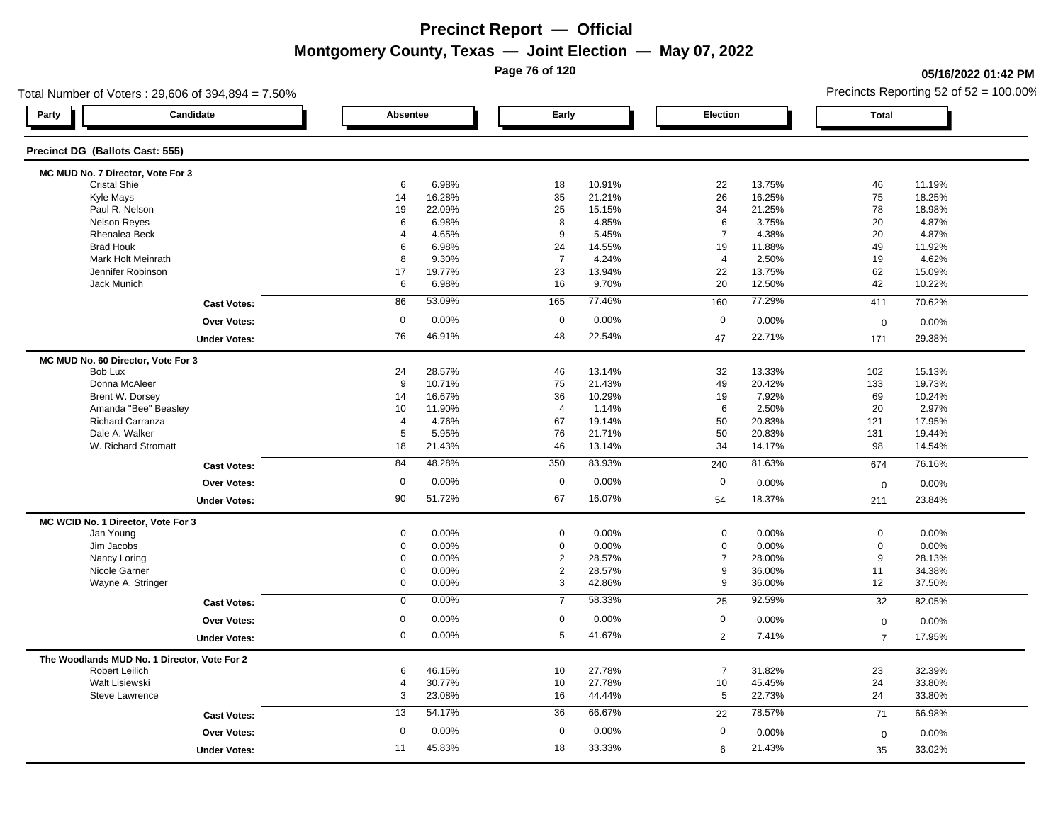# Precinct Report — Official

## Montgomery County, Texas — Joint Election — May 07, 2022

05/16/2022 01:42 PM

Total Number of Voters : 29,606 of 394,894 = 7.50%

Precincts Reporting 52 of 52 = 100.00%

### Precinct DG (Ballots Cast: 555)

| Party | Candidate | Absentee | | Early | | Election | | Total | |
|---|---|---|---|---|---|---|---|---|---|
| | **MC MUD No. 7 Director, Vote For 3** | | | | | | | | |
| | Cristal Shie | 6 | 6.98% | 18 | 10.91% | 22 | 13.75% | 46 | 11.19% |
| | Kyle Mays | 14 | 16.28% | 35 | 21.21% | 26 | 16.25% | 75 | 18.25% |
| | Paul R. Nelson | 19 | 22.09% | 25 | 15.15% | 34 | 21.25% | 78 | 18.98% |
| | Nelson Reyes | 6 | 6.98% | 8 | 4.85% | 6 | 3.75% | 20 | 4.87% |
| | Rhenalea Beck | 4 | 4.65% | 9 | 5.45% | 7 | 4.38% | 20 | 4.87% |
| | Brad Houk | 6 | 6.98% | 24 | 14.55% | 19 | 11.88% | 49 | 11.92% |
| | Mark Holt Meinrath | 8 | 9.30% | 7 | 4.24% | 4 | 2.50% | 19 | 4.62% |
| | Jennifer Robinson | 17 | 19.77% | 23 | 13.94% | 22 | 13.75% | 62 | 15.09% |
| | Jack Munich | 6 | 6.98% | 16 | 9.70% | 20 | 12.50% | 42 | 10.22% |
| | **Cast Votes:** | 86 | 53.09% | 165 | 77.46% | 160 | 77.29% | 411 | 70.62% |
| | **Over Votes:** | 0 | 0.00% | 0 | 0.00% | 0 | 0.00% | 0 | 0.00% |
| | **Under Votes:** | 76 | 46.91% | 48 | 22.54% | 47 | 22.71% | 171 | 29.38% |
| | **MC MUD No. 60 Director, Vote For 3** | | | | | | | | |
| | Bob Lux | 24 | 28.57% | 46 | 13.14% | 32 | 13.33% | 102 | 15.13% |
| | Donna McAleer | 9 | 10.71% | 75 | 21.43% | 49 | 20.42% | 133 | 19.73% |
| | Brent W. Dorsey | 14 | 16.67% | 36 | 10.29% | 19 | 7.92% | 69 | 10.24% |
| | Amanda "Bee" Beasley | 10 | 11.90% | 4 | 1.14% | 6 | 2.50% | 20 | 2.97% |
| | Richard Carranza | 4 | 4.76% | 67 | 19.14% | 50 | 20.83% | 121 | 17.95% |
| | Dale A. Walker | 5 | 5.95% | 76 | 21.71% | 50 | 20.83% | 131 | 19.44% |
| | W. Richard Stromatt | 18 | 21.43% | 46 | 13.14% | 34 | 14.17% | 98 | 14.54% |
| | **Cast Votes:** | 84 | 48.28% | 350 | 83.93% | 240 | 81.63% | 674 | 76.16% |
| | **Over Votes:** | 0 | 0.00% | 0 | 0.00% | 0 | 0.00% | 0 | 0.00% |
| | **Under Votes:** | 90 | 51.72% | 67 | 16.07% | 54 | 18.37% | 211 | 23.84% |
| | **MC WCID No. 1 Director, Vote For 3** | | | | | | | | |
| | Jan Young | 0 | 0.00% | 0 | 0.00% | 0 | 0.00% | 0 | 0.00% |
| | Jim Jacobs | 0 | 0.00% | 0 | 0.00% | 0 | 0.00% | 0 | 0.00% |
| | Nancy Loring | 0 | 0.00% | 2 | 28.57% | 7 | 28.00% | 9 | 28.13% |
| | Nicole Garner | 0 | 0.00% | 2 | 28.57% | 9 | 36.00% | 11 | 34.38% |
| | Wayne A. Stringer | 0 | 0.00% | 3 | 42.86% | 9 | 36.00% | 12 | 37.50% |
| | **Cast Votes:** | 0 | 0.00% | 7 | 58.33% | 25 | 92.59% | 32 | 82.05% |
| | **Over Votes:** | 0 | 0.00% | 0 | 0.00% | 0 | 0.00% | 0 | 0.00% |
| | **Under Votes:** | 0 | 0.00% | 5 | 41.67% | 2 | 7.41% | 7 | 17.95% |
| | **The Woodlands MUD No. 1 Director, Vote For 2** | | | | | | | | |
| | Robert Leilich | 6 | 46.15% | 10 | 27.78% | 7 | 31.82% | 23 | 32.39% |
| | Walt Lisiewski | 4 | 30.77% | 10 | 27.78% | 10 | 45.45% | 24 | 33.80% |
| | Steve Lawrence | 3 | 23.08% | 16 | 44.44% | 5 | 22.73% | 24 | 33.80% |
| | **Cast Votes:** | 13 | 54.17% | 36 | 66.67% | 22 | 78.57% | 71 | 66.98% |
| | **Over Votes:** | 0 | 0.00% | 0 | 0.00% | 0 | 0.00% | 0 | 0.00% |
| | **Under Votes:** | 11 | 45.83% | 18 | 33.33% | 6 | 21.43% | 35 | 33.02% |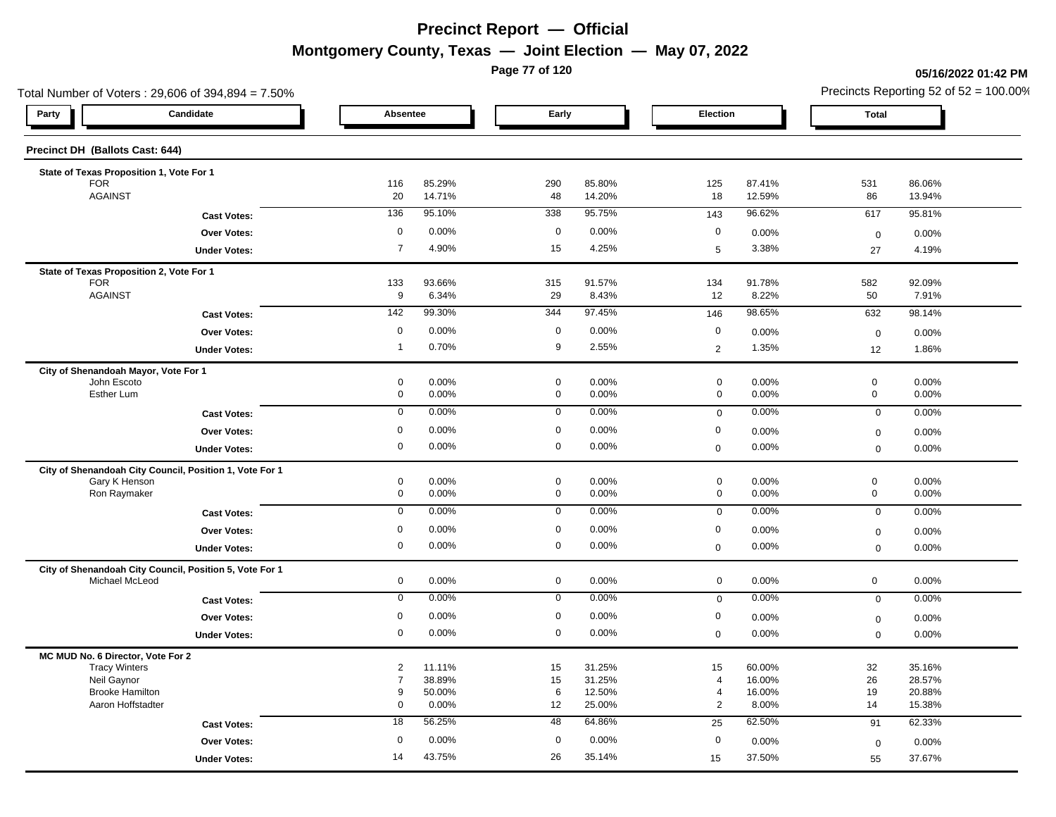# Precinct Report — Official

## Montgomery County, Texas — Joint Election — May 07, 2022

05/16/2022 01:42 PM

Total Number of Voters : 29,606 of 394,894 = 7.50%

Precincts Reporting 52 of 52 = 100.00%

| Party | Candidate | Absentee | | Early | | Election | | Total | |
|---|---|---|---|---|---|---|---|---|---|

### Precinct DH (Ballots Cast: 644)

| Contest / Candidate | Absentee | Absentee % | Early | Early % | Election | Election % | Total | Total % |
|---|---|---|---|---|---|---|---|---|
| **State of Texas Proposition 1, Vote For 1** | | | | | | | | |
| FOR | 116 | 85.29% | 290 | 85.80% | 125 | 87.41% | 531 | 86.06% |
| AGAINST | 20 | 14.71% | 48 | 14.20% | 18 | 12.59% | 86 | 13.94% |
| **Cast Votes:** | 136 | 95.10% | 338 | 95.75% | 143 | 96.62% | 617 | 95.81% |
| **Over Votes:** | 0 | 0.00% | 0 | 0.00% | 0 | 0.00% | 0 | 0.00% |
| **Under Votes:** | 7 | 4.90% | 15 | 4.25% | 5 | 3.38% | 27 | 4.19% |
| **State of Texas Proposition 2, Vote For 1** | | | | | | | | |
| FOR | 133 | 93.66% | 315 | 91.57% | 134 | 91.78% | 582 | 92.09% |
| AGAINST | 9 | 6.34% | 29 | 8.43% | 12 | 8.22% | 50 | 7.91% |
| **Cast Votes:** | 142 | 99.30% | 344 | 97.45% | 146 | 98.65% | 632 | 98.14% |
| **Over Votes:** | 0 | 0.00% | 0 | 0.00% | 0 | 0.00% | 0 | 0.00% |
| **Under Votes:** | 1 | 0.70% | 9 | 2.55% | 2 | 1.35% | 12 | 1.86% |
| **City of Shenandoah Mayor, Vote For 1** | | | | | | | | |
| John Escoto | 0 | 0.00% | 0 | 0.00% | 0 | 0.00% | 0 | 0.00% |
| Esther Lum | 0 | 0.00% | 0 | 0.00% | 0 | 0.00% | 0 | 0.00% |
| **Cast Votes:** | 0 | 0.00% | 0 | 0.00% | 0 | 0.00% | 0 | 0.00% |
| **Over Votes:** | 0 | 0.00% | 0 | 0.00% | 0 | 0.00% | 0 | 0.00% |
| **Under Votes:** | 0 | 0.00% | 0 | 0.00% | 0 | 0.00% | 0 | 0.00% |
| **City of Shenandoah City Council, Position 1, Vote For 1** | | | | | | | | |
| Gary K Henson | 0 | 0.00% | 0 | 0.00% | 0 | 0.00% | 0 | 0.00% |
| Ron Raymaker | 0 | 0.00% | 0 | 0.00% | 0 | 0.00% | 0 | 0.00% |
| **Cast Votes:** | 0 | 0.00% | 0 | 0.00% | 0 | 0.00% | 0 | 0.00% |
| **Over Votes:** | 0 | 0.00% | 0 | 0.00% | 0 | 0.00% | 0 | 0.00% |
| **Under Votes:** | 0 | 0.00% | 0 | 0.00% | 0 | 0.00% | 0 | 0.00% |
| **City of Shenandoah City Council, Position 5, Vote For 1** | | | | | | | | |
| Michael McLeod | 0 | 0.00% | 0 | 0.00% | 0 | 0.00% | 0 | 0.00% |
| **Cast Votes:** | 0 | 0.00% | 0 | 0.00% | 0 | 0.00% | 0 | 0.00% |
| **Over Votes:** | 0 | 0.00% | 0 | 0.00% | 0 | 0.00% | 0 | 0.00% |
| **Under Votes:** | 0 | 0.00% | 0 | 0.00% | 0 | 0.00% | 0 | 0.00% |
| **MC MUD No. 6 Director, Vote For 2** | | | | | | | | |
| Tracy Winters | 2 | 11.11% | 15 | 31.25% | 15 | 60.00% | 32 | 35.16% |
| Neil Gaynor | 7 | 38.89% | 15 | 31.25% | 4 | 16.00% | 26 | 28.57% |
| Brooke Hamilton | 9 | 50.00% | 6 | 12.50% | 4 | 16.00% | 19 | 20.88% |
| Aaron Hoffstadter | 0 | 0.00% | 12 | 25.00% | 2 | 8.00% | 14 | 15.38% |
| **Cast Votes:** | 18 | 56.25% | 48 | 64.86% | 25 | 62.50% | 91 | 62.33% |
| **Over Votes:** | 0 | 0.00% | 0 | 0.00% | 0 | 0.00% | 0 | 0.00% |
| **Under Votes:** | 14 | 43.75% | 26 | 35.14% | 15 | 37.50% | 55 | 37.67% |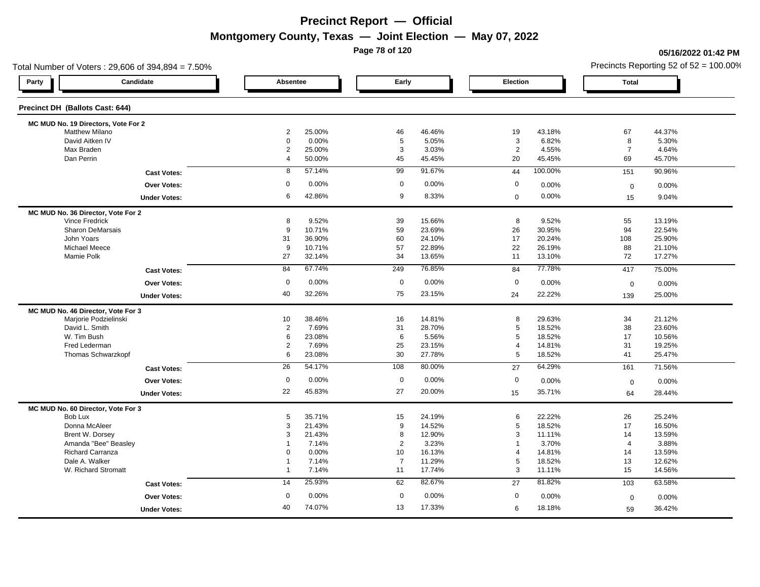# Precinct Report — Official

## Montgomery County, Texas — Joint Election — May 07, 2022

05/16/2022 01:42 PM

Total Number of Voters : 29,606 of 394,894 = 7.50%

Precincts Reporting 52 of 52 = 100.00%

### Precinct DH (Ballots Cast: 644)

| Party | Candidate | Absentee | | Early | | Election | | Total | |
|---|---|---|---|---|---|---|---|---|---|
| | **MC MUD No. 19 Directors, Vote For 2** | | | | | | | | |
| | Matthew Milano | 2 | 25.00% | 46 | 46.46% | 19 | 43.18% | 67 | 44.37% |
| | David Aitken IV | 0 | 0.00% | 5 | 5.05% | 3 | 6.82% | 8 | 5.30% |
| | Max Braden | 2 | 25.00% | 3 | 3.03% | 2 | 4.55% | 7 | 4.64% |
| | Dan Perrin | 4 | 50.00% | 45 | 45.45% | 20 | 45.45% | 69 | 45.70% |
| | **Cast Votes:** | 8 | 57.14% | 99 | 91.67% | 44 | 100.00% | 151 | 90.96% |
| | **Over Votes:** | 0 | 0.00% | 0 | 0.00% | 0 | 0.00% | 0 | 0.00% |
| | **Under Votes:** | 6 | 42.86% | 9 | 8.33% | 0 | 0.00% | 15 | 9.04% |
| | **MC MUD No. 36 Director, Vote For 2** | | | | | | | | |
| | Vince Fredrick | 8 | 9.52% | 39 | 15.66% | 8 | 9.52% | 55 | 13.19% |
| | Sharon DeMarsais | 9 | 10.71% | 59 | 23.69% | 26 | 30.95% | 94 | 22.54% |
| | John Yoars | 31 | 36.90% | 60 | 24.10% | 17 | 20.24% | 108 | 25.90% |
| | Michael Meece | 9 | 10.71% | 57 | 22.89% | 22 | 26.19% | 88 | 21.10% |
| | Mamie Polk | 27 | 32.14% | 34 | 13.65% | 11 | 13.10% | 72 | 17.27% |
| | **Cast Votes:** | 84 | 67.74% | 249 | 76.85% | 84 | 77.78% | 417 | 75.00% |
| | **Over Votes:** | 0 | 0.00% | 0 | 0.00% | 0 | 0.00% | 0 | 0.00% |
| | **Under Votes:** | 40 | 32.26% | 75 | 23.15% | 24 | 22.22% | 139 | 25.00% |
| | **MC MUD No. 46 Director, Vote For 3** | | | | | | | | |
| | Marjorie Podzielinski | 10 | 38.46% | 16 | 14.81% | 8 | 29.63% | 34 | 21.12% |
| | David L. Smith | 2 | 7.69% | 31 | 28.70% | 5 | 18.52% | 38 | 23.60% |
| | W. Tim Bush | 6 | 23.08% | 6 | 5.56% | 5 | 18.52% | 17 | 10.56% |
| | Fred Lederman | 2 | 7.69% | 25 | 23.15% | 4 | 14.81% | 31 | 19.25% |
| | Thomas Schwarzkopf | 6 | 23.08% | 30 | 27.78% | 5 | 18.52% | 41 | 25.47% |
| | **Cast Votes:** | 26 | 54.17% | 108 | 80.00% | 27 | 64.29% | 161 | 71.56% |
| | **Over Votes:** | 0 | 0.00% | 0 | 0.00% | 0 | 0.00% | 0 | 0.00% |
| | **Under Votes:** | 22 | 45.83% | 27 | 20.00% | 15 | 35.71% | 64 | 28.44% |
| | **MC MUD No. 60 Director, Vote For 3** | | | | | | | | |
| | Bob Lux | 5 | 35.71% | 15 | 24.19% | 6 | 22.22% | 26 | 25.24% |
| | Donna McAleer | 3 | 21.43% | 9 | 14.52% | 5 | 18.52% | 17 | 16.50% |
| | Brent W. Dorsey | 3 | 21.43% | 8 | 12.90% | 3 | 11.11% | 14 | 13.59% |
| | Amanda "Bee" Beasley | 1 | 7.14% | 2 | 3.23% | 1 | 3.70% | 4 | 3.88% |
| | Richard Carranza | 0 | 0.00% | 10 | 16.13% | 4 | 14.81% | 14 | 13.59% |
| | Dale A. Walker | 1 | 7.14% | 7 | 11.29% | 5 | 18.52% | 13 | 12.62% |
| | W. Richard Stromatt | 1 | 7.14% | 11 | 17.74% | 3 | 11.11% | 15 | 14.56% |
| | **Cast Votes:** | 14 | 25.93% | 62 | 82.67% | 27 | 81.82% | 103 | 63.58% |
| | **Over Votes:** | 0 | 0.00% | 0 | 0.00% | 0 | 0.00% | 0 | 0.00% |
| | **Under Votes:** | 40 | 74.07% | 13 | 17.33% | 6 | 18.18% | 59 | 36.42% |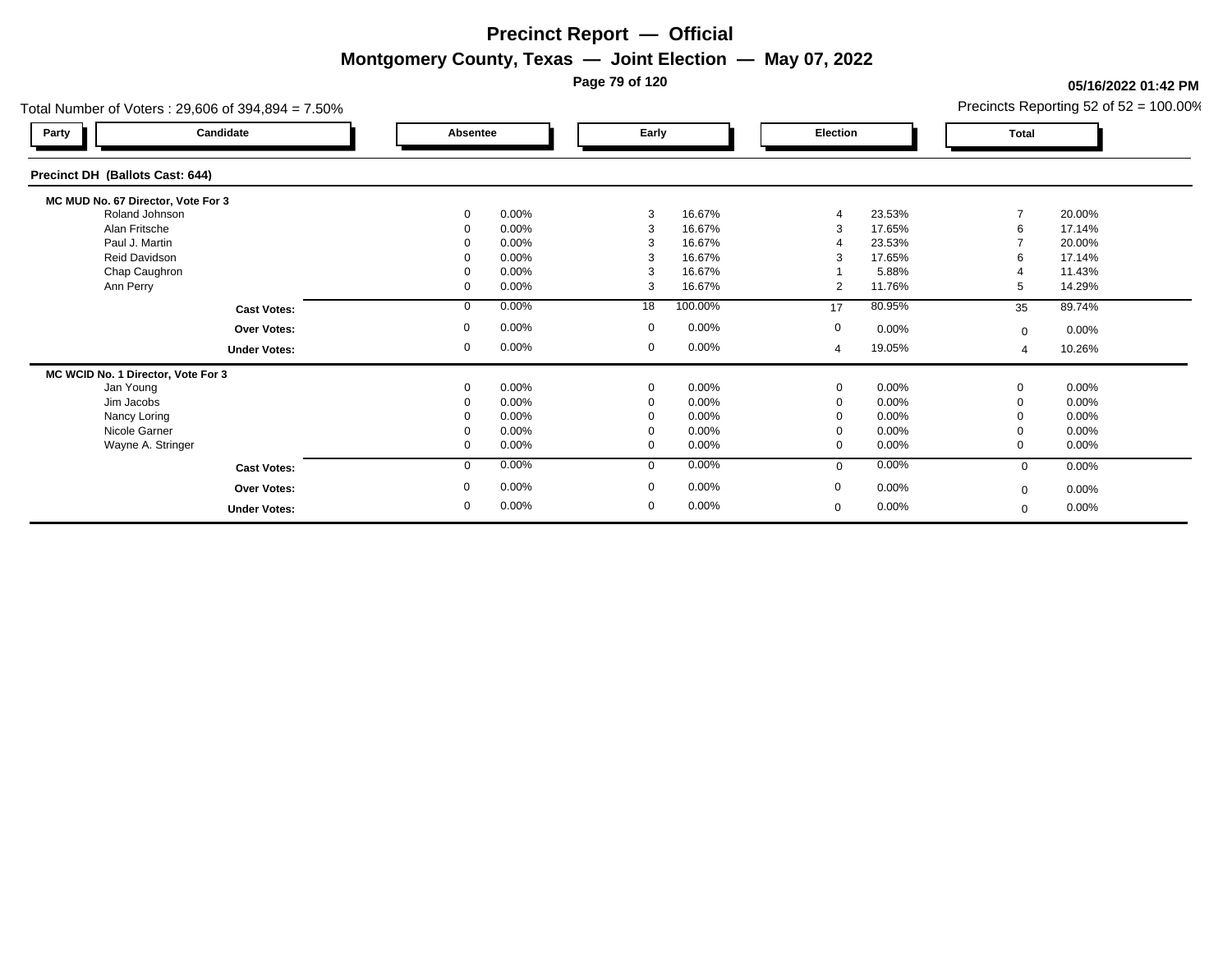# Precinct Report — Official

## Montgomery County, Texas — Joint Election — May 07, 2022

05/16/2022 01:42 PM

Total Number of Voters : 29,606 of 394,894 = 7.50%

Precincts Reporting 52 of 52 = 100.00%

### Precinct DH (Ballots Cast: 644)

**MC MUD No. 67 Director, Vote For 3**

| Party | Candidate | Absentee | | Early | | Election | | Total | |
|---|---|---|---|---|---|---|---|---|---|
| | Roland Johnson | 0 | 0.00% | 3 | 16.67% | 4 | 23.53% | 7 | 20.00% |
| | Alan Fritsche | 0 | 0.00% | 3 | 16.67% | 3 | 17.65% | 6 | 17.14% |
| | Paul J. Martin | 0 | 0.00% | 3 | 16.67% | 4 | 23.53% | 7 | 20.00% |
| | Reid Davidson | 0 | 0.00% | 3 | 16.67% | 3 | 17.65% | 6 | 17.14% |
| | Chap Caughron | 0 | 0.00% | 3 | 16.67% | 1 | 5.88% | 4 | 11.43% |
| | Ann Perry | 0 | 0.00% | 3 | 16.67% | 2 | 11.76% | 5 | 14.29% |
| | **Cast Votes:** | 0 | 0.00% | 18 | 100.00% | 17 | 80.95% | 35 | 89.74% |
| | **Over Votes:** | 0 | 0.00% | 0 | 0.00% | 0 | 0.00% | 0 | 0.00% |
| | **Under Votes:** | 0 | 0.00% | 0 | 0.00% | 4 | 19.05% | 4 | 10.26% |

**MC WCID No. 1 Director, Vote For 3**

| Party | Candidate | Absentee | | Early | | Election | | Total | |
|---|---|---|---|---|---|---|---|---|---|
| | Jan Young | 0 | 0.00% | 0 | 0.00% | 0 | 0.00% | 0 | 0.00% |
| | Jim Jacobs | 0 | 0.00% | 0 | 0.00% | 0 | 0.00% | 0 | 0.00% |
| | Nancy Loring | 0 | 0.00% | 0 | 0.00% | 0 | 0.00% | 0 | 0.00% |
| | Nicole Garner | 0 | 0.00% | 0 | 0.00% | 0 | 0.00% | 0 | 0.00% |
| | Wayne A. Stringer | 0 | 0.00% | 0 | 0.00% | 0 | 0.00% | 0 | 0.00% |
| | **Cast Votes:** | 0 | 0.00% | 0 | 0.00% | 0 | 0.00% | 0 | 0.00% |
| | **Over Votes:** | 0 | 0.00% | 0 | 0.00% | 0 | 0.00% | 0 | 0.00% |
| | **Under Votes:** | 0 | 0.00% | 0 | 0.00% | 0 | 0.00% | 0 | 0.00% |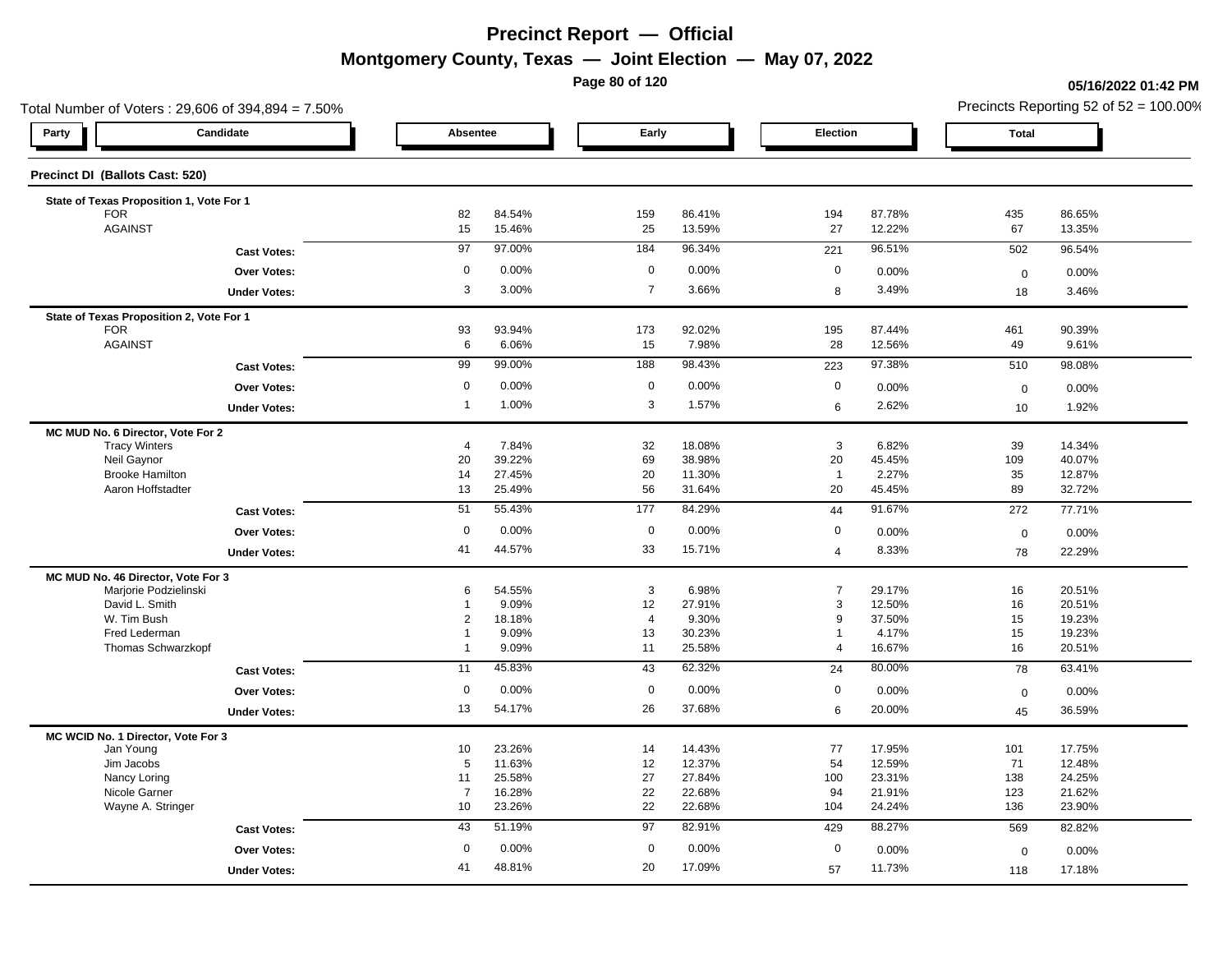# Precinct Report — Official

## Montgomery County, Texas — Joint Election — May 07, 2022

05/16/2022 01:42 PM

Total Number of Voters : 29,606 of 394,894 = 7.50%

Precincts Reporting 52 of 52 = 100.00%

| Party | Candidate | Absentee | | Early | | Election | | Total | |
|---|---|---|---|---|---|---|---|---|---|
| **Precinct DI (Ballots Cast: 520)** | | | | | | | | | |
| **State of Texas Proposition 1, Vote For 1** | | | | | | | | | |
| | FOR | 82 | 84.54% | 159 | 86.41% | 194 | 87.78% | 435 | 86.65% |
| | AGAINST | 15 | 15.46% | 25 | 13.59% | 27 | 12.22% | 67 | 13.35% |
| | **Cast Votes:** | 97 | 97.00% | 184 | 96.34% | 221 | 96.51% | 502 | 96.54% |
| | **Over Votes:** | 0 | 0.00% | 0 | 0.00% | 0 | 0.00% | 0 | 0.00% |
| | **Under Votes:** | 3 | 3.00% | 7 | 3.66% | 8 | 3.49% | 18 | 3.46% |
| **State of Texas Proposition 2, Vote For 1** | | | | | | | | | |
| | FOR | 93 | 93.94% | 173 | 92.02% | 195 | 87.44% | 461 | 90.39% |
| | AGAINST | 6 | 6.06% | 15 | 7.98% | 28 | 12.56% | 49 | 9.61% |
| | **Cast Votes:** | 99 | 99.00% | 188 | 98.43% | 223 | 97.38% | 510 | 98.08% |
| | **Over Votes:** | 0 | 0.00% | 0 | 0.00% | 0 | 0.00% | 0 | 0.00% |
| | **Under Votes:** | 1 | 1.00% | 3 | 1.57% | 6 | 2.62% | 10 | 1.92% |
| **MC MUD No. 6 Director, Vote For 2** | | | | | | | | | |
| | Tracy Winters | 4 | 7.84% | 32 | 18.08% | 3 | 6.82% | 39 | 14.34% |
| | Neil Gaynor | 20 | 39.22% | 69 | 38.98% | 20 | 45.45% | 109 | 40.07% |
| | Brooke Hamilton | 14 | 27.45% | 20 | 11.30% | 1 | 2.27% | 35 | 12.87% |
| | Aaron Hoffstadter | 13 | 25.49% | 56 | 31.64% | 20 | 45.45% | 89 | 32.72% |
| | **Cast Votes:** | 51 | 55.43% | 177 | 84.29% | 44 | 91.67% | 272 | 77.71% |
| | **Over Votes:** | 0 | 0.00% | 0 | 0.00% | 0 | 0.00% | 0 | 0.00% |
| | **Under Votes:** | 41 | 44.57% | 33 | 15.71% | 4 | 8.33% | 78 | 22.29% |
| **MC MUD No. 46 Director, Vote For 3** | | | | | | | | | |
| | Marjorie Podzielinski | 6 | 54.55% | 3 | 6.98% | 7 | 29.17% | 16 | 20.51% |
| | David L. Smith | 1 | 9.09% | 12 | 27.91% | 3 | 12.50% | 16 | 20.51% |
| | W. Tim Bush | 2 | 18.18% | 4 | 9.30% | 9 | 37.50% | 15 | 19.23% |
| | Fred Lederman | 1 | 9.09% | 13 | 30.23% | 1 | 4.17% | 15 | 19.23% |
| | Thomas Schwarzkopf | 1 | 9.09% | 11 | 25.58% | 4 | 16.67% | 16 | 20.51% |
| | **Cast Votes:** | 11 | 45.83% | 43 | 62.32% | 24 | 80.00% | 78 | 63.41% |
| | **Over Votes:** | 0 | 0.00% | 0 | 0.00% | 0 | 0.00% | 0 | 0.00% |
| | **Under Votes:** | 13 | 54.17% | 26 | 37.68% | 6 | 20.00% | 45 | 36.59% |
| **MC WCID No. 1 Director, Vote For 3** | | | | | | | | | |
| | Jan Young | 10 | 23.26% | 14 | 14.43% | 77 | 17.95% | 101 | 17.75% |
| | Jim Jacobs | 5 | 11.63% | 12 | 12.37% | 54 | 12.59% | 71 | 12.48% |
| | Nancy Loring | 11 | 25.58% | 27 | 27.84% | 100 | 23.31% | 138 | 24.25% |
| | Nicole Garner | 7 | 16.28% | 22 | 22.68% | 94 | 21.91% | 123 | 21.62% |
| | Wayne A. Stringer | 10 | 23.26% | 22 | 22.68% | 104 | 24.24% | 136 | 23.90% |
| | **Cast Votes:** | 43 | 51.19% | 97 | 82.91% | 429 | 88.27% | 569 | 82.82% |
| | **Over Votes:** | 0 | 0.00% | 0 | 0.00% | 0 | 0.00% | 0 | 0.00% |
| | **Under Votes:** | 41 | 48.81% | 20 | 17.09% | 57 | 11.73% | 118 | 17.18% |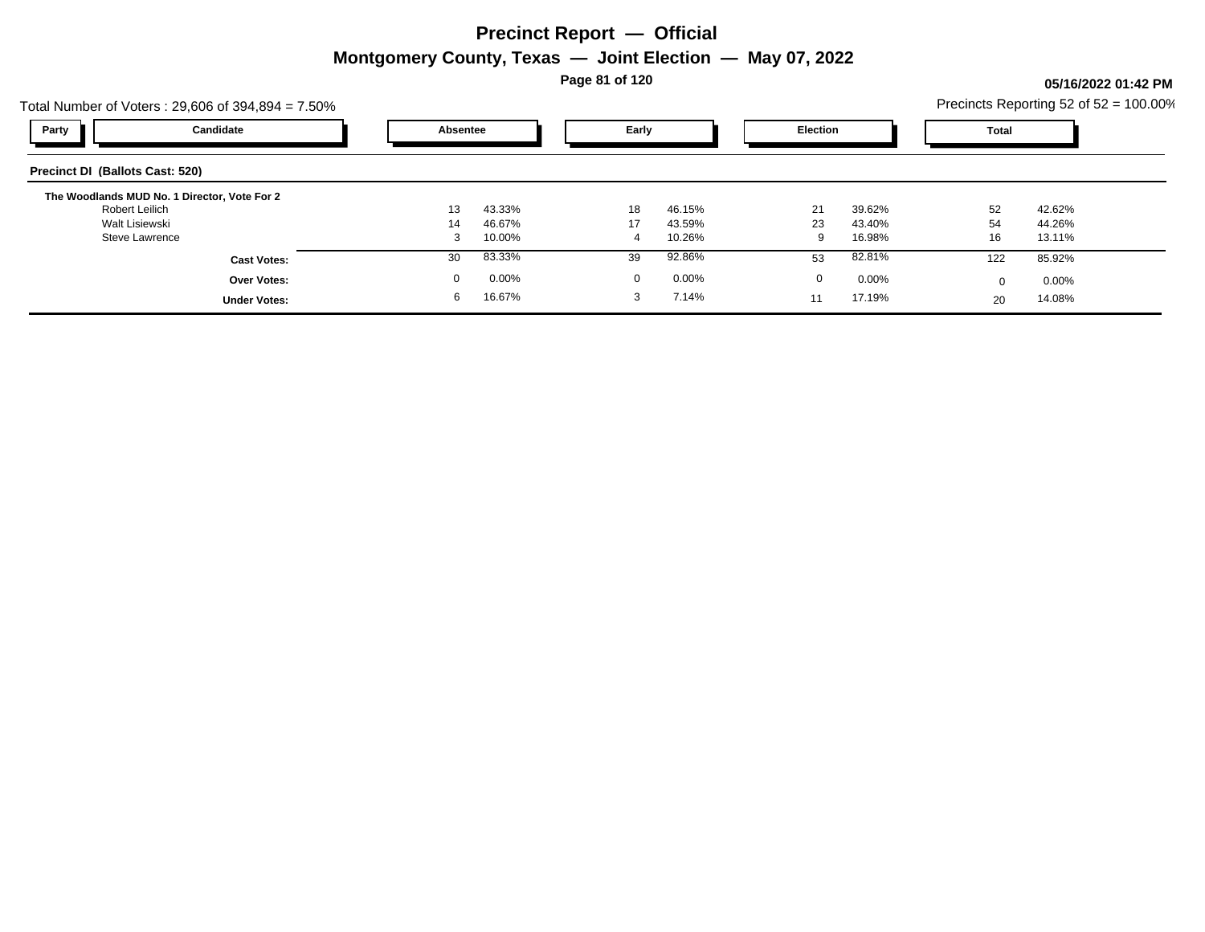# Precinct Report — Official

## Montgomery County, Texas — Joint Election — May 07, 2022

05/16/2022 01:42 PM

Total Number of Voters : 29,606 of 394,894 = 7.50%

Precincts Reporting 52 of 52 = 100.00%

| Party | Candidate | Absentee | | Early | | Election | | Total | |
|---|---|---|---|---|---|---|---|---|---|
| **Precinct DI (Ballots Cast: 520)** | | | | | | | | | |
| **The Woodlands MUD No. 1 Director, Vote For 2** | | | | | | | | | |
| | Robert Leilich | 13 | 43.33% | 18 | 46.15% | 21 | 39.62% | 52 | 42.62% |
| | Walt Lisiewski | 14 | 46.67% | 17 | 43.59% | 23 | 43.40% | 54 | 44.26% |
| | Steve Lawrence | 3 | 10.00% | 4 | 10.26% | 9 | 16.98% | 16 | 13.11% |
| | **Cast Votes:** | 30 | 83.33% | 39 | 92.86% | 53 | 82.81% | 122 | 85.92% |
| | **Over Votes:** | 0 | 0.00% | 0 | 0.00% | 0 | 0.00% | 0 | 0.00% |
| | **Under Votes:** | 6 | 16.67% | 3 | 7.14% | 11 | 17.19% | 20 | 14.08% |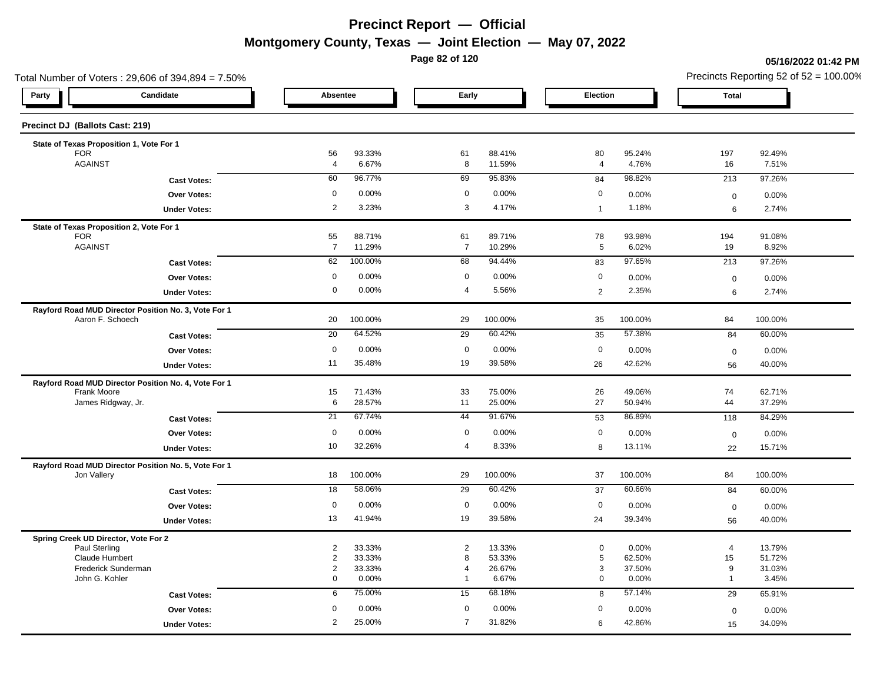# Precinct Report — Official

## Montgomery County, Texas — Joint Election — May 07, 2022

**05/16/2022 01:42 PM**

Total Number of Voters : 29,606 of 394,894 = 7.50%

Precincts Reporting 52 of 52 = 100.00%

| Party | Candidate | Absentee | | Early | | Election | | Total | |
|---|---|---|---|---|---|---|---|---|---|
| **Precinct DJ (Ballots Cast: 219)** | | | | | | | | | |
| **State of Texas Proposition 1, Vote For 1** | | | | | | | | | |
| | FOR | 56 | 93.33% | 61 | 88.41% | 80 | 95.24% | 197 | 92.49% |
| | AGAINST | 4 | 6.67% | 8 | 11.59% | 4 | 4.76% | 16 | 7.51% |
| | **Cast Votes:** | 60 | 96.77% | 69 | 95.83% | 84 | 98.82% | 213 | 97.26% |
| | **Over Votes:** | 0 | 0.00% | 0 | 0.00% | 0 | 0.00% | 0 | 0.00% |
| | **Under Votes:** | 2 | 3.23% | 3 | 4.17% | 1 | 1.18% | 6 | 2.74% |
| **State of Texas Proposition 2, Vote For 1** | | | | | | | | | |
| | FOR | 55 | 88.71% | 61 | 89.71% | 78 | 93.98% | 194 | 91.08% |
| | AGAINST | 7 | 11.29% | 7 | 10.29% | 5 | 6.02% | 19 | 8.92% |
| | **Cast Votes:** | 62 | 100.00% | 68 | 94.44% | 83 | 97.65% | 213 | 97.26% |
| | **Over Votes:** | 0 | 0.00% | 0 | 0.00% | 0 | 0.00% | 0 | 0.00% |
| | **Under Votes:** | 0 | 0.00% | 4 | 5.56% | 2 | 2.35% | 6 | 2.74% |
| **Rayford Road MUD Director Position No. 3, Vote For 1** | | | | | | | | | |
| | Aaron F. Schoech | 20 | 100.00% | 29 | 100.00% | 35 | 100.00% | 84 | 100.00% |
| | **Cast Votes:** | 20 | 64.52% | 29 | 60.42% | 35 | 57.38% | 84 | 60.00% |
| | **Over Votes:** | 0 | 0.00% | 0 | 0.00% | 0 | 0.00% | 0 | 0.00% |
| | **Under Votes:** | 11 | 35.48% | 19 | 39.58% | 26 | 42.62% | 56 | 40.00% |
| **Rayford Road MUD Director Position No. 4, Vote For 1** | | | | | | | | | |
| | Frank Moore | 15 | 71.43% | 33 | 75.00% | 26 | 49.06% | 74 | 62.71% |
| | James Ridgway, Jr. | 6 | 28.57% | 11 | 25.00% | 27 | 50.94% | 44 | 37.29% |
| | **Cast Votes:** | 21 | 67.74% | 44 | 91.67% | 53 | 86.89% | 118 | 84.29% |
| | **Over Votes:** | 0 | 0.00% | 0 | 0.00% | 0 | 0.00% | 0 | 0.00% |
| | **Under Votes:** | 10 | 32.26% | 4 | 8.33% | 8 | 13.11% | 22 | 15.71% |
| **Rayford Road MUD Director Position No. 5, Vote For 1** | | | | | | | | | |
| | Jon Vallery | 18 | 100.00% | 29 | 100.00% | 37 | 100.00% | 84 | 100.00% |
| | **Cast Votes:** | 18 | 58.06% | 29 | 60.42% | 37 | 60.66% | 84 | 60.00% |
| | **Over Votes:** | 0 | 0.00% | 0 | 0.00% | 0 | 0.00% | 0 | 0.00% |
| | **Under Votes:** | 13 | 41.94% | 19 | 39.58% | 24 | 39.34% | 56 | 40.00% |
| **Spring Creek UD Director, Vote For 2** | | | | | | | | | |
| | Paul Sterling | 2 | 33.33% | 2 | 13.33% | 0 | 0.00% | 4 | 13.79% |
| | Claude Humbert | 2 | 33.33% | 8 | 53.33% | 5 | 62.50% | 15 | 51.72% |
| | Frederick Sunderman | 2 | 33.33% | 4 | 26.67% | 3 | 37.50% | 9 | 31.03% |
| | John G. Kohler | 0 | 0.00% | 1 | 6.67% | 0 | 0.00% | 1 | 3.45% |
| | **Cast Votes:** | 6 | 75.00% | 15 | 68.18% | 8 | 57.14% | 29 | 65.91% |
| | **Over Votes:** | 0 | 0.00% | 0 | 0.00% | 0 | 0.00% | 0 | 0.00% |
| | **Under Votes:** | 2 | 25.00% | 7 | 31.82% | 6 | 42.86% | 15 | 34.09% |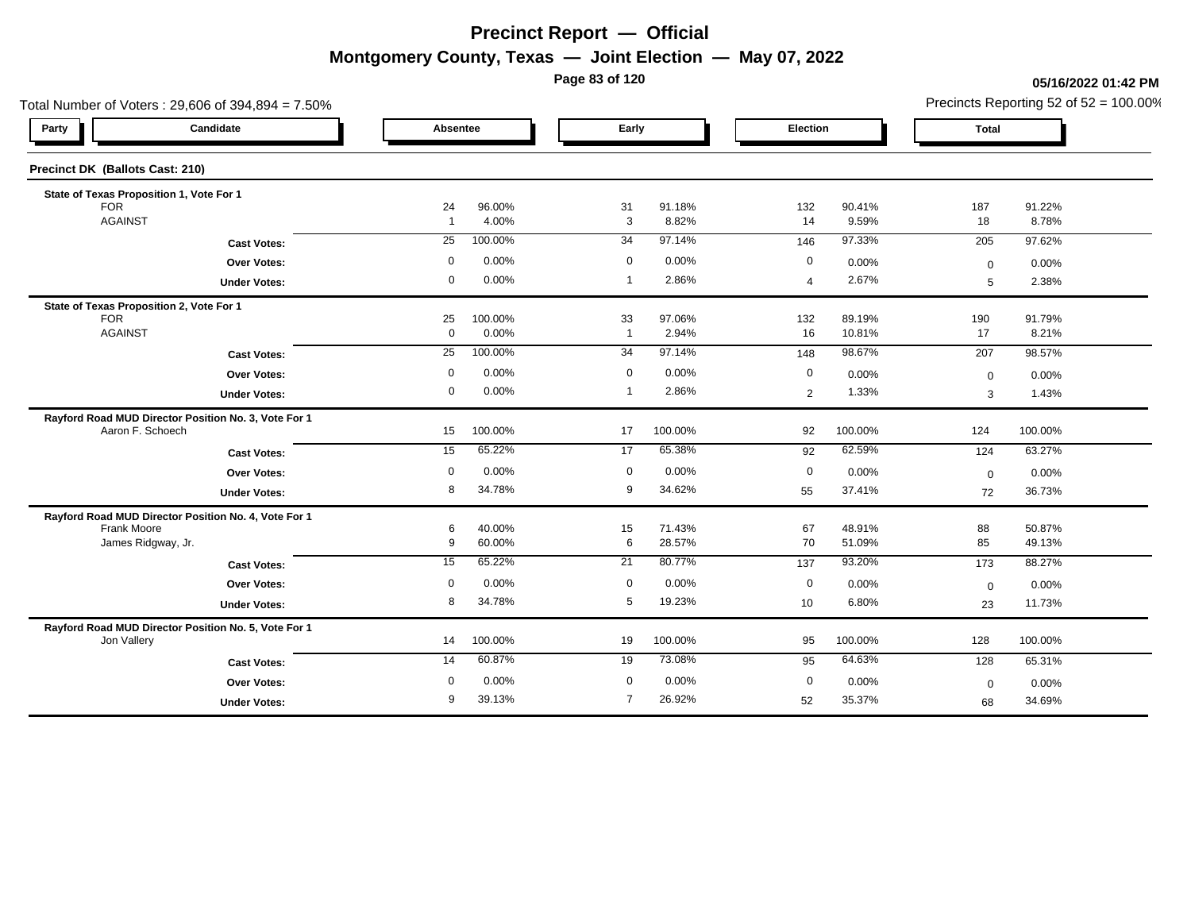# Precinct Report — Official

## Montgomery County, Texas — Joint Election — May 07, 2022

05/16/2022 01:42 PM

Total Number of Voters : 29,606 of 394,894 = 7.50%

Precincts Reporting 52 of 52 = 100.00%

### Precinct DK (Ballots Cast: 210)

| Party | Candidate | Absentee | | Early | | Election | | Total | |
|---|---|---|---|---|---|---|---|---|---|
| **State of Texas Proposition 1, Vote For 1** | | | | | | | | | |
| | FOR | 24 | 96.00% | 31 | 91.18% | 132 | 90.41% | 187 | 91.22% |
| | AGAINST | 1 | 4.00% | 3 | 8.82% | 14 | 9.59% | 18 | 8.78% |
| | **Cast Votes:** | 25 | 100.00% | 34 | 97.14% | 146 | 97.33% | 205 | 97.62% |
| | **Over Votes:** | 0 | 0.00% | 0 | 0.00% | 0 | 0.00% | 0 | 0.00% |
| | **Under Votes:** | 0 | 0.00% | 1 | 2.86% | 4 | 2.67% | 5 | 2.38% |
| **State of Texas Proposition 2, Vote For 1** | | | | | | | | | |
| | FOR | 25 | 100.00% | 33 | 97.06% | 132 | 89.19% | 190 | 91.79% |
| | AGAINST | 0 | 0.00% | 1 | 2.94% | 16 | 10.81% | 17 | 8.21% |
| | **Cast Votes:** | 25 | 100.00% | 34 | 97.14% | 148 | 98.67% | 207 | 98.57% |
| | **Over Votes:** | 0 | 0.00% | 0 | 0.00% | 0 | 0.00% | 0 | 0.00% |
| | **Under Votes:** | 0 | 0.00% | 1 | 2.86% | 2 | 1.33% | 3 | 1.43% |
| **Rayford Road MUD Director Position No. 3, Vote For 1** | | | | | | | | | |
| | Aaron F. Schoech | 15 | 100.00% | 17 | 100.00% | 92 | 100.00% | 124 | 100.00% |
| | **Cast Votes:** | 15 | 65.22% | 17 | 65.38% | 92 | 62.59% | 124 | 63.27% |
| | **Over Votes:** | 0 | 0.00% | 0 | 0.00% | 0 | 0.00% | 0 | 0.00% |
| | **Under Votes:** | 8 | 34.78% | 9 | 34.62% | 55 | 37.41% | 72 | 36.73% |
| **Rayford Road MUD Director Position No. 4, Vote For 1** | | | | | | | | | |
| | Frank Moore | 6 | 40.00% | 15 | 71.43% | 67 | 48.91% | 88 | 50.87% |
| | James Ridgway, Jr. | 9 | 60.00% | 6 | 28.57% | 70 | 51.09% | 85 | 49.13% |
| | **Cast Votes:** | 15 | 65.22% | 21 | 80.77% | 137 | 93.20% | 173 | 88.27% |
| | **Over Votes:** | 0 | 0.00% | 0 | 0.00% | 0 | 0.00% | 0 | 0.00% |
| | **Under Votes:** | 8 | 34.78% | 5 | 19.23% | 10 | 6.80% | 23 | 11.73% |
| **Rayford Road MUD Director Position No. 5, Vote For 1** | | | | | | | | | |
| | Jon Vallery | 14 | 100.00% | 19 | 100.00% | 95 | 100.00% | 128 | 100.00% |
| | **Cast Votes:** | 14 | 60.87% | 19 | 73.08% | 95 | 64.63% | 128 | 65.31% |
| | **Over Votes:** | 0 | 0.00% | 0 | 0.00% | 0 | 0.00% | 0 | 0.00% |
| | **Under Votes:** | 9 | 39.13% | 7 | 26.92% | 52 | 35.37% | 68 | 34.69% |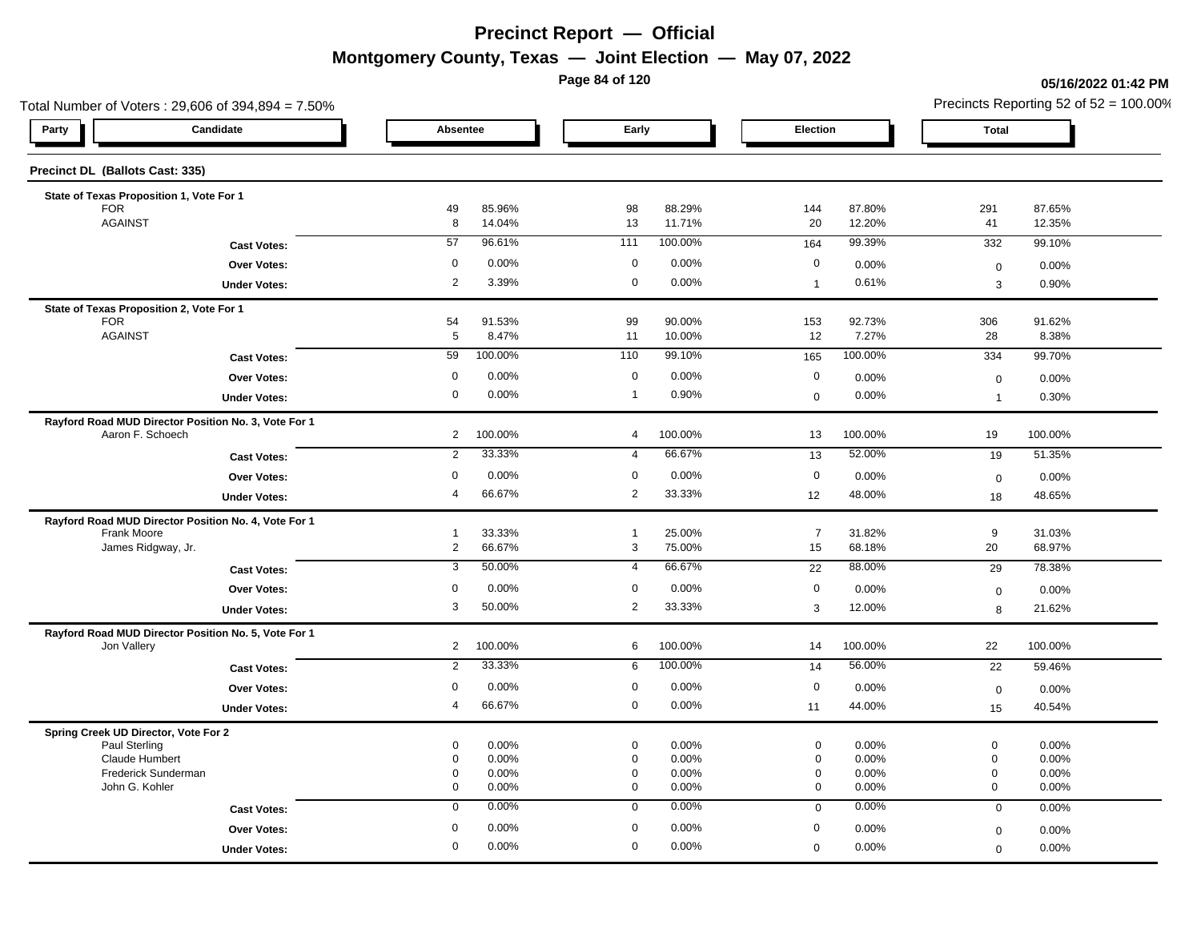# Precinct Report — Official

## Montgomery County, Texas — Joint Election — May 07, 2022

**05/16/2022 01:42 PM**

Total Number of Voters : 29,606 of 394,894 = 7.50%

Precincts Reporting 52 of 52 = 100.00%

### Precinct DL (Ballots Cast: 335)

| Party | Candidate | Absentee | | Early | | Election | | Total | |
|---|---|---|---|---|---|---|---|---|---|
| **State of Texas Proposition 1, Vote For 1** | | | | | | | | | |
| | FOR | 49 | 85.96% | 98 | 88.29% | 144 | 87.80% | 291 | 87.65% |
| | AGAINST | 8 | 14.04% | 13 | 11.71% | 20 | 12.20% | 41 | 12.35% |
| | **Cast Votes:** | 57 | 96.61% | 111 | 100.00% | 164 | 99.39% | 332 | 99.10% |
| | **Over Votes:** | 0 | 0.00% | 0 | 0.00% | 0 | 0.00% | 0 | 0.00% |
| | **Under Votes:** | 2 | 3.39% | 0 | 0.00% | 1 | 0.61% | 3 | 0.90% |
| **State of Texas Proposition 2, Vote For 1** | | | | | | | | | |
| | FOR | 54 | 91.53% | 99 | 90.00% | 153 | 92.73% | 306 | 91.62% |
| | AGAINST | 5 | 8.47% | 11 | 10.00% | 12 | 7.27% | 28 | 8.38% |
| | **Cast Votes:** | 59 | 100.00% | 110 | 99.10% | 165 | 100.00% | 334 | 99.70% |
| | **Over Votes:** | 0 | 0.00% | 0 | 0.00% | 0 | 0.00% | 0 | 0.00% |
| | **Under Votes:** | 0 | 0.00% | 1 | 0.90% | 0 | 0.00% | 1 | 0.30% |
| **Rayford Road MUD Director Position No. 3, Vote For 1** | | | | | | | | | |
| | Aaron F. Schoech | 2 | 100.00% | 4 | 100.00% | 13 | 100.00% | 19 | 100.00% |
| | **Cast Votes:** | 2 | 33.33% | 4 | 66.67% | 13 | 52.00% | 19 | 51.35% |
| | **Over Votes:** | 0 | 0.00% | 0 | 0.00% | 0 | 0.00% | 0 | 0.00% |
| | **Under Votes:** | 4 | 66.67% | 2 | 33.33% | 12 | 48.00% | 18 | 48.65% |
| **Rayford Road MUD Director Position No. 4, Vote For 1** | | | | | | | | | |
| | Frank Moore | 1 | 33.33% | 1 | 25.00% | 7 | 31.82% | 9 | 31.03% |
| | James Ridgway, Jr. | 2 | 66.67% | 3 | 75.00% | 15 | 68.18% | 20 | 68.97% |
| | **Cast Votes:** | 3 | 50.00% | 4 | 66.67% | 22 | 88.00% | 29 | 78.38% |
| | **Over Votes:** | 0 | 0.00% | 0 | 0.00% | 0 | 0.00% | 0 | 0.00% |
| | **Under Votes:** | 3 | 50.00% | 2 | 33.33% | 3 | 12.00% | 8 | 21.62% |
| **Rayford Road MUD Director Position No. 5, Vote For 1** | | | | | | | | | |
| | Jon Vallery | 2 | 100.00% | 6 | 100.00% | 14 | 100.00% | 22 | 100.00% |
| | **Cast Votes:** | 2 | 33.33% | 6 | 100.00% | 14 | 56.00% | 22 | 59.46% |
| | **Over Votes:** | 0 | 0.00% | 0 | 0.00% | 0 | 0.00% | 0 | 0.00% |
| | **Under Votes:** | 4 | 66.67% | 0 | 0.00% | 11 | 44.00% | 15 | 40.54% |
| **Spring Creek UD Director, Vote For 2** | | | | | | | | | |
| | Paul Sterling | 0 | 0.00% | 0 | 0.00% | 0 | 0.00% | 0 | 0.00% |
| | Claude Humbert | 0 | 0.00% | 0 | 0.00% | 0 | 0.00% | 0 | 0.00% |
| | Frederick Sunderman | 0 | 0.00% | 0 | 0.00% | 0 | 0.00% | 0 | 0.00% |
| | John G. Kohler | 0 | 0.00% | 0 | 0.00% | 0 | 0.00% | 0 | 0.00% |
| | **Cast Votes:** | 0 | 0.00% | 0 | 0.00% | 0 | 0.00% | 0 | 0.00% |
| | **Over Votes:** | 0 | 0.00% | 0 | 0.00% | 0 | 0.00% | 0 | 0.00% |
| | **Under Votes:** | 0 | 0.00% | 0 | 0.00% | 0 | 0.00% | 0 | 0.00% |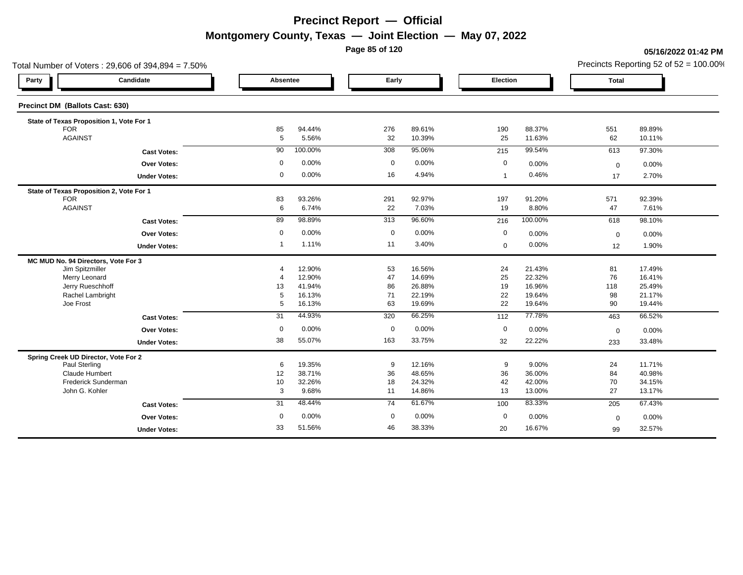# Precinct Report — Official

## Montgomery County, Texas — Joint Election — May 07, 2022

**05/16/2022 01:42 PM**

Total Number of Voters : 29,606 of 394,894 = 7.50%

Precincts Reporting 52 of 52 = 100.00%

### Precinct DM (Ballots Cast: 630)

| Party | Candidate | Absentee | | Early | | Election | | Total | |
|---|---|---|---|---|---|---|---|---|---|
| **State of Texas Proposition 1, Vote For 1** | | | | | | | | | |
| | FOR | 85 | 94.44% | 276 | 89.61% | 190 | 88.37% | 551 | 89.89% |
| | AGAINST | 5 | 5.56% | 32 | 10.39% | 25 | 11.63% | 62 | 10.11% |
| | **Cast Votes:** | 90 | 100.00% | 308 | 95.06% | 215 | 99.54% | 613 | 97.30% |
| | **Over Votes:** | 0 | 0.00% | 0 | 0.00% | 0 | 0.00% | 0 | 0.00% |
| | **Under Votes:** | 0 | 0.00% | 16 | 4.94% | 1 | 0.46% | 17 | 2.70% |
| **State of Texas Proposition 2, Vote For 1** | | | | | | | | | |
| | FOR | 83 | 93.26% | 291 | 92.97% | 197 | 91.20% | 571 | 92.39% |
| | AGAINST | 6 | 6.74% | 22 | 7.03% | 19 | 8.80% | 47 | 7.61% |
| | **Cast Votes:** | 89 | 98.89% | 313 | 96.60% | 216 | 100.00% | 618 | 98.10% |
| | **Over Votes:** | 0 | 0.00% | 0 | 0.00% | 0 | 0.00% | 0 | 0.00% |
| | **Under Votes:** | 1 | 1.11% | 11 | 3.40% | 0 | 0.00% | 12 | 1.90% |
| **MC MUD No. 94 Directors, Vote For 3** | | | | | | | | | |
| | Jim Spitzmiller | 4 | 12.90% | 53 | 16.56% | 24 | 21.43% | 81 | 17.49% |
| | Merry Leonard | 4 | 12.90% | 47 | 14.69% | 25 | 22.32% | 76 | 16.41% |
| | Jerry Rueschhoff | 13 | 41.94% | 86 | 26.88% | 19 | 16.96% | 118 | 25.49% |
| | Rachel Lambright | 5 | 16.13% | 71 | 22.19% | 22 | 19.64% | 98 | 21.17% |
| | Joe Frost | 5 | 16.13% | 63 | 19.69% | 22 | 19.64% | 90 | 19.44% |
| | **Cast Votes:** | 31 | 44.93% | 320 | 66.25% | 112 | 77.78% | 463 | 66.52% |
| | **Over Votes:** | 0 | 0.00% | 0 | 0.00% | 0 | 0.00% | 0 | 0.00% |
| | **Under Votes:** | 38 | 55.07% | 163 | 33.75% | 32 | 22.22% | 233 | 33.48% |
| **Spring Creek UD Director, Vote For 2** | | | | | | | | | |
| | Paul Sterling | 6 | 19.35% | 9 | 12.16% | 9 | 9.00% | 24 | 11.71% |
| | Claude Humbert | 12 | 38.71% | 36 | 48.65% | 36 | 36.00% | 84 | 40.98% |
| | Frederick Sunderman | 10 | 32.26% | 18 | 24.32% | 42 | 42.00% | 70 | 34.15% |
| | John G. Kohler | 3 | 9.68% | 11 | 14.86% | 13 | 13.00% | 27 | 13.17% |
| | **Cast Votes:** | 31 | 48.44% | 74 | 61.67% | 100 | 83.33% | 205 | 67.43% |
| | **Over Votes:** | 0 | 0.00% | 0 | 0.00% | 0 | 0.00% | 0 | 0.00% |
| | **Under Votes:** | 33 | 51.56% | 46 | 38.33% | 20 | 16.67% | 99 | 32.57% |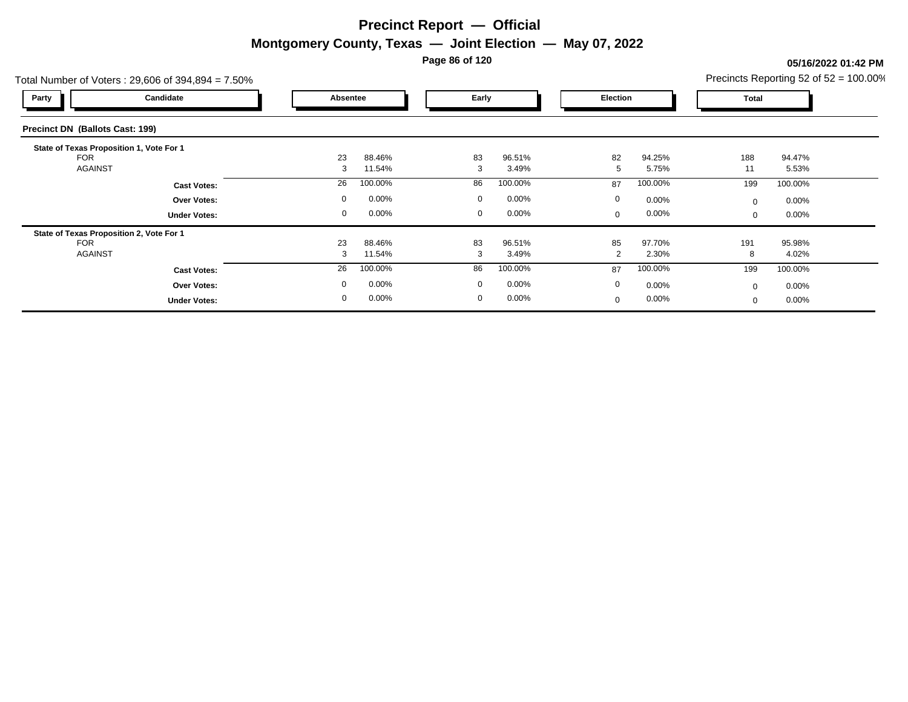# Precinct Report — Official

## Montgomery County, Texas — Joint Election — May 07, 2022

**05/16/2022 01:42 PM**

Total Number of Voters : 29,606 of 394,894 = 7.50%

Precincts Reporting 52 of 52 = 100.00%

| Party | Candidate | Absentee | | Early | | Election | | Total | |
|---|---|---|---|---|---|---|---|---|---|
| **Precinct DN (Ballots Cast: 199)** | | | | | | | | | |
| **State of Texas Proposition 1, Vote For 1** | | | | | | | | | |
| | FOR | 23 | 88.46% | 83 | 96.51% | 82 | 94.25% | 188 | 94.47% |
| | AGAINST | 3 | 11.54% | 3 | 3.49% | 5 | 5.75% | 11 | 5.53% |
| | **Cast Votes:** | 26 | 100.00% | 86 | 100.00% | 87 | 100.00% | 199 | 100.00% |
| | **Over Votes:** | 0 | 0.00% | 0 | 0.00% | 0 | 0.00% | 0 | 0.00% |
| | **Under Votes:** | 0 | 0.00% | 0 | 0.00% | 0 | 0.00% | 0 | 0.00% |
| **State of Texas Proposition 2, Vote For 1** | | | | | | | | | |
| | FOR | 23 | 88.46% | 83 | 96.51% | 85 | 97.70% | 191 | 95.98% |
| | AGAINST | 3 | 11.54% | 3 | 3.49% | 2 | 2.30% | 8 | 4.02% |
| | **Cast Votes:** | 26 | 100.00% | 86 | 100.00% | 87 | 100.00% | 199 | 100.00% |
| | **Over Votes:** | 0 | 0.00% | 0 | 0.00% | 0 | 0.00% | 0 | 0.00% |
| | **Under Votes:** | 0 | 0.00% | 0 | 0.00% | 0 | 0.00% | 0 | 0.00% |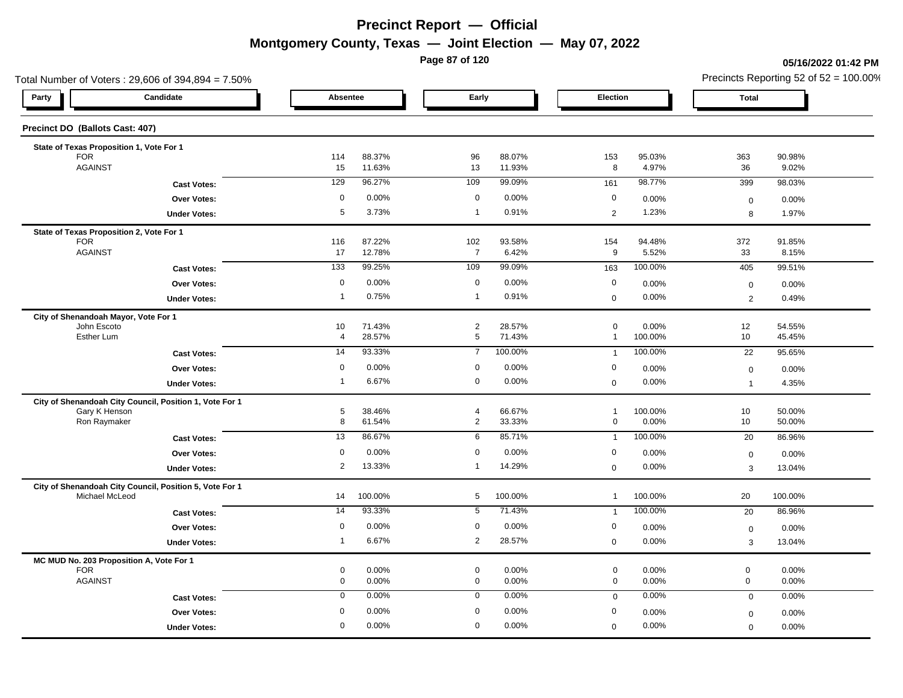# Precinct Report — Official

## Montgomery County, Texas — Joint Election — May 07, 2022

05/16/2022 01:42 PM

Total Number of Voters : 29,606 of 394,894 = 7.50%

Precincts Reporting 52 of 52 = 100.00%

| Party | Candidate | Absentee | | Early | | Election | | Total | |
|---|---|---|---|---|---|---|---|---|---|
| **Precinct DO (Ballots Cast: 407)** | | | | | | | | | |
| **State of Texas Proposition 1, Vote For 1** | | | | | | | | | |
| | FOR | 114 | 88.37% | 96 | 88.07% | 153 | 95.03% | 363 | 90.98% |
| | AGAINST | 15 | 11.63% | 13 | 11.93% | 8 | 4.97% | 36 | 9.02% |
| | **Cast Votes:** | 129 | 96.27% | 109 | 99.09% | 161 | 98.77% | 399 | 98.03% |
| | **Over Votes:** | 0 | 0.00% | 0 | 0.00% | 0 | 0.00% | 0 | 0.00% |
| | **Under Votes:** | 5 | 3.73% | 1 | 0.91% | 2 | 1.23% | 8 | 1.97% |
| **State of Texas Proposition 2, Vote For 1** | | | | | | | | | |
| | FOR | 116 | 87.22% | 102 | 93.58% | 154 | 94.48% | 372 | 91.85% |
| | AGAINST | 17 | 12.78% | 7 | 6.42% | 9 | 5.52% | 33 | 8.15% |
| | **Cast Votes:** | 133 | 99.25% | 109 | 99.09% | 163 | 100.00% | 405 | 99.51% |
| | **Over Votes:** | 0 | 0.00% | 0 | 0.00% | 0 | 0.00% | 0 | 0.00% |
| | **Under Votes:** | 1 | 0.75% | 1 | 0.91% | 0 | 0.00% | 2 | 0.49% |
| **City of Shenandoah Mayor, Vote For 1** | | | | | | | | | |
| | John Escoto | 10 | 71.43% | 2 | 28.57% | 0 | 0.00% | 12 | 54.55% |
| | Esther Lum | 4 | 28.57% | 5 | 71.43% | 1 | 100.00% | 10 | 45.45% |
| | **Cast Votes:** | 14 | 93.33% | 7 | 100.00% | 1 | 100.00% | 22 | 95.65% |
| | **Over Votes:** | 0 | 0.00% | 0 | 0.00% | 0 | 0.00% | 0 | 0.00% |
| | **Under Votes:** | 1 | 6.67% | 0 | 0.00% | 0 | 0.00% | 1 | 4.35% |
| **City of Shenandoah City Council, Position 1, Vote For 1** | | | | | | | | | |
| | Gary K Henson | 5 | 38.46% | 4 | 66.67% | 1 | 100.00% | 10 | 50.00% |
| | Ron Raymaker | 8 | 61.54% | 2 | 33.33% | 0 | 0.00% | 10 | 50.00% |
| | **Cast Votes:** | 13 | 86.67% | 6 | 85.71% | 1 | 100.00% | 20 | 86.96% |
| | **Over Votes:** | 0 | 0.00% | 0 | 0.00% | 0 | 0.00% | 0 | 0.00% |
| | **Under Votes:** | 2 | 13.33% | 1 | 14.29% | 0 | 0.00% | 3 | 13.04% |
| **City of Shenandoah City Council, Position 5, Vote For 1** | | | | | | | | | |
| | Michael McLeod | 14 | 100.00% | 5 | 100.00% | 1 | 100.00% | 20 | 100.00% |
| | **Cast Votes:** | 14 | 93.33% | 5 | 71.43% | 1 | 100.00% | 20 | 86.96% |
| | **Over Votes:** | 0 | 0.00% | 0 | 0.00% | 0 | 0.00% | 0 | 0.00% |
| | **Under Votes:** | 1 | 6.67% | 2 | 28.57% | 0 | 0.00% | 3 | 13.04% |
| **MC MUD No. 203 Proposition A, Vote For 1** | | | | | | | | | |
| | FOR | 0 | 0.00% | 0 | 0.00% | 0 | 0.00% | 0 | 0.00% |
| | AGAINST | 0 | 0.00% | 0 | 0.00% | 0 | 0.00% | 0 | 0.00% |
| | **Cast Votes:** | 0 | 0.00% | 0 | 0.00% | 0 | 0.00% | 0 | 0.00% |
| | **Over Votes:** | 0 | 0.00% | 0 | 0.00% | 0 | 0.00% | 0 | 0.00% |
| | **Under Votes:** | 0 | 0.00% | 0 | 0.00% | 0 | 0.00% | 0 | 0.00% |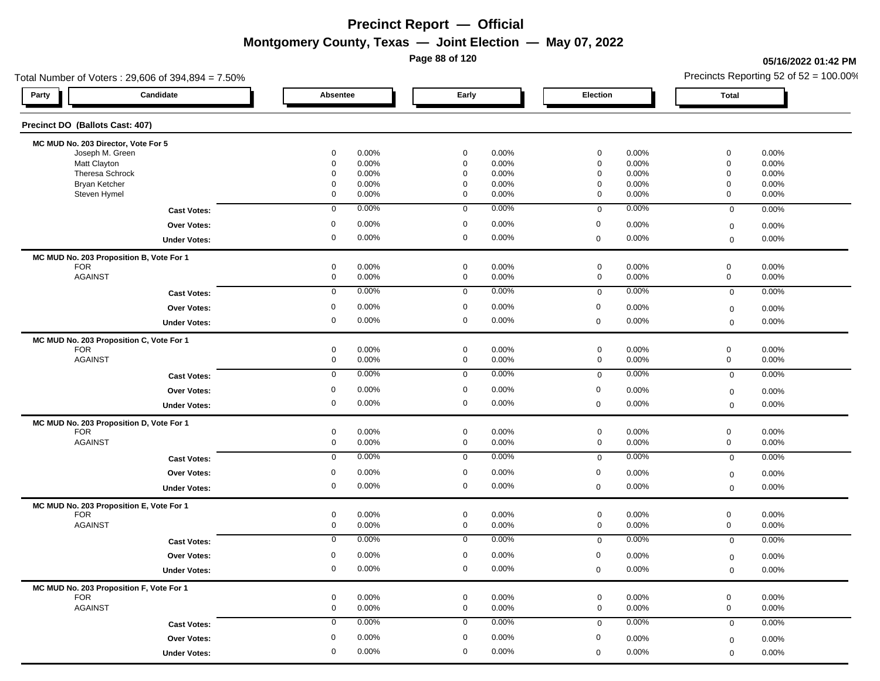# Precinct Report — Official

## Montgomery County, Texas — Joint Election — May 07, 2022

05/16/2022 01:42 PM

Total Number of Voters : 29,606 of 394,894 = 7.50%

Precincts Reporting 52 of 52 = 100.00%

### Precinct DO (Ballots Cast: 407)

| Party | Candidate | Absentee | | Early | | Election | | Total | |
|---|---|---|---|---|---|---|---|---|---|
| **MC MUD No. 203 Director, Vote For 5** | | | | | | | | | |
| | Joseph M. Green | 0 | 0.00% | 0 | 0.00% | 0 | 0.00% | 0 | 0.00% |
| | Matt Clayton | 0 | 0.00% | 0 | 0.00% | 0 | 0.00% | 0 | 0.00% |
| | Theresa Schrock | 0 | 0.00% | 0 | 0.00% | 0 | 0.00% | 0 | 0.00% |
| | Bryan Ketcher | 0 | 0.00% | 0 | 0.00% | 0 | 0.00% | 0 | 0.00% |
| | Steven Hymel | 0 | 0.00% | 0 | 0.00% | 0 | 0.00% | 0 | 0.00% |
| | **Cast Votes:** | 0 | 0.00% | 0 | 0.00% | 0 | 0.00% | 0 | 0.00% |
| | **Over Votes:** | 0 | 0.00% | 0 | 0.00% | 0 | 0.00% | 0 | 0.00% |
| | **Under Votes:** | 0 | 0.00% | 0 | 0.00% | 0 | 0.00% | 0 | 0.00% |
| **MC MUD No. 203 Proposition B, Vote For 1** | | | | | | | | | |
| | FOR | 0 | 0.00% | 0 | 0.00% | 0 | 0.00% | 0 | 0.00% |
| | AGAINST | 0 | 0.00% | 0 | 0.00% | 0 | 0.00% | 0 | 0.00% |
| | **Cast Votes:** | 0 | 0.00% | 0 | 0.00% | 0 | 0.00% | 0 | 0.00% |
| | **Over Votes:** | 0 | 0.00% | 0 | 0.00% | 0 | 0.00% | 0 | 0.00% |
| | **Under Votes:** | 0 | 0.00% | 0 | 0.00% | 0 | 0.00% | 0 | 0.00% |
| **MC MUD No. 203 Proposition C, Vote For 1** | | | | | | | | | |
| | FOR | 0 | 0.00% | 0 | 0.00% | 0 | 0.00% | 0 | 0.00% |
| | AGAINST | 0 | 0.00% | 0 | 0.00% | 0 | 0.00% | 0 | 0.00% |
| | **Cast Votes:** | 0 | 0.00% | 0 | 0.00% | 0 | 0.00% | 0 | 0.00% |
| | **Over Votes:** | 0 | 0.00% | 0 | 0.00% | 0 | 0.00% | 0 | 0.00% |
| | **Under Votes:** | 0 | 0.00% | 0 | 0.00% | 0 | 0.00% | 0 | 0.00% |
| **MC MUD No. 203 Proposition D, Vote For 1** | | | | | | | | | |
| | FOR | 0 | 0.00% | 0 | 0.00% | 0 | 0.00% | 0 | 0.00% |
| | AGAINST | 0 | 0.00% | 0 | 0.00% | 0 | 0.00% | 0 | 0.00% |
| | **Cast Votes:** | 0 | 0.00% | 0 | 0.00% | 0 | 0.00% | 0 | 0.00% |
| | **Over Votes:** | 0 | 0.00% | 0 | 0.00% | 0 | 0.00% | 0 | 0.00% |
| | **Under Votes:** | 0 | 0.00% | 0 | 0.00% | 0 | 0.00% | 0 | 0.00% |
| **MC MUD No. 203 Proposition E, Vote For 1** | | | | | | | | | |
| | FOR | 0 | 0.00% | 0 | 0.00% | 0 | 0.00% | 0 | 0.00% |
| | AGAINST | 0 | 0.00% | 0 | 0.00% | 0 | 0.00% | 0 | 0.00% |
| | **Cast Votes:** | 0 | 0.00% | 0 | 0.00% | 0 | 0.00% | 0 | 0.00% |
| | **Over Votes:** | 0 | 0.00% | 0 | 0.00% | 0 | 0.00% | 0 | 0.00% |
| | **Under Votes:** | 0 | 0.00% | 0 | 0.00% | 0 | 0.00% | 0 | 0.00% |
| **MC MUD No. 203 Proposition F, Vote For 1** | | | | | | | | | |
| | FOR | 0 | 0.00% | 0 | 0.00% | 0 | 0.00% | 0 | 0.00% |
| | AGAINST | 0 | 0.00% | 0 | 0.00% | 0 | 0.00% | 0 | 0.00% |
| | **Cast Votes:** | 0 | 0.00% | 0 | 0.00% | 0 | 0.00% | 0 | 0.00% |
| | **Over Votes:** | 0 | 0.00% | 0 | 0.00% | 0 | 0.00% | 0 | 0.00% |
| | **Under Votes:** | 0 | 0.00% | 0 | 0.00% | 0 | 0.00% | 0 | 0.00% |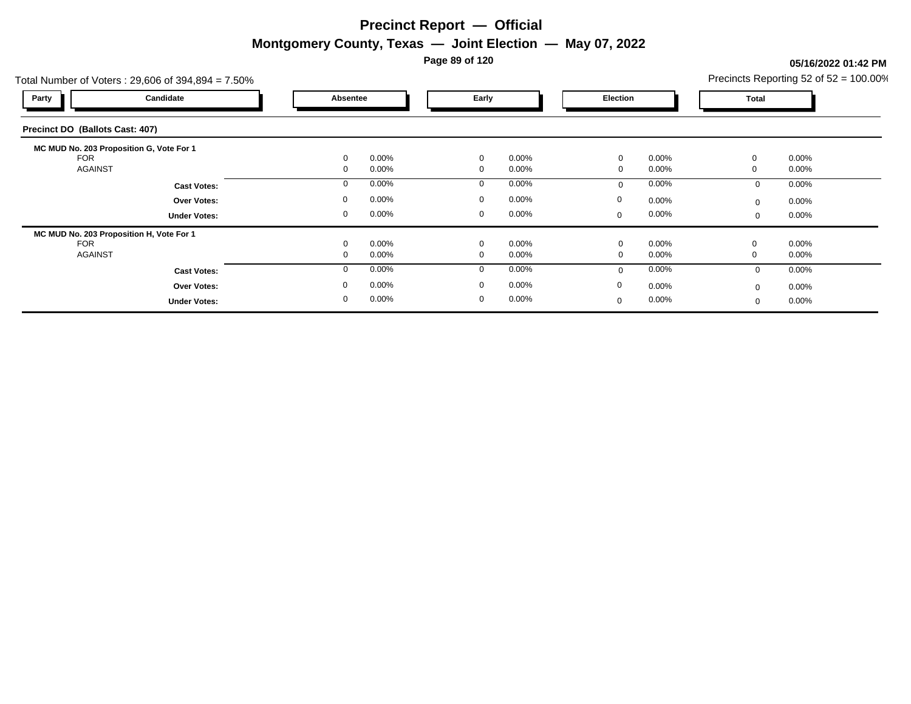# Precinct Report — Official

## Montgomery County, Texas — Joint Election — May 07, 2022

**05/16/2022 01:42 PM**

Total Number of Voters : 29,606 of 394,894 = 7.50%

Precincts Reporting 52 of 52 = 100.00%

### Precinct DO (Ballots Cast: 407)

| Party | Candidate | Absentee | | Early | | Election | | Total | |
|---|---|---|---|---|---|---|---|---|---|
| | **MC MUD No. 203 Proposition G, Vote For 1** | | | | | | | | |
| | FOR | 0 | 0.00% | 0 | 0.00% | 0 | 0.00% | 0 | 0.00% |
| | AGAINST | 0 | 0.00% | 0 | 0.00% | 0 | 0.00% | 0 | 0.00% |
| | **Cast Votes:** | 0 | 0.00% | 0 | 0.00% | 0 | 0.00% | 0 | 0.00% |
| | **Over Votes:** | 0 | 0.00% | 0 | 0.00% | 0 | 0.00% | 0 | 0.00% |
| | **Under Votes:** | 0 | 0.00% | 0 | 0.00% | 0 | 0.00% | 0 | 0.00% |
| | **MC MUD No. 203 Proposition H, Vote For 1** | | | | | | | | |
| | FOR | 0 | 0.00% | 0 | 0.00% | 0 | 0.00% | 0 | 0.00% |
| | AGAINST | 0 | 0.00% | 0 | 0.00% | 0 | 0.00% | 0 | 0.00% |
| | **Cast Votes:** | 0 | 0.00% | 0 | 0.00% | 0 | 0.00% | 0 | 0.00% |
| | **Over Votes:** | 0 | 0.00% | 0 | 0.00% | 0 | 0.00% | 0 | 0.00% |
| | **Under Votes:** | 0 | 0.00% | 0 | 0.00% | 0 | 0.00% | 0 | 0.00% |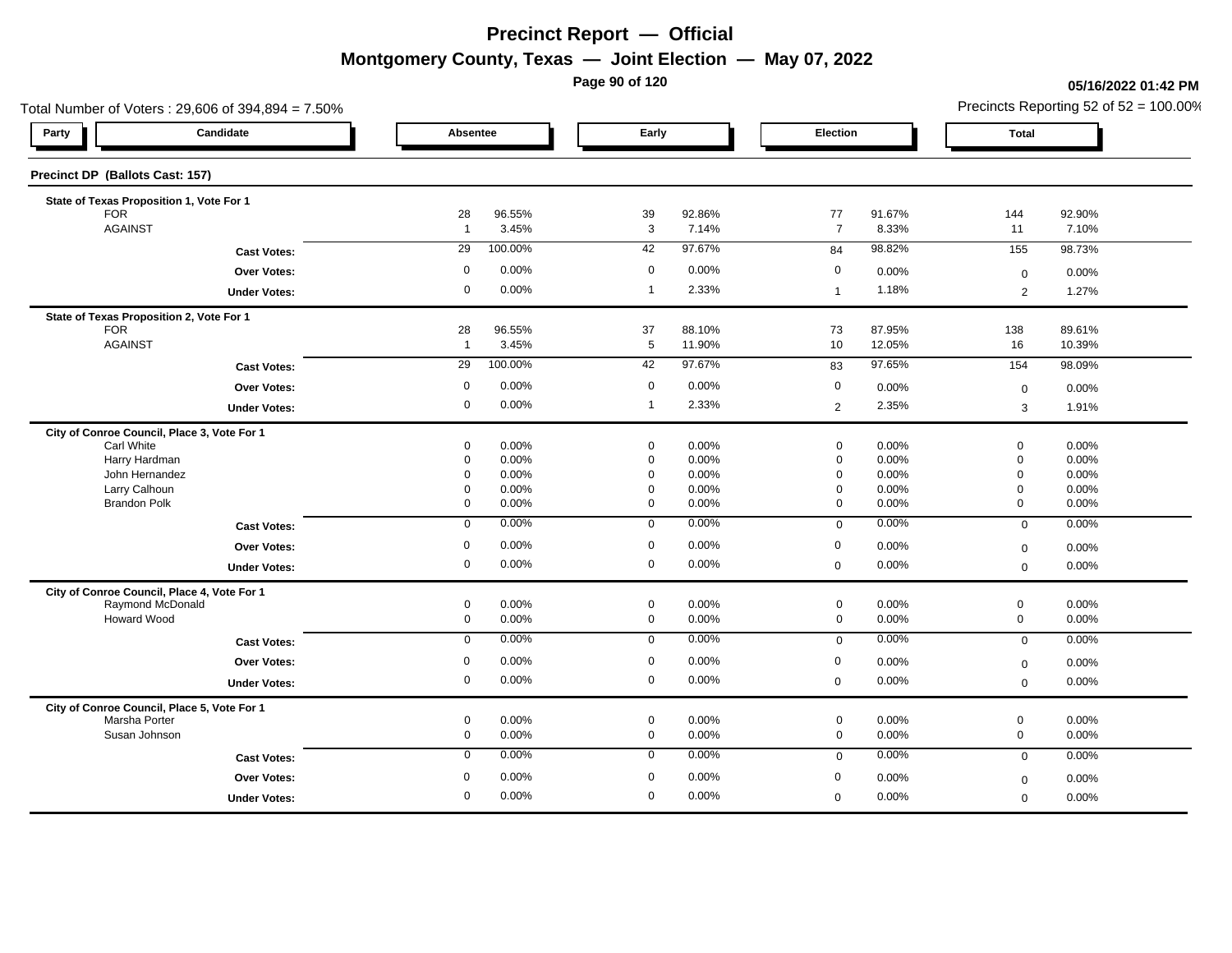# Precinct Report — Official

## Montgomery County, Texas — Joint Election — May 07, 2022

05/16/2022 01:42 PM

Total Number of Voters : 29,606 of 394,894 = 7.50%

Precincts Reporting 52 of 52 = 100.00%

### Precinct DP (Ballots Cast: 157)

| Party | Candidate | Absentee | | Early | | Election | | Total | |
|---|---|---|---|---|---|---|---|---|---|
| **State of Texas Proposition 1, Vote For 1** | | | | | | | | | |
| | FOR | 28 | 96.55% | 39 | 92.86% | 77 | 91.67% | 144 | 92.90% |
| | AGAINST | 1 | 3.45% | 3 | 7.14% | 7 | 8.33% | 11 | 7.10% |
| | **Cast Votes:** | 29 | 100.00% | 42 | 97.67% | 84 | 98.82% | 155 | 98.73% |
| | **Over Votes:** | 0 | 0.00% | 0 | 0.00% | 0 | 0.00% | 0 | 0.00% |
| | **Under Votes:** | 0 | 0.00% | 1 | 2.33% | 1 | 1.18% | 2 | 1.27% |
| **State of Texas Proposition 2, Vote For 1** | | | | | | | | | |
| | FOR | 28 | 96.55% | 37 | 88.10% | 73 | 87.95% | 138 | 89.61% |
| | AGAINST | 1 | 3.45% | 5 | 11.90% | 10 | 12.05% | 16 | 10.39% |
| | **Cast Votes:** | 29 | 100.00% | 42 | 97.67% | 83 | 97.65% | 154 | 98.09% |
| | **Over Votes:** | 0 | 0.00% | 0 | 0.00% | 0 | 0.00% | 0 | 0.00% |
| | **Under Votes:** | 0 | 0.00% | 1 | 2.33% | 2 | 2.35% | 3 | 1.91% |
| **City of Conroe Council, Place 3, Vote For 1** | | | | | | | | | |
| | Carl White | 0 | 0.00% | 0 | 0.00% | 0 | 0.00% | 0 | 0.00% |
| | Harry Hardman | 0 | 0.00% | 0 | 0.00% | 0 | 0.00% | 0 | 0.00% |
| | John Hernandez | 0 | 0.00% | 0 | 0.00% | 0 | 0.00% | 0 | 0.00% |
| | Larry Calhoun | 0 | 0.00% | 0 | 0.00% | 0 | 0.00% | 0 | 0.00% |
| | Brandon Polk | 0 | 0.00% | 0 | 0.00% | 0 | 0.00% | 0 | 0.00% |
| | **Cast Votes:** | 0 | 0.00% | 0 | 0.00% | 0 | 0.00% | 0 | 0.00% |
| | **Over Votes:** | 0 | 0.00% | 0 | 0.00% | 0 | 0.00% | 0 | 0.00% |
| | **Under Votes:** | 0 | 0.00% | 0 | 0.00% | 0 | 0.00% | 0 | 0.00% |
| **City of Conroe Council, Place 4, Vote For 1** | | | | | | | | | |
| | Raymond McDonald | 0 | 0.00% | 0 | 0.00% | 0 | 0.00% | 0 | 0.00% |
| | Howard Wood | 0 | 0.00% | 0 | 0.00% | 0 | 0.00% | 0 | 0.00% |
| | **Cast Votes:** | 0 | 0.00% | 0 | 0.00% | 0 | 0.00% | 0 | 0.00% |
| | **Over Votes:** | 0 | 0.00% | 0 | 0.00% | 0 | 0.00% | 0 | 0.00% |
| | **Under Votes:** | 0 | 0.00% | 0 | 0.00% | 0 | 0.00% | 0 | 0.00% |
| **City of Conroe Council, Place 5, Vote For 1** | | | | | | | | | |
| | Marsha Porter | 0 | 0.00% | 0 | 0.00% | 0 | 0.00% | 0 | 0.00% |
| | Susan Johnson | 0 | 0.00% | 0 | 0.00% | 0 | 0.00% | 0 | 0.00% |
| | **Cast Votes:** | 0 | 0.00% | 0 | 0.00% | 0 | 0.00% | 0 | 0.00% |
| | **Over Votes:** | 0 | 0.00% | 0 | 0.00% | 0 | 0.00% | 0 | 0.00% |
| | **Under Votes:** | 0 | 0.00% | 0 | 0.00% | 0 | 0.00% | 0 | 0.00% |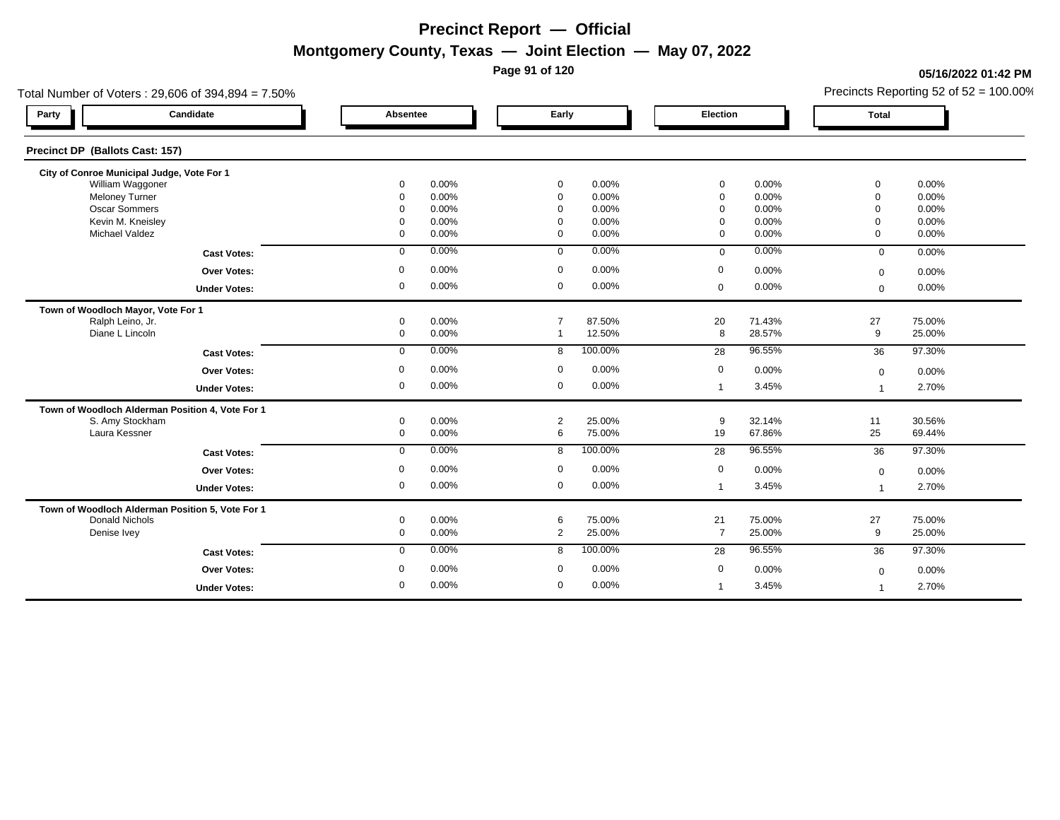# Precinct Report — Official

## Montgomery County, Texas — Joint Election — May 07, 2022

05/16/2022 01:42 PM

Total Number of Voters : 29,606 of 394,894 = 7.50%

Precincts Reporting 52 of 52 = 100.00%

| Party | Candidate | Absentee | | Early | | Election | | Total | |
|---|---|---|---|---|---|---|---|---|---|
| **Precinct DP (Ballots Cast: 157)** | | | | | | | | | |
| **City of Conroe Municipal Judge, Vote For 1** | | | | | | | | | |
| | William Waggoner | 0 | 0.00% | 0 | 0.00% | 0 | 0.00% | 0 | 0.00% |
| | Meloney Turner | 0 | 0.00% | 0 | 0.00% | 0 | 0.00% | 0 | 0.00% |
| | Oscar Sommers | 0 | 0.00% | 0 | 0.00% | 0 | 0.00% | 0 | 0.00% |
| | Kevin M. Kneisley | 0 | 0.00% | 0 | 0.00% | 0 | 0.00% | 0 | 0.00% |
| | Michael Valdez | 0 | 0.00% | 0 | 0.00% | 0 | 0.00% | 0 | 0.00% |
| | **Cast Votes:** | 0 | 0.00% | 0 | 0.00% | 0 | 0.00% | 0 | 0.00% |
| | **Over Votes:** | 0 | 0.00% | 0 | 0.00% | 0 | 0.00% | 0 | 0.00% |
| | **Under Votes:** | 0 | 0.00% | 0 | 0.00% | 0 | 0.00% | 0 | 0.00% |
| **Town of Woodloch Mayor, Vote For 1** | | | | | | | | | |
| | Ralph Leino, Jr. | 0 | 0.00% | 7 | 87.50% | 20 | 71.43% | 27 | 75.00% |
| | Diane L Lincoln | 0 | 0.00% | 1 | 12.50% | 8 | 28.57% | 9 | 25.00% |
| | **Cast Votes:** | 0 | 0.00% | 8 | 100.00% | 28 | 96.55% | 36 | 97.30% |
| | **Over Votes:** | 0 | 0.00% | 0 | 0.00% | 0 | 0.00% | 0 | 0.00% |
| | **Under Votes:** | 0 | 0.00% | 0 | 0.00% | 1 | 3.45% | 1 | 2.70% |
| **Town of Woodloch Alderman Position 4, Vote For 1** | | | | | | | | | |
| | S. Amy Stockham | 0 | 0.00% | 2 | 25.00% | 9 | 32.14% | 11 | 30.56% |
| | Laura Kessner | 0 | 0.00% | 6 | 75.00% | 19 | 67.86% | 25 | 69.44% |
| | **Cast Votes:** | 0 | 0.00% | 8 | 100.00% | 28 | 96.55% | 36 | 97.30% |
| | **Over Votes:** | 0 | 0.00% | 0 | 0.00% | 0 | 0.00% | 0 | 0.00% |
| | **Under Votes:** | 0 | 0.00% | 0 | 0.00% | 1 | 3.45% | 1 | 2.70% |
| **Town of Woodloch Alderman Position 5, Vote For 1** | | | | | | | | | |
| | Donald Nichols | 0 | 0.00% | 6 | 75.00% | 21 | 75.00% | 27 | 75.00% |
| | Denise Ivey | 0 | 0.00% | 2 | 25.00% | 7 | 25.00% | 9 | 25.00% |
| | **Cast Votes:** | 0 | 0.00% | 8 | 100.00% | 28 | 96.55% | 36 | 97.30% |
| | **Over Votes:** | 0 | 0.00% | 0 | 0.00% | 0 | 0.00% | 0 | 0.00% |
| | **Under Votes:** | 0 | 0.00% | 0 | 0.00% | 1 | 3.45% | 1 | 2.70% |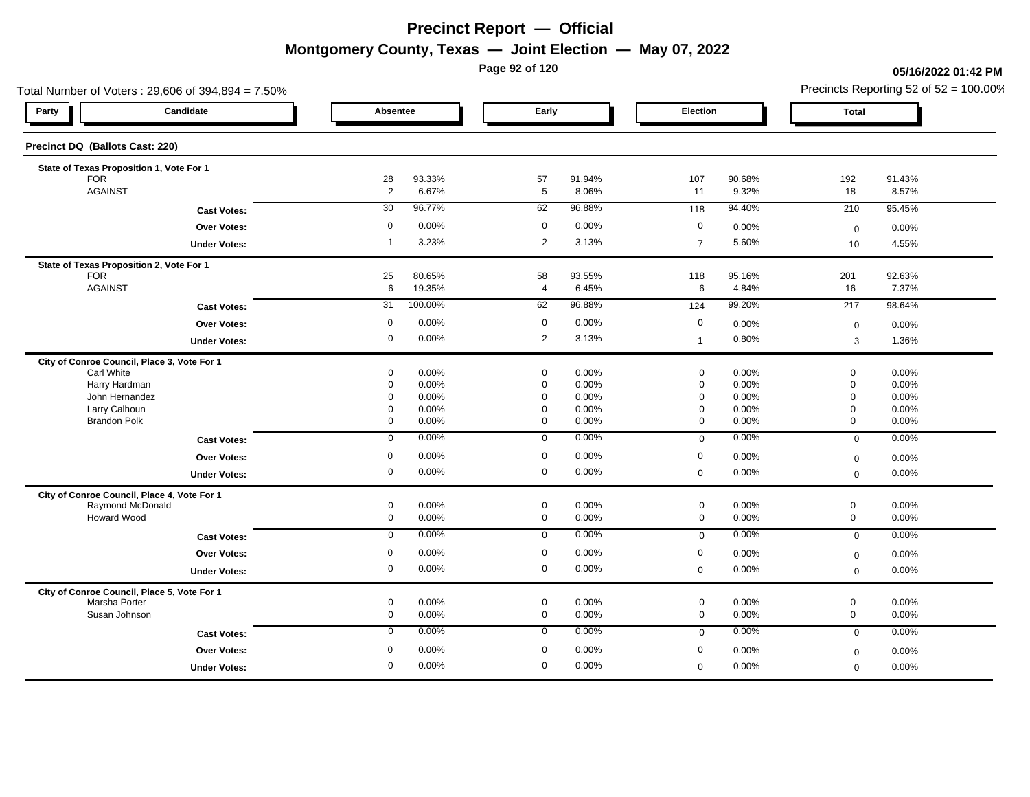# Precinct Report — Official

## Montgomery County, Texas — Joint Election — May 07, 2022

**05/16/2022 01:42 PM**

Total Number of Voters : 29,606 of 394,894 = 7.50%

Precincts Reporting 52 of 52 = 100.00%

### Precinct DQ (Ballots Cast: 220)

| Party | Candidate | Absentee | | Early | | Election | | Total | |
|---|---|---|---|---|---|---|---|---|---|
| **State of Texas Proposition 1, Vote For 1** | | | | | | | | | |
| | FOR | 28 | 93.33% | 57 | 91.94% | 107 | 90.68% | 192 | 91.43% |
| | AGAINST | 2 | 6.67% | 5 | 8.06% | 11 | 9.32% | 18 | 8.57% |
| | **Cast Votes:** | 30 | 96.77% | 62 | 96.88% | 118 | 94.40% | 210 | 95.45% |
| | **Over Votes:** | 0 | 0.00% | 0 | 0.00% | 0 | 0.00% | 0 | 0.00% |
| | **Under Votes:** | 1 | 3.23% | 2 | 3.13% | 7 | 5.60% | 10 | 4.55% |
| **State of Texas Proposition 2, Vote For 1** | | | | | | | | | |
| | FOR | 25 | 80.65% | 58 | 93.55% | 118 | 95.16% | 201 | 92.63% |
| | AGAINST | 6 | 19.35% | 4 | 6.45% | 6 | 4.84% | 16 | 7.37% |
| | **Cast Votes:** | 31 | 100.00% | 62 | 96.88% | 124 | 99.20% | 217 | 98.64% |
| | **Over Votes:** | 0 | 0.00% | 0 | 0.00% | 0 | 0.00% | 0 | 0.00% |
| | **Under Votes:** | 0 | 0.00% | 2 | 3.13% | 1 | 0.80% | 3 | 1.36% |
| **City of Conroe Council, Place 3, Vote For 1** | | | | | | | | | |
| | Carl White | 0 | 0.00% | 0 | 0.00% | 0 | 0.00% | 0 | 0.00% |
| | Harry Hardman | 0 | 0.00% | 0 | 0.00% | 0 | 0.00% | 0 | 0.00% |
| | John Hernandez | 0 | 0.00% | 0 | 0.00% | 0 | 0.00% | 0 | 0.00% |
| | Larry Calhoun | 0 | 0.00% | 0 | 0.00% | 0 | 0.00% | 0 | 0.00% |
| | Brandon Polk | 0 | 0.00% | 0 | 0.00% | 0 | 0.00% | 0 | 0.00% |
| | **Cast Votes:** | 0 | 0.00% | 0 | 0.00% | 0 | 0.00% | 0 | 0.00% |
| | **Over Votes:** | 0 | 0.00% | 0 | 0.00% | 0 | 0.00% | 0 | 0.00% |
| | **Under Votes:** | 0 | 0.00% | 0 | 0.00% | 0 | 0.00% | 0 | 0.00% |
| **City of Conroe Council, Place 4, Vote For 1** | | | | | | | | | |
| | Raymond McDonald | 0 | 0.00% | 0 | 0.00% | 0 | 0.00% | 0 | 0.00% |
| | Howard Wood | 0 | 0.00% | 0 | 0.00% | 0 | 0.00% | 0 | 0.00% |
| | **Cast Votes:** | 0 | 0.00% | 0 | 0.00% | 0 | 0.00% | 0 | 0.00% |
| | **Over Votes:** | 0 | 0.00% | 0 | 0.00% | 0 | 0.00% | 0 | 0.00% |
| | **Under Votes:** | 0 | 0.00% | 0 | 0.00% | 0 | 0.00% | 0 | 0.00% |
| **City of Conroe Council, Place 5, Vote For 1** | | | | | | | | | |
| | Marsha Porter | 0 | 0.00% | 0 | 0.00% | 0 | 0.00% | 0 | 0.00% |
| | Susan Johnson | 0 | 0.00% | 0 | 0.00% | 0 | 0.00% | 0 | 0.00% |
| | **Cast Votes:** | 0 | 0.00% | 0 | 0.00% | 0 | 0.00% | 0 | 0.00% |
| | **Over Votes:** | 0 | 0.00% | 0 | 0.00% | 0 | 0.00% | 0 | 0.00% |
| | **Under Votes:** | 0 | 0.00% | 0 | 0.00% | 0 | 0.00% | 0 | 0.00% |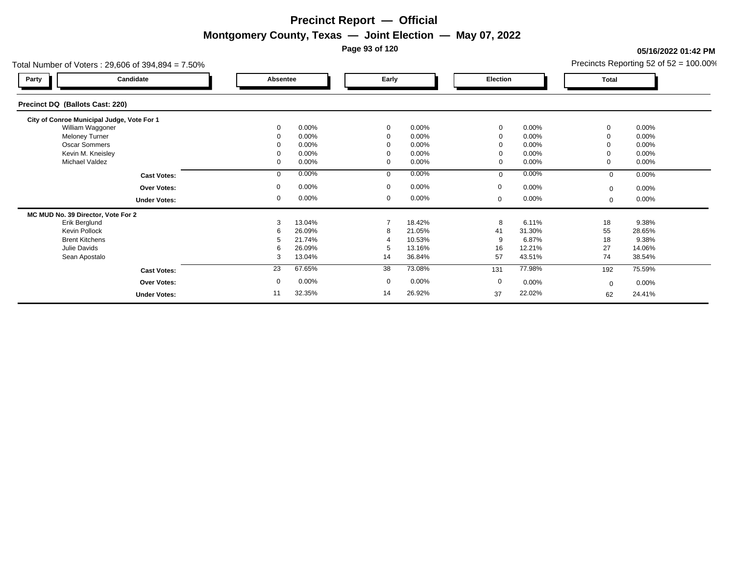# Precinct Report — Official

## Montgomery County, Texas — Joint Election — May 07, 2022

05/16/2022 01:42 PM

Total Number of Voters : 29,606 of 394,894 = 7.50%

Precincts Reporting 52 of 52 = 100.00%

### Precinct DQ (Ballots Cast: 220)

| Party | Candidate | Absentee | | Early | | Election | | Total | |
|---|---|---|---|---|---|---|---|---|---|
| | **City of Conroe Municipal Judge, Vote For 1** | | | | | | | | |
| | William Waggoner | 0 | 0.00% | 0 | 0.00% | 0 | 0.00% | 0 | 0.00% |
| | Meloney Turner | 0 | 0.00% | 0 | 0.00% | 0 | 0.00% | 0 | 0.00% |
| | Oscar Sommers | 0 | 0.00% | 0 | 0.00% | 0 | 0.00% | 0 | 0.00% |
| | Kevin M. Kneisley | 0 | 0.00% | 0 | 0.00% | 0 | 0.00% | 0 | 0.00% |
| | Michael Valdez | 0 | 0.00% | 0 | 0.00% | 0 | 0.00% | 0 | 0.00% |
| | **Cast Votes:** | 0 | 0.00% | 0 | 0.00% | 0 | 0.00% | 0 | 0.00% |
| | **Over Votes:** | 0 | 0.00% | 0 | 0.00% | 0 | 0.00% | 0 | 0.00% |
| | **Under Votes:** | 0 | 0.00% | 0 | 0.00% | 0 | 0.00% | 0 | 0.00% |
| | **MC MUD No. 39 Director, Vote For 2** | | | | | | | | |
| | Erik Berglund | 3 | 13.04% | 7 | 18.42% | 8 | 6.11% | 18 | 9.38% |
| | Kevin Pollock | 6 | 26.09% | 8 | 21.05% | 41 | 31.30% | 55 | 28.65% |
| | Brent Kitchens | 5 | 21.74% | 4 | 10.53% | 9 | 6.87% | 18 | 9.38% |
| | Julie Davids | 6 | 26.09% | 5 | 13.16% | 16 | 12.21% | 27 | 14.06% |
| | Sean Apostalo | 3 | 13.04% | 14 | 36.84% | 57 | 43.51% | 74 | 38.54% |
| | **Cast Votes:** | 23 | 67.65% | 38 | 73.08% | 131 | 77.98% | 192 | 75.59% |
| | **Over Votes:** | 0 | 0.00% | 0 | 0.00% | 0 | 0.00% | 0 | 0.00% |
| | **Under Votes:** | 11 | 32.35% | 14 | 26.92% | 37 | 22.02% | 62 | 24.41% |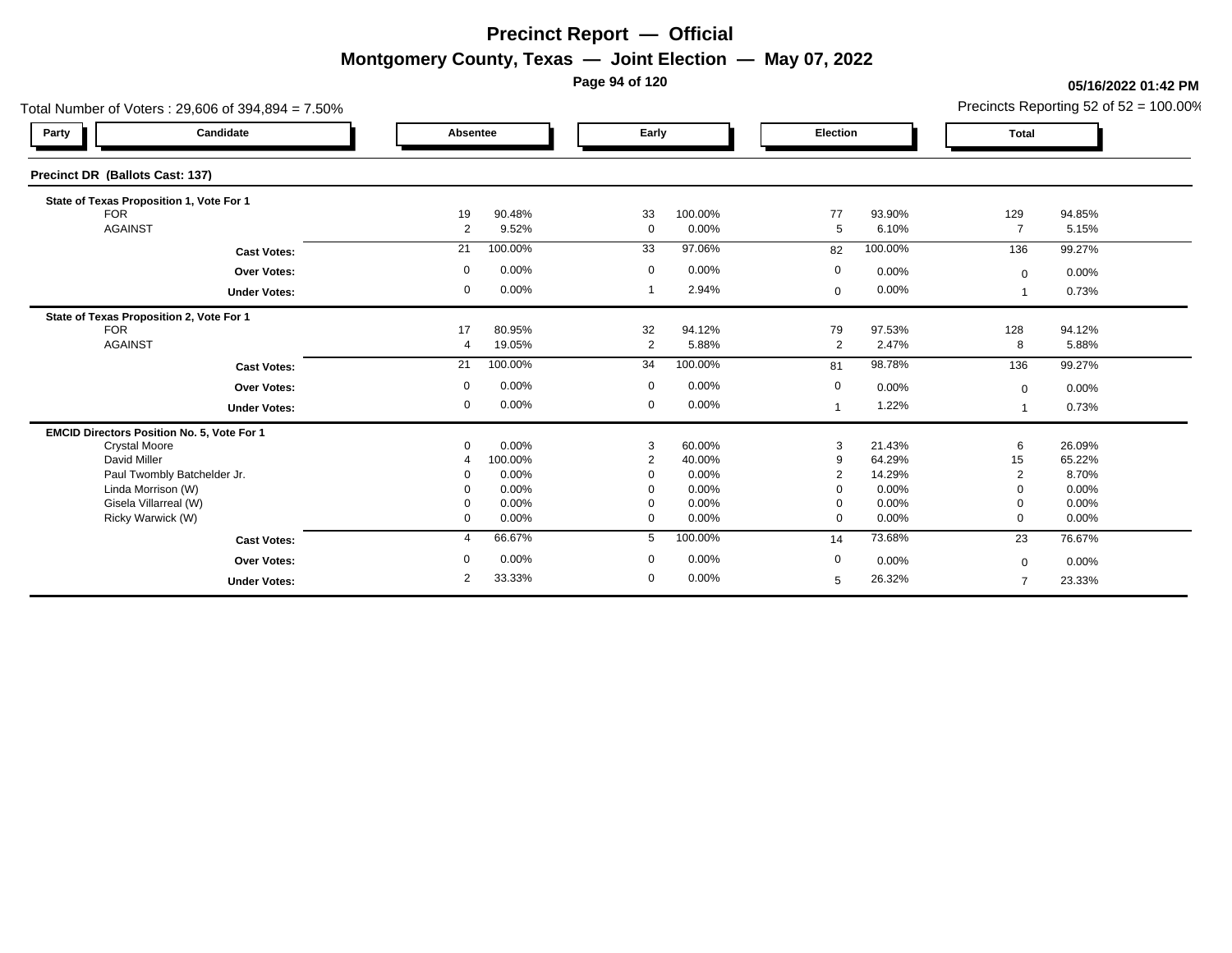# Precinct Report — Official

## Montgomery County, Texas — Joint Election — May 07, 2022

**05/16/2022 01:42 PM**

Total Number of Voters : 29,606 of 394,894 = 7.50%

Precincts Reporting 52 of 52 = 100.00%

### Precinct DR (Ballots Cast: 137)

| Party | Candidate | Absentee | | Early | | Election | | Total | |
|---|---|---|---|---|---|---|---|---|---|
| | **State of Texas Proposition 1, Vote For 1** | | | | | | | | |
| | FOR | 19 | 90.48% | 33 | 100.00% | 77 | 93.90% | 129 | 94.85% |
| | AGAINST | 2 | 9.52% | 0 | 0.00% | 5 | 6.10% | 7 | 5.15% |
| | **Cast Votes:** | 21 | 100.00% | 33 | 97.06% | 82 | 100.00% | 136 | 99.27% |
| | **Over Votes:** | 0 | 0.00% | 0 | 0.00% | 0 | 0.00% | 0 | 0.00% |
| | **Under Votes:** | 0 | 0.00% | 1 | 2.94% | 0 | 0.00% | 1 | 0.73% |
| | **State of Texas Proposition 2, Vote For 1** | | | | | | | | |
| | FOR | 17 | 80.95% | 32 | 94.12% | 79 | 97.53% | 128 | 94.12% |
| | AGAINST | 4 | 19.05% | 2 | 5.88% | 2 | 2.47% | 8 | 5.88% |
| | **Cast Votes:** | 21 | 100.00% | 34 | 100.00% | 81 | 98.78% | 136 | 99.27% |
| | **Over Votes:** | 0 | 0.00% | 0 | 0.00% | 0 | 0.00% | 0 | 0.00% |
| | **Under Votes:** | 0 | 0.00% | 0 | 0.00% | 1 | 1.22% | 1 | 0.73% |
| | **EMCID Directors Position No. 5, Vote For 1** | | | | | | | | |
| | Crystal Moore | 0 | 0.00% | 3 | 60.00% | 3 | 21.43% | 6 | 26.09% |
| | David Miller | 4 | 100.00% | 2 | 40.00% | 9 | 64.29% | 15 | 65.22% |
| | Paul Twombly Batchelder Jr. | 0 | 0.00% | 0 | 0.00% | 2 | 14.29% | 2 | 8.70% |
| | Linda Morrison (W) | 0 | 0.00% | 0 | 0.00% | 0 | 0.00% | 0 | 0.00% |
| | Gisela Villarreal (W) | 0 | 0.00% | 0 | 0.00% | 0 | 0.00% | 0 | 0.00% |
| | Ricky Warwick (W) | 0 | 0.00% | 0 | 0.00% | 0 | 0.00% | 0 | 0.00% |
| | **Cast Votes:** | 4 | 66.67% | 5 | 100.00% | 14 | 73.68% | 23 | 76.67% |
| | **Over Votes:** | 0 | 0.00% | 0 | 0.00% | 0 | 0.00% | 0 | 0.00% |
| | **Under Votes:** | 2 | 33.33% | 0 | 0.00% | 5 | 26.32% | 7 | 23.33% |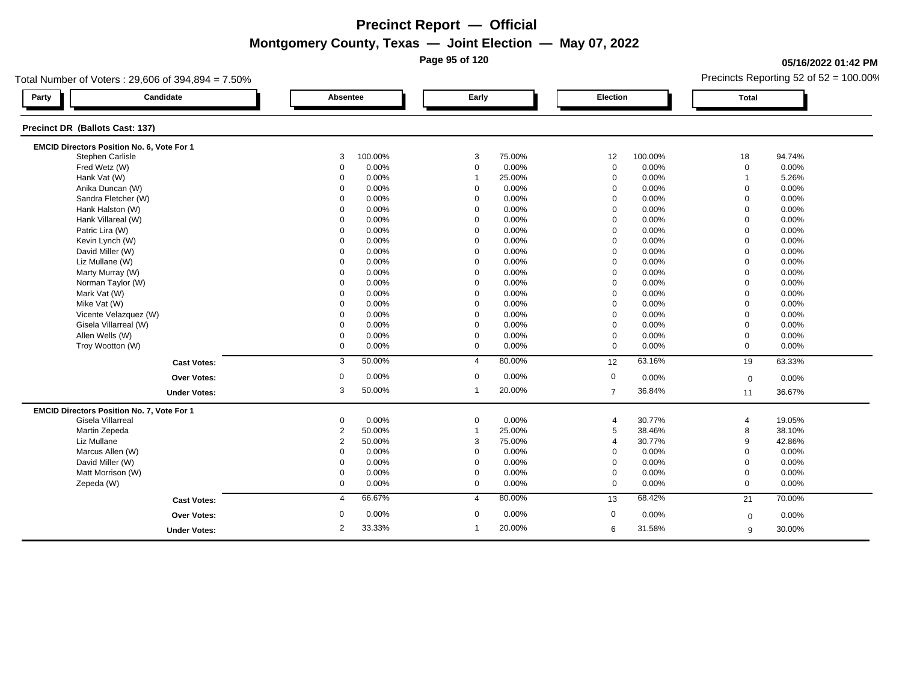# Precinct Report — Official

## Montgomery County, Texas — Joint Election — May 07, 2022

05/16/2022 01:42 PM

Total Number of Voters : 29,606 of 394,894 = 7.50%

Precincts Reporting 52 of 52 = 100.00%

### Precinct DR (Ballots Cast: 137)

| Party | Candidate | Absentee | | Early | | Election | | Total | |
|---|---|---|---|---|---|---|---|---|---|
| | **EMCID Directors Position No. 6, Vote For 1** | | | | | | | | |
| | Stephen Carlisle | 3 | 100.00% | 3 | 75.00% | 12 | 100.00% | 18 | 94.74% |
| | Fred Wetz (W) | 0 | 0.00% | 0 | 0.00% | 0 | 0.00% | 0 | 0.00% |
| | Hank Vat (W) | 0 | 0.00% | 1 | 25.00% | 0 | 0.00% | 1 | 5.26% |
| | Anika Duncan (W) | 0 | 0.00% | 0 | 0.00% | 0 | 0.00% | 0 | 0.00% |
| | Sandra Fletcher (W) | 0 | 0.00% | 0 | 0.00% | 0 | 0.00% | 0 | 0.00% |
| | Hank Halston (W) | 0 | 0.00% | 0 | 0.00% | 0 | 0.00% | 0 | 0.00% |
| | Hank Villareal (W) | 0 | 0.00% | 0 | 0.00% | 0 | 0.00% | 0 | 0.00% |
| | Patric Lira (W) | 0 | 0.00% | 0 | 0.00% | 0 | 0.00% | 0 | 0.00% |
| | Kevin Lynch (W) | 0 | 0.00% | 0 | 0.00% | 0 | 0.00% | 0 | 0.00% |
| | David Miller (W) | 0 | 0.00% | 0 | 0.00% | 0 | 0.00% | 0 | 0.00% |
| | Liz Mullane (W) | 0 | 0.00% | 0 | 0.00% | 0 | 0.00% | 0 | 0.00% |
| | Marty Murray (W) | 0 | 0.00% | 0 | 0.00% | 0 | 0.00% | 0 | 0.00% |
| | Norman Taylor (W) | 0 | 0.00% | 0 | 0.00% | 0 | 0.00% | 0 | 0.00% |
| | Mark Vat (W) | 0 | 0.00% | 0 | 0.00% | 0 | 0.00% | 0 | 0.00% |
| | Mike Vat (W) | 0 | 0.00% | 0 | 0.00% | 0 | 0.00% | 0 | 0.00% |
| | Vicente Velazquez (W) | 0 | 0.00% | 0 | 0.00% | 0 | 0.00% | 0 | 0.00% |
| | Gisela Villarreal (W) | 0 | 0.00% | 0 | 0.00% | 0 | 0.00% | 0 | 0.00% |
| | Allen Wells (W) | 0 | 0.00% | 0 | 0.00% | 0 | 0.00% | 0 | 0.00% |
| | Troy Wootton (W) | 0 | 0.00% | 0 | 0.00% | 0 | 0.00% | 0 | 0.00% |
| | **Cast Votes:** | 3 | 50.00% | 4 | 80.00% | 12 | 63.16% | 19 | 63.33% |
| | **Over Votes:** | 0 | 0.00% | 0 | 0.00% | 0 | 0.00% | 0 | 0.00% |
| | **Under Votes:** | 3 | 50.00% | 1 | 20.00% | 7 | 36.84% | 11 | 36.67% |
| | **EMCID Directors Position No. 7, Vote For 1** | | | | | | | | |
| | Gisela Villarreal | 0 | 0.00% | 0 | 0.00% | 4 | 30.77% | 4 | 19.05% |
| | Martin Zepeda | 2 | 50.00% | 1 | 25.00% | 5 | 38.46% | 8 | 38.10% |
| | Liz Mullane | 2 | 50.00% | 3 | 75.00% | 4 | 30.77% | 9 | 42.86% |
| | Marcus Allen (W) | 0 | 0.00% | 0 | 0.00% | 0 | 0.00% | 0 | 0.00% |
| | David Miller (W) | 0 | 0.00% | 0 | 0.00% | 0 | 0.00% | 0 | 0.00% |
| | Matt Morrison (W) | 0 | 0.00% | 0 | 0.00% | 0 | 0.00% | 0 | 0.00% |
| | Zepeda (W) | 0 | 0.00% | 0 | 0.00% | 0 | 0.00% | 0 | 0.00% |
| | **Cast Votes:** | 4 | 66.67% | 4 | 80.00% | 13 | 68.42% | 21 | 70.00% |
| | **Over Votes:** | 0 | 0.00% | 0 | 0.00% | 0 | 0.00% | 0 | 0.00% |
| | **Under Votes:** | 2 | 33.33% | 1 | 20.00% | 6 | 31.58% | 9 | 30.00% |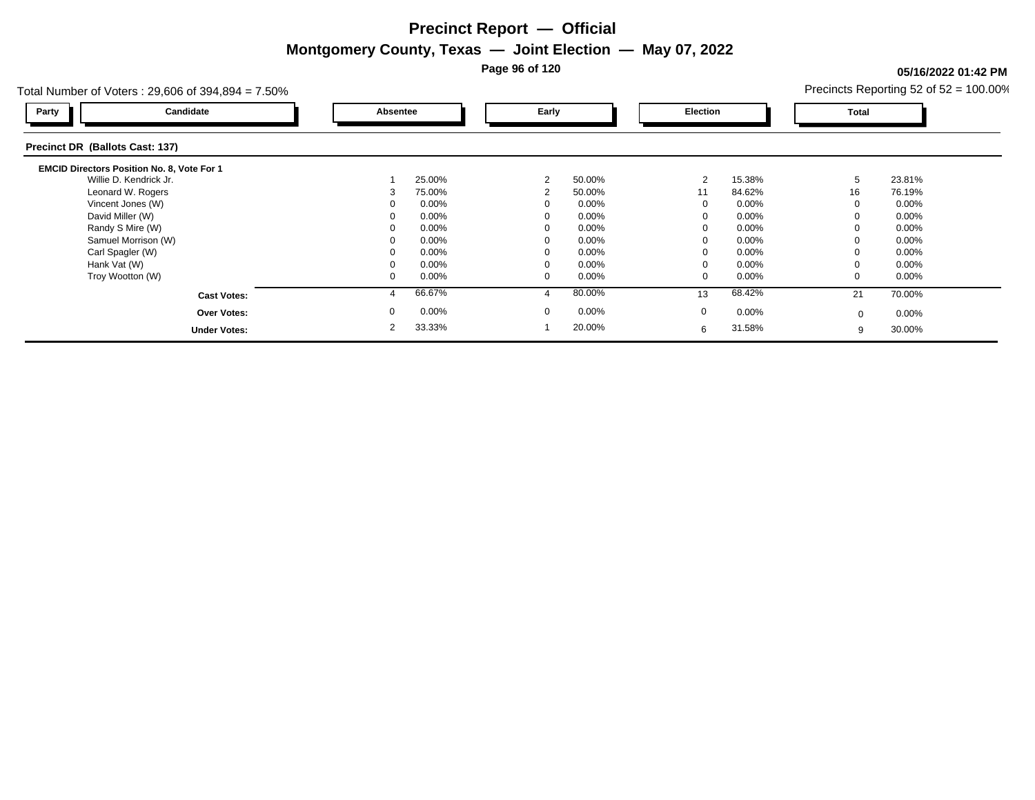# Precinct Report — Official

## Montgomery County, Texas — Joint Election — May 07, 2022

**05/16/2022 01:42 PM**

Total Number of Voters : 29,606 of 394,894 = 7.50%

Precincts Reporting 52 of 52 = 100.00%

### Precinct DR (Ballots Cast: 137)

**EMCID Directors Position No. 8, Vote For 1**

| Party | Candidate | Absentee | | Early | | Election | | Total | |
|---|---|---|---|---|---|---|---|---|---|
| | Willie D. Kendrick Jr. | 1 | 25.00% | 2 | 50.00% | 2 | 15.38% | 5 | 23.81% |
| | Leonard W. Rogers | 3 | 75.00% | 2 | 50.00% | 11 | 84.62% | 16 | 76.19% |
| | Vincent Jones (W) | 0 | 0.00% | 0 | 0.00% | 0 | 0.00% | 0 | 0.00% |
| | David Miller (W) | 0 | 0.00% | 0 | 0.00% | 0 | 0.00% | 0 | 0.00% |
| | Randy S Mire (W) | 0 | 0.00% | 0 | 0.00% | 0 | 0.00% | 0 | 0.00% |
| | Samuel Morrison (W) | 0 | 0.00% | 0 | 0.00% | 0 | 0.00% | 0 | 0.00% |
| | Carl Spagler (W) | 0 | 0.00% | 0 | 0.00% | 0 | 0.00% | 0 | 0.00% |
| | Hank Vat (W) | 0 | 0.00% | 0 | 0.00% | 0 | 0.00% | 0 | 0.00% |
| | Troy Wootton (W) | 0 | 0.00% | 0 | 0.00% | 0 | 0.00% | 0 | 0.00% |
| | **Cast Votes:** | 4 | 66.67% | 4 | 80.00% | 13 | 68.42% | 21 | 70.00% |
| | **Over Votes:** | 0 | 0.00% | 0 | 0.00% | 0 | 0.00% | 0 | 0.00% |
| | **Under Votes:** | 2 | 33.33% | 1 | 20.00% | 6 | 31.58% | 9 | 30.00% |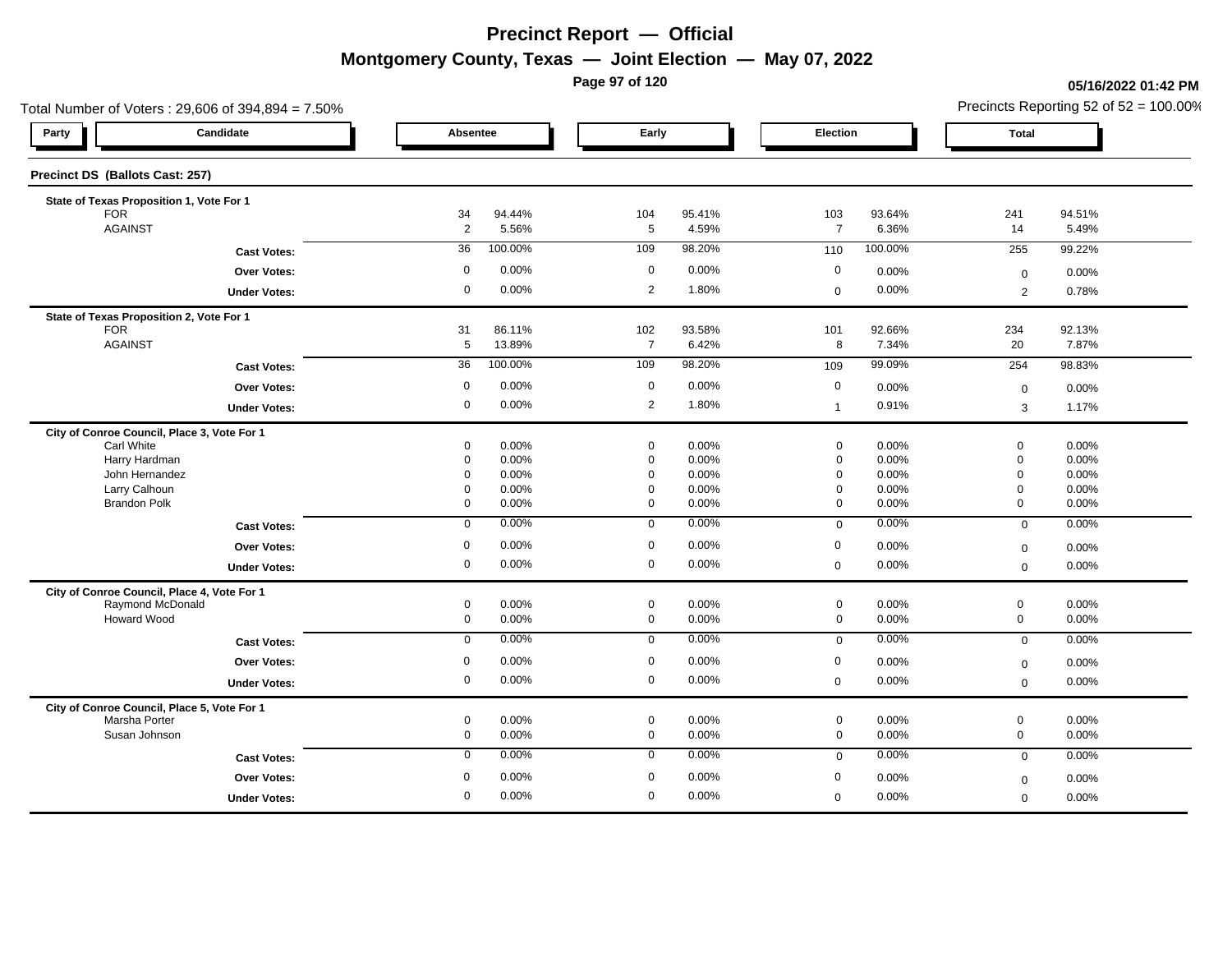# Precinct Report — Official

## Montgomery County, Texas — Joint Election — May 07, 2022

05/16/2022 01:42 PM

Total Number of Voters : 29,606 of 394,894 = 7.50%

Precincts Reporting 52 of 52 = 100.00%

### Precinct DS (Ballots Cast: 257)

| Party | Candidate | Absentee | | Early | | Election | | Total | |
|---|---|---|---|---|---|---|---|---|---|
| **State of Texas Proposition 1, Vote For 1** | | | | | | | | | |
| | FOR | 34 | 94.44% | 104 | 95.41% | 103 | 93.64% | 241 | 94.51% |
| | AGAINST | 2 | 5.56% | 5 | 4.59% | 7 | 6.36% | 14 | 5.49% |
| | **Cast Votes:** | 36 | 100.00% | 109 | 98.20% | 110 | 100.00% | 255 | 99.22% |
| | **Over Votes:** | 0 | 0.00% | 0 | 0.00% | 0 | 0.00% | 0 | 0.00% |
| | **Under Votes:** | 0 | 0.00% | 2 | 1.80% | 0 | 0.00% | 2 | 0.78% |
| **State of Texas Proposition 2, Vote For 1** | | | | | | | | | |
| | FOR | 31 | 86.11% | 102 | 93.58% | 101 | 92.66% | 234 | 92.13% |
| | AGAINST | 5 | 13.89% | 7 | 6.42% | 8 | 7.34% | 20 | 7.87% |
| | **Cast Votes:** | 36 | 100.00% | 109 | 98.20% | 109 | 99.09% | 254 | 98.83% |
| | **Over Votes:** | 0 | 0.00% | 0 | 0.00% | 0 | 0.00% | 0 | 0.00% |
| | **Under Votes:** | 0 | 0.00% | 2 | 1.80% | 1 | 0.91% | 3 | 1.17% |
| **City of Conroe Council, Place 3, Vote For 1** | | | | | | | | | |
| | Carl White | 0 | 0.00% | 0 | 0.00% | 0 | 0.00% | 0 | 0.00% |
| | Harry Hardman | 0 | 0.00% | 0 | 0.00% | 0 | 0.00% | 0 | 0.00% |
| | John Hernandez | 0 | 0.00% | 0 | 0.00% | 0 | 0.00% | 0 | 0.00% |
| | Larry Calhoun | 0 | 0.00% | 0 | 0.00% | 0 | 0.00% | 0 | 0.00% |
| | Brandon Polk | 0 | 0.00% | 0 | 0.00% | 0 | 0.00% | 0 | 0.00% |
| | **Cast Votes:** | 0 | 0.00% | 0 | 0.00% | 0 | 0.00% | 0 | 0.00% |
| | **Over Votes:** | 0 | 0.00% | 0 | 0.00% | 0 | 0.00% | 0 | 0.00% |
| | **Under Votes:** | 0 | 0.00% | 0 | 0.00% | 0 | 0.00% | 0 | 0.00% |
| **City of Conroe Council, Place 4, Vote For 1** | | | | | | | | | |
| | Raymond McDonald | 0 | 0.00% | 0 | 0.00% | 0 | 0.00% | 0 | 0.00% |
| | Howard Wood | 0 | 0.00% | 0 | 0.00% | 0 | 0.00% | 0 | 0.00% |
| | **Cast Votes:** | 0 | 0.00% | 0 | 0.00% | 0 | 0.00% | 0 | 0.00% |
| | **Over Votes:** | 0 | 0.00% | 0 | 0.00% | 0 | 0.00% | 0 | 0.00% |
| | **Under Votes:** | 0 | 0.00% | 0 | 0.00% | 0 | 0.00% | 0 | 0.00% |
| **City of Conroe Council, Place 5, Vote For 1** | | | | | | | | | |
| | Marsha Porter | 0 | 0.00% | 0 | 0.00% | 0 | 0.00% | 0 | 0.00% |
| | Susan Johnson | 0 | 0.00% | 0 | 0.00% | 0 | 0.00% | 0 | 0.00% |
| | **Cast Votes:** | 0 | 0.00% | 0 | 0.00% | 0 | 0.00% | 0 | 0.00% |
| | **Over Votes:** | 0 | 0.00% | 0 | 0.00% | 0 | 0.00% | 0 | 0.00% |
| | **Under Votes:** | 0 | 0.00% | 0 | 0.00% | 0 | 0.00% | 0 | 0.00% |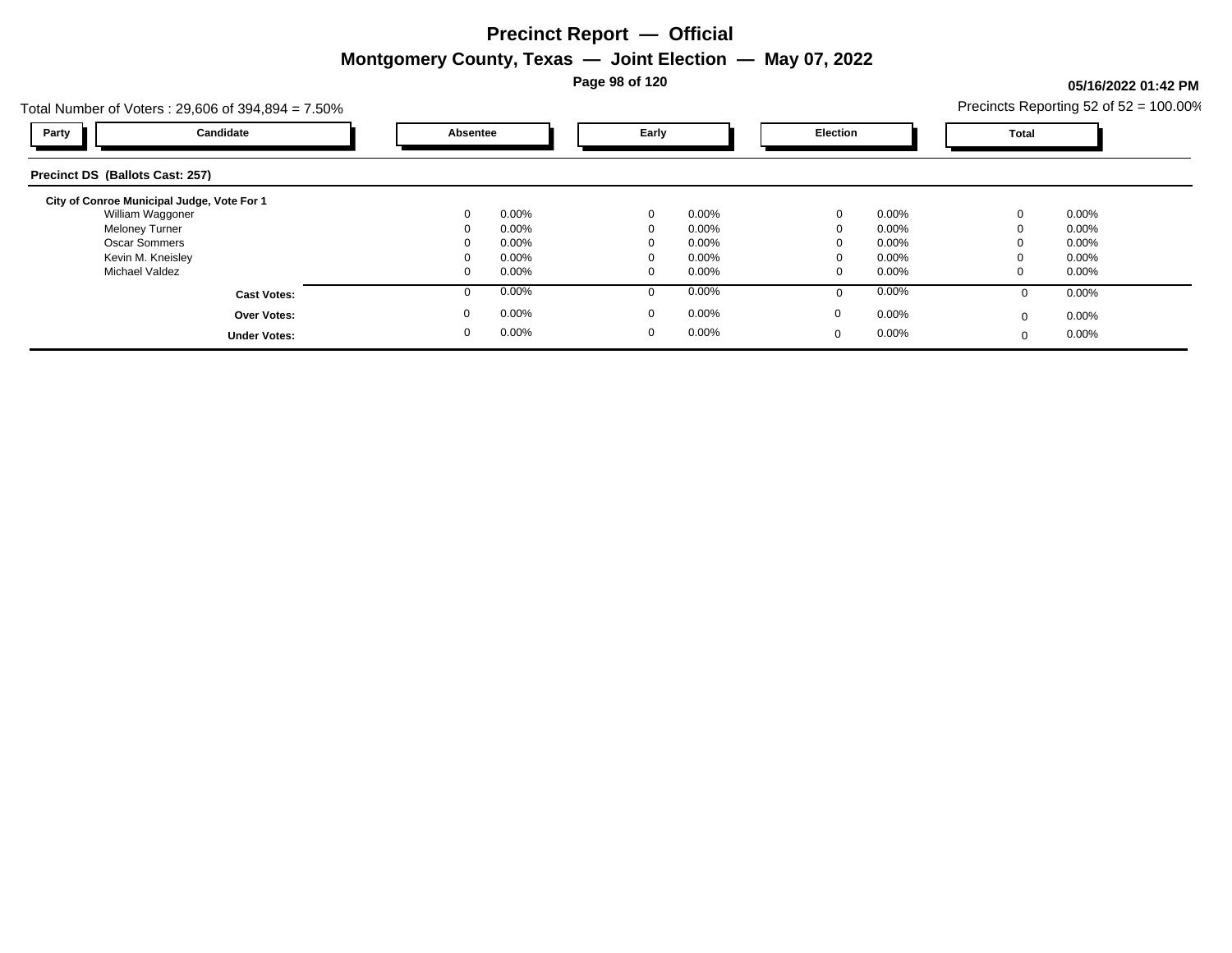# Precinct Report — Official

## Montgomery County, Texas — Joint Election — May 07, 2022

**05/16/2022 01:42 PM**

Total Number of Voters : 29,606 of 394,894 = 7.50%

Precincts Reporting 52 of 52 = 100.00%

| Party | Candidate | Absentee | | Early | | Election | | Total | |
|---|---|---|---|---|---|---|---|---|---|
| **Precinct DS (Ballots Cast: 257)** | | | | | | | | | |
| **City of Conroe Municipal Judge, Vote For 1** | | | | | | | | | |
| | William Waggoner | 0 | 0.00% | 0 | 0.00% | 0 | 0.00% | 0 | 0.00% |
| | Meloney Turner | 0 | 0.00% | 0 | 0.00% | 0 | 0.00% | 0 | 0.00% |
| | Oscar Sommers | 0 | 0.00% | 0 | 0.00% | 0 | 0.00% | 0 | 0.00% |
| | Kevin M. Kneisley | 0 | 0.00% | 0 | 0.00% | 0 | 0.00% | 0 | 0.00% |
| | Michael Valdez | 0 | 0.00% | 0 | 0.00% | 0 | 0.00% | 0 | 0.00% |
| | **Cast Votes:** | 0 | 0.00% | 0 | 0.00% | 0 | 0.00% | 0 | 0.00% |
| | **Over Votes:** | 0 | 0.00% | 0 | 0.00% | 0 | 0.00% | 0 | 0.00% |
| | **Under Votes:** | 0 | 0.00% | 0 | 0.00% | 0 | 0.00% | 0 | 0.00% |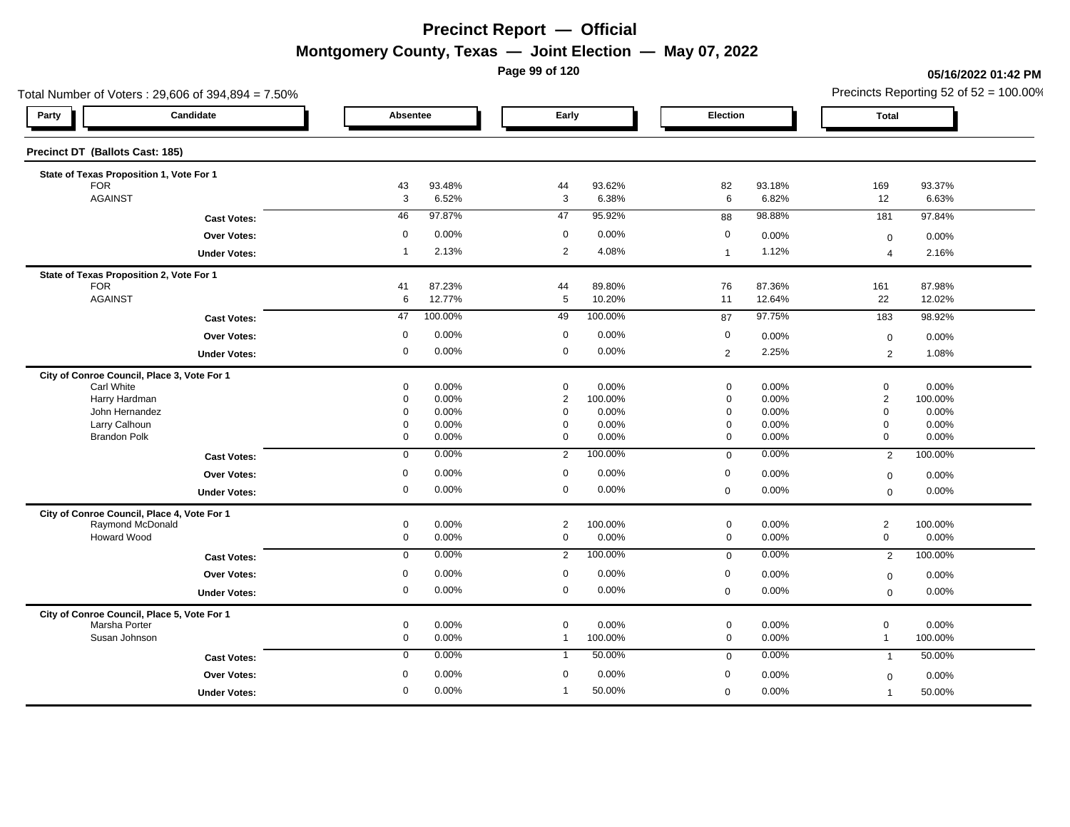# Precinct Report — Official

## Montgomery County, Texas — Joint Election — May 07, 2022

**05/16/2022 01:42 PM**

Total Number of Voters : 29,606 of 394,894 = 7.50%

Precincts Reporting 52 of 52 = 100.00%

| Party | Candidate | Absentee | | Early | | Election | | Total | |
|---|---|---|---|---|---|---|---|---|---|
| **Precinct DT (Ballots Cast: 185)** | | | | | | | | | |
| **State of Texas Proposition 1, Vote For 1** | | | | | | | | | |
| | FOR | 43 | 93.48% | 44 | 93.62% | 82 | 93.18% | 169 | 93.37% |
| | AGAINST | 3 | 6.52% | 3 | 6.38% | 6 | 6.82% | 12 | 6.63% |
| | **Cast Votes:** | 46 | 97.87% | 47 | 95.92% | 88 | 98.88% | 181 | 97.84% |
| | **Over Votes:** | 0 | 0.00% | 0 | 0.00% | 0 | 0.00% | 0 | 0.00% |
| | **Under Votes:** | 1 | 2.13% | 2 | 4.08% | 1 | 1.12% | 4 | 2.16% |
| **State of Texas Proposition 2, Vote For 1** | | | | | | | | | |
| | FOR | 41 | 87.23% | 44 | 89.80% | 76 | 87.36% | 161 | 87.98% |
| | AGAINST | 6 | 12.77% | 5 | 10.20% | 11 | 12.64% | 22 | 12.02% |
| | **Cast Votes:** | 47 | 100.00% | 49 | 100.00% | 87 | 97.75% | 183 | 98.92% |
| | **Over Votes:** | 0 | 0.00% | 0 | 0.00% | 0 | 0.00% | 0 | 0.00% |
| | **Under Votes:** | 0 | 0.00% | 0 | 0.00% | 2 | 2.25% | 2 | 1.08% |
| **City of Conroe Council, Place 3, Vote For 1** | | | | | | | | | |
| | Carl White | 0 | 0.00% | 0 | 0.00% | 0 | 0.00% | 0 | 0.00% |
| | Harry Hardman | 0 | 0.00% | 2 | 100.00% | 0 | 0.00% | 2 | 100.00% |
| | John Hernandez | 0 | 0.00% | 0 | 0.00% | 0 | 0.00% | 0 | 0.00% |
| | Larry Calhoun | 0 | 0.00% | 0 | 0.00% | 0 | 0.00% | 0 | 0.00% |
| | Brandon Polk | 0 | 0.00% | 0 | 0.00% | 0 | 0.00% | 0 | 0.00% |
| | **Cast Votes:** | 0 | 0.00% | 2 | 100.00% | 0 | 0.00% | 2 | 100.00% |
| | **Over Votes:** | 0 | 0.00% | 0 | 0.00% | 0 | 0.00% | 0 | 0.00% |
| | **Under Votes:** | 0 | 0.00% | 0 | 0.00% | 0 | 0.00% | 0 | 0.00% |
| **City of Conroe Council, Place 4, Vote For 1** | | | | | | | | | |
| | Raymond McDonald | 0 | 0.00% | 2 | 100.00% | 0 | 0.00% | 2 | 100.00% |
| | Howard Wood | 0 | 0.00% | 0 | 0.00% | 0 | 0.00% | 0 | 0.00% |
| | **Cast Votes:** | 0 | 0.00% | 2 | 100.00% | 0 | 0.00% | 2 | 100.00% |
| | **Over Votes:** | 0 | 0.00% | 0 | 0.00% | 0 | 0.00% | 0 | 0.00% |
| | **Under Votes:** | 0 | 0.00% | 0 | 0.00% | 0 | 0.00% | 0 | 0.00% |
| **City of Conroe Council, Place 5, Vote For 1** | | | | | | | | | |
| | Marsha Porter | 0 | 0.00% | 0 | 0.00% | 0 | 0.00% | 0 | 0.00% |
| | Susan Johnson | 0 | 0.00% | 1 | 100.00% | 0 | 0.00% | 1 | 100.00% |
| | **Cast Votes:** | 0 | 0.00% | 1 | 50.00% | 0 | 0.00% | 1 | 50.00% |
| | **Over Votes:** | 0 | 0.00% | 0 | 0.00% | 0 | 0.00% | 0 | 0.00% |
| | **Under Votes:** | 0 | 0.00% | 1 | 50.00% | 0 | 0.00% | 1 | 50.00% |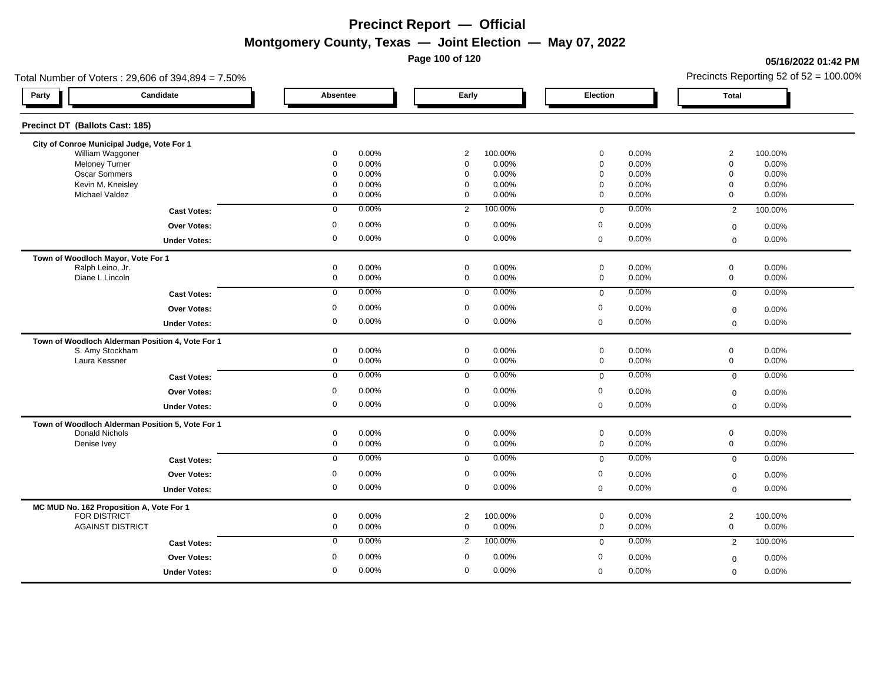# Precinct Report — Official

## Montgomery County, Texas — Joint Election — May 07, 2022

05/16/2022 01:42 PM

Total Number of Voters : 29,606 of 394,894 = 7.50%

Precincts Reporting 52 of 52 = 100.00%

### Precinct DT (Ballots Cast: 185)

**City of Conroe Municipal Judge, Vote For 1**

| Party | Candidate | Absentee | | Early | | Election | | Total | |
|---|---|---|---|---|---|---|---|---|---|
| | William Waggoner | 0 | 0.00% | 2 | 100.00% | 0 | 0.00% | 2 | 100.00% |
| | Meloney Turner | 0 | 0.00% | 0 | 0.00% | 0 | 0.00% | 0 | 0.00% |
| | Oscar Sommers | 0 | 0.00% | 0 | 0.00% | 0 | 0.00% | 0 | 0.00% |
| | Kevin M. Kneisley | 0 | 0.00% | 0 | 0.00% | 0 | 0.00% | 0 | 0.00% |
| | Michael Valdez | 0 | 0.00% | 0 | 0.00% | 0 | 0.00% | 0 | 0.00% |
| | **Cast Votes:** | 0 | 0.00% | 2 | 100.00% | 0 | 0.00% | 2 | 100.00% |
| | **Over Votes:** | 0 | 0.00% | 0 | 0.00% | 0 | 0.00% | 0 | 0.00% |
| | **Under Votes:** | 0 | 0.00% | 0 | 0.00% | 0 | 0.00% | 0 | 0.00% |

**Town of Woodloch Mayor, Vote For 1**

| Party | Candidate | Absentee | | Early | | Election | | Total | |
|---|---|---|---|---|---|---|---|---|---|
| | Ralph Leino, Jr. | 0 | 0.00% | 0 | 0.00% | 0 | 0.00% | 0 | 0.00% |
| | Diane L Lincoln | 0 | 0.00% | 0 | 0.00% | 0 | 0.00% | 0 | 0.00% |
| | **Cast Votes:** | 0 | 0.00% | 0 | 0.00% | 0 | 0.00% | 0 | 0.00% |
| | **Over Votes:** | 0 | 0.00% | 0 | 0.00% | 0 | 0.00% | 0 | 0.00% |
| | **Under Votes:** | 0 | 0.00% | 0 | 0.00% | 0 | 0.00% | 0 | 0.00% |

**Town of Woodloch Alderman Position 4, Vote For 1**

| Party | Candidate | Absentee | | Early | | Election | | Total | |
|---|---|---|---|---|---|---|---|---|---|
| | S. Amy Stockham | 0 | 0.00% | 0 | 0.00% | 0 | 0.00% | 0 | 0.00% |
| | Laura Kessner | 0 | 0.00% | 0 | 0.00% | 0 | 0.00% | 0 | 0.00% |
| | **Cast Votes:** | 0 | 0.00% | 0 | 0.00% | 0 | 0.00% | 0 | 0.00% |
| | **Over Votes:** | 0 | 0.00% | 0 | 0.00% | 0 | 0.00% | 0 | 0.00% |
| | **Under Votes:** | 0 | 0.00% | 0 | 0.00% | 0 | 0.00% | 0 | 0.00% |

**Town of Woodloch Alderman Position 5, Vote For 1**

| Party | Candidate | Absentee | | Early | | Election | | Total | |
|---|---|---|---|---|---|---|---|---|---|
| | Donald Nichols | 0 | 0.00% | 0 | 0.00% | 0 | 0.00% | 0 | 0.00% |
| | Denise Ivey | 0 | 0.00% | 0 | 0.00% | 0 | 0.00% | 0 | 0.00% |
| | **Cast Votes:** | 0 | 0.00% | 0 | 0.00% | 0 | 0.00% | 0 | 0.00% |
| | **Over Votes:** | 0 | 0.00% | 0 | 0.00% | 0 | 0.00% | 0 | 0.00% |
| | **Under Votes:** | 0 | 0.00% | 0 | 0.00% | 0 | 0.00% | 0 | 0.00% |

**MC MUD No. 162 Proposition A, Vote For 1**

| Party | Candidate | Absentee | | Early | | Election | | Total | |
|---|---|---|---|---|---|---|---|---|---|
| | FOR DISTRICT | 0 | 0.00% | 2 | 100.00% | 0 | 0.00% | 2 | 100.00% |
| | AGAINST DISTRICT | 0 | 0.00% | 0 | 0.00% | 0 | 0.00% | 0 | 0.00% |
| | **Cast Votes:** | 0 | 0.00% | 2 | 100.00% | 0 | 0.00% | 2 | 100.00% |
| | **Over Votes:** | 0 | 0.00% | 0 | 0.00% | 0 | 0.00% | 0 | 0.00% |
| | **Under Votes:** | 0 | 0.00% | 0 | 0.00% | 0 | 0.00% | 0 | 0.00% |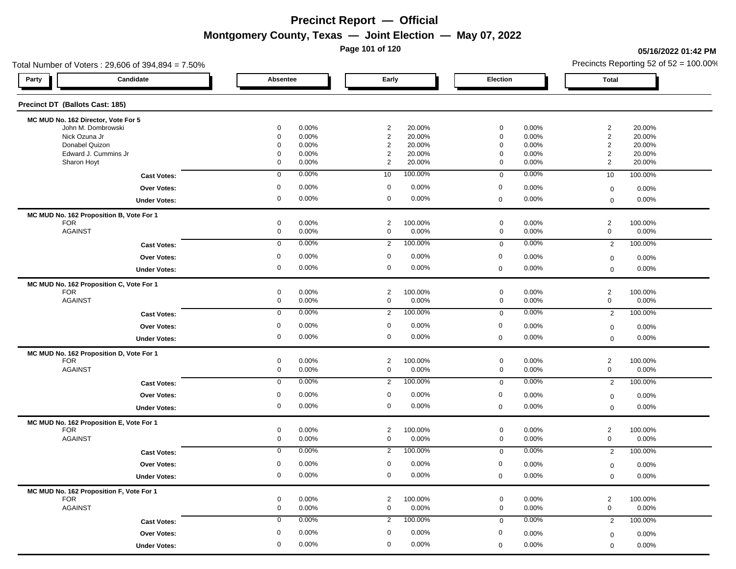# Precinct Report — Official

## Montgomery County, Texas — Joint Election — May 07, 2022

**05/16/2022 01:42 PM**

Total Number of Voters : 29,606 of 394,894 = 7.50%

Precincts Reporting 52 of 52 = 100.00%

| Party | Candidate | Absentee | | Early | | Election | | Total | |
|---|---|---|---|---|---|---|---|---|---|
| **Precinct DT (Ballots Cast: 185)** | | | | | | | | | |
| **MC MUD No. 162 Director, Vote For 5** | | | | | | | | | |
| | John M. Dombrowski | 0 | 0.00% | 2 | 20.00% | 0 | 0.00% | 2 | 20.00% |
| | Nick Ozuna Jr | 0 | 0.00% | 2 | 20.00% | 0 | 0.00% | 2 | 20.00% |
| | Donabel Quizon | 0 | 0.00% | 2 | 20.00% | 0 | 0.00% | 2 | 20.00% |
| | Edward J. Cummins Jr | 0 | 0.00% | 2 | 20.00% | 0 | 0.00% | 2 | 20.00% |
| | Sharon Hoyt | 0 | 0.00% | 2 | 20.00% | 0 | 0.00% | 2 | 20.00% |
| | **Cast Votes:** | 0 | 0.00% | 10 | 100.00% | 0 | 0.00% | 10 | 100.00% |
| | **Over Votes:** | 0 | 0.00% | 0 | 0.00% | 0 | 0.00% | 0 | 0.00% |
| | **Under Votes:** | 0 | 0.00% | 0 | 0.00% | 0 | 0.00% | 0 | 0.00% |
| **MC MUD No. 162 Proposition B, Vote For 1** | | | | | | | | | |
| | FOR | 0 | 0.00% | 2 | 100.00% | 0 | 0.00% | 2 | 100.00% |
| | AGAINST | 0 | 0.00% | 0 | 0.00% | 0 | 0.00% | 0 | 0.00% |
| | **Cast Votes:** | 0 | 0.00% | 2 | 100.00% | 0 | 0.00% | 2 | 100.00% |
| | **Over Votes:** | 0 | 0.00% | 0 | 0.00% | 0 | 0.00% | 0 | 0.00% |
| | **Under Votes:** | 0 | 0.00% | 0 | 0.00% | 0 | 0.00% | 0 | 0.00% |
| **MC MUD No. 162 Proposition C, Vote For 1** | | | | | | | | | |
| | FOR | 0 | 0.00% | 2 | 100.00% | 0 | 0.00% | 2 | 100.00% |
| | AGAINST | 0 | 0.00% | 0 | 0.00% | 0 | 0.00% | 0 | 0.00% |
| | **Cast Votes:** | 0 | 0.00% | 2 | 100.00% | 0 | 0.00% | 2 | 100.00% |
| | **Over Votes:** | 0 | 0.00% | 0 | 0.00% | 0 | 0.00% | 0 | 0.00% |
| | **Under Votes:** | 0 | 0.00% | 0 | 0.00% | 0 | 0.00% | 0 | 0.00% |
| **MC MUD No. 162 Proposition D, Vote For 1** | | | | | | | | | |
| | FOR | 0 | 0.00% | 2 | 100.00% | 0 | 0.00% | 2 | 100.00% |
| | AGAINST | 0 | 0.00% | 0 | 0.00% | 0 | 0.00% | 0 | 0.00% |
| | **Cast Votes:** | 0 | 0.00% | 2 | 100.00% | 0 | 0.00% | 2 | 100.00% |
| | **Over Votes:** | 0 | 0.00% | 0 | 0.00% | 0 | 0.00% | 0 | 0.00% |
| | **Under Votes:** | 0 | 0.00% | 0 | 0.00% | 0 | 0.00% | 0 | 0.00% |
| **MC MUD No. 162 Proposition E, Vote For 1** | | | | | | | | | |
| | FOR | 0 | 0.00% | 2 | 100.00% | 0 | 0.00% | 2 | 100.00% |
| | AGAINST | 0 | 0.00% | 0 | 0.00% | 0 | 0.00% | 0 | 0.00% |
| | **Cast Votes:** | 0 | 0.00% | 2 | 100.00% | 0 | 0.00% | 2 | 100.00% |
| | **Over Votes:** | 0 | 0.00% | 0 | 0.00% | 0 | 0.00% | 0 | 0.00% |
| | **Under Votes:** | 0 | 0.00% | 0 | 0.00% | 0 | 0.00% | 0 | 0.00% |
| **MC MUD No. 162 Proposition F, Vote For 1** | | | | | | | | | |
| | FOR | 0 | 0.00% | 2 | 100.00% | 0 | 0.00% | 2 | 100.00% |
| | AGAINST | 0 | 0.00% | 0 | 0.00% | 0 | 0.00% | 0 | 0.00% |
| | **Cast Votes:** | 0 | 0.00% | 2 | 100.00% | 0 | 0.00% | 2 | 100.00% |
| | **Over Votes:** | 0 | 0.00% | 0 | 0.00% | 0 | 0.00% | 0 | 0.00% |
| | **Under Votes:** | 0 | 0.00% | 0 | 0.00% | 0 | 0.00% | 0 | 0.00% |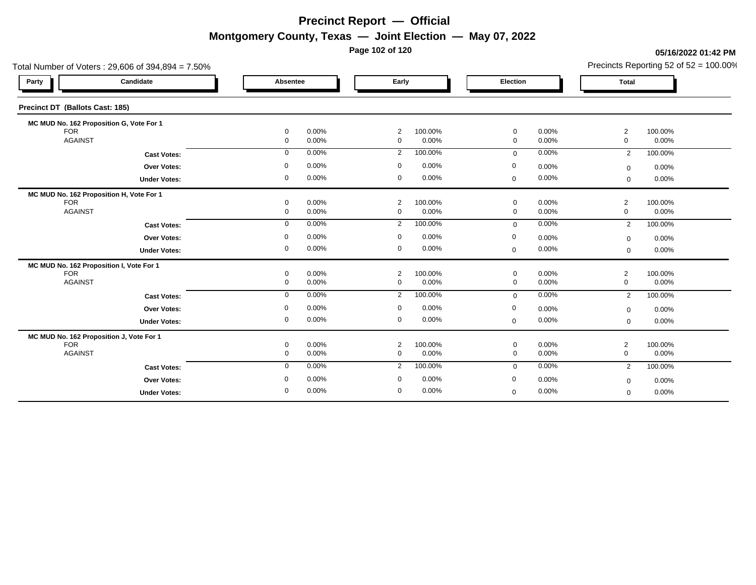# Precinct Report — Official

## Montgomery County, Texas — Joint Election — May 07, 2022

05/16/2022 01:42 PM

Total Number of Voters : 29,606 of 394,894 = 7.50%

Precincts Reporting 52 of 52 = 100.00%

### Precinct DT (Ballots Cast: 185)

| Party | Candidate | Absentee | | Early | | Election | | Total | |
|---|---|---|---|---|---|---|---|---|---|
| | **MC MUD No. 162 Proposition G, Vote For 1** | | | | | | | | |
| | FOR | 0 | 0.00% | 2 | 100.00% | 0 | 0.00% | 2 | 100.00% |
| | AGAINST | 0 | 0.00% | 0 | 0.00% | 0 | 0.00% | 0 | 0.00% |
| | **Cast Votes:** | 0 | 0.00% | 2 | 100.00% | 0 | 0.00% | 2 | 100.00% |
| | **Over Votes:** | 0 | 0.00% | 0 | 0.00% | 0 | 0.00% | 0 | 0.00% |
| | **Under Votes:** | 0 | 0.00% | 0 | 0.00% | 0 | 0.00% | 0 | 0.00% |
| | **MC MUD No. 162 Proposition H, Vote For 1** | | | | | | | | |
| | FOR | 0 | 0.00% | 2 | 100.00% | 0 | 0.00% | 2 | 100.00% |
| | AGAINST | 0 | 0.00% | 0 | 0.00% | 0 | 0.00% | 0 | 0.00% |
| | **Cast Votes:** | 0 | 0.00% | 2 | 100.00% | 0 | 0.00% | 2 | 100.00% |
| | **Over Votes:** | 0 | 0.00% | 0 | 0.00% | 0 | 0.00% | 0 | 0.00% |
| | **Under Votes:** | 0 | 0.00% | 0 | 0.00% | 0 | 0.00% | 0 | 0.00% |
| | **MC MUD No. 162 Proposition I, Vote For 1** | | | | | | | | |
| | FOR | 0 | 0.00% | 2 | 100.00% | 0 | 0.00% | 2 | 100.00% |
| | AGAINST | 0 | 0.00% | 0 | 0.00% | 0 | 0.00% | 0 | 0.00% |
| | **Cast Votes:** | 0 | 0.00% | 2 | 100.00% | 0 | 0.00% | 2 | 100.00% |
| | **Over Votes:** | 0 | 0.00% | 0 | 0.00% | 0 | 0.00% | 0 | 0.00% |
| | **Under Votes:** | 0 | 0.00% | 0 | 0.00% | 0 | 0.00% | 0 | 0.00% |
| | **MC MUD No. 162 Proposition J, Vote For 1** | | | | | | | | |
| | FOR | 0 | 0.00% | 2 | 100.00% | 0 | 0.00% | 2 | 100.00% |
| | AGAINST | 0 | 0.00% | 0 | 0.00% | 0 | 0.00% | 0 | 0.00% |
| | **Cast Votes:** | 0 | 0.00% | 2 | 100.00% | 0 | 0.00% | 2 | 100.00% |
| | **Over Votes:** | 0 | 0.00% | 0 | 0.00% | 0 | 0.00% | 0 | 0.00% |
| | **Under Votes:** | 0 | 0.00% | 0 | 0.00% | 0 | 0.00% | 0 | 0.00% |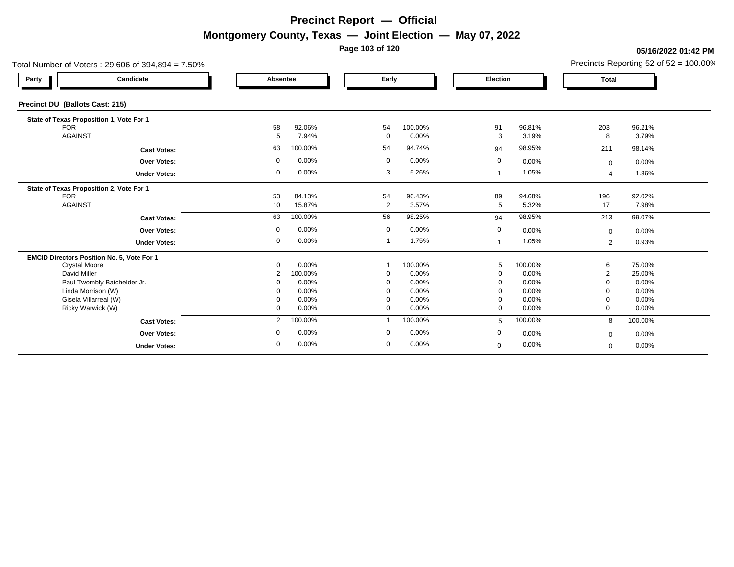# Precinct Report — Official

## Montgomery County, Texas — Joint Election — May 07, 2022

05/16/2022 01:42 PM

Total Number of Voters : 29,606 of 394,894 = 7.50%

Precincts Reporting 52 of 52 = 100.00%

| Party | Candidate | Absentee | | Early | | Election | | Total | |
|---|---|---|---|---|---|---|---|---|---|
| **Precinct DU (Ballots Cast: 215)** | | | | | | | | | |
| **State of Texas Proposition 1, Vote For 1** | | | | | | | | | |
| | FOR | 58 | 92.06% | 54 | 100.00% | 91 | 96.81% | 203 | 96.21% |
| | AGAINST | 5 | 7.94% | 0 | 0.00% | 3 | 3.19% | 8 | 3.79% |
| | **Cast Votes:** | 63 | 100.00% | 54 | 94.74% | 94 | 98.95% | 211 | 98.14% |
| | **Over Votes:** | 0 | 0.00% | 0 | 0.00% | 0 | 0.00% | 0 | 0.00% |
| | **Under Votes:** | 0 | 0.00% | 3 | 5.26% | 1 | 1.05% | 4 | 1.86% |
| **State of Texas Proposition 2, Vote For 1** | | | | | | | | | |
| | FOR | 53 | 84.13% | 54 | 96.43% | 89 | 94.68% | 196 | 92.02% |
| | AGAINST | 10 | 15.87% | 2 | 3.57% | 5 | 5.32% | 17 | 7.98% |
| | **Cast Votes:** | 63 | 100.00% | 56 | 98.25% | 94 | 98.95% | 213 | 99.07% |
| | **Over Votes:** | 0 | 0.00% | 0 | 0.00% | 0 | 0.00% | 0 | 0.00% |
| | **Under Votes:** | 0 | 0.00% | 1 | 1.75% | 1 | 1.05% | 2 | 0.93% |
| **EMCID Directors Position No. 5, Vote For 1** | | | | | | | | | |
| | Crystal Moore | 0 | 0.00% | 1 | 100.00% | 5 | 100.00% | 6 | 75.00% |
| | David Miller | 2 | 100.00% | 0 | 0.00% | 0 | 0.00% | 2 | 25.00% |
| | Paul Twombly Batchelder Jr. | 0 | 0.00% | 0 | 0.00% | 0 | 0.00% | 0 | 0.00% |
| | Linda Morrison (W) | 0 | 0.00% | 0 | 0.00% | 0 | 0.00% | 0 | 0.00% |
| | Gisela Villarreal (W) | 0 | 0.00% | 0 | 0.00% | 0 | 0.00% | 0 | 0.00% |
| | Ricky Warwick (W) | 0 | 0.00% | 0 | 0.00% | 0 | 0.00% | 0 | 0.00% |
| | **Cast Votes:** | 2 | 100.00% | 1 | 100.00% | 5 | 100.00% | 8 | 100.00% |
| | **Over Votes:** | 0 | 0.00% | 0 | 0.00% | 0 | 0.00% | 0 | 0.00% |
| | **Under Votes:** | 0 | 0.00% | 0 | 0.00% | 0 | 0.00% | 0 | 0.00% |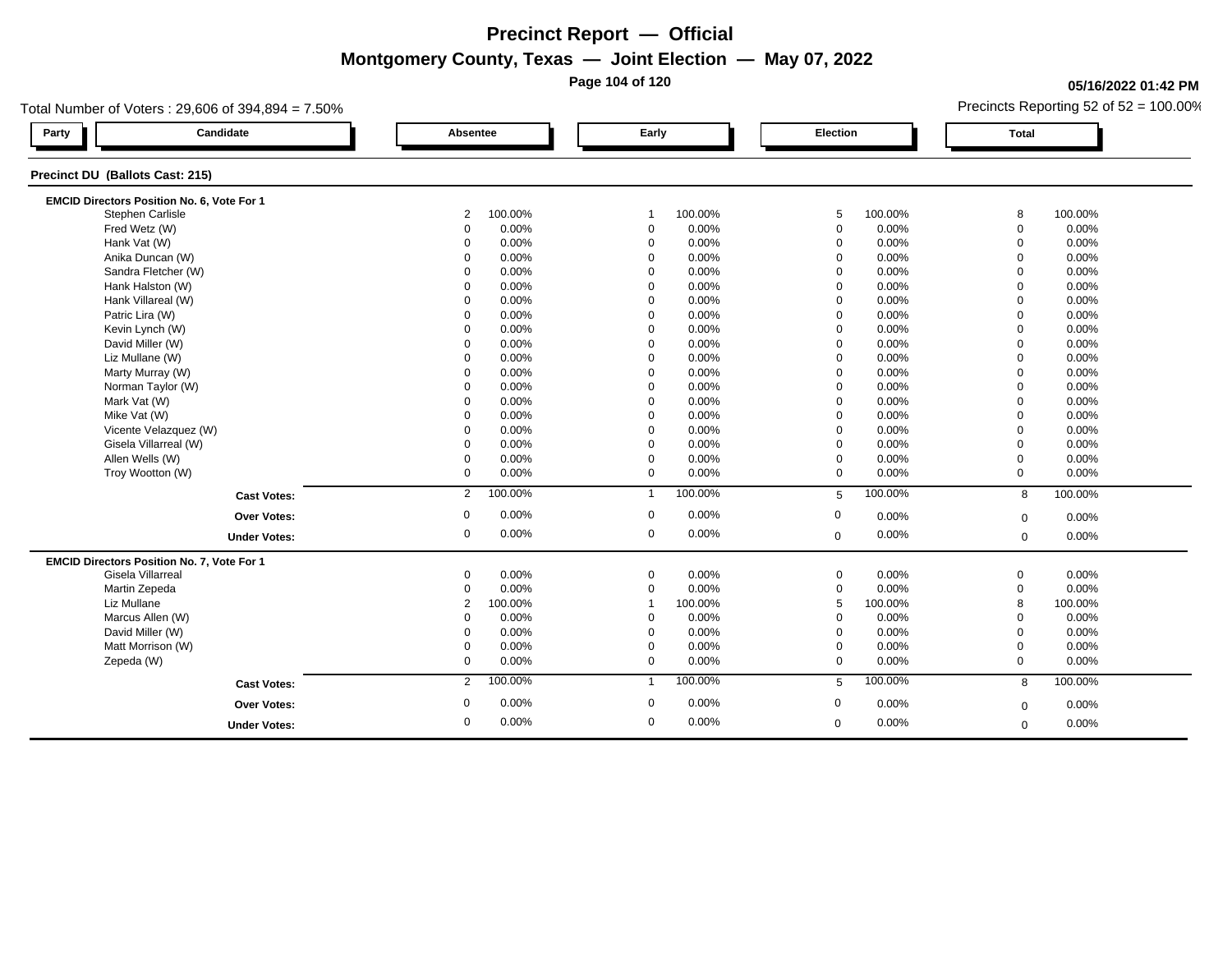# Precinct Report — Official

## Montgomery County, Texas — Joint Election — May 07, 2022

05/16/2022 01:42 PM

Total Number of Voters : 29,606 of 394,894 = 7.50%

Precincts Reporting 52 of 52 = 100.00%

### Precinct DU (Ballots Cast: 215)

**EMCID Directors Position No. 6, Vote For 1**

| Party | Candidate | Absentee | | Early | | Election | | Total | |
|---|---|---|---|---|---|---|---|---|---|
| | Stephen Carlisle | 2 | 100.00% | 1 | 100.00% | 5 | 100.00% | 8 | 100.00% |
| | Fred Wetz (W) | 0 | 0.00% | 0 | 0.00% | 0 | 0.00% | 0 | 0.00% |
| | Hank Vat (W) | 0 | 0.00% | 0 | 0.00% | 0 | 0.00% | 0 | 0.00% |
| | Anika Duncan (W) | 0 | 0.00% | 0 | 0.00% | 0 | 0.00% | 0 | 0.00% |
| | Sandra Fletcher (W) | 0 | 0.00% | 0 | 0.00% | 0 | 0.00% | 0 | 0.00% |
| | Hank Halston (W) | 0 | 0.00% | 0 | 0.00% | 0 | 0.00% | 0 | 0.00% |
| | Hank Villareal (W) | 0 | 0.00% | 0 | 0.00% | 0 | 0.00% | 0 | 0.00% |
| | Patric Lira (W) | 0 | 0.00% | 0 | 0.00% | 0 | 0.00% | 0 | 0.00% |
| | Kevin Lynch (W) | 0 | 0.00% | 0 | 0.00% | 0 | 0.00% | 0 | 0.00% |
| | David Miller (W) | 0 | 0.00% | 0 | 0.00% | 0 | 0.00% | 0 | 0.00% |
| | Liz Mullane (W) | 0 | 0.00% | 0 | 0.00% | 0 | 0.00% | 0 | 0.00% |
| | Marty Murray (W) | 0 | 0.00% | 0 | 0.00% | 0 | 0.00% | 0 | 0.00% |
| | Norman Taylor (W) | 0 | 0.00% | 0 | 0.00% | 0 | 0.00% | 0 | 0.00% |
| | Mark Vat (W) | 0 | 0.00% | 0 | 0.00% | 0 | 0.00% | 0 | 0.00% |
| | Mike Vat (W) | 0 | 0.00% | 0 | 0.00% | 0 | 0.00% | 0 | 0.00% |
| | Vicente Velazquez (W) | 0 | 0.00% | 0 | 0.00% | 0 | 0.00% | 0 | 0.00% |
| | Gisela Villarreal (W) | 0 | 0.00% | 0 | 0.00% | 0 | 0.00% | 0 | 0.00% |
| | Allen Wells (W) | 0 | 0.00% | 0 | 0.00% | 0 | 0.00% | 0 | 0.00% |
| | Troy Wootton (W) | 0 | 0.00% | 0 | 0.00% | 0 | 0.00% | 0 | 0.00% |
| | **Cast Votes:** | 2 | 100.00% | 1 | 100.00% | 5 | 100.00% | 8 | 100.00% |
| | **Over Votes:** | 0 | 0.00% | 0 | 0.00% | 0 | 0.00% | 0 | 0.00% |
| | **Under Votes:** | 0 | 0.00% | 0 | 0.00% | 0 | 0.00% | 0 | 0.00% |

**EMCID Directors Position No. 7, Vote For 1**

| Party | Candidate | Absentee | | Early | | Election | | Total | |
|---|---|---|---|---|---|---|---|---|---|
| | Gisela Villarreal | 0 | 0.00% | 0 | 0.00% | 0 | 0.00% | 0 | 0.00% |
| | Martin Zepeda | 0 | 0.00% | 0 | 0.00% | 0 | 0.00% | 0 | 0.00% |
| | Liz Mullane | 2 | 100.00% | 1 | 100.00% | 5 | 100.00% | 8 | 100.00% |
| | Marcus Allen (W) | 0 | 0.00% | 0 | 0.00% | 0 | 0.00% | 0 | 0.00% |
| | David Miller (W) | 0 | 0.00% | 0 | 0.00% | 0 | 0.00% | 0 | 0.00% |
| | Matt Morrison (W) | 0 | 0.00% | 0 | 0.00% | 0 | 0.00% | 0 | 0.00% |
| | Zepeda (W) | 0 | 0.00% | 0 | 0.00% | 0 | 0.00% | 0 | 0.00% |
| | **Cast Votes:** | 2 | 100.00% | 1 | 100.00% | 5 | 100.00% | 8 | 100.00% |
| | **Over Votes:** | 0 | 0.00% | 0 | 0.00% | 0 | 0.00% | 0 | 0.00% |
| | **Under Votes:** | 0 | 0.00% | 0 | 0.00% | 0 | 0.00% | 0 | 0.00% |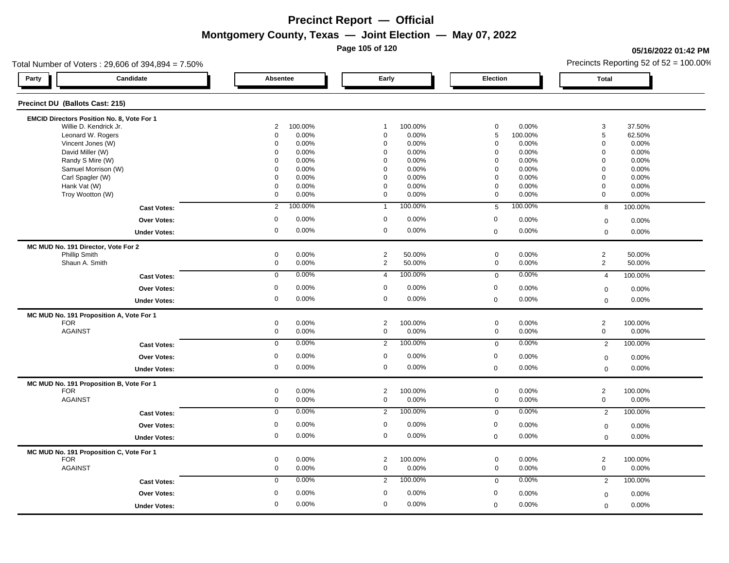# Precinct Report — Official

## Montgomery County, Texas — Joint Election — May 07, 2022

05/16/2022 01:42 PM

Total Number of Voters : 29,606 of 394,894 = 7.50%

Precincts Reporting 52 of 52 = 100.00%

### Precinct DU (Ballots Cast: 215)

**EMCID Directors Position No. 8, Vote For 1**

| Party | Candidate | Absentee | | Early | | Election | | Total | |
|---|---|---|---|---|---|---|---|---|---|
| | Willie D. Kendrick Jr. | 2 | 100.00% | 1 | 100.00% | 0 | 0.00% | 3 | 37.50% |
| | Leonard W. Rogers | 0 | 0.00% | 0 | 0.00% | 5 | 100.00% | 5 | 62.50% |
| | Vincent Jones (W) | 0 | 0.00% | 0 | 0.00% | 0 | 0.00% | 0 | 0.00% |
| | David Miller (W) | 0 | 0.00% | 0 | 0.00% | 0 | 0.00% | 0 | 0.00% |
| | Randy S Mire (W) | 0 | 0.00% | 0 | 0.00% | 0 | 0.00% | 0 | 0.00% |
| | Samuel Morrison (W) | 0 | 0.00% | 0 | 0.00% | 0 | 0.00% | 0 | 0.00% |
| | Carl Spagler (W) | 0 | 0.00% | 0 | 0.00% | 0 | 0.00% | 0 | 0.00% |
| | Hank Vat (W) | 0 | 0.00% | 0 | 0.00% | 0 | 0.00% | 0 | 0.00% |
| | Troy Wootton (W) | 0 | 0.00% | 0 | 0.00% | 0 | 0.00% | 0 | 0.00% |
| | **Cast Votes:** | 2 | 100.00% | 1 | 100.00% | 5 | 100.00% | 8 | 100.00% |
| | **Over Votes:** | 0 | 0.00% | 0 | 0.00% | 0 | 0.00% | 0 | 0.00% |
| | **Under Votes:** | 0 | 0.00% | 0 | 0.00% | 0 | 0.00% | 0 | 0.00% |

**MC MUD No. 191 Director, Vote For 2**

| Party | Candidate | Absentee | | Early | | Election | | Total | |
|---|---|---|---|---|---|---|---|---|---|
| | Phillip Smith | 0 | 0.00% | 2 | 50.00% | 0 | 0.00% | 2 | 50.00% |
| | Shaun A. Smith | 0 | 0.00% | 2 | 50.00% | 0 | 0.00% | 2 | 50.00% |
| | **Cast Votes:** | 0 | 0.00% | 4 | 100.00% | 0 | 0.00% | 4 | 100.00% |
| | **Over Votes:** | 0 | 0.00% | 0 | 0.00% | 0 | 0.00% | 0 | 0.00% |
| | **Under Votes:** | 0 | 0.00% | 0 | 0.00% | 0 | 0.00% | 0 | 0.00% |

**MC MUD No. 191 Proposition A, Vote For 1**

| Party | Candidate | Absentee | | Early | | Election | | Total | |
|---|---|---|---|---|---|---|---|---|---|
| | FOR | 0 | 0.00% | 2 | 100.00% | 0 | 0.00% | 2 | 100.00% |
| | AGAINST | 0 | 0.00% | 0 | 0.00% | 0 | 0.00% | 0 | 0.00% |
| | **Cast Votes:** | 0 | 0.00% | 2 | 100.00% | 0 | 0.00% | 2 | 100.00% |
| | **Over Votes:** | 0 | 0.00% | 0 | 0.00% | 0 | 0.00% | 0 | 0.00% |
| | **Under Votes:** | 0 | 0.00% | 0 | 0.00% | 0 | 0.00% | 0 | 0.00% |

**MC MUD No. 191 Proposition B, Vote For 1**

| Party | Candidate | Absentee | | Early | | Election | | Total | |
|---|---|---|---|---|---|---|---|---|---|
| | FOR | 0 | 0.00% | 2 | 100.00% | 0 | 0.00% | 2 | 100.00% |
| | AGAINST | 0 | 0.00% | 0 | 0.00% | 0 | 0.00% | 0 | 0.00% |
| | **Cast Votes:** | 0 | 0.00% | 2 | 100.00% | 0 | 0.00% | 2 | 100.00% |
| | **Over Votes:** | 0 | 0.00% | 0 | 0.00% | 0 | 0.00% | 0 | 0.00% |
| | **Under Votes:** | 0 | 0.00% | 0 | 0.00% | 0 | 0.00% | 0 | 0.00% |

**MC MUD No. 191 Proposition C, Vote For 1**

| Party | Candidate | Absentee | | Early | | Election | | Total | |
|---|---|---|---|---|---|---|---|---|---|
| | FOR | 0 | 0.00% | 2 | 100.00% | 0 | 0.00% | 2 | 100.00% |
| | AGAINST | 0 | 0.00% | 0 | 0.00% | 0 | 0.00% | 0 | 0.00% |
| | **Cast Votes:** | 0 | 0.00% | 2 | 100.00% | 0 | 0.00% | 2 | 100.00% |
| | **Over Votes:** | 0 | 0.00% | 0 | 0.00% | 0 | 0.00% | 0 | 0.00% |
| | **Under Votes:** | 0 | 0.00% | 0 | 0.00% | 0 | 0.00% | 0 | 0.00% |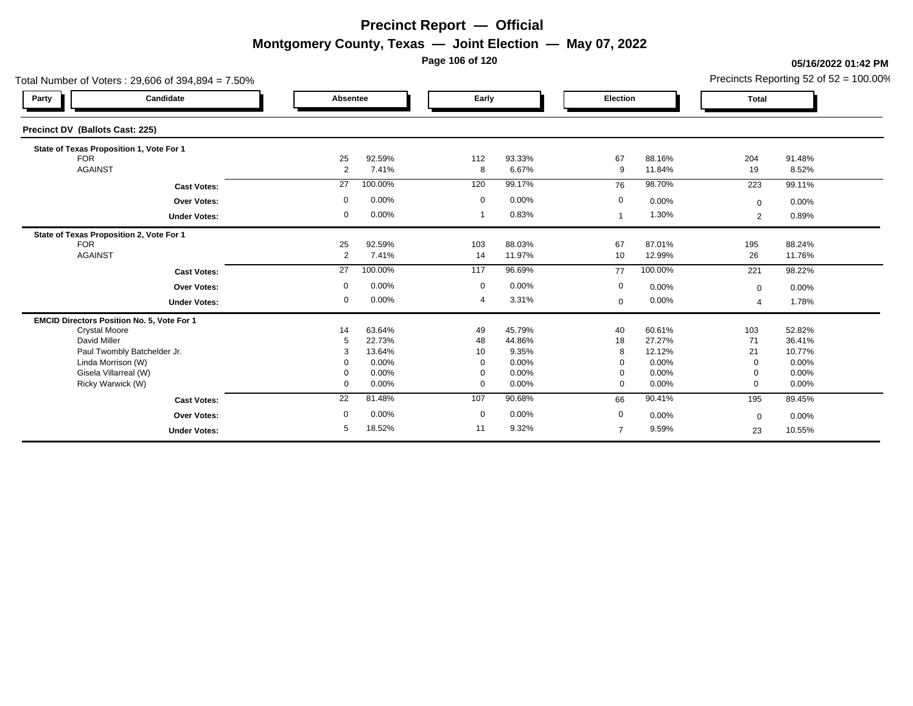# Precinct Report — Official

## Montgomery County, Texas — Joint Election — May 07, 2022

05/16/2022 01:42 PM

Total Number of Voters : 29,606 of 394,894 = 7.50%

Precincts Reporting 52 of 52 = 100.00%

### Precinct DV (Ballots Cast: 225)

| Party | Candidate | Absentee | | Early | | Election | | Total | |
|---|---|---|---|---|---|---|---|---|---|
| | **State of Texas Proposition 1, Vote For 1** | | | | | | | | |
| | FOR | 25 | 92.59% | 112 | 93.33% | 67 | 88.16% | 204 | 91.48% |
| | AGAINST | 2 | 7.41% | 8 | 6.67% | 9 | 11.84% | 19 | 8.52% |
| | **Cast Votes:** | 27 | 100.00% | 120 | 99.17% | 76 | 98.70% | 223 | 99.11% |
| | **Over Votes:** | 0 | 0.00% | 0 | 0.00% | 0 | 0.00% | 0 | 0.00% |
| | **Under Votes:** | 0 | 0.00% | 1 | 0.83% | 1 | 1.30% | 2 | 0.89% |
| | **State of Texas Proposition 2, Vote For 1** | | | | | | | | |
| | FOR | 25 | 92.59% | 103 | 88.03% | 67 | 87.01% | 195 | 88.24% |
| | AGAINST | 2 | 7.41% | 14 | 11.97% | 10 | 12.99% | 26 | 11.76% |
| | **Cast Votes:** | 27 | 100.00% | 117 | 96.69% | 77 | 100.00% | 221 | 98.22% |
| | **Over Votes:** | 0 | 0.00% | 0 | 0.00% | 0 | 0.00% | 0 | 0.00% |
| | **Under Votes:** | 0 | 0.00% | 4 | 3.31% | 0 | 0.00% | 4 | 1.78% |
| | **EMCID Directors Position No. 5, Vote For 1** | | | | | | | | |
| | Crystal Moore | 14 | 63.64% | 49 | 45.79% | 40 | 60.61% | 103 | 52.82% |
| | David Miller | 5 | 22.73% | 48 | 44.86% | 18 | 27.27% | 71 | 36.41% |
| | Paul Twombly Batchelder Jr. | 3 | 13.64% | 10 | 9.35% | 8 | 12.12% | 21 | 10.77% |
| | Linda Morrison (W) | 0 | 0.00% | 0 | 0.00% | 0 | 0.00% | 0 | 0.00% |
| | Gisela Villarreal (W) | 0 | 0.00% | 0 | 0.00% | 0 | 0.00% | 0 | 0.00% |
| | Ricky Warwick (W) | 0 | 0.00% | 0 | 0.00% | 0 | 0.00% | 0 | 0.00% |
| | **Cast Votes:** | 22 | 81.48% | 107 | 90.68% | 66 | 90.41% | 195 | 89.45% |
| | **Over Votes:** | 0 | 0.00% | 0 | 0.00% | 0 | 0.00% | 0 | 0.00% |
| | **Under Votes:** | 5 | 18.52% | 11 | 9.32% | 7 | 9.59% | 23 | 10.55% |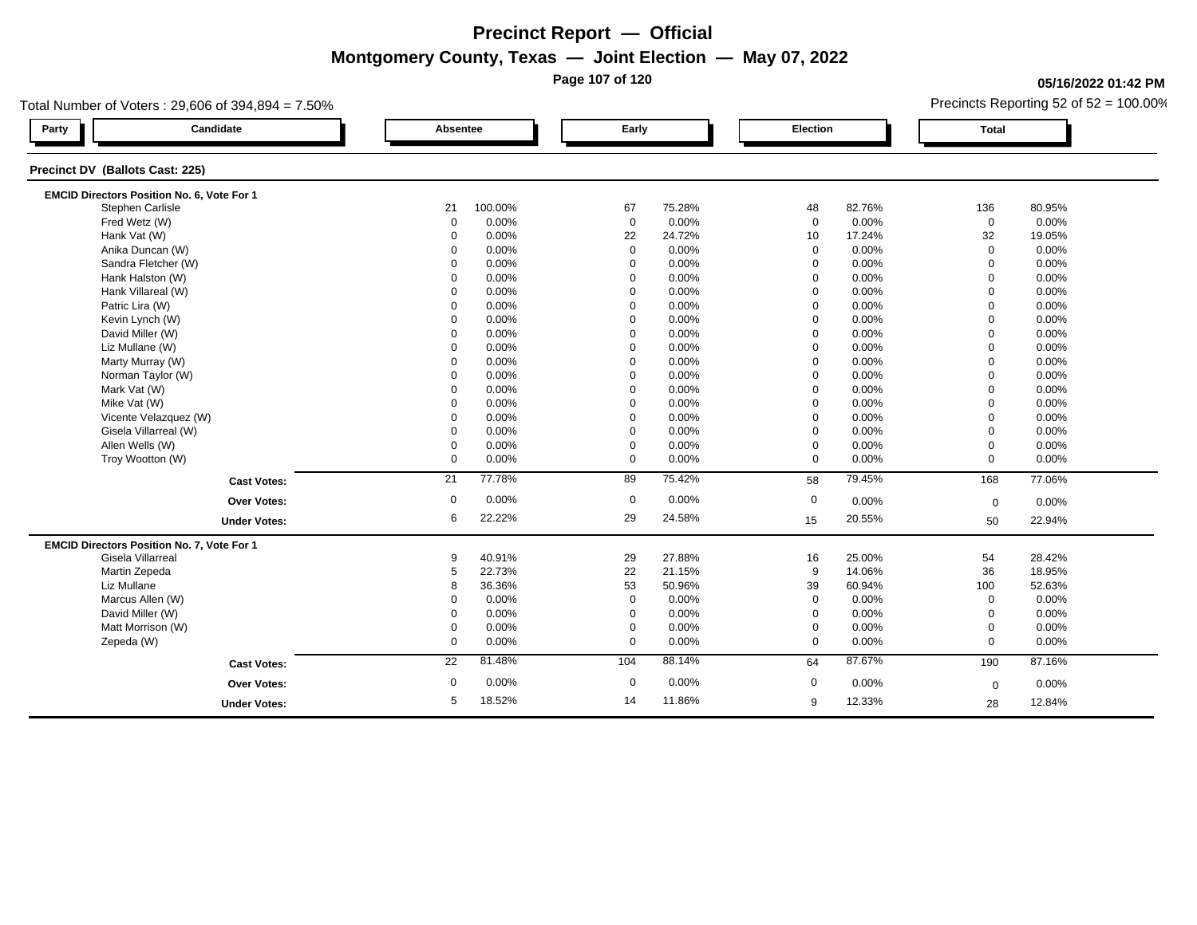# Precinct Report — Official

## Montgomery County, Texas — Joint Election — May 07, 2022

**05/16/2022 01:42 PM**

Total Number of Voters : 29,606 of 394,894 = 7.50%

Precincts Reporting 52 of 52 = 100.00%

### Precinct DV (Ballots Cast: 225)

| Party | Candidate | Absentee | | Early | | Election | | Total | |
|---|---|---|---|---|---|---|---|---|---|
| | **EMCID Directors Position No. 6, Vote For 1** | | | | | | | | |
| | Stephen Carlisle | 21 | 100.00% | 67 | 75.28% | 48 | 82.76% | 136 | 80.95% |
| | Fred Wetz (W) | 0 | 0.00% | 0 | 0.00% | 0 | 0.00% | 0 | 0.00% |
| | Hank Vat (W) | 0 | 0.00% | 22 | 24.72% | 10 | 17.24% | 32 | 19.05% |
| | Anika Duncan (W) | 0 | 0.00% | 0 | 0.00% | 0 | 0.00% | 0 | 0.00% |
| | Sandra Fletcher (W) | 0 | 0.00% | 0 | 0.00% | 0 | 0.00% | 0 | 0.00% |
| | Hank Halston (W) | 0 | 0.00% | 0 | 0.00% | 0 | 0.00% | 0 | 0.00% |
| | Hank Villareal (W) | 0 | 0.00% | 0 | 0.00% | 0 | 0.00% | 0 | 0.00% |
| | Patric Lira (W) | 0 | 0.00% | 0 | 0.00% | 0 | 0.00% | 0 | 0.00% |
| | Kevin Lynch (W) | 0 | 0.00% | 0 | 0.00% | 0 | 0.00% | 0 | 0.00% |
| | David Miller (W) | 0 | 0.00% | 0 | 0.00% | 0 | 0.00% | 0 | 0.00% |
| | Liz Mullane (W) | 0 | 0.00% | 0 | 0.00% | 0 | 0.00% | 0 | 0.00% |
| | Marty Murray (W) | 0 | 0.00% | 0 | 0.00% | 0 | 0.00% | 0 | 0.00% |
| | Norman Taylor (W) | 0 | 0.00% | 0 | 0.00% | 0 | 0.00% | 0 | 0.00% |
| | Mark Vat (W) | 0 | 0.00% | 0 | 0.00% | 0 | 0.00% | 0 | 0.00% |
| | Mike Vat (W) | 0 | 0.00% | 0 | 0.00% | 0 | 0.00% | 0 | 0.00% |
| | Vicente Velazquez (W) | 0 | 0.00% | 0 | 0.00% | 0 | 0.00% | 0 | 0.00% |
| | Gisela Villarreal (W) | 0 | 0.00% | 0 | 0.00% | 0 | 0.00% | 0 | 0.00% |
| | Allen Wells (W) | 0 | 0.00% | 0 | 0.00% | 0 | 0.00% | 0 | 0.00% |
| | Troy Wootton (W) | 0 | 0.00% | 0 | 0.00% | 0 | 0.00% | 0 | 0.00% |
| | **Cast Votes:** | 21 | 77.78% | 89 | 75.42% | 58 | 79.45% | 168 | 77.06% |
| | **Over Votes:** | 0 | 0.00% | 0 | 0.00% | 0 | 0.00% | 0 | 0.00% |
| | **Under Votes:** | 6 | 22.22% | 29 | 24.58% | 15 | 20.55% | 50 | 22.94% |
| | **EMCID Directors Position No. 7, Vote For 1** | | | | | | | | |
| | Gisela Villarreal | 9 | 40.91% | 29 | 27.88% | 16 | 25.00% | 54 | 28.42% |
| | Martin Zepeda | 5 | 22.73% | 22 | 21.15% | 9 | 14.06% | 36 | 18.95% |
| | Liz Mullane | 8 | 36.36% | 53 | 50.96% | 39 | 60.94% | 100 | 52.63% |
| | Marcus Allen (W) | 0 | 0.00% | 0 | 0.00% | 0 | 0.00% | 0 | 0.00% |
| | David Miller (W) | 0 | 0.00% | 0 | 0.00% | 0 | 0.00% | 0 | 0.00% |
| | Matt Morrison (W) | 0 | 0.00% | 0 | 0.00% | 0 | 0.00% | 0 | 0.00% |
| | Zepeda (W) | 0 | 0.00% | 0 | 0.00% | 0 | 0.00% | 0 | 0.00% |
| | **Cast Votes:** | 22 | 81.48% | 104 | 88.14% | 64 | 87.67% | 190 | 87.16% |
| | **Over Votes:** | 0 | 0.00% | 0 | 0.00% | 0 | 0.00% | 0 | 0.00% |
| | **Under Votes:** | 5 | 18.52% | 14 | 11.86% | 9 | 12.33% | 28 | 12.84% |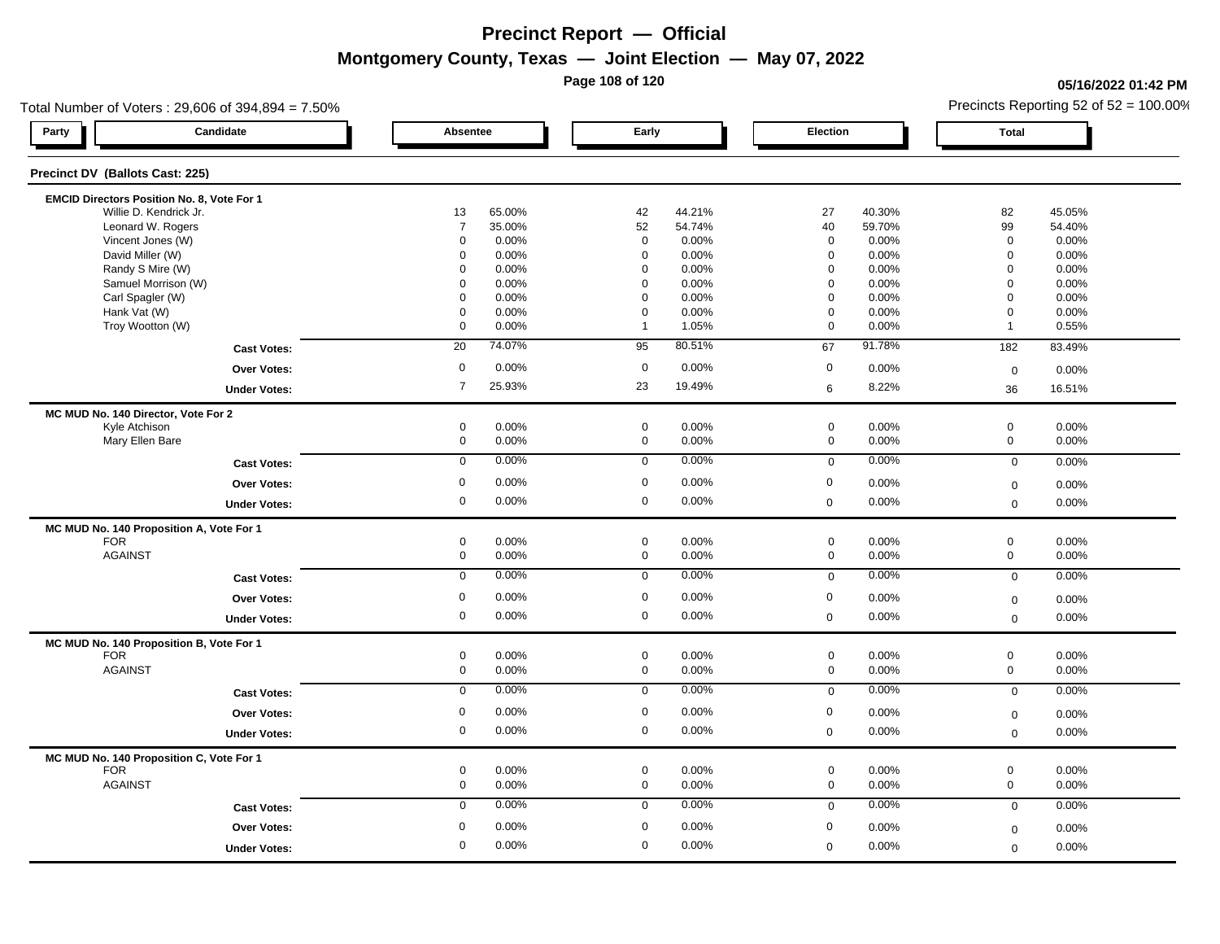# Precinct Report — Official

## Montgomery County, Texas — Joint Election — May 07, 2022

05/16/2022 01:42 PM

Total Number of Voters : 29,606 of 394,894 = 7.50%

Precincts Reporting 52 of 52 = 100.00%

### Precinct DV (Ballots Cast: 225)

**EMCID Directors Position No. 8, Vote For 1**

| Party | Candidate | Absentee | | Early | | Election | | Total | |
|---|---|---|---|---|---|---|---|---|---|
| | Willie D. Kendrick Jr. | 13 | 65.00% | 42 | 44.21% | 27 | 40.30% | 82 | 45.05% |
| | Leonard W. Rogers | 7 | 35.00% | 52 | 54.74% | 40 | 59.70% | 99 | 54.40% |
| | Vincent Jones (W) | 0 | 0.00% | 0 | 0.00% | 0 | 0.00% | 0 | 0.00% |
| | David Miller (W) | 0 | 0.00% | 0 | 0.00% | 0 | 0.00% | 0 | 0.00% |
| | Randy S Mire (W) | 0 | 0.00% | 0 | 0.00% | 0 | 0.00% | 0 | 0.00% |
| | Samuel Morrison (W) | 0 | 0.00% | 0 | 0.00% | 0 | 0.00% | 0 | 0.00% |
| | Carl Spagler (W) | 0 | 0.00% | 0 | 0.00% | 0 | 0.00% | 0 | 0.00% |
| | Hank Vat (W) | 0 | 0.00% | 0 | 0.00% | 0 | 0.00% | 0 | 0.00% |
| | Troy Wootton (W) | 0 | 0.00% | 1 | 1.05% | 0 | 0.00% | 1 | 0.55% |
| | **Cast Votes:** | 20 | 74.07% | 95 | 80.51% | 67 | 91.78% | 182 | 83.49% |
| | **Over Votes:** | 0 | 0.00% | 0 | 0.00% | 0 | 0.00% | 0 | 0.00% |
| | **Under Votes:** | 7 | 25.93% | 23 | 19.49% | 6 | 8.22% | 36 | 16.51% |

**MC MUD No. 140 Director, Vote For 2**

| Party | Candidate | Absentee | | Early | | Election | | Total | |
|---|---|---|---|---|---|---|---|---|---|
| | Kyle Atchison | 0 | 0.00% | 0 | 0.00% | 0 | 0.00% | 0 | 0.00% |
| | Mary Ellen Bare | 0 | 0.00% | 0 | 0.00% | 0 | 0.00% | 0 | 0.00% |
| | **Cast Votes:** | 0 | 0.00% | 0 | 0.00% | 0 | 0.00% | 0 | 0.00% |
| | **Over Votes:** | 0 | 0.00% | 0 | 0.00% | 0 | 0.00% | 0 | 0.00% |
| | **Under Votes:** | 0 | 0.00% | 0 | 0.00% | 0 | 0.00% | 0 | 0.00% |

**MC MUD No. 140 Proposition A, Vote For 1**

| Party | Candidate | Absentee | | Early | | Election | | Total | |
|---|---|---|---|---|---|---|---|---|---|
| | FOR | 0 | 0.00% | 0 | 0.00% | 0 | 0.00% | 0 | 0.00% |
| | AGAINST | 0 | 0.00% | 0 | 0.00% | 0 | 0.00% | 0 | 0.00% |
| | **Cast Votes:** | 0 | 0.00% | 0 | 0.00% | 0 | 0.00% | 0 | 0.00% |
| | **Over Votes:** | 0 | 0.00% | 0 | 0.00% | 0 | 0.00% | 0 | 0.00% |
| | **Under Votes:** | 0 | 0.00% | 0 | 0.00% | 0 | 0.00% | 0 | 0.00% |

**MC MUD No. 140 Proposition B, Vote For 1**

| Party | Candidate | Absentee | | Early | | Election | | Total | |
|---|---|---|---|---|---|---|---|---|---|
| | FOR | 0 | 0.00% | 0 | 0.00% | 0 | 0.00% | 0 | 0.00% |
| | AGAINST | 0 | 0.00% | 0 | 0.00% | 0 | 0.00% | 0 | 0.00% |
| | **Cast Votes:** | 0 | 0.00% | 0 | 0.00% | 0 | 0.00% | 0 | 0.00% |
| | **Over Votes:** | 0 | 0.00% | 0 | 0.00% | 0 | 0.00% | 0 | 0.00% |
| | **Under Votes:** | 0 | 0.00% | 0 | 0.00% | 0 | 0.00% | 0 | 0.00% |

**MC MUD No. 140 Proposition C, Vote For 1**

| Party | Candidate | Absentee | | Early | | Election | | Total | |
|---|---|---|---|---|---|---|---|---|---|
| | FOR | 0 | 0.00% | 0 | 0.00% | 0 | 0.00% | 0 | 0.00% |
| | AGAINST | 0 | 0.00% | 0 | 0.00% | 0 | 0.00% | 0 | 0.00% |
| | **Cast Votes:** | 0 | 0.00% | 0 | 0.00% | 0 | 0.00% | 0 | 0.00% |
| | **Over Votes:** | 0 | 0.00% | 0 | 0.00% | 0 | 0.00% | 0 | 0.00% |
| | **Under Votes:** | 0 | 0.00% | 0 | 0.00% | 0 | 0.00% | 0 | 0.00% |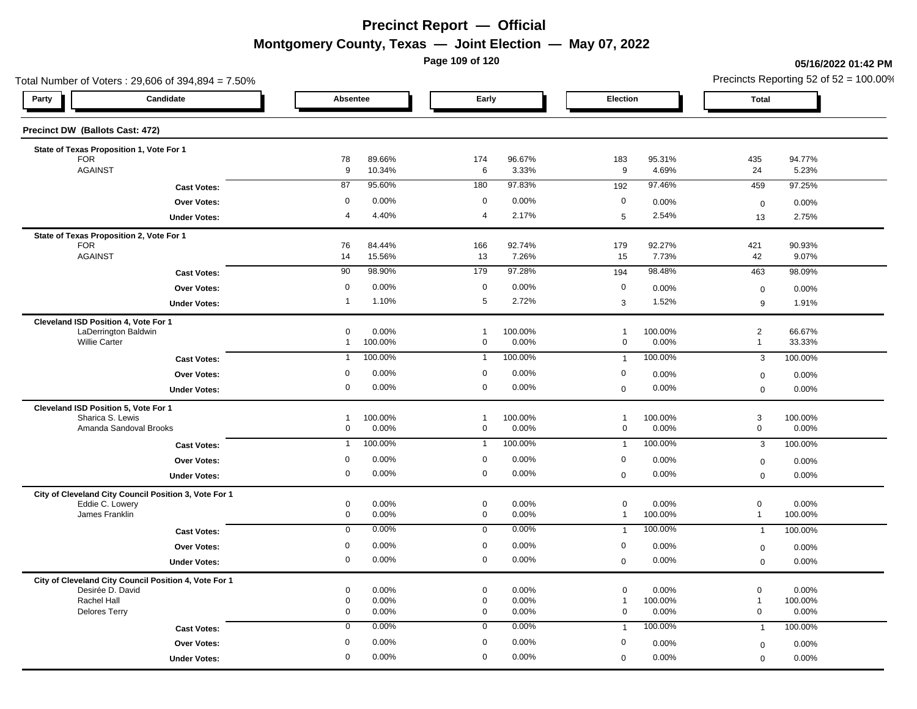# Precinct Report — Official

## Montgomery County, Texas — Joint Election — May 07, 2022

05/16/2022 01:42 PM

Total Number of Voters : 29,606 of 394,894 = 7.50%

Precincts Reporting 52 of 52 = 100.00%

### Precinct DW (Ballots Cast: 472)

| Party | Candidate | Absentee | | Early | | Election | | Total | |
|---|---|---|---|---|---|---|---|---|---|
| **State of Texas Proposition 1, Vote For 1** | | | | | | | | | |
| | FOR | 78 | 89.66% | 174 | 96.67% | 183 | 95.31% | 435 | 94.77% |
| | AGAINST | 9 | 10.34% | 6 | 3.33% | 9 | 4.69% | 24 | 5.23% |
| | **Cast Votes:** | 87 | 95.60% | 180 | 97.83% | 192 | 97.46% | 459 | 97.25% |
| | **Over Votes:** | 0 | 0.00% | 0 | 0.00% | 0 | 0.00% | 0 | 0.00% |
| | **Under Votes:** | 4 | 4.40% | 4 | 2.17% | 5 | 2.54% | 13 | 2.75% |
| **State of Texas Proposition 2, Vote For 1** | | | | | | | | | |
| | FOR | 76 | 84.44% | 166 | 92.74% | 179 | 92.27% | 421 | 90.93% |
| | AGAINST | 14 | 15.56% | 13 | 7.26% | 15 | 7.73% | 42 | 9.07% |
| | **Cast Votes:** | 90 | 98.90% | 179 | 97.28% | 194 | 98.48% | 463 | 98.09% |
| | **Over Votes:** | 0 | 0.00% | 0 | 0.00% | 0 | 0.00% | 0 | 0.00% |
| | **Under Votes:** | 1 | 1.10% | 5 | 2.72% | 3 | 1.52% | 9 | 1.91% |
| **Cleveland ISD Position 4, Vote For 1** | | | | | | | | | |
| | LaDerrington Baldwin | 0 | 0.00% | 1 | 100.00% | 1 | 100.00% | 2 | 66.67% |
| | Willie Carter | 1 | 100.00% | 0 | 0.00% | 0 | 0.00% | 1 | 33.33% |
| | **Cast Votes:** | 1 | 100.00% | 1 | 100.00% | 1 | 100.00% | 3 | 100.00% |
| | **Over Votes:** | 0 | 0.00% | 0 | 0.00% | 0 | 0.00% | 0 | 0.00% |
| | **Under Votes:** | 0 | 0.00% | 0 | 0.00% | 0 | 0.00% | 0 | 0.00% |
| **Cleveland ISD Position 5, Vote For 1** | | | | | | | | | |
| | Sharica S. Lewis | 1 | 100.00% | 1 | 100.00% | 1 | 100.00% | 3 | 100.00% |
| | Amanda Sandoval Brooks | 0 | 0.00% | 0 | 0.00% | 0 | 0.00% | 0 | 0.00% |
| | **Cast Votes:** | 1 | 100.00% | 1 | 100.00% | 1 | 100.00% | 3 | 100.00% |
| | **Over Votes:** | 0 | 0.00% | 0 | 0.00% | 0 | 0.00% | 0 | 0.00% |
| | **Under Votes:** | 0 | 0.00% | 0 | 0.00% | 0 | 0.00% | 0 | 0.00% |
| **City of Cleveland City Council Position 3, Vote For 1** | | | | | | | | | |
| | Eddie C. Lowery | 0 | 0.00% | 0 | 0.00% | 0 | 0.00% | 0 | 0.00% |
| | James Franklin | 0 | 0.00% | 0 | 0.00% | 1 | 100.00% | 1 | 100.00% |
| | **Cast Votes:** | 0 | 0.00% | 0 | 0.00% | 1 | 100.00% | 1 | 100.00% |
| | **Over Votes:** | 0 | 0.00% | 0 | 0.00% | 0 | 0.00% | 0 | 0.00% |
| | **Under Votes:** | 0 | 0.00% | 0 | 0.00% | 0 | 0.00% | 0 | 0.00% |
| **City of Cleveland City Council Position 4, Vote For 1** | | | | | | | | | |
| | Desirée D. David | 0 | 0.00% | 0 | 0.00% | 0 | 0.00% | 0 | 0.00% |
| | Rachel Hall | 0 | 0.00% | 0 | 0.00% | 1 | 100.00% | 1 | 100.00% |
| | Delores Terry | 0 | 0.00% | 0 | 0.00% | 0 | 0.00% | 0 | 0.00% |
| | **Cast Votes:** | 0 | 0.00% | 0 | 0.00% | 1 | 100.00% | 1 | 100.00% |
| | **Over Votes:** | 0 | 0.00% | 0 | 0.00% | 0 | 0.00% | 0 | 0.00% |
| | **Under Votes:** | 0 | 0.00% | 0 | 0.00% | 0 | 0.00% | 0 | 0.00% |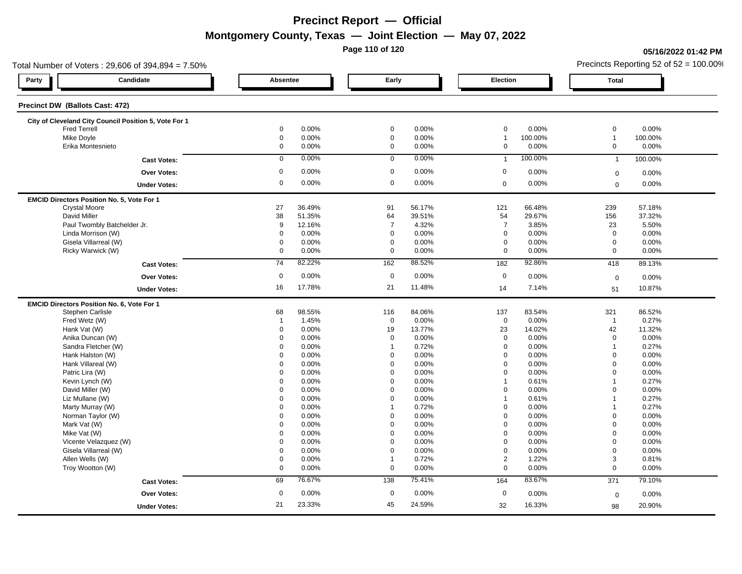# Precinct Report — Official

## Montgomery County, Texas — Joint Election — May 07, 2022

05/16/2022 01:42 PM

Total Number of Voters : 29,606 of 394,894 = 7.50%

Precincts Reporting 52 of 52 = 100.00%

| Party | Candidate | Absentee | | Early | | Election | | Total | |
|---|---|---|---|---|---|---|---|---|---|
| **Precinct DW (Ballots Cast: 472)** | | | | | | | | | |
| **City of Cleveland City Council Position 5, Vote For 1** | | | | | | | | | |
| | Fred Terrell | 0 | 0.00% | 0 | 0.00% | 0 | 0.00% | 0 | 0.00% |
| | Mike Doyle | 0 | 0.00% | 0 | 0.00% | 1 | 100.00% | 1 | 100.00% |
| | Erika Montesnieto | 0 | 0.00% | 0 | 0.00% | 0 | 0.00% | 0 | 0.00% |
| | **Cast Votes:** | 0 | 0.00% | 0 | 0.00% | 1 | 100.00% | 1 | 100.00% |
| | **Over Votes:** | 0 | 0.00% | 0 | 0.00% | 0 | 0.00% | 0 | 0.00% |
| | **Under Votes:** | 0 | 0.00% | 0 | 0.00% | 0 | 0.00% | 0 | 0.00% |
| **EMCID Directors Position No. 5, Vote For 1** | | | | | | | | | |
| | Crystal Moore | 27 | 36.49% | 91 | 56.17% | 121 | 66.48% | 239 | 57.18% |
| | David Miller | 38 | 51.35% | 64 | 39.51% | 54 | 29.67% | 156 | 37.32% |
| | Paul Twombly Batchelder Jr. | 9 | 12.16% | 7 | 4.32% | 7 | 3.85% | 23 | 5.50% |
| | Linda Morrison (W) | 0 | 0.00% | 0 | 0.00% | 0 | 0.00% | 0 | 0.00% |
| | Gisela Villarreal (W) | 0 | 0.00% | 0 | 0.00% | 0 | 0.00% | 0 | 0.00% |
| | Ricky Warwick (W) | 0 | 0.00% | 0 | 0.00% | 0 | 0.00% | 0 | 0.00% |
| | **Cast Votes:** | 74 | 82.22% | 162 | 88.52% | 182 | 92.86% | 418 | 89.13% |
| | **Over Votes:** | 0 | 0.00% | 0 | 0.00% | 0 | 0.00% | 0 | 0.00% |
| | **Under Votes:** | 16 | 17.78% | 21 | 11.48% | 14 | 7.14% | 51 | 10.87% |
| **EMCID Directors Position No. 6, Vote For 1** | | | | | | | | | |
| | Stephen Carlisle | 68 | 98.55% | 116 | 84.06% | 137 | 83.54% | 321 | 86.52% |
| | Fred Wetz (W) | 1 | 1.45% | 0 | 0.00% | 0 | 0.00% | 1 | 0.27% |
| | Hank Vat (W) | 0 | 0.00% | 19 | 13.77% | 23 | 14.02% | 42 | 11.32% |
| | Anika Duncan (W) | 0 | 0.00% | 0 | 0.00% | 0 | 0.00% | 0 | 0.00% |
| | Sandra Fletcher (W) | 0 | 0.00% | 1 | 0.72% | 0 | 0.00% | 1 | 0.27% |
| | Hank Halston (W) | 0 | 0.00% | 0 | 0.00% | 0 | 0.00% | 0 | 0.00% |
| | Hank Villareal (W) | 0 | 0.00% | 0 | 0.00% | 0 | 0.00% | 0 | 0.00% |
| | Patric Lira (W) | 0 | 0.00% | 0 | 0.00% | 0 | 0.00% | 0 | 0.00% |
| | Kevin Lynch (W) | 0 | 0.00% | 0 | 0.00% | 1 | 0.61% | 1 | 0.27% |
| | David Miller (W) | 0 | 0.00% | 0 | 0.00% | 0 | 0.00% | 0 | 0.00% |
| | Liz Mullane (W) | 0 | 0.00% | 0 | 0.00% | 1 | 0.61% | 1 | 0.27% |
| | Marty Murray (W) | 0 | 0.00% | 1 | 0.72% | 0 | 0.00% | 1 | 0.27% |
| | Norman Taylor (W) | 0 | 0.00% | 0 | 0.00% | 0 | 0.00% | 0 | 0.00% |
| | Mark Vat (W) | 0 | 0.00% | 0 | 0.00% | 0 | 0.00% | 0 | 0.00% |
| | Mike Vat (W) | 0 | 0.00% | 0 | 0.00% | 0 | 0.00% | 0 | 0.00% |
| | Vicente Velazquez (W) | 0 | 0.00% | 0 | 0.00% | 0 | 0.00% | 0 | 0.00% |
| | Gisela Villarreal (W) | 0 | 0.00% | 0 | 0.00% | 0 | 0.00% | 0 | 0.00% |
| | Allen Wells (W) | 0 | 0.00% | 1 | 0.72% | 2 | 1.22% | 3 | 0.81% |
| | Troy Wootton (W) | 0 | 0.00% | 0 | 0.00% | 0 | 0.00% | 0 | 0.00% |
| | **Cast Votes:** | 69 | 76.67% | 138 | 75.41% | 164 | 83.67% | 371 | 79.10% |
| | **Over Votes:** | 0 | 0.00% | 0 | 0.00% | 0 | 0.00% | 0 | 0.00% |
| | **Under Votes:** | 21 | 23.33% | 45 | 24.59% | 32 | 16.33% | 98 | 20.90% |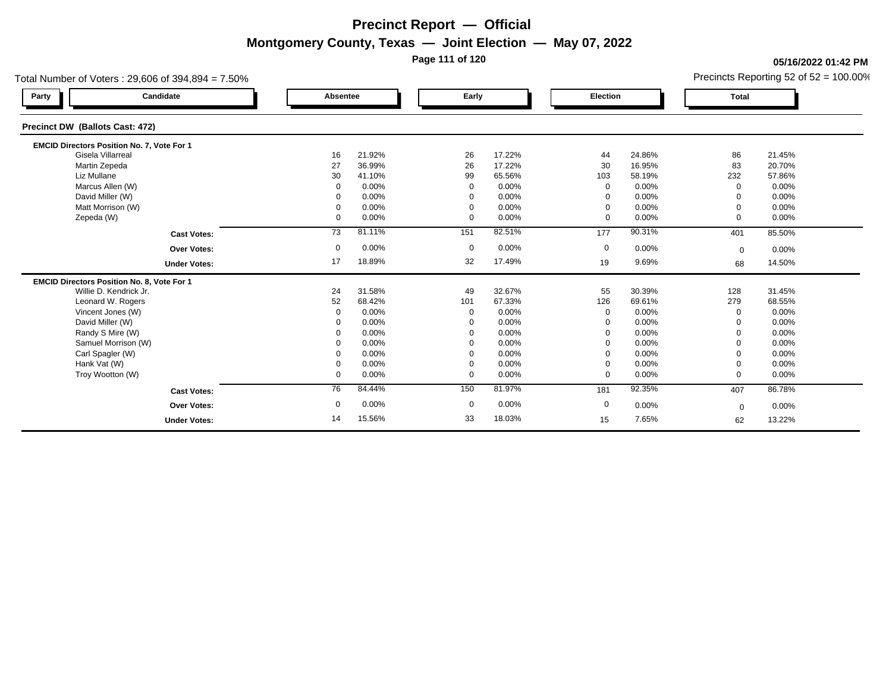# Precinct Report — Official

## Montgomery County, Texas — Joint Election — May 07, 2022

**05/16/2022 01:42 PM**

Total Number of Voters : 29,606 of 394,894 = 7.50%

Precincts Reporting 52 of 52 = 100.00%

| Party | Candidate | Absentee | | Early | | Election | | Total | |
|---|---|---|---|---|---|---|---|---|---|
| **Precinct DW (Ballots Cast: 472)** | | | | | | | | | |
| **EMCID Directors Position No. 7, Vote For 1** | | | | | | | | | |
| | Gisela Villarreal | 16 | 21.92% | 26 | 17.22% | 44 | 24.86% | 86 | 21.45% |
| | Martin Zepeda | 27 | 36.99% | 26 | 17.22% | 30 | 16.95% | 83 | 20.70% |
| | Liz Mullane | 30 | 41.10% | 99 | 65.56% | 103 | 58.19% | 232 | 57.86% |
| | Marcus Allen (W) | 0 | 0.00% | 0 | 0.00% | 0 | 0.00% | 0 | 0.00% |
| | David Miller (W) | 0 | 0.00% | 0 | 0.00% | 0 | 0.00% | 0 | 0.00% |
| | Matt Morrison (W) | 0 | 0.00% | 0 | 0.00% | 0 | 0.00% | 0 | 0.00% |
| | Zepeda (W) | 0 | 0.00% | 0 | 0.00% | 0 | 0.00% | 0 | 0.00% |
| | **Cast Votes:** | 73 | 81.11% | 151 | 82.51% | 177 | 90.31% | 401 | 85.50% |
| | **Over Votes:** | 0 | 0.00% | 0 | 0.00% | 0 | 0.00% | 0 | 0.00% |
| | **Under Votes:** | 17 | 18.89% | 32 | 17.49% | 19 | 9.69% | 68 | 14.50% |
| **EMCID Directors Position No. 8, Vote For 1** | | | | | | | | | |
| | Willie D. Kendrick Jr. | 24 | 31.58% | 49 | 32.67% | 55 | 30.39% | 128 | 31.45% |
| | Leonard W. Rogers | 52 | 68.42% | 101 | 67.33% | 126 | 69.61% | 279 | 68.55% |
| | Vincent Jones (W) | 0 | 0.00% | 0 | 0.00% | 0 | 0.00% | 0 | 0.00% |
| | David Miller (W) | 0 | 0.00% | 0 | 0.00% | 0 | 0.00% | 0 | 0.00% |
| | Randy S Mire (W) | 0 | 0.00% | 0 | 0.00% | 0 | 0.00% | 0 | 0.00% |
| | Samuel Morrison (W) | 0 | 0.00% | 0 | 0.00% | 0 | 0.00% | 0 | 0.00% |
| | Carl Spagler (W) | 0 | 0.00% | 0 | 0.00% | 0 | 0.00% | 0 | 0.00% |
| | Hank Vat (W) | 0 | 0.00% | 0 | 0.00% | 0 | 0.00% | 0 | 0.00% |
| | Troy Wootton (W) | 0 | 0.00% | 0 | 0.00% | 0 | 0.00% | 0 | 0.00% |
| | **Cast Votes:** | 76 | 84.44% | 150 | 81.97% | 181 | 92.35% | 407 | 86.78% |
| | **Over Votes:** | 0 | 0.00% | 0 | 0.00% | 0 | 0.00% | 0 | 0.00% |
| | **Under Votes:** | 14 | 15.56% | 33 | 18.03% | 15 | 7.65% | 62 | 13.22% |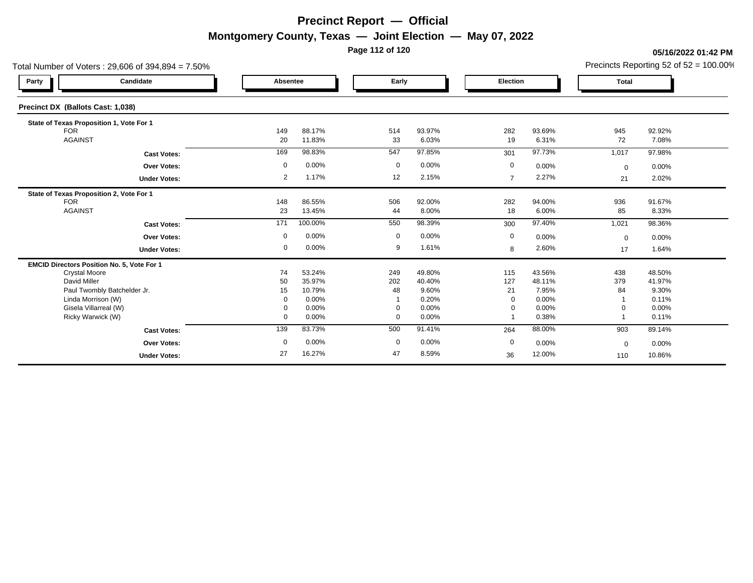# Precinct Report — Official

## Montgomery County, Texas — Joint Election — May 07, 2022

**05/16/2022 01:42 PM**

Total Number of Voters : 29,606 of 394,894 = 7.50%

Precincts Reporting 52 of 52 = 100.00%

### Precinct DX (Ballots Cast: 1,038)

| Party | Candidate | Absentee | | Early | | Election | | Total | |
|---|---|---|---|---|---|---|---|---|---|
| **State of Texas Proposition 1, Vote For 1** | | | | | | | | | |
| | FOR | 149 | 88.17% | 514 | 93.97% | 282 | 93.69% | 945 | 92.92% |
| | AGAINST | 20 | 11.83% | 33 | 6.03% | 19 | 6.31% | 72 | 7.08% |
| | **Cast Votes:** | 169 | 98.83% | 547 | 97.85% | 301 | 97.73% | 1,017 | 97.98% |
| | **Over Votes:** | 0 | 0.00% | 0 | 0.00% | 0 | 0.00% | 0 | 0.00% |
| | **Under Votes:** | 2 | 1.17% | 12 | 2.15% | 7 | 2.27% | 21 | 2.02% |
| **State of Texas Proposition 2, Vote For 1** | | | | | | | | | |
| | FOR | 148 | 86.55% | 506 | 92.00% | 282 | 94.00% | 936 | 91.67% |
| | AGAINST | 23 | 13.45% | 44 | 8.00% | 18 | 6.00% | 85 | 8.33% |
| | **Cast Votes:** | 171 | 100.00% | 550 | 98.39% | 300 | 97.40% | 1,021 | 98.36% |
| | **Over Votes:** | 0 | 0.00% | 0 | 0.00% | 0 | 0.00% | 0 | 0.00% |
| | **Under Votes:** | 0 | 0.00% | 9 | 1.61% | 8 | 2.60% | 17 | 1.64% |
| **EMCID Directors Position No. 5, Vote For 1** | | | | | | | | | |
| | Crystal Moore | 74 | 53.24% | 249 | 49.80% | 115 | 43.56% | 438 | 48.50% |
| | David Miller | 50 | 35.97% | 202 | 40.40% | 127 | 48.11% | 379 | 41.97% |
| | Paul Twombly Batchelder Jr. | 15 | 10.79% | 48 | 9.60% | 21 | 7.95% | 84 | 9.30% |
| | Linda Morrison (W) | 0 | 0.00% | 1 | 0.20% | 0 | 0.00% | 1 | 0.11% |
| | Gisela Villarreal (W) | 0 | 0.00% | 0 | 0.00% | 0 | 0.00% | 0 | 0.00% |
| | Ricky Warwick (W) | 0 | 0.00% | 0 | 0.00% | 1 | 0.38% | 1 | 0.11% |
| | **Cast Votes:** | 139 | 83.73% | 500 | 91.41% | 264 | 88.00% | 903 | 89.14% |
| | **Over Votes:** | 0 | 0.00% | 0 | 0.00% | 0 | 0.00% | 0 | 0.00% |
| | **Under Votes:** | 27 | 16.27% | 47 | 8.59% | 36 | 12.00% | 110 | 10.86% |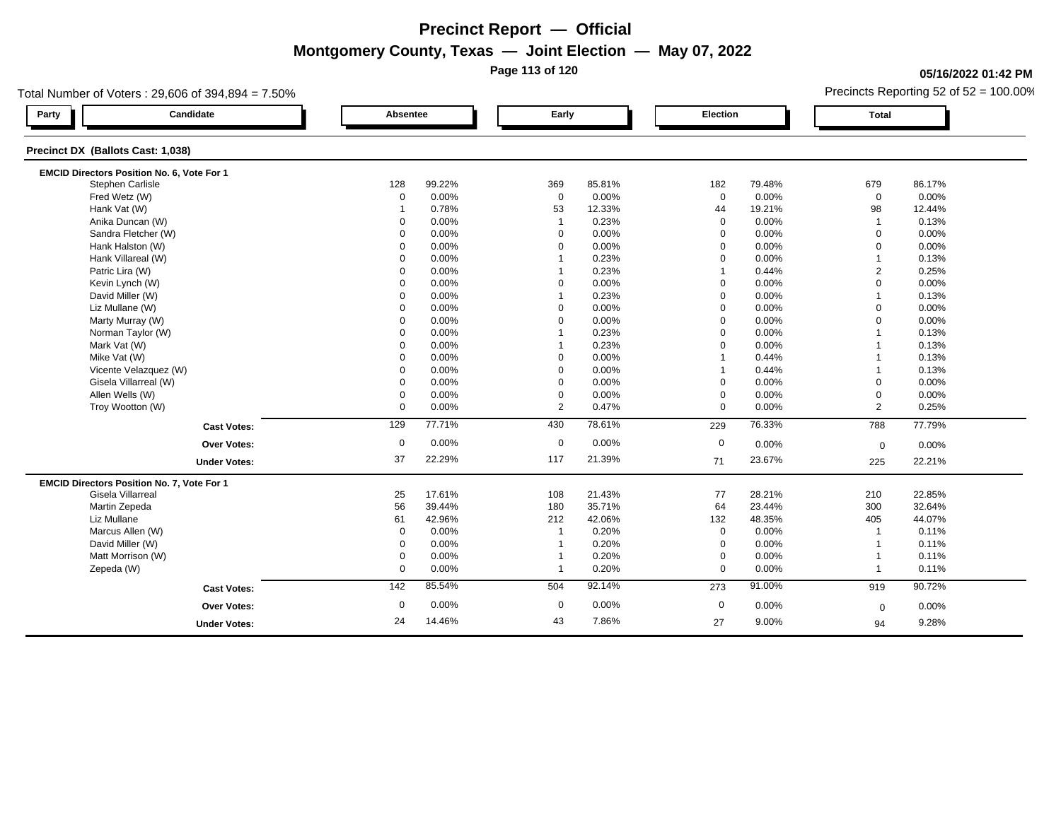# Precinct Report — Official

## Montgomery County, Texas — Joint Election — May 07, 2022

**05/16/2022 01:42 PM**

Total Number of Voters : 29,606 of 394,894 = 7.50%

Precincts Reporting 52 of 52 = 100.00%

### Precinct DX (Ballots Cast: 1,038)

**EMCID Directors Position No. 6, Vote For 1**

| Party | Candidate | Absentee | | Early | | Election | | Total | |
|---|---|---|---|---|---|---|---|---|---|
| | Stephen Carlisle | 128 | 99.22% | 369 | 85.81% | 182 | 79.48% | 679 | 86.17% |
| | Fred Wetz (W) | 0 | 0.00% | 0 | 0.00% | 0 | 0.00% | 0 | 0.00% |
| | Hank Vat (W) | 1 | 0.78% | 53 | 12.33% | 44 | 19.21% | 98 | 12.44% |
| | Anika Duncan (W) | 0 | 0.00% | 1 | 0.23% | 0 | 0.00% | 1 | 0.13% |
| | Sandra Fletcher (W) | 0 | 0.00% | 0 | 0.00% | 0 | 0.00% | 0 | 0.00% |
| | Hank Halston (W) | 0 | 0.00% | 0 | 0.00% | 0 | 0.00% | 0 | 0.00% |
| | Hank Villareal (W) | 0 | 0.00% | 1 | 0.23% | 0 | 0.00% | 1 | 0.13% |
| | Patric Lira (W) | 0 | 0.00% | 1 | 0.23% | 1 | 0.44% | 2 | 0.25% |
| | Kevin Lynch (W) | 0 | 0.00% | 0 | 0.00% | 0 | 0.00% | 0 | 0.00% |
| | David Miller (W) | 0 | 0.00% | 1 | 0.23% | 0 | 0.00% | 1 | 0.13% |
| | Liz Mullane (W) | 0 | 0.00% | 0 | 0.00% | 0 | 0.00% | 0 | 0.00% |
| | Marty Murray (W) | 0 | 0.00% | 0 | 0.00% | 0 | 0.00% | 0 | 0.00% |
| | Norman Taylor (W) | 0 | 0.00% | 1 | 0.23% | 0 | 0.00% | 1 | 0.13% |
| | Mark Vat (W) | 0 | 0.00% | 1 | 0.23% | 0 | 0.00% | 1 | 0.13% |
| | Mike Vat (W) | 0 | 0.00% | 0 | 0.00% | 1 | 0.44% | 1 | 0.13% |
| | Vicente Velazquez (W) | 0 | 0.00% | 0 | 0.00% | 1 | 0.44% | 1 | 0.13% |
| | Gisela Villarreal (W) | 0 | 0.00% | 0 | 0.00% | 0 | 0.00% | 0 | 0.00% |
| | Allen Wells (W) | 0 | 0.00% | 0 | 0.00% | 0 | 0.00% | 0 | 0.00% |
| | Troy Wootton (W) | 0 | 0.00% | 2 | 0.47% | 0 | 0.00% | 2 | 0.25% |
| | **Cast Votes:** | 129 | 77.71% | 430 | 78.61% | 229 | 76.33% | 788 | 77.79% |
| | **Over Votes:** | 0 | 0.00% | 0 | 0.00% | 0 | 0.00% | 0 | 0.00% |
| | **Under Votes:** | 37 | 22.29% | 117 | 21.39% | 71 | 23.67% | 225 | 22.21% |

**EMCID Directors Position No. 7, Vote For 1**

| Party | Candidate | Absentee | | Early | | Election | | Total | |
|---|---|---|---|---|---|---|---|---|---|
| | Gisela Villarreal | 25 | 17.61% | 108 | 21.43% | 77 | 28.21% | 210 | 22.85% |
| | Martin Zepeda | 56 | 39.44% | 180 | 35.71% | 64 | 23.44% | 300 | 32.64% |
| | Liz Mullane | 61 | 42.96% | 212 | 42.06% | 132 | 48.35% | 405 | 44.07% |
| | Marcus Allen (W) | 0 | 0.00% | 1 | 0.20% | 0 | 0.00% | 1 | 0.11% |
| | David Miller (W) | 0 | 0.00% | 1 | 0.20% | 0 | 0.00% | 1 | 0.11% |
| | Matt Morrison (W) | 0 | 0.00% | 1 | 0.20% | 0 | 0.00% | 1 | 0.11% |
| | Zepeda (W) | 0 | 0.00% | 1 | 0.20% | 0 | 0.00% | 1 | 0.11% |
| | **Cast Votes:** | 142 | 85.54% | 504 | 92.14% | 273 | 91.00% | 919 | 90.72% |
| | **Over Votes:** | 0 | 0.00% | 0 | 0.00% | 0 | 0.00% | 0 | 0.00% |
| | **Under Votes:** | 24 | 14.46% | 43 | 7.86% | 27 | 9.00% | 94 | 9.28% |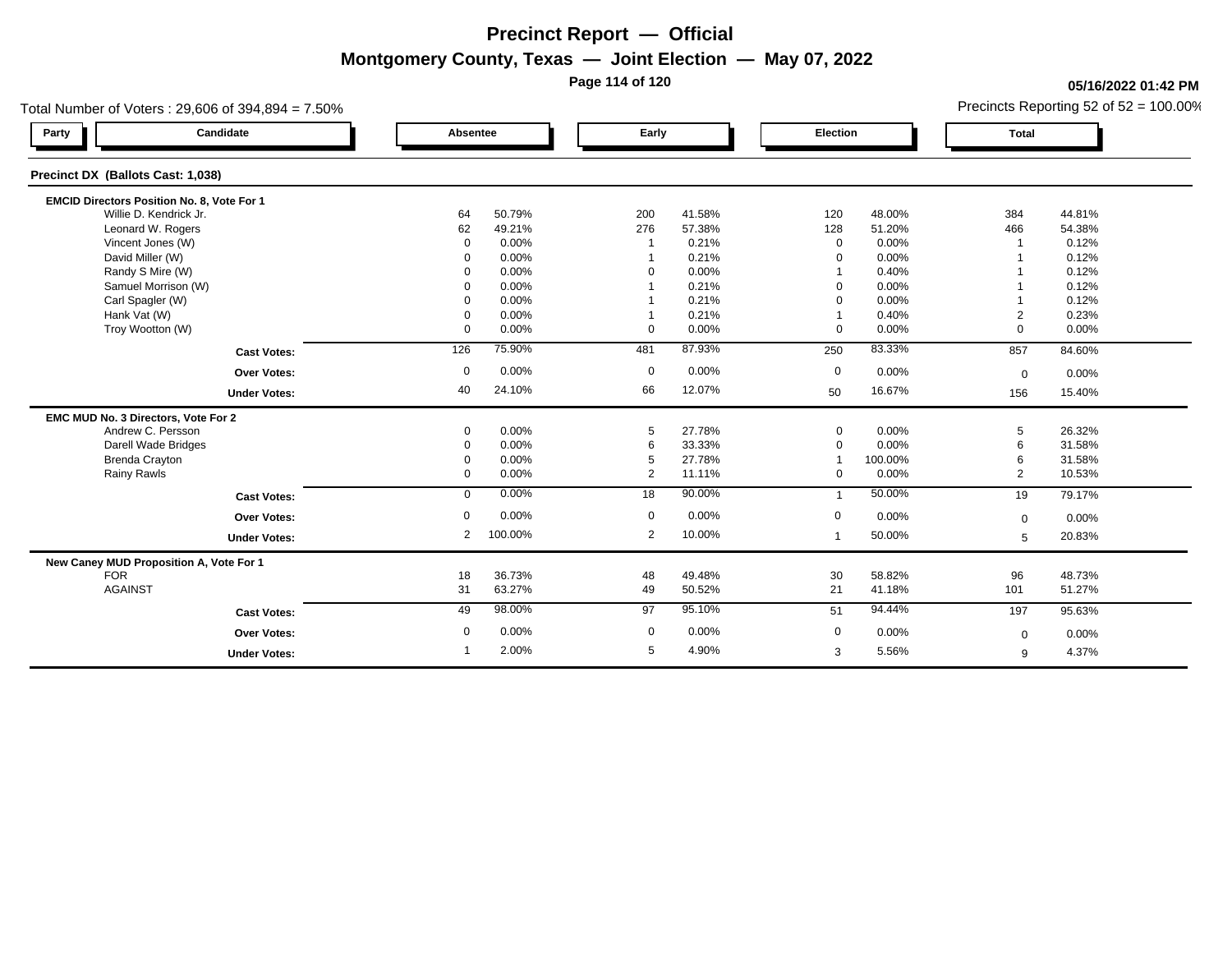# Precinct Report — Official

## Montgomery County, Texas — Joint Election — May 07, 2022

05/16/2022 01:42 PM

Total Number of Voters : 29,606 of 394,894 = 7.50%

Precincts Reporting 52 of 52 = 100.00%

### Precinct DX (Ballots Cast: 1,038)

| Party | Candidate | Absentee | | Early | | Election | | Total | |
|---|---|---|---|---|---|---|---|---|---|
| | **EMCID Directors Position No. 8, Vote For 1** | | | | | | | | |
| | Willie D. Kendrick Jr. | 64 | 50.79% | 200 | 41.58% | 120 | 48.00% | 384 | 44.81% |
| | Leonard W. Rogers | 62 | 49.21% | 276 | 57.38% | 128 | 51.20% | 466 | 54.38% |
| | Vincent Jones (W) | 0 | 0.00% | 1 | 0.21% | 0 | 0.00% | 1 | 0.12% |
| | David Miller (W) | 0 | 0.00% | 1 | 0.21% | 0 | 0.00% | 1 | 0.12% |
| | Randy S Mire (W) | 0 | 0.00% | 0 | 0.00% | 1 | 0.40% | 1 | 0.12% |
| | Samuel Morrison (W) | 0 | 0.00% | 1 | 0.21% | 0 | 0.00% | 1 | 0.12% |
| | Carl Spagler (W) | 0 | 0.00% | 1 | 0.21% | 0 | 0.00% | 1 | 0.12% |
| | Hank Vat (W) | 0 | 0.00% | 1 | 0.21% | 1 | 0.40% | 2 | 0.23% |
| | Troy Wootton (W) | 0 | 0.00% | 0 | 0.00% | 0 | 0.00% | 0 | 0.00% |
| | **Cast Votes:** | 126 | 75.90% | 481 | 87.93% | 250 | 83.33% | 857 | 84.60% |
| | **Over Votes:** | 0 | 0.00% | 0 | 0.00% | 0 | 0.00% | 0 | 0.00% |
| | **Under Votes:** | 40 | 24.10% | 66 | 12.07% | 50 | 16.67% | 156 | 15.40% |
| | **EMC MUD No. 3 Directors, Vote For 2** | | | | | | | | |
| | Andrew C. Persson | 0 | 0.00% | 5 | 27.78% | 0 | 0.00% | 5 | 26.32% |
| | Darell Wade Bridges | 0 | 0.00% | 6 | 33.33% | 0 | 0.00% | 6 | 31.58% |
| | Brenda Crayton | 0 | 0.00% | 5 | 27.78% | 1 | 100.00% | 6 | 31.58% |
| | Rainy Rawls | 0 | 0.00% | 2 | 11.11% | 0 | 0.00% | 2 | 10.53% |
| | **Cast Votes:** | 0 | 0.00% | 18 | 90.00% | 1 | 50.00% | 19 | 79.17% |
| | **Over Votes:** | 0 | 0.00% | 0 | 0.00% | 0 | 0.00% | 0 | 0.00% |
| | **Under Votes:** | 2 | 100.00% | 2 | 10.00% | 1 | 50.00% | 5 | 20.83% |
| | **New Caney MUD Proposition A, Vote For 1** | | | | | | | | |
| | FOR | 18 | 36.73% | 48 | 49.48% | 30 | 58.82% | 96 | 48.73% |
| | AGAINST | 31 | 63.27% | 49 | 50.52% | 21 | 41.18% | 101 | 51.27% |
| | **Cast Votes:** | 49 | 98.00% | 97 | 95.10% | 51 | 94.44% | 197 | 95.63% |
| | **Over Votes:** | 0 | 0.00% | 0 | 0.00% | 0 | 0.00% | 0 | 0.00% |
| | **Under Votes:** | 1 | 2.00% | 5 | 4.90% | 3 | 5.56% | 9 | 4.37% |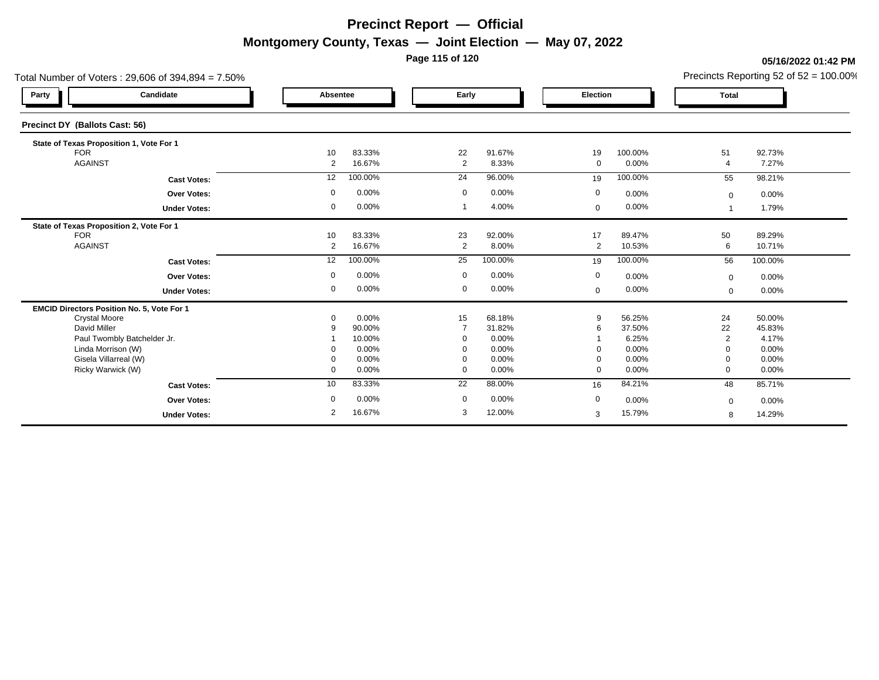# Precinct Report — Official

## Montgomery County, Texas — Joint Election — May 07, 2022

**05/16/2022 01:42 PM**

Total Number of Voters : 29,606 of 394,894 = 7.50%

Precincts Reporting 52 of 52 = 100.00%

### Precinct DY (Ballots Cast: 56)

| Party | Candidate | Absentee | | Early | | Election | | Total | |
|---|---|---|---|---|---|---|---|---|---|
| **State of Texas Proposition 1, Vote For 1** | | | | | | | | | |
| | FOR | 10 | 83.33% | 22 | 91.67% | 19 | 100.00% | 51 | 92.73% |
| | AGAINST | 2 | 16.67% | 2 | 8.33% | 0 | 0.00% | 4 | 7.27% |
| | **Cast Votes:** | 12 | 100.00% | 24 | 96.00% | 19 | 100.00% | 55 | 98.21% |
| | **Over Votes:** | 0 | 0.00% | 0 | 0.00% | 0 | 0.00% | 0 | 0.00% |
| | **Under Votes:** | 0 | 0.00% | 1 | 4.00% | 0 | 0.00% | 1 | 1.79% |
| **State of Texas Proposition 2, Vote For 1** | | | | | | | | | |
| | FOR | 10 | 83.33% | 23 | 92.00% | 17 | 89.47% | 50 | 89.29% |
| | AGAINST | 2 | 16.67% | 2 | 8.00% | 2 | 10.53% | 6 | 10.71% |
| | **Cast Votes:** | 12 | 100.00% | 25 | 100.00% | 19 | 100.00% | 56 | 100.00% |
| | **Over Votes:** | 0 | 0.00% | 0 | 0.00% | 0 | 0.00% | 0 | 0.00% |
| | **Under Votes:** | 0 | 0.00% | 0 | 0.00% | 0 | 0.00% | 0 | 0.00% |
| **EMCID Directors Position No. 5, Vote For 1** | | | | | | | | | |
| | Crystal Moore | 0 | 0.00% | 15 | 68.18% | 9 | 56.25% | 24 | 50.00% |
| | David Miller | 9 | 90.00% | 7 | 31.82% | 6 | 37.50% | 22 | 45.83% |
| | Paul Twombly Batchelder Jr. | 1 | 10.00% | 0 | 0.00% | 1 | 6.25% | 2 | 4.17% |
| | Linda Morrison (W) | 0 | 0.00% | 0 | 0.00% | 0 | 0.00% | 0 | 0.00% |
| | Gisela Villarreal (W) | 0 | 0.00% | 0 | 0.00% | 0 | 0.00% | 0 | 0.00% |
| | Ricky Warwick (W) | 0 | 0.00% | 0 | 0.00% | 0 | 0.00% | 0 | 0.00% |
| | **Cast Votes:** | 10 | 83.33% | 22 | 88.00% | 16 | 84.21% | 48 | 85.71% |
| | **Over Votes:** | 0 | 0.00% | 0 | 0.00% | 0 | 0.00% | 0 | 0.00% |
| | **Under Votes:** | 2 | 16.67% | 3 | 12.00% | 3 | 15.79% | 8 | 14.29% |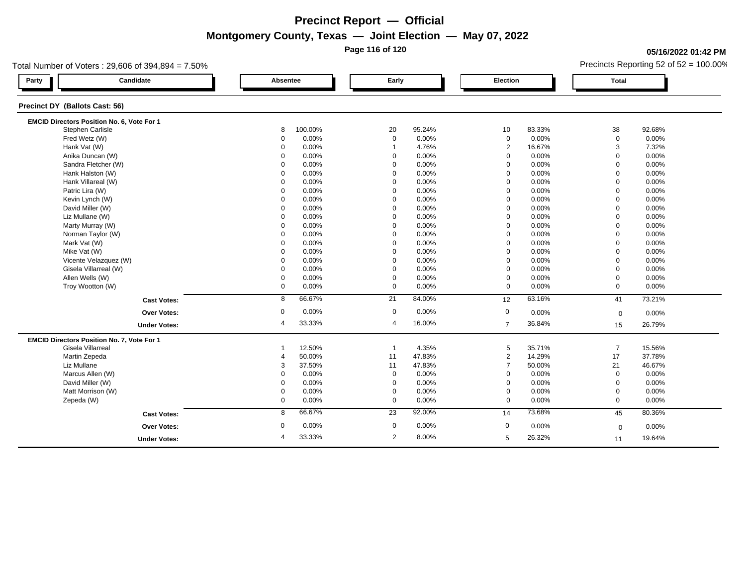# Precinct Report — Official

## Montgomery County, Texas — Joint Election — May 07, 2022

**05/16/2022 01:42 PM**

Total Number of Voters : 29,606 of 394,894 = 7.50%

Precincts Reporting 52 of 52 = 100.00%

### Precinct DY (Ballots Cast: 56)

**EMCID Directors Position No. 6, Vote For 1**

| Party | Candidate | Absentee | | Early | | Election | | Total | |
|---|---|---|---|---|---|---|---|---|---|
| | Stephen Carlisle | 8 | 100.00% | 20 | 95.24% | 10 | 83.33% | 38 | 92.68% |
| | Fred Wetz (W) | 0 | 0.00% | 0 | 0.00% | 0 | 0.00% | 0 | 0.00% |
| | Hank Vat (W) | 0 | 0.00% | 1 | 4.76% | 2 | 16.67% | 3 | 7.32% |
| | Anika Duncan (W) | 0 | 0.00% | 0 | 0.00% | 0 | 0.00% | 0 | 0.00% |
| | Sandra Fletcher (W) | 0 | 0.00% | 0 | 0.00% | 0 | 0.00% | 0 | 0.00% |
| | Hank Halston (W) | 0 | 0.00% | 0 | 0.00% | 0 | 0.00% | 0 | 0.00% |
| | Hank Villareal (W) | 0 | 0.00% | 0 | 0.00% | 0 | 0.00% | 0 | 0.00% |
| | Patric Lira (W) | 0 | 0.00% | 0 | 0.00% | 0 | 0.00% | 0 | 0.00% |
| | Kevin Lynch (W) | 0 | 0.00% | 0 | 0.00% | 0 | 0.00% | 0 | 0.00% |
| | David Miller (W) | 0 | 0.00% | 0 | 0.00% | 0 | 0.00% | 0 | 0.00% |
| | Liz Mullane (W) | 0 | 0.00% | 0 | 0.00% | 0 | 0.00% | 0 | 0.00% |
| | Marty Murray (W) | 0 | 0.00% | 0 | 0.00% | 0 | 0.00% | 0 | 0.00% |
| | Norman Taylor (W) | 0 | 0.00% | 0 | 0.00% | 0 | 0.00% | 0 | 0.00% |
| | Mark Vat (W) | 0 | 0.00% | 0 | 0.00% | 0 | 0.00% | 0 | 0.00% |
| | Mike Vat (W) | 0 | 0.00% | 0 | 0.00% | 0 | 0.00% | 0 | 0.00% |
| | Vicente Velazquez (W) | 0 | 0.00% | 0 | 0.00% | 0 | 0.00% | 0 | 0.00% |
| | Gisela Villarreal (W) | 0 | 0.00% | 0 | 0.00% | 0 | 0.00% | 0 | 0.00% |
| | Allen Wells (W) | 0 | 0.00% | 0 | 0.00% | 0 | 0.00% | 0 | 0.00% |
| | Troy Wootton (W) | 0 | 0.00% | 0 | 0.00% | 0 | 0.00% | 0 | 0.00% |
| | **Cast Votes:** | 8 | 66.67% | 21 | 84.00% | 12 | 63.16% | 41 | 73.21% |
| | **Over Votes:** | 0 | 0.00% | 0 | 0.00% | 0 | 0.00% | 0 | 0.00% |
| | **Under Votes:** | 4 | 33.33% | 4 | 16.00% | 7 | 36.84% | 15 | 26.79% |

**EMCID Directors Position No. 7, Vote For 1**

| Party | Candidate | Absentee | | Early | | Election | | Total | |
|---|---|---|---|---|---|---|---|---|---|
| | Gisela Villarreal | 1 | 12.50% | 1 | 4.35% | 5 | 35.71% | 7 | 15.56% |
| | Martin Zepeda | 4 | 50.00% | 11 | 47.83% | 2 | 14.29% | 17 | 37.78% |
| | Liz Mullane | 3 | 37.50% | 11 | 47.83% | 7 | 50.00% | 21 | 46.67% |
| | Marcus Allen (W) | 0 | 0.00% | 0 | 0.00% | 0 | 0.00% | 0 | 0.00% |
| | David Miller (W) | 0 | 0.00% | 0 | 0.00% | 0 | 0.00% | 0 | 0.00% |
| | Matt Morrison (W) | 0 | 0.00% | 0 | 0.00% | 0 | 0.00% | 0 | 0.00% |
| | Zepeda (W) | 0 | 0.00% | 0 | 0.00% | 0 | 0.00% | 0 | 0.00% |
| | **Cast Votes:** | 8 | 66.67% | 23 | 92.00% | 14 | 73.68% | 45 | 80.36% |
| | **Over Votes:** | 0 | 0.00% | 0 | 0.00% | 0 | 0.00% | 0 | 0.00% |
| | **Under Votes:** | 4 | 33.33% | 2 | 8.00% | 5 | 26.32% | 11 | 19.64% |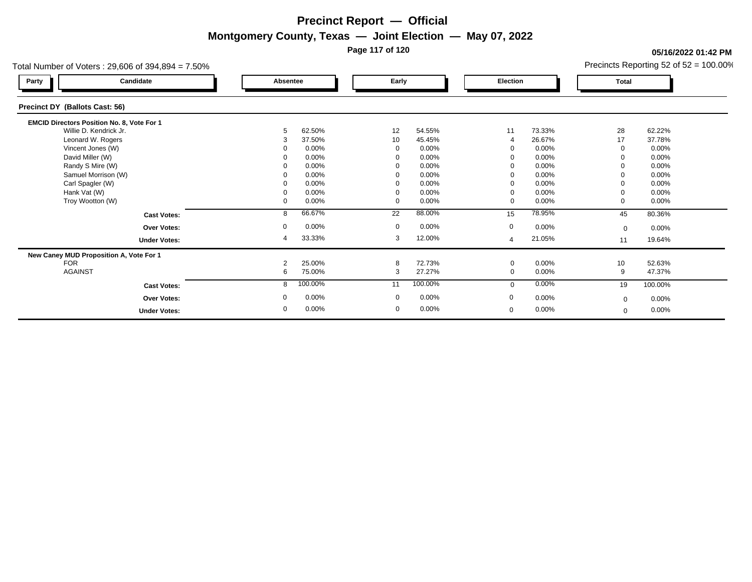# Precinct Report — Official

## Montgomery County, Texas — Joint Election — May 07, 2022

05/16/2022 01:42 PM

Total Number of Voters : 29,606 of 394,894 = 7.50%

Precincts Reporting 52 of 52 = 100.00%

### Precinct DY (Ballots Cast: 56)

| Party | Candidate | Absentee | | Early | | Election | | Total | |
|---|---|---|---|---|---|---|---|---|---|
| | **EMCID Directors Position No. 8, Vote For 1** | | | | | | | | |
| | Willie D. Kendrick Jr. | 5 | 62.50% | 12 | 54.55% | 11 | 73.33% | 28 | 62.22% |
| | Leonard W. Rogers | 3 | 37.50% | 10 | 45.45% | 4 | 26.67% | 17 | 37.78% |
| | Vincent Jones (W) | 0 | 0.00% | 0 | 0.00% | 0 | 0.00% | 0 | 0.00% |
| | David Miller (W) | 0 | 0.00% | 0 | 0.00% | 0 | 0.00% | 0 | 0.00% |
| | Randy S Mire (W) | 0 | 0.00% | 0 | 0.00% | 0 | 0.00% | 0 | 0.00% |
| | Samuel Morrison (W) | 0 | 0.00% | 0 | 0.00% | 0 | 0.00% | 0 | 0.00% |
| | Carl Spagler (W) | 0 | 0.00% | 0 | 0.00% | 0 | 0.00% | 0 | 0.00% |
| | Hank Vat (W) | 0 | 0.00% | 0 | 0.00% | 0 | 0.00% | 0 | 0.00% |
| | Troy Wootton (W) | 0 | 0.00% | 0 | 0.00% | 0 | 0.00% | 0 | 0.00% |
| | **Cast Votes:** | 8 | 66.67% | 22 | 88.00% | 15 | 78.95% | 45 | 80.36% |
| | **Over Votes:** | 0 | 0.00% | 0 | 0.00% | 0 | 0.00% | 0 | 0.00% |
| | **Under Votes:** | 4 | 33.33% | 3 | 12.00% | 4 | 21.05% | 11 | 19.64% |
| | **New Caney MUD Proposition A, Vote For 1** | | | | | | | | |
| | FOR | 2 | 25.00% | 8 | 72.73% | 0 | 0.00% | 10 | 52.63% |
| | AGAINST | 6 | 75.00% | 3 | 27.27% | 0 | 0.00% | 9 | 47.37% |
| | **Cast Votes:** | 8 | 100.00% | 11 | 100.00% | 0 | 0.00% | 19 | 100.00% |
| | **Over Votes:** | 0 | 0.00% | 0 | 0.00% | 0 | 0.00% | 0 | 0.00% |
| | **Under Votes:** | 0 | 0.00% | 0 | 0.00% | 0 | 0.00% | 0 | 0.00% |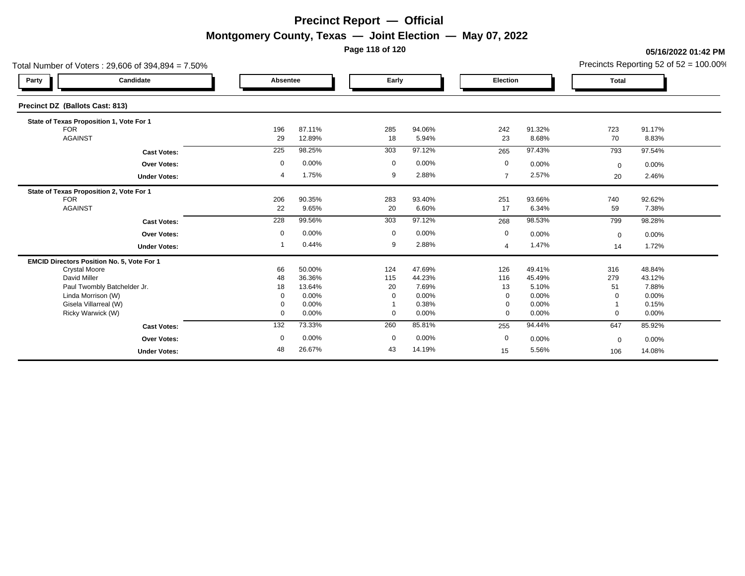# Precinct Report — Official

## Montgomery County, Texas — Joint Election — May 07, 2022

**05/16/2022 01:42 PM**

Total Number of Voters : 29,606 of 394,894 = 7.50%

Precincts Reporting 52 of 52 = 100.00%

| Party | Candidate | Absentee | | Early | | Election | | Total | |
|---|---|---|---|---|---|---|---|---|---|
| **Precinct DZ (Ballots Cast: 813)** | | | | | | | | | |
| **State of Texas Proposition 1, Vote For 1** | | | | | | | | | |
| | FOR | 196 | 87.11% | 285 | 94.06% | 242 | 91.32% | 723 | 91.17% |
| | AGAINST | 29 | 12.89% | 18 | 5.94% | 23 | 8.68% | 70 | 8.83% |
| | **Cast Votes:** | 225 | 98.25% | 303 | 97.12% | 265 | 97.43% | 793 | 97.54% |
| | **Over Votes:** | 0 | 0.00% | 0 | 0.00% | 0 | 0.00% | 0 | 0.00% |
| | **Under Votes:** | 4 | 1.75% | 9 | 2.88% | 7 | 2.57% | 20 | 2.46% |
| **State of Texas Proposition 2, Vote For 1** | | | | | | | | | |
| | FOR | 206 | 90.35% | 283 | 93.40% | 251 | 93.66% | 740 | 92.62% |
| | AGAINST | 22 | 9.65% | 20 | 6.60% | 17 | 6.34% | 59 | 7.38% |
| | **Cast Votes:** | 228 | 99.56% | 303 | 97.12% | 268 | 98.53% | 799 | 98.28% |
| | **Over Votes:** | 0 | 0.00% | 0 | 0.00% | 0 | 0.00% | 0 | 0.00% |
| | **Under Votes:** | 1 | 0.44% | 9 | 2.88% | 4 | 1.47% | 14 | 1.72% |
| **EMCID Directors Position No. 5, Vote For 1** | | | | | | | | | |
| | Crystal Moore | 66 | 50.00% | 124 | 47.69% | 126 | 49.41% | 316 | 48.84% |
| | David Miller | 48 | 36.36% | 115 | 44.23% | 116 | 45.49% | 279 | 43.12% |
| | Paul Twombly Batchelder Jr. | 18 | 13.64% | 20 | 7.69% | 13 | 5.10% | 51 | 7.88% |
| | Linda Morrison (W) | 0 | 0.00% | 0 | 0.00% | 0 | 0.00% | 0 | 0.00% |
| | Gisela Villarreal (W) | 0 | 0.00% | 1 | 0.38% | 0 | 0.00% | 1 | 0.15% |
| | Ricky Warwick (W) | 0 | 0.00% | 0 | 0.00% | 0 | 0.00% | 0 | 0.00% |
| | **Cast Votes:** | 132 | 73.33% | 260 | 85.81% | 255 | 94.44% | 647 | 85.92% |
| | **Over Votes:** | 0 | 0.00% | 0 | 0.00% | 0 | 0.00% | 0 | 0.00% |
| | **Under Votes:** | 48 | 26.67% | 43 | 14.19% | 15 | 5.56% | 106 | 14.08% |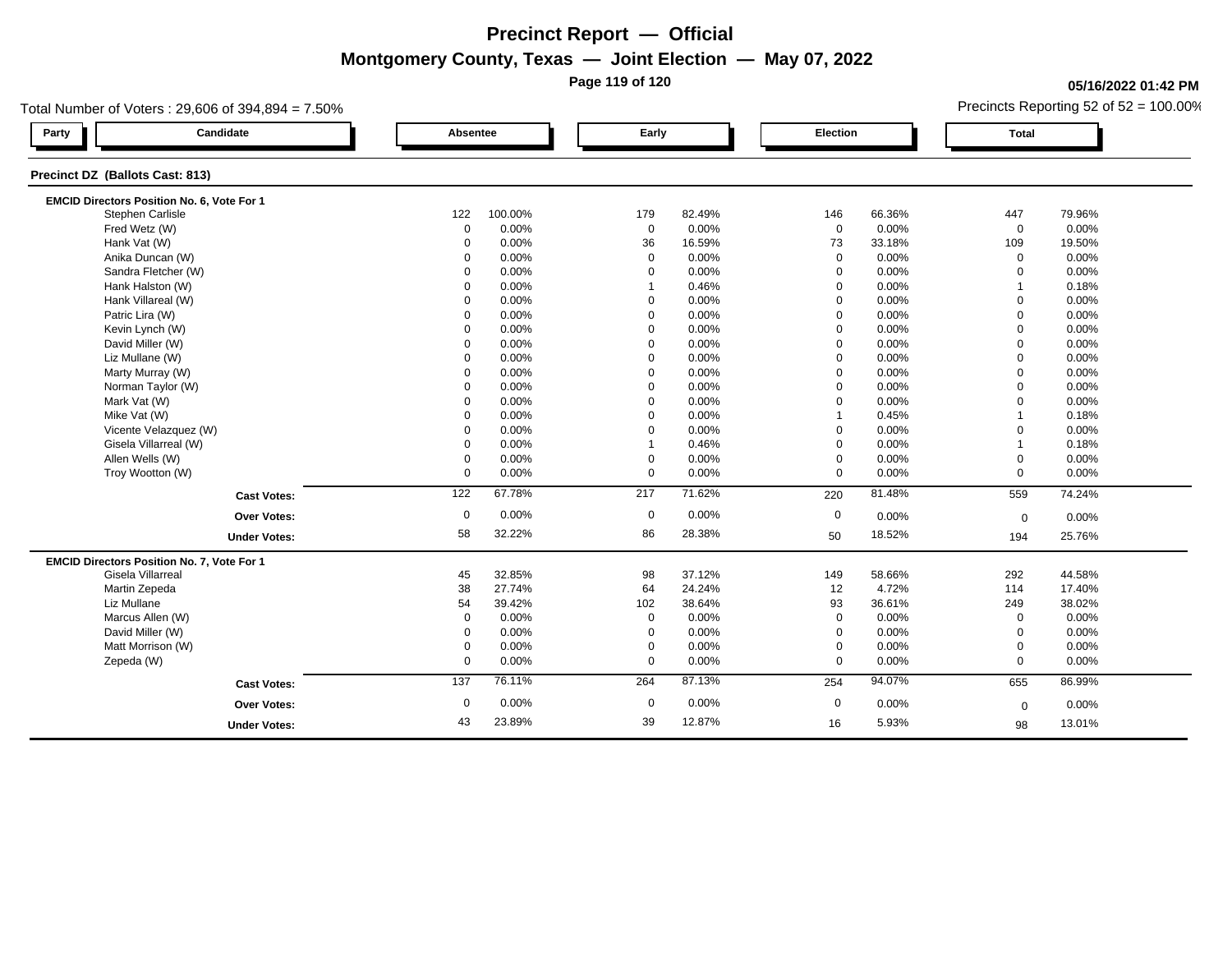# Precinct Report — Official

## Montgomery County, Texas — Joint Election — May 07, 2022

**05/16/2022 01:42 PM**

Total Number of Voters : 29,606 of 394,894 = 7.50%

Precincts Reporting 52 of 52 = 100.00%

### Precinct DZ (Ballots Cast: 813)

**EMCID Directors Position No. 6, Vote For 1**

| Party | Candidate | Absentee | | Early | | Election | | Total | |
|---|---|---|---|---|---|---|---|---|---|
| | Stephen Carlisle | 122 | 100.00% | 179 | 82.49% | 146 | 66.36% | 447 | 79.96% |
| | Fred Wetz (W) | 0 | 0.00% | 0 | 0.00% | 0 | 0.00% | 0 | 0.00% |
| | Hank Vat (W) | 0 | 0.00% | 36 | 16.59% | 73 | 33.18% | 109 | 19.50% |
| | Anika Duncan (W) | 0 | 0.00% | 0 | 0.00% | 0 | 0.00% | 0 | 0.00% |
| | Sandra Fletcher (W) | 0 | 0.00% | 0 | 0.00% | 0 | 0.00% | 0 | 0.00% |
| | Hank Halston (W) | 0 | 0.00% | 1 | 0.46% | 0 | 0.00% | 1 | 0.18% |
| | Hank Villareal (W) | 0 | 0.00% | 0 | 0.00% | 0 | 0.00% | 0 | 0.00% |
| | Patric Lira (W) | 0 | 0.00% | 0 | 0.00% | 0 | 0.00% | 0 | 0.00% |
| | Kevin Lynch (W) | 0 | 0.00% | 0 | 0.00% | 0 | 0.00% | 0 | 0.00% |
| | David Miller (W) | 0 | 0.00% | 0 | 0.00% | 0 | 0.00% | 0 | 0.00% |
| | Liz Mullane (W) | 0 | 0.00% | 0 | 0.00% | 0 | 0.00% | 0 | 0.00% |
| | Marty Murray (W) | 0 | 0.00% | 0 | 0.00% | 0 | 0.00% | 0 | 0.00% |
| | Norman Taylor (W) | 0 | 0.00% | 0 | 0.00% | 0 | 0.00% | 0 | 0.00% |
| | Mark Vat (W) | 0 | 0.00% | 0 | 0.00% | 0 | 0.00% | 0 | 0.00% |
| | Mike Vat (W) | 0 | 0.00% | 0 | 0.00% | 1 | 0.45% | 1 | 0.18% |
| | Vicente Velazquez (W) | 0 | 0.00% | 0 | 0.00% | 0 | 0.00% | 0 | 0.00% |
| | Gisela Villarreal (W) | 0 | 0.00% | 1 | 0.46% | 0 | 0.00% | 1 | 0.18% |
| | Allen Wells (W) | 0 | 0.00% | 0 | 0.00% | 0 | 0.00% | 0 | 0.00% |
| | Troy Wootton (W) | 0 | 0.00% | 0 | 0.00% | 0 | 0.00% | 0 | 0.00% |
| | **Cast Votes:** | 122 | 67.78% | 217 | 71.62% | 220 | 81.48% | 559 | 74.24% |
| | **Over Votes:** | 0 | 0.00% | 0 | 0.00% | 0 | 0.00% | 0 | 0.00% |
| | **Under Votes:** | 58 | 32.22% | 86 | 28.38% | 50 | 18.52% | 194 | 25.76% |

**EMCID Directors Position No. 7, Vote For 1**

| Party | Candidate | Absentee | | Early | | Election | | Total | |
|---|---|---|---|---|---|---|---|---|---|
| | Gisela Villarreal | 45 | 32.85% | 98 | 37.12% | 149 | 58.66% | 292 | 44.58% |
| | Martin Zepeda | 38 | 27.74% | 64 | 24.24% | 12 | 4.72% | 114 | 17.40% |
| | Liz Mullane | 54 | 39.42% | 102 | 38.64% | 93 | 36.61% | 249 | 38.02% |
| | Marcus Allen (W) | 0 | 0.00% | 0 | 0.00% | 0 | 0.00% | 0 | 0.00% |
| | David Miller (W) | 0 | 0.00% | 0 | 0.00% | 0 | 0.00% | 0 | 0.00% |
| | Matt Morrison (W) | 0 | 0.00% | 0 | 0.00% | 0 | 0.00% | 0 | 0.00% |
| | Zepeda (W) | 0 | 0.00% | 0 | 0.00% | 0 | 0.00% | 0 | 0.00% |
| | **Cast Votes:** | 137 | 76.11% | 264 | 87.13% | 254 | 94.07% | 655 | 86.99% |
| | **Over Votes:** | 0 | 0.00% | 0 | 0.00% | 0 | 0.00% | 0 | 0.00% |
| | **Under Votes:** | 43 | 23.89% | 39 | 12.87% | 16 | 5.93% | 98 | 13.01% |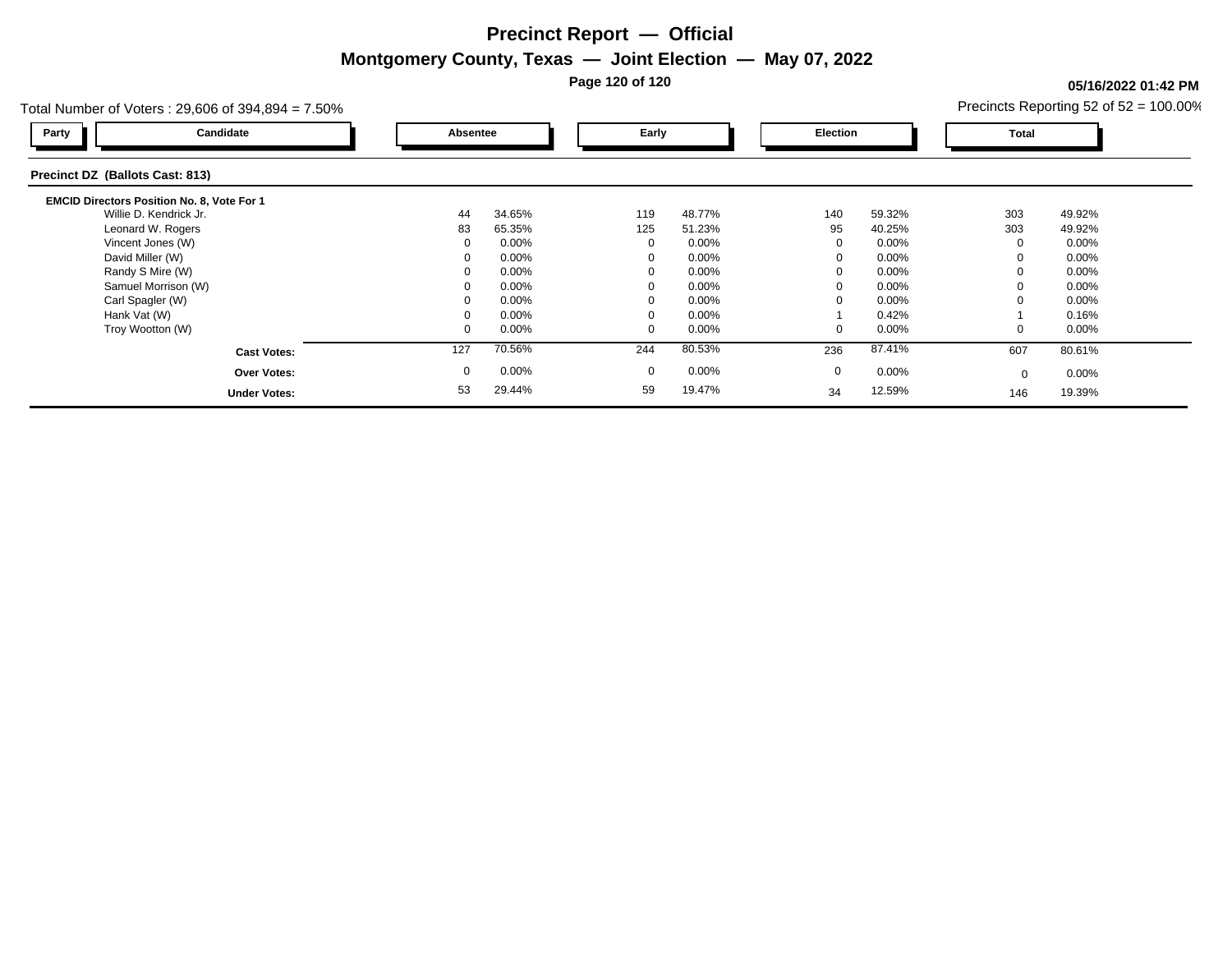# Precinct Report — Official

## Montgomery County, Texas — Joint Election — May 07, 2022

**05/16/2022 01:42 PM**

Total Number of Voters : 29,606 of 394,894 = 7.50%

Precincts Reporting 52 of 52 = 100.00%

| Party | Candidate | Absentee | | Early | | Election | | Total | |
|---|---|---|---|---|---|---|---|---|---|
| **Precinct DZ (Ballots Cast: 813)** | | | | | | | | | |
| **EMCID Directors Position No. 8, Vote For 1** | | | | | | | | | |
| | Willie D. Kendrick Jr. | 44 | 34.65% | 119 | 48.77% | 140 | 59.32% | 303 | 49.92% |
| | Leonard W. Rogers | 83 | 65.35% | 125 | 51.23% | 95 | 40.25% | 303 | 49.92% |
| | Vincent Jones (W) | 0 | 0.00% | 0 | 0.00% | 0 | 0.00% | 0 | 0.00% |
| | David Miller (W) | 0 | 0.00% | 0 | 0.00% | 0 | 0.00% | 0 | 0.00% |
| | Randy S Mire (W) | 0 | 0.00% | 0 | 0.00% | 0 | 0.00% | 0 | 0.00% |
| | Samuel Morrison (W) | 0 | 0.00% | 0 | 0.00% | 0 | 0.00% | 0 | 0.00% |
| | Carl Spagler (W) | 0 | 0.00% | 0 | 0.00% | 0 | 0.00% | 0 | 0.00% |
| | Hank Vat (W) | 0 | 0.00% | 0 | 0.00% | 1 | 0.42% | 1 | 0.16% |
| | Troy Wootton (W) | 0 | 0.00% | 0 | 0.00% | 0 | 0.00% | 0 | 0.00% |
| | **Cast Votes:** | 127 | 70.56% | 244 | 80.53% | 236 | 87.41% | 607 | 80.61% |
| | **Over Votes:** | 0 | 0.00% | 0 | 0.00% | 0 | 0.00% | 0 | 0.00% |
| | **Under Votes:** | 53 | 29.44% | 59 | 19.47% | 34 | 12.59% | 146 | 19.39% |